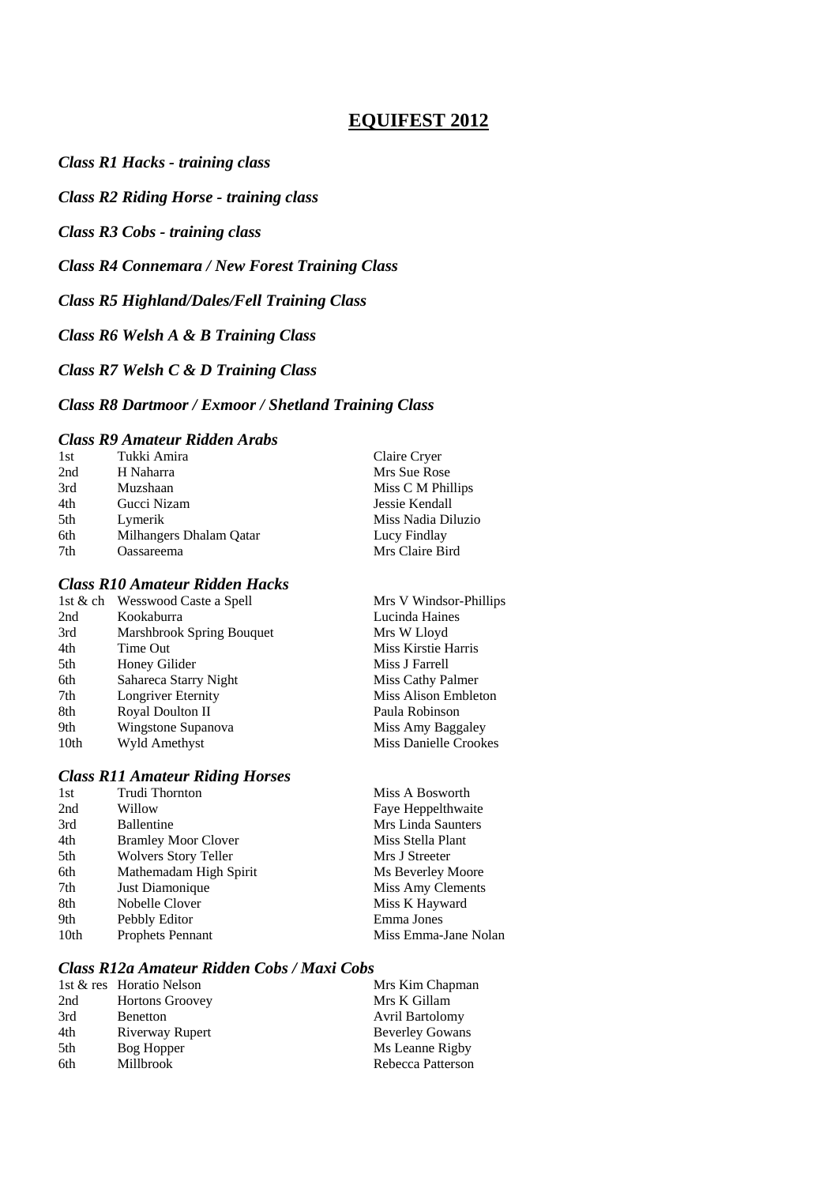# EQUIFEST 2012

***Class R1 Hacks - training class***

***Class R2 Riding Horse - training class***

***Class R3 Cobs - training class***

***Class R4 Connemara / New Forest Training Class***

***Class R5 Highland/Dales/Fell Training Class***

***Class R6 Welsh A & B Training Class***

***Class R7 Welsh C & D Training Class***

***Class R8 Dartmoor / Exmoor / Shetland Training Class***

***Class R9 Amateur Ridden Arabs***

| | | |
|---|---|---|
| 1st | Tukki Amira | Claire Cryer |
| 2nd | H Naharra | Mrs Sue Rose |
| 3rd | Muzshaan | Miss C M Phillips |
| 4th | Gucci Nizam | Jessie Kendall |
| 5th | Lymerik | Miss Nadia Diluzio |
| 6th | Milhangers Dhalam Qatar | Lucy Findlay |
| 7th | Oassareema | Mrs Claire Bird |

***Class R10 Amateur Ridden Hacks***

| | | |
|---|---|---|
| 1st & ch | Wesswood Caste a Spell | Mrs V Windsor-Phillips |
| 2nd | Kookaburra | Lucinda Haines |
| 3rd | Marshbrook Spring Bouquet | Mrs W Lloyd |
| 4th | Time Out | Miss Kirstie Harris |
| 5th | Honey Gilider | Miss J Farrell |
| 6th | Sahareca Starry Night | Miss Cathy Palmer |
| 7th | Longriver Eternity | Miss Alison Embleton |
| 8th | Royal Doulton II | Paula Robinson |
| 9th | Wingstone Supanova | Miss Amy Baggaley |
| 10th | Wyld Amethyst | Miss Danielle Crookes |

***Class R11 Amateur Riding Horses***

| | | |
|---|---|---|
| 1st | Trudi Thornton | Miss A Bosworth |
| 2nd | Willow | Faye Heppelthwaite |
| 3rd | Ballentine | Mrs Linda Saunters |
| 4th | Bramley Moor Clover | Miss Stella Plant |
| 5th | Wolvers Story Teller | Mrs J Streeter |
| 6th | Mathemadam High Spirit | Ms Beverley Moore |
| 7th | Just Diamonique | Miss Amy Clements |
| 8th | Nobelle Clover | Miss K Hayward |
| 9th | Pebbly Editor | Emma Jones |
| 10th | Prophets Pennant | Miss Emma-Jane Nolan |

***Class R12a Amateur Ridden Cobs / Maxi Cobs***

| | | |
|---|---|---|
| 1st & res | Horatio Nelson | Mrs Kim Chapman |
| 2nd | Hortons Groovey | Mrs K Gillam |
| 3rd | Benetton | Avril Bartolomy |
| 4th | Riverway Rupert | Beverley Gowans |
| 5th | Bog Hopper | Ms Leanne Rigby |
| 6th | Millbrook | Rebecca Patterson |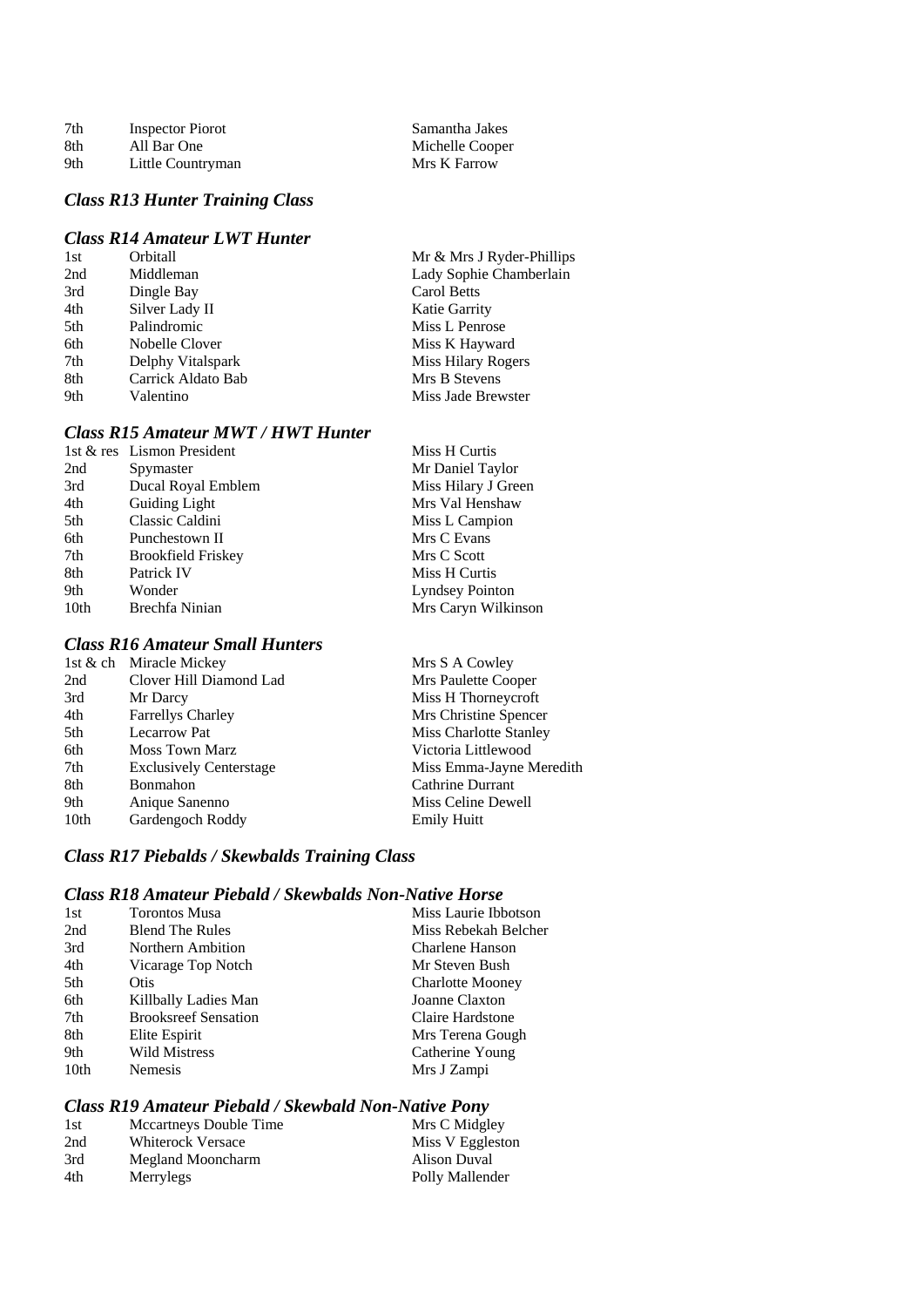| | | |
|---|---|---|
| 7th | Inspector Piorot | Samantha Jakes |
| 8th | All Bar One | Michelle Cooper |
| 9th | Little Countryman | Mrs K Farrow |

### *Class R13 Hunter Training Class*

### *Class R14 Amateur LWT Hunter*

| | | |
|---|---|---|
| 1st | Orbitall | Mr & Mrs J Ryder-Phillips |
| 2nd | Middleman | Lady Sophie Chamberlain |
| 3rd | Dingle Bay | Carol Betts |
| 4th | Silver Lady II | Katie Garrity |
| 5th | Palindromic | Miss L Penrose |
| 6th | Nobelle Clover | Miss K Hayward |
| 7th | Delphy Vitalspark | Miss Hilary Rogers |
| 8th | Carrick Aldato Bab | Mrs B Stevens |
| 9th | Valentino | Miss Jade Brewster |

### *Class R15 Amateur MWT / HWT Hunter*

| | | |
|---|---|---|
| 1st & res | Lismon President | Miss H Curtis |
| 2nd | Spymaster | Mr Daniel Taylor |
| 3rd | Ducal Royal Emblem | Miss Hilary J Green |
| 4th | Guiding Light | Mrs Val Henshaw |
| 5th | Classic Caldini | Miss L Campion |
| 6th | Punchestown II | Mrs C Evans |
| 7th | Brookfield Friskey | Mrs C Scott |
| 8th | Patrick IV | Miss H Curtis |
| 9th | Wonder | Lyndsey Pointon |
| 10th | Brechfa Ninian | Mrs Caryn Wilkinson |

### *Class R16 Amateur Small Hunters*

| | | |
|---|---|---|
| 1st & ch | Miracle Mickey | Mrs S A Cowley |
| 2nd | Clover Hill Diamond Lad | Mrs Paulette Cooper |
| 3rd | Mr Darcy | Miss H Thorneycroft |
| 4th | Farrellys Charley | Mrs Christine Spencer |
| 5th | Lecarrow Pat | Miss Charlotte Stanley |
| 6th | Moss Town Marz | Victoria Littlewood |
| 7th | Exclusively Centerstage | Miss Emma-Jayne Meredith |
| 8th | Bonmahon | Cathrine Durrant |
| 9th | Anique Sanenno | Miss Celine Dewell |
| 10th | Gardengoch Roddy | Emily Huitt |

### *Class R17 Piebalds / Skewbalds Training Class*

### *Class R18 Amateur Piebald / Skewbalds Non-Native Horse*

| | | |
|---|---|---|
| 1st | Torontos Musa | Miss Laurie Ibbotson |
| 2nd | Blend The Rules | Miss Rebekah Belcher |
| 3rd | Northern Ambition | Charlene Hanson |
| 4th | Vicarage Top Notch | Mr Steven Bush |
| 5th | Otis | Charlotte Mooney |
| 6th | Killbally Ladies Man | Joanne Claxton |
| 7th | Brooksreef Sensation | Claire Hardstone |
| 8th | Elite Espirit | Mrs Terena Gough |
| 9th | Wild Mistress | Catherine Young |
| 10th | Nemesis | Mrs J Zampi |

### *Class R19 Amateur Piebald / Skewbald Non-Native Pony*

| | | |
|---|---|---|
| 1st | Mccartneys Double Time | Mrs C Midgley |
| 2nd | Whiterock Versace | Miss V Eggleston |
| 3rd | Megland Mooncharm | Alison Duval |
| 4th | Merrylegs | Polly Mallender |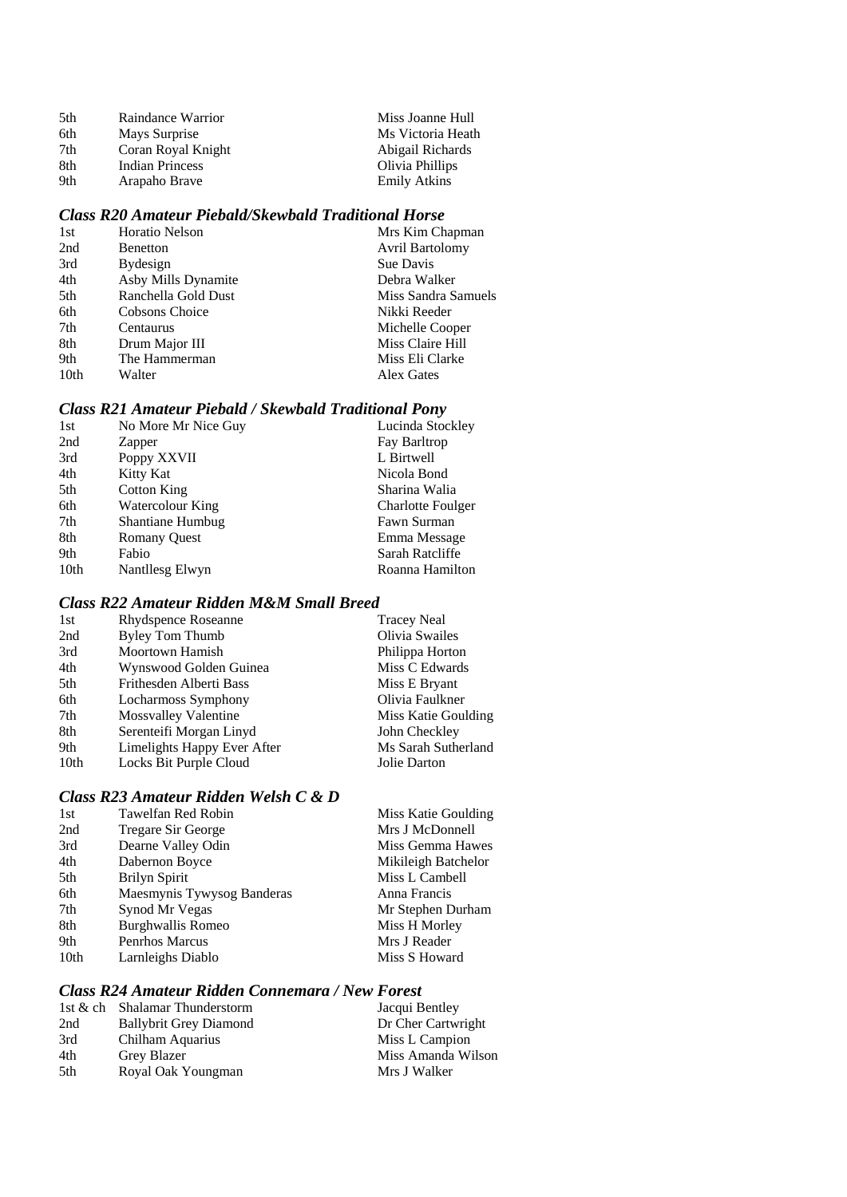| | | |
|---|---|---|
| 5th | Raindance Warrior | Miss Joanne Hull |
| 6th | Mays Surprise | Ms Victoria Heath |
| 7th | Coran Royal Knight | Abigail Richards |
| 8th | Indian Princess | Olivia Phillips |
| 9th | Arapaho Brave | Emily Atkins |

### *Class R20 Amateur Piebald/Skewbald Traditional Horse*

| | | |
|---|---|---|
| 1st | Horatio Nelson | Mrs Kim Chapman |
| 2nd | Benetton | Avril Bartolomy |
| 3rd | Bydesign | Sue Davis |
| 4th | Asby Mills Dynamite | Debra Walker |
| 5th | Ranchella Gold Dust | Miss Sandra Samuels |
| 6th | Cobsons Choice | Nikki Reeder |
| 7th | Centaurus | Michelle Cooper |
| 8th | Drum Major III | Miss Claire Hill |
| 9th | The Hammerman | Miss Eli Clarke |
| 10th | Walter | Alex Gates |

### *Class R21 Amateur Piebald / Skewbald Traditional Pony*

| | | |
|---|---|---|
| 1st | No More Mr Nice Guy | Lucinda Stockley |
| 2nd | Zapper | Fay Barltrop |
| 3rd | Poppy XXVII | L Birtwell |
| 4th | Kitty Kat | Nicola Bond |
| 5th | Cotton King | Sharina Walia |
| 6th | Watercolour King | Charlotte Foulger |
| 7th | Shantiane Humbug | Fawn Surman |
| 8th | Romany Quest | Emma Message |
| 9th | Fabio | Sarah Ratcliffe |
| 10th | Nantllesg Elwyn | Roanna Hamilton |

### *Class R22 Amateur Ridden M&M Small Breed*

| | | |
|---|---|---|
| 1st | Rhydspence Roseanne | Tracey Neal |
| 2nd | Byley Tom Thumb | Olivia Swailes |
| 3rd | Moortown Hamish | Philippa Horton |
| 4th | Wynswood Golden Guinea | Miss C Edwards |
| 5th | Frithesden Alberti Bass | Miss E Bryant |
| 6th | Locharmoss Symphony | Olivia Faulkner |
| 7th | Mossvalley Valentine | Miss Katie Goulding |
| 8th | Serenteifi Morgan Linyd | John Checkley |
| 9th | Limelights Happy Ever After | Ms Sarah Sutherland |
| 10th | Locks Bit Purple Cloud | Jolie Darton |

### *Class R23 Amateur Ridden Welsh C & D*

| | | |
|---|---|---|
| 1st | Tawelfan Red Robin | Miss Katie Goulding |
| 2nd | Tregare Sir George | Mrs J McDonnell |
| 3rd | Dearne Valley Odin | Miss Gemma Hawes |
| 4th | Dabernon Boyce | Mikileigh Batchelor |
| 5th | Brilyn Spirit | Miss L Cambell |
| 6th | Maesmynis Tywysog Banderas | Anna Francis |
| 7th | Synod Mr Vegas | Mr Stephen Durham |
| 8th | Burghwallis Romeo | Miss H Morley |
| 9th | Penrhos Marcus | Mrs J Reader |
| 10th | Larnleighs Diablo | Miss S Howard |

### *Class R24 Amateur Ridden Connemara / New Forest*

| | | |
|---|---|---|
| 1st & ch | Shalamar Thunderstorm | Jacqui Bentley |
| 2nd | Ballybrit Grey Diamond | Dr Cher Cartwright |
| 3rd | Chilham Aquarius | Miss L Campion |
| 4th | Grey Blazer | Miss Amanda Wilson |
| 5th | Royal Oak Youngman | Mrs J Walker |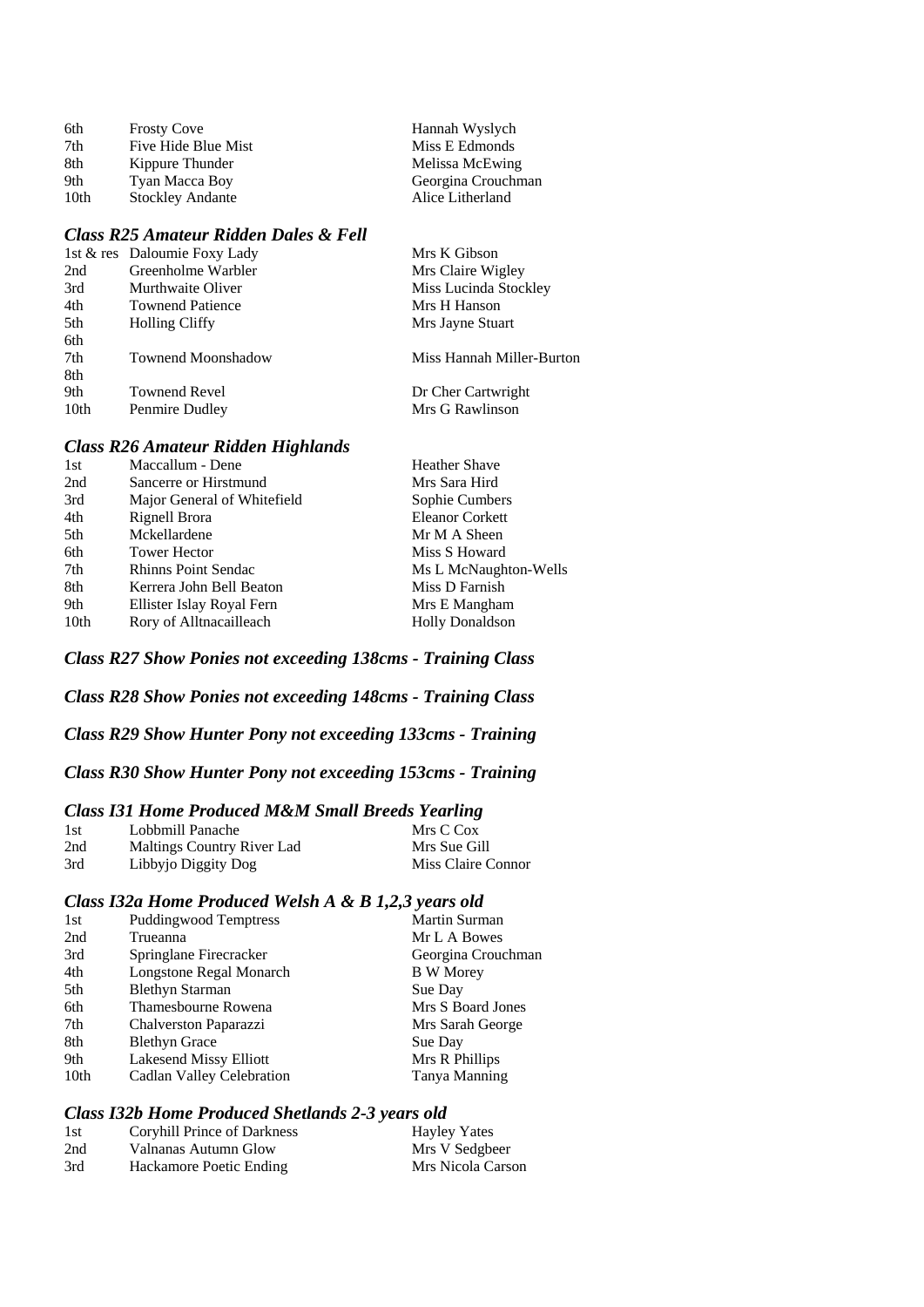| | | |
|---|---|---|
| 6th | Frosty Cove | Hannah Wyslych |
| 7th | Five Hide Blue Mist | Miss E Edmonds |
| 8th | Kippure Thunder | Melissa McEwing |
| 9th | Tyan Macca Boy | Georgina Crouchman |
| 10th | Stockley Andante | Alice Litherland |

### *Class R25 Amateur Ridden Dales & Fell*

| | | |
|---|---|---|
| 1st & res | Daloumie Foxy Lady | Mrs K Gibson |
| 2nd | Greenholme Warbler | Mrs Claire Wigley |
| 3rd | Murthwaite Oliver | Miss Lucinda Stockley |
| 4th | Townend Patience | Mrs H Hanson |
| 5th | Holling Cliffy | Mrs Jayne Stuart |
| 6th | | |
| 7th | Townend Moonshadow | Miss Hannah Miller-Burton |
| 8th | | |
| 9th | Townend Revel | Dr Cher Cartwright |
| 10th | Penmire Dudley | Mrs G Rawlinson |

### *Class R26 Amateur Ridden Highlands*

| | | |
|---|---|---|
| 1st | Maccallum - Dene | Heather Shave |
| 2nd | Sancerre or Hirstmund | Mrs Sara Hird |
| 3rd | Major General of Whitefield | Sophie Cumbers |
| 4th | Rignell Brora | Eleanor Corkett |
| 5th | Mckellardene | Mr M A Sheen |
| 6th | Tower Hector | Miss S Howard |
| 7th | Rhinns Point Sendac | Ms L McNaughton-Wells |
| 8th | Kerrera John Bell Beaton | Miss D Farnish |
| 9th | Ellister Islay Royal Fern | Mrs E Mangham |
| 10th | Rory of Alltnacailleach | Holly Donaldson |

### *Class R27 Show Ponies not exceeding 138cms - Training Class*

### *Class R28 Show Ponies not exceeding 148cms - Training Class*

### *Class R29 Show Hunter Pony not exceeding 133cms - Training*

### *Class R30 Show Hunter Pony not exceeding 153cms - Training*

### *Class I31 Home Produced M&M Small Breeds Yearling*

| | | |
|---|---|---|
| 1st | Lobbmill Panache | Mrs C Cox |
| 2nd | Maltings Country River Lad | Mrs Sue Gill |
| 3rd | Libbyjo Diggity Dog | Miss Claire Connor |

### *Class I32a Home Produced Welsh A & B 1,2,3 years old*

| | | |
|---|---|---|
| 1st | Puddingwood Temptress | Martin Surman |
| 2nd | Trueanna | Mr L A Bowes |
| 3rd | Springlane Firecracker | Georgina Crouchman |
| 4th | Longstone Regal Monarch | B W Morey |
| 5th | Blethyn Starman | Sue Day |
| 6th | Thamesbourne Rowena | Mrs S Board Jones |
| 7th | Chalverston Paparazzi | Mrs Sarah George |
| 8th | Blethyn Grace | Sue Day |
| 9th | Lakesend Missy Elliott | Mrs R Phillips |
| 10th | Cadlan Valley Celebration | Tanya Manning |

### *Class I32b Home Produced Shetlands 2-3 years old*

| | | |
|---|---|---|
| 1st | Coryhill Prince of Darkness | Hayley Yates |
| 2nd | Valnanas Autumn Glow | Mrs V Sedgbeer |
| 3rd | Hackamore Poetic Ending | Mrs Nicola Carson |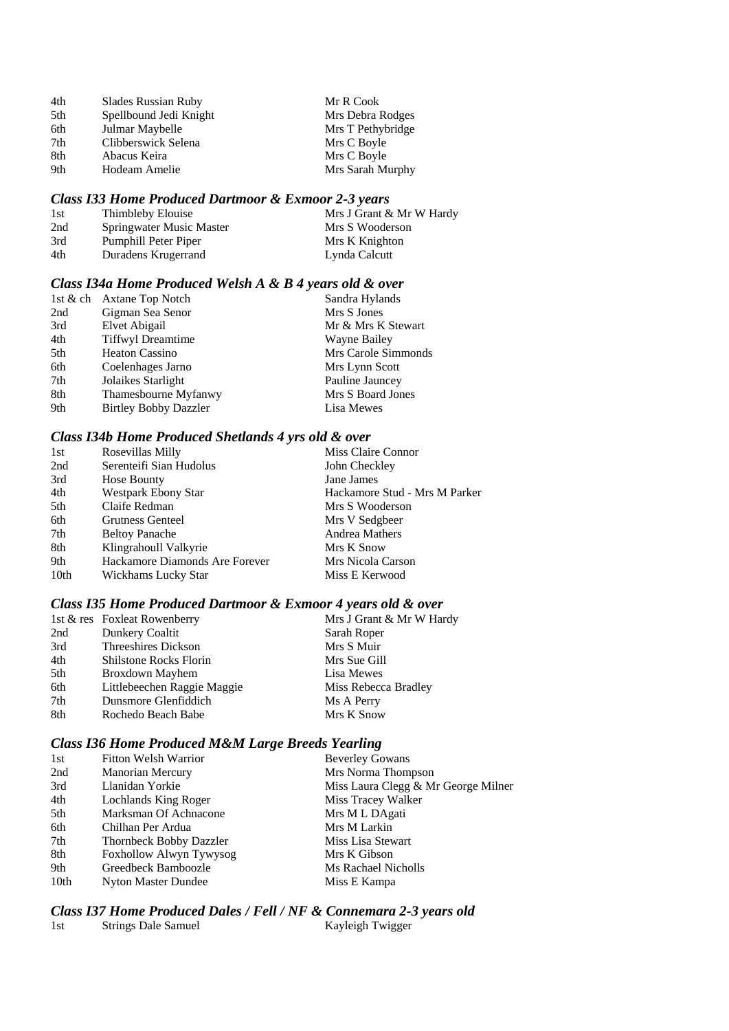| | | |
|---|---|---|
| 4th | Slades Russian Ruby | Mr R Cook |
| 5th | Spellbound Jedi Knight | Mrs Debra Rodges |
| 6th | Julmar Maybelle | Mrs T Pethybridge |
| 7th | Clibberswick Selena | Mrs C Boyle |
| 8th | Abacus Keira | Mrs C Boyle |
| 9th | Hodeam Amelie | Mrs Sarah Murphy |

### *Class I33 Home Produced Dartmoor & Exmoor 2-3 years*

| | | |
|---|---|---|
| 1st | Thimbleby Elouise | Mrs J Grant & Mr W Hardy |
| 2nd | Springwater Music Master | Mrs S Wooderson |
| 3rd | Pumphill Peter Piper | Mrs K Knighton |
| 4th | Duradens Krugerrand | Lynda Calcutt |

### *Class I34a Home Produced Welsh A & B 4 years old & over*

| | | |
|---|---|---|
| 1st & ch | Axtane Top Notch | Sandra Hylands |
| 2nd | Gigman Sea Senor | Mrs S Jones |
| 3rd | Elvet Abigail | Mr & Mrs K Stewart |
| 4th | Tiffwyl Dreamtime | Wayne Bailey |
| 5th | Heaton Cassino | Mrs Carole Simmonds |
| 6th | Coelenhages Jarno | Mrs Lynn Scott |
| 7th | Jolaikes Starlight | Pauline Jauncey |
| 8th | Thamesbourne Myfanwy | Mrs S Board Jones |
| 9th | Birtley Bobby Dazzler | Lisa Mewes |

### *Class I34b Home Produced Shetlands 4 yrs old & over*

| | | |
|---|---|---|
| 1st | Rosevillas Milly | Miss Claire Connor |
| 2nd | Serenteifi Sian Hudolus | John Checkley |
| 3rd | Hose Bounty | Jane James |
| 4th | Westpark Ebony Star | Hackamore Stud - Mrs M Parker |
| 5th | Claife Redman | Mrs S Wooderson |
| 6th | Grutness Genteel | Mrs V Sedgbeer |
| 7th | Beltoy Panache | Andrea Mathers |
| 8th | Klingrahoull Valkyrie | Mrs K Snow |
| 9th | Hackamore Diamonds Are Forever | Mrs Nicola Carson |
| 10th | Wickhams Lucky Star | Miss E Kerwood |

### *Class I35 Home Produced Dartmoor & Exmoor 4 years old & over*

| | | |
|---|---|---|
| 1st & res | Foxleat Rowenberry | Mrs J Grant & Mr W Hardy |
| 2nd | Dunkery Coaltit | Sarah Roper |
| 3rd | Threeshires Dickson | Mrs S Muir |
| 4th | Shilstone Rocks Florin | Mrs Sue Gill |
| 5th | Broxdown Mayhem | Lisa Mewes |
| 6th | Littlebeechen Raggie Maggie | Miss Rebecca Bradley |
| 7th | Dunsmore Glenfiddich | Ms A Perry |
| 8th | Rochedo Beach Babe | Mrs K Snow |

### *Class I36 Home Produced M&M Large Breeds Yearling*

| | | |
|---|---|---|
| 1st | Fitton Welsh Warrior | Beverley Gowans |
| 2nd | Manorian Mercury | Mrs Norma Thompson |
| 3rd | Llanidan Yorkie | Miss Laura Clegg & Mr George Milner |
| 4th | Lochlands King Roger | Miss Tracey Walker |
| 5th | Marksman Of Achnacone | Mrs M L DAgati |
| 6th | Chilhan Per Ardua | Mrs M Larkin |
| 7th | Thornbeck Bobby Dazzler | Miss Lisa Stewart |
| 8th | Foxhollow Alwyn Tywysog | Mrs K Gibson |
| 9th | Greedbeck Bamboozle | Ms Rachael Nicholls |
| 10th | Nyton Master Dundee | Miss E Kampa |

### *Class I37 Home Produced Dales / Fell / NF & Connemara 2-3 years old*

| | | |
|---|---|---|
| 1st | Strings Dale Samuel | Kayleigh Twigger |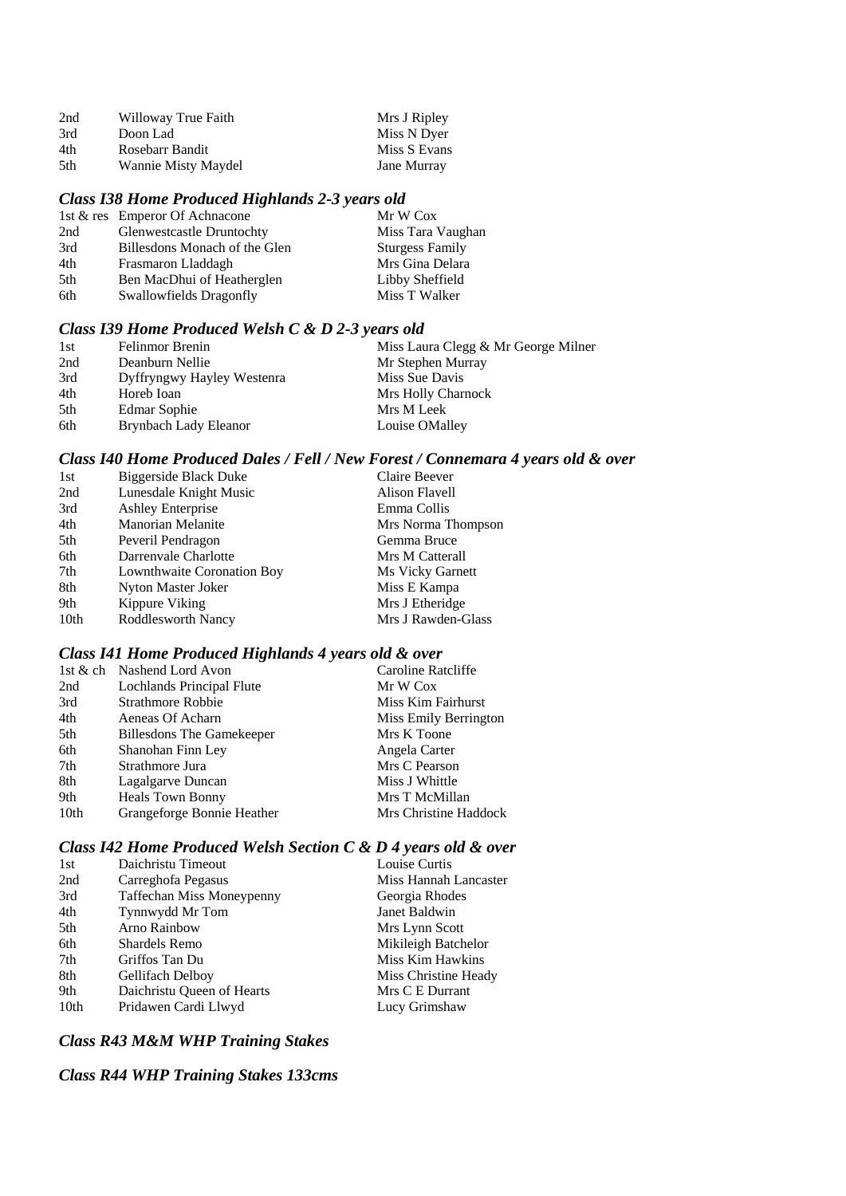| | | |
|---|---|---|
| 2nd | Willoway True Faith | Mrs J Ripley |
| 3rd | Doon Lad | Miss N Dyer |
| 4th | Rosebarr Bandit | Miss S Evans |
| 5th | Wannie Misty Maydel | Jane Murray |

### *Class I38 Home Produced Highlands 2-3 years old*

| | | |
|---|---|---|
| 1st & res | Emperor Of Achnacone | Mr W Cox |
| 2nd | Glenwestcastle Druntochty | Miss Tara Vaughan |
| 3rd | Billesdons Monach of the Glen | Sturgess Family |
| 4th | Frasmaron Lladdagh | Mrs Gina Delara |
| 5th | Ben MacDhui of Heatherglen | Libby Sheffield |
| 6th | Swallowfields Dragonfly | Miss T Walker |

### *Class I39 Home Produced Welsh C & D 2-3 years old*

| | | |
|---|---|---|
| 1st | Felinmor Brenin | Miss Laura Clegg & Mr George Milner |
| 2nd | Deanburn Nellie | Mr Stephen Murray |
| 3rd | Dyffryngwy Hayley Westenra | Miss Sue Davis |
| 4th | Horeb Ioan | Mrs Holly Charnock |
| 5th | Edmar Sophie | Mrs M Leek |
| 6th | Brynbach Lady Eleanor | Louise OMalley |

### *Class I40 Home Produced Dales / Fell / New Forest / Connemara 4 years old & over*

| | | |
|---|---|---|
| 1st | Biggerside Black Duke | Claire Beever |
| 2nd | Lunesdale Knight Music | Alison Flavell |
| 3rd | Ashley Enterprise | Emma Collis |
| 4th | Manorian Melanite | Mrs Norma Thompson |
| 5th | Peveril Pendragon | Gemma Bruce |
| 6th | Darrenvale Charlotte | Mrs M Catterall |
| 7th | Lownthwaite Coronation Boy | Ms Vicky Garnett |
| 8th | Nyton Master Joker | Miss E Kampa |
| 9th | Kippure Viking | Mrs J Etheridge |
| 10th | Roddlesworth Nancy | Mrs J Rawden-Glass |

### *Class I41 Home Produced Highlands 4 years old & over*

| | | |
|---|---|---|
| 1st & ch | Nashend Lord Avon | Caroline Ratcliffe |
| 2nd | Lochlands Principal Flute | Mr W Cox |
| 3rd | Strathmore Robbie | Miss Kim Fairhurst |
| 4th | Aeneas Of Acharn | Miss Emily Berrington |
| 5th | Billesdons The Gamekeeper | Mrs K Toone |
| 6th | Shanohan Finn Ley | Angela Carter |
| 7th | Strathmore Jura | Mrs C Pearson |
| 8th | Lagalgarve Duncan | Miss J Whittle |
| 9th | Heals Town Bonny | Mrs T McMillan |
| 10th | Grangeforge Bonnie Heather | Mrs Christine Haddock |

### *Class I42 Home Produced Welsh Section C & D 4 years old & over*

| | | |
|---|---|---|
| 1st | Daichristu Timeout | Louise Curtis |
| 2nd | Carreghofa Pegasus | Miss Hannah Lancaster |
| 3rd | Taffechan Miss Moneypenny | Georgia Rhodes |
| 4th | Tynnwydd Mr Tom | Janet Baldwin |
| 5th | Arno Rainbow | Mrs Lynn Scott |
| 6th | Shardels Remo | Mikileigh Batchelor |
| 7th | Griffos Tan Du | Miss Kim Hawkins |
| 8th | Gellifach Delboy | Miss Christine Heady |
| 9th | Daichristu Queen of Hearts | Mrs C E Durrant |
| 10th | Pridawen Cardi Llwyd | Lucy Grimshaw |

### *Class R43 M&M WHP Training Stakes*

### *Class R44 WHP Training Stakes 133cms*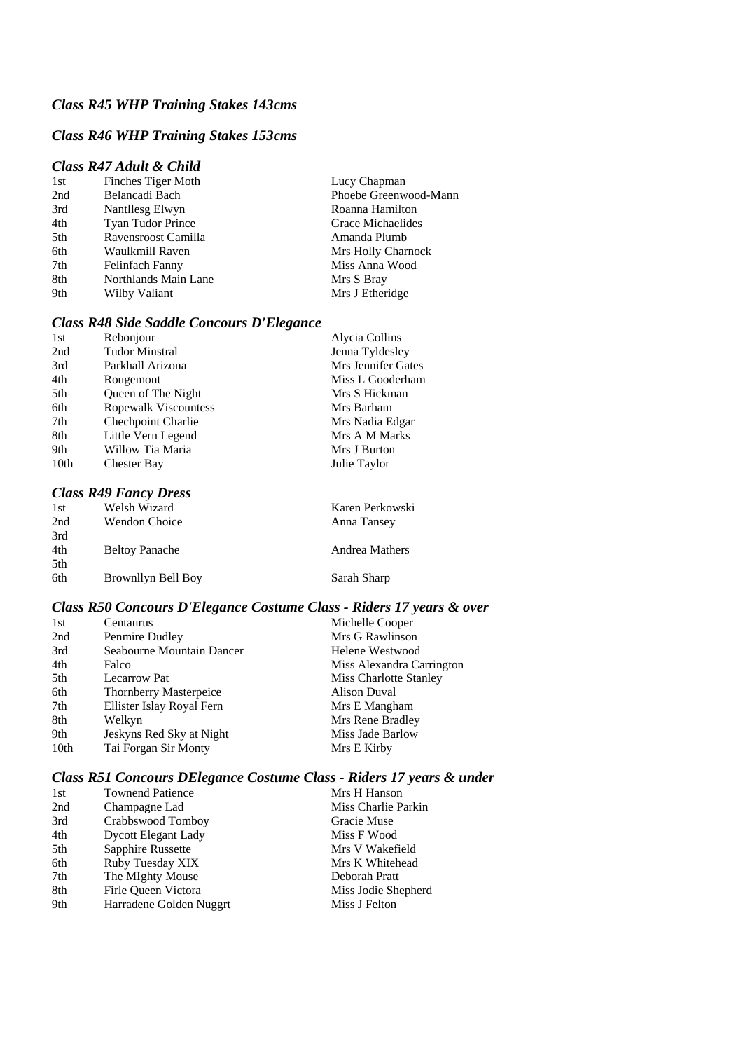### *Class R45 WHP Training Stakes 143cms*

### *Class R46 WHP Training Stakes 153cms*

### *Class R47 Adult & Child*

| | | |
|---|---|---|
| 1st | Finches Tiger Moth | Lucy Chapman |
| 2nd | Belancadi Bach | Phoebe Greenwood-Mann |
| 3rd | Nantllesg Elwyn | Roanna Hamilton |
| 4th | Tyan Tudor Prince | Grace Michaelides |
| 5th | Ravensroost Camilla | Amanda Plumb |
| 6th | Waulkmill Raven | Mrs Holly Charnock |
| 7th | Felinfach Fanny | Miss Anna Wood |
| 8th | Northlands Main Lane | Mrs S Bray |
| 9th | Wilby Valiant | Mrs J Etheridge |

### *Class R48 Side Saddle Concours D'Elegance*

| | | |
|---|---|---|
| 1st | Rebonjour | Alycia Collins |
| 2nd | Tudor Minstral | Jenna Tyldesley |
| 3rd | Parkhall Arizona | Mrs Jennifer Gates |
| 4th | Rougemont | Miss L Gooderham |
| 5th | Queen of The Night | Mrs S Hickman |
| 6th | Ropewalk Viscountess | Mrs Barham |
| 7th | Chechpoint Charlie | Mrs Nadia Edgar |
| 8th | Little Vern Legend | Mrs A M Marks |
| 9th | Willow Tia Maria | Mrs J Burton |
| 10th | Chester Bay | Julie Taylor |

### *Class R49 Fancy Dress*

| | | |
|---|---|---|
| 1st | Welsh Wizard | Karen Perkowski |
| 2nd | Wendon Choice | Anna Tansey |
| 3rd | | |
| 4th | Beltoy Panache | Andrea Mathers |
| 5th | | |
| 6th | Brownllyn Bell Boy | Sarah Sharp |

### *Class R50 Concours D'Elegance Costume Class - Riders 17 years & over*

| | | |
|---|---|---|
| 1st | Centaurus | Michelle Cooper |
| 2nd | Penmire Dudley | Mrs G Rawlinson |
| 3rd | Seabourne Mountain Dancer | Helene Westwood |
| 4th | Falco | Miss Alexandra Carrington |
| 5th | Lecarrow Pat | Miss Charlotte Stanley |
| 6th | Thornberry Masterpeice | Alison Duval |
| 7th | Ellister Islay Royal Fern | Mrs E Mangham |
| 8th | Welkyn | Mrs Rene Bradley |
| 9th | Jeskyns Red Sky at Night | Miss Jade Barlow |
| 10th | Tai Forgan Sir Monty | Mrs E Kirby |

### *Class R51 Concours DElegance Costume Class - Riders 17 years & under*

| | | |
|---|---|---|
| 1st | Townend Patience | Mrs H Hanson |
| 2nd | Champagne Lad | Miss Charlie Parkin |
| 3rd | Crabbswood Tomboy | Gracie Muse |
| 4th | Dycott Elegant Lady | Miss F Wood |
| 5th | Sapphire Russette | Mrs V Wakefield |
| 6th | Ruby Tuesday XIX | Mrs K Whitehead |
| 7th | The MIghty Mouse | Deborah Pratt |
| 8th | Firle Queen Victora | Miss Jodie Shepherd |
| 9th | Harradene Golden Nuggrt | Miss J Felton |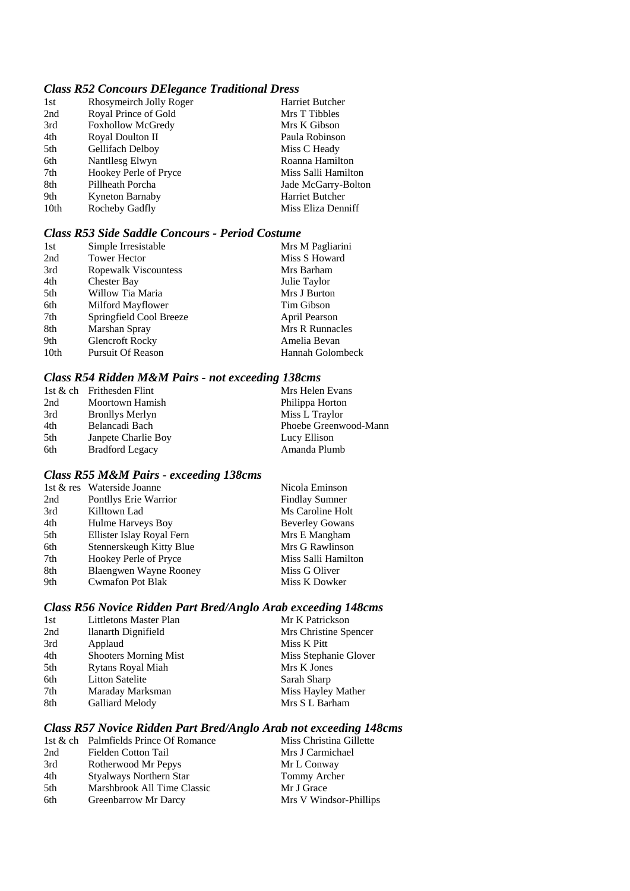### *Class R52 Concours DElegance Traditional Dress*

| | | |
|---|---|---|
| 1st | Rhosymeirch Jolly Roger | Harriet Butcher |
| 2nd | Royal Prince of Gold | Mrs T Tibbles |
| 3rd | Foxhollow McGredy | Mrs K Gibson |
| 4th | Royal Doulton II | Paula Robinson |
| 5th | Gellifach Delboy | Miss C Heady |
| 6th | Nantllesg Elwyn | Roanna Hamilton |
| 7th | Hookey Perle of Pryce | Miss Salli Hamilton |
| 8th | Pillheath Porcha | Jade McGarry-Bolton |
| 9th | Kyneton Barnaby | Harriet Butcher |
| 10th | Rocheby Gadfly | Miss Eliza Denniff |

### *Class R53 Side Saddle Concours - Period Costume*

| | | |
|---|---|---|
| 1st | Simple Irresistable | Mrs M Pagliarini |
| 2nd | Tower Hector | Miss S Howard |
| 3rd | Ropewalk Viscountess | Mrs Barham |
| 4th | Chester Bay | Julie Taylor |
| 5th | Willow Tia Maria | Mrs J Burton |
| 6th | Milford Mayflower | Tim Gibson |
| 7th | Springfield Cool Breeze | April Pearson |
| 8th | Marshan Spray | Mrs R Runnacles |
| 9th | Glencroft Rocky | Amelia Bevan |
| 10th | Pursuit Of Reason | Hannah Golombeck |

### *Class R54 Ridden M&M Pairs - not exceeding 138cms*

| | | |
|---|---|---|
| 1st & ch | Frithesden Flint | Mrs Helen Evans |
| 2nd | Moortown Hamish | Philippa Horton |
| 3rd | Bronllys Merlyn | Miss L Traylor |
| 4th | Belancadi Bach | Phoebe Greenwood-Mann |
| 5th | Janpete Charlie Boy | Lucy Ellison |
| 6th | Bradford Legacy | Amanda Plumb |

### *Class R55 M&M Pairs - exceeding 138cms*

| | | |
|---|---|---|
| 1st & res | Waterside Joanne | Nicola Eminson |
| 2nd | Pontllys Erie Warrior | Findlay Sumner |
| 3rd | Killtown Lad | Ms Caroline Holt |
| 4th | Hulme Harveys Boy | Beverley Gowans |
| 5th | Ellister Islay Royal Fern | Mrs E Mangham |
| 6th | Stennerskeugh Kitty Blue | Mrs G Rawlinson |
| 7th | Hookey Perle of Pryce | Miss Salli Hamilton |
| 8th | Blaengwen Wayne Rooney | Miss G Oliver |
| 9th | Cwmafon Pot Blak | Miss K Dowker |

### *Class R56 Novice Ridden Part Bred/Anglo Arab exceeding 148cms*

| | | |
|---|---|---|
| 1st | Littletons Master Plan | Mr K Patrickson |
| 2nd | llanarth Dignifield | Mrs Christine Spencer |
| 3rd | Applaud | Miss K Pitt |
| 4th | Shooters Morning Mist | Miss Stephanie Glover |
| 5th | Rytans Royal Miah | Mrs K Jones |
| 6th | Litton Satelite | Sarah Sharp |
| 7th | Maraday Marksman | Miss Hayley Mather |
| 8th | Galliard Melody | Mrs S L Barham |

### *Class R57 Novice Ridden Part Bred/Anglo Arab not exceeding 148cms*

| | | |
|---|---|---|
| 1st & ch | Palmfields Prince Of Romance | Miss Christina Gillette |
| 2nd | Fielden Cotton Tail | Mrs J Carmichael |
| 3rd | Rotherwood Mr Pepys | Mr L Conway |
| 4th | Styalways Northern Star | Tommy Archer |
| 5th | Marshbrook All Time Classic | Mr J Grace |
| 6th | Greenbarrow Mr Darcy | Mrs V Windsor-Phillips |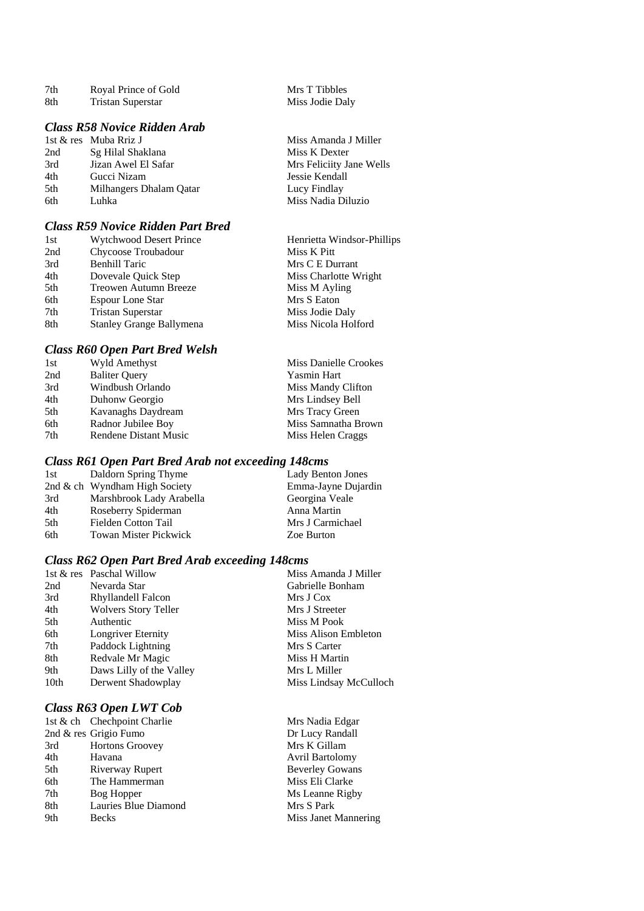| | | |
|---|---|---|
| 7th | Royal Prince of Gold | Mrs T Tibbles |
| 8th | Tristan Superstar | Miss Jodie Daly |

### *Class R58 Novice Ridden Arab*

| | | |
|---|---|---|
| 1st & res | Muba Rriz J | Miss Amanda J Miller |
| 2nd | Sg Hilal Shaklana | Miss K Dexter |
| 3rd | Jizan Awel El Safar | Mrs Feliciity Jane Wells |
| 4th | Gucci Nizam | Jessie Kendall |
| 5th | Milhangers Dhalam Qatar | Lucy Findlay |
| 6th | Luhka | Miss Nadia Diluzio |

### *Class R59 Novice Ridden Part Bred*

| | | |
|---|---|---|
| 1st | Wytchwood Desert Prince | Henrietta Windsor-Phillips |
| 2nd | Chycoose Troubadour | Miss K Pitt |
| 3rd | Benhill Taric | Mrs C E Durrant |
| 4th | Dovevale Quick Step | Miss Charlotte Wright |
| 5th | Treowen Autumn Breeze | Miss M Ayling |
| 6th | Espour Lone Star | Mrs S Eaton |
| 7th | Tristan Superstar | Miss Jodie Daly |
| 8th | Stanley Grange Ballymena | Miss Nicola Holford |

### *Class R60 Open Part Bred Welsh*

| | | |
|---|---|---|
| 1st | Wyld Amethyst | Miss Danielle Crookes |
| 2nd | Baliter Query | Yasmin Hart |
| 3rd | Windbush Orlando | Miss Mandy Clifton |
| 4th | Duhonw Georgio | Mrs Lindsey Bell |
| 5th | Kavanaghs Daydream | Mrs Tracy Green |
| 6th | Radnor Jubilee Boy | Miss Samnatha Brown |
| 7th | Rendene Distant Music | Miss Helen Craggs |

### *Class R61 Open Part Bred Arab not exceeding 148cms*

| | | |
|---|---|---|
| 1st | Daldorn Spring Thyme | Lady Benton Jones |
| 2nd & ch | Wyndham High Society | Emma-Jayne Dujardin |
| 3rd | Marshbrook Lady Arabella | Georgina Veale |
| 4th | Roseberry Spiderman | Anna Martin |
| 5th | Fielden Cotton Tail | Mrs J Carmichael |
| 6th | Towan Mister Pickwick | Zoe Burton |

### *Class R62 Open Part Bred Arab exceeding 148cms*

| | | |
|---|---|---|
| 1st & res | Paschal Willow | Miss Amanda J Miller |
| 2nd | Nevarda Star | Gabrielle Bonham |
| 3rd | Rhyllandell Falcon | Mrs J Cox |
| 4th | Wolvers Story Teller | Mrs J Streeter |
| 5th | Authentic | Miss M Pook |
| 6th | Longriver Eternity | Miss Alison Embleton |
| 7th | Paddock Lightning | Mrs S Carter |
| 8th | Redvale Mr Magic | Miss H Martin |
| 9th | Daws Lilly of the Valley | Mrs L Miller |
| 10th | Derwent Shadowplay | Miss Lindsay McCulloch |

### *Class R63 Open LWT Cob*

| | | |
|---|---|---|
| 1st & ch | Chechpoint Charlie | Mrs Nadia Edgar |
| 2nd & res | Grigio Fumo | Dr Lucy Randall |
| 3rd | Hortons Groovey | Mrs K Gillam |
| 4th | Havana | Avril Bartolomy |
| 5th | Riverway Rupert | Beverley Gowans |
| 6th | The Hammerman | Miss Eli Clarke |
| 7th | Bog Hopper | Ms Leanne Rigby |
| 8th | Lauries Blue Diamond | Mrs S Park |
| 9th | Becks | Miss Janet Mannering |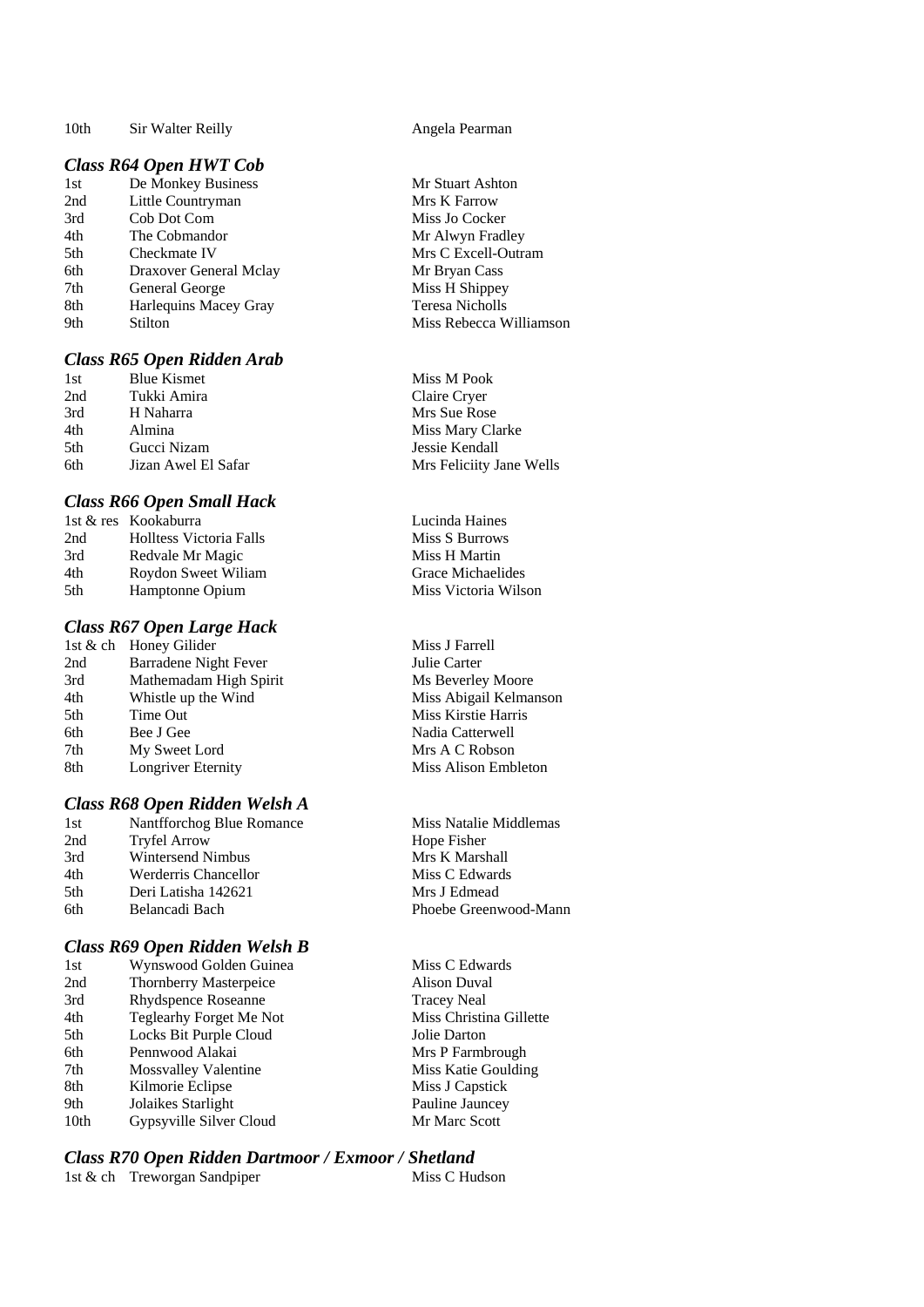| | | |
|---|---|---|
| 10th | Sir Walter Reilly | Angela Pearman |

### *Class R64 Open HWT Cob*

| | | |
|---|---|---|
| 1st | De Monkey Business | Mr Stuart Ashton |
| 2nd | Little Countryman | Mrs K Farrow |
| 3rd | Cob Dot Com | Miss Jo Cocker |
| 4th | The Cobmandor | Mr Alwyn Fradley |
| 5th | Checkmate IV | Mrs C Excell-Outram |
| 6th | Draxover General Mclay | Mr Bryan Cass |
| 7th | General George | Miss H Shippey |
| 8th | Harlequins Macey Gray | Teresa Nicholls |
| 9th | Stilton | Miss Rebecca Williamson |

### *Class R65 Open Ridden Arab*

| | | |
|---|---|---|
| 1st | Blue Kismet | Miss M Pook |
| 2nd | Tukki Amira | Claire Cryer |
| 3rd | H Naharra | Mrs Sue Rose |
| 4th | Almina | Miss Mary Clarke |
| 5th | Gucci Nizam | Jessie Kendall |
| 6th | Jizan Awel El Safar | Mrs Feliciity Jane Wells |

### *Class R66 Open Small Hack*

| | | |
|---|---|---|
| 1st & res | Kookaburra | Lucinda Haines |
| 2nd | Holltess Victoria Falls | Miss S Burrows |
| 3rd | Redvale Mr Magic | Miss H Martin |
| 4th | Roydon Sweet Wiliam | Grace Michaelides |
| 5th | Hamptonne Opium | Miss Victoria Wilson |

### *Class R67 Open Large Hack*

| | | |
|---|---|---|
| 1st & ch | Honey Gilider | Miss J Farrell |
| 2nd | Barradene Night Fever | Julie Carter |
| 3rd | Mathemadam High Spirit | Ms Beverley Moore |
| 4th | Whistle up the Wind | Miss Abigail Kelmanson |
| 5th | Time Out | Miss Kirstie Harris |
| 6th | Bee J Gee | Nadia Catterwell |
| 7th | My Sweet Lord | Mrs A C Robson |
| 8th | Longriver Eternity | Miss Alison Embleton |

### *Class R68 Open Ridden Welsh A*

| | | |
|---|---|---|
| 1st | Nantfforchog Blue Romance | Miss Natalie Middlemas |
| 2nd | Tryfel Arrow | Hope Fisher |
| 3rd | Wintersend Nimbus | Mrs K Marshall |
| 4th | Werderris Chancellor | Miss C Edwards |
| 5th | Deri Latisha 142621 | Mrs J Edmead |
| 6th | Belancadi Bach | Phoebe Greenwood-Mann |

### *Class R69 Open Ridden Welsh B*

| | | |
|---|---|---|
| 1st | Wynswood Golden Guinea | Miss C Edwards |
| 2nd | Thornberry Masterpeice | Alison Duval |
| 3rd | Rhydspence Roseanne | Tracey Neal |
| 4th | Teglearhy Forget Me Not | Miss Christina Gillette |
| 5th | Locks Bit Purple Cloud | Jolie Darton |
| 6th | Pennwood Alakai | Mrs P Farmbrough |
| 7th | Mossvalley Valentine | Miss Katie Goulding |
| 8th | Kilmorie Eclipse | Miss J Capstick |
| 9th | Jolaikes Starlight | Pauline Jauncey |
| 10th | Gypsyville Silver Cloud | Mr Marc Scott |

### *Class R70 Open Ridden Dartmoor / Exmoor / Shetland*

| | | |
|---|---|---|
| 1st & ch | Treworgan Sandpiper | Miss C Hudson |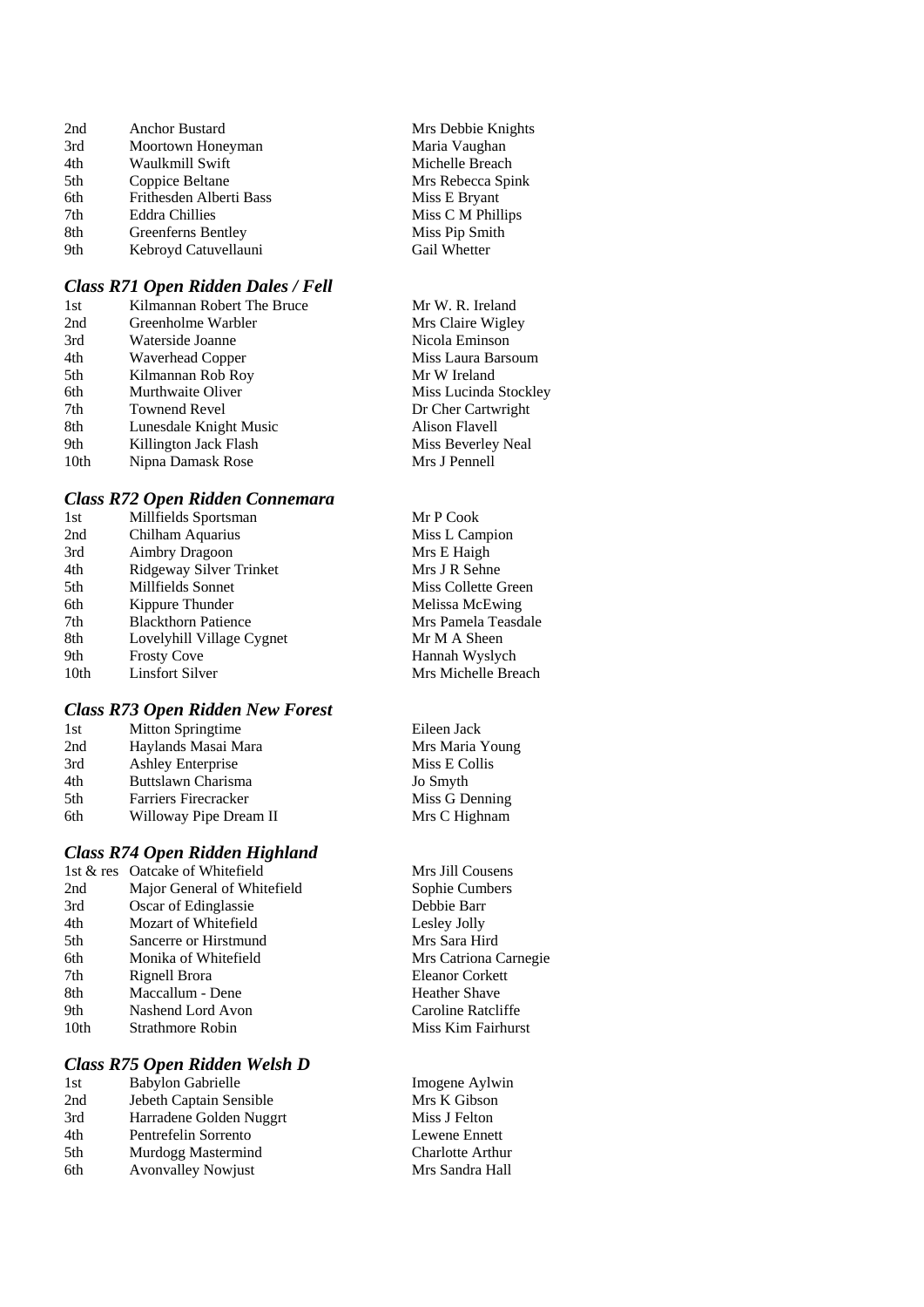| | | |
|---|---|---|
| 2nd | Anchor Bustard | Mrs Debbie Knights |
| 3rd | Moortown Honeyman | Maria Vaughan |
| 4th | Waulkmill Swift | Michelle Breach |
| 5th | Coppice Beltane | Mrs Rebecca Spink |
| 6th | Frithesden Alberti Bass | Miss E Bryant |
| 7th | Eddra Chillies | Miss C M Phillips |
| 8th | Greenferns Bentley | Miss Pip Smith |
| 9th | Kebroyd Catuvellauni | Gail Whetter |

### *Class R71 Open Ridden Dales / Fell*

| | | |
|---|---|---|
| 1st | Kilmannan Robert The Bruce | Mr W. R. Ireland |
| 2nd | Greenholme Warbler | Mrs Claire Wigley |
| 3rd | Waterside Joanne | Nicola Eminson |
| 4th | Waverhead Copper | Miss Laura Barsoum |
| 5th | Kilmannan Rob Roy | Mr W Ireland |
| 6th | Murthwaite Oliver | Miss Lucinda Stockley |
| 7th | Townend Revel | Dr Cher Cartwright |
| 8th | Lunesdale Knight Music | Alison Flavell |
| 9th | Killington Jack Flash | Miss Beverley Neal |
| 10th | Nipna Damask Rose | Mrs J Pennell |

### *Class R72 Open Ridden Connemara*

| | | |
|---|---|---|
| 1st | Millfields Sportsman | Mr P Cook |
| 2nd | Chilham Aquarius | Miss L Campion |
| 3rd | Aimbry Dragoon | Mrs E Haigh |
| 4th | Ridgeway Silver Trinket | Mrs J R Sehne |
| 5th | Millfields Sonnet | Miss Collette Green |
| 6th | Kippure Thunder | Melissa McEwing |
| 7th | Blackthorn Patience | Mrs Pamela Teasdale |
| 8th | Lovelyhill Village Cygnet | Mr M A Sheen |
| 9th | Frosty Cove | Hannah Wyslych |
| 10th | Linsfort Silver | Mrs Michelle Breach |

### *Class R73 Open Ridden New Forest*

| | | |
|---|---|---|
| 1st | Mitton Springtime | Eileen Jack |
| 2nd | Haylands Masai Mara | Mrs Maria Young |
| 3rd | Ashley Enterprise | Miss E Collis |
| 4th | Buttslawn Charisma | Jo Smyth |
| 5th | Farriers Firecracker | Miss G Denning |
| 6th | Willoway Pipe Dream II | Mrs C Highnam |

### *Class R74 Open Ridden Highland*

| | | |
|---|---|---|
| 1st & res | Oatcake of Whitefield | Mrs Jill Cousens |
| 2nd | Major General of Whitefield | Sophie Cumbers |
| 3rd | Oscar of Edinglassie | Debbie Barr |
| 4th | Mozart of Whitefield | Lesley Jolly |
| 5th | Sancerre or Hirstmund | Mrs Sara Hird |
| 6th | Monika of Whitefield | Mrs Catriona Carnegie |
| 7th | Rignell Brora | Eleanor Corkett |
| 8th | Maccallum - Dene | Heather Shave |
| 9th | Nashend Lord Avon | Caroline Ratcliffe |
| 10th | Strathmore Robin | Miss Kim Fairhurst |

### *Class R75 Open Ridden Welsh D*

| | | |
|---|---|---|
| 1st | Babylon Gabrielle | Imogene Aylwin |
| 2nd | Jebeth Captain Sensible | Mrs K Gibson |
| 3rd | Harradene Golden Nuggrt | Miss J Felton |
| 4th | Pentrefelin Sorrento | Lewene Ennett |
| 5th | Murdogg Mastermind | Charlotte Arthur |
| 6th | Avonvalley Nowjust | Mrs Sandra Hall |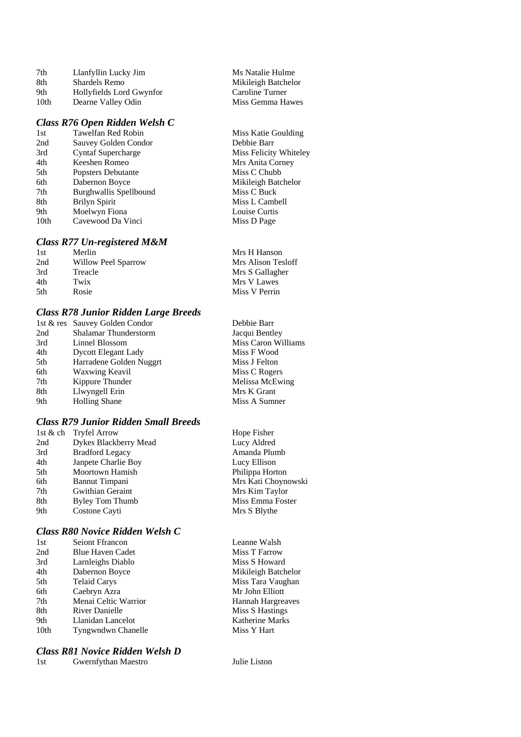| | | |
|---|---|---|
| 7th | Llanfyllin Lucky Jim | Ms Natalie Hulme |
| 8th | Shardels Remo | Mikileigh Batchelor |
| 9th | Hollyfields Lord Gwynfor | Caroline Turner |
| 10th | Dearne Valley Odin | Miss Gemma Hawes |

### *Class R76 Open Ridden Welsh C*

| | | |
|---|---|---|
| 1st | Tawelfan Red Robin | Miss Katie Goulding |
| 2nd | Sauvey Golden Condor | Debbie Barr |
| 3rd | Cyntaf Supercharge | Miss Felicity Whiteley |
| 4th | Keeshen Romeo | Mrs Anita Corney |
| 5th | Popsters Debutante | Miss C Chubb |
| 6th | Dabernon Boyce | Mikileigh Batchelor |
| 7th | Burghwallis Spellbound | Miss C Buck |
| 8th | Brilyn Spirit | Miss L Cambell |
| 9th | Moelwyn Fiona | Louise Curtis |
| 10th | Cavewood Da Vinci | Miss D Page |

### *Class R77 Un-registered M&M*

| | | |
|---|---|---|
| 1st | Merlin | Mrs H Hanson |
| 2nd | Willow Peel Sparrow | Mrs Alison Tesloff |
| 3rd | Treacle | Mrs S Gallagher |
| 4th | Twix | Mrs V Lawes |
| 5th | Rosie | Miss V Perrin |

### *Class R78 Junior Ridden Large Breeds*

| | | |
|---|---|---|
| 1st & res | Sauvey Golden Condor | Debbie Barr |
| 2nd | Shalamar Thunderstorm | Jacqui Bentley |
| 3rd | Linnel Blossom | Miss Caron Williams |
| 4th | Dycott Elegant Lady | Miss F Wood |
| 5th | Harradene Golden Nuggrt | Miss J Felton |
| 6th | Waxwing Keavil | Miss C Rogers |
| 7th | Kippure Thunder | Melissa McEwing |
| 8th | Llwyngell Erin | Mrs K Grant |
| 9th | Holling Shane | Miss A Sumner |

### *Class R79 Junior Ridden Small Breeds*

| | | |
|---|---|---|
| 1st & ch | Tryfel Arrow | Hope Fisher |
| 2nd | Dykes Blackberry Mead | Lucy Aldred |
| 3rd | Bradford Legacy | Amanda Plumb |
| 4th | Janpete Charlie Boy | Lucy Ellison |
| 5th | Moortown Hamish | Philippa Horton |
| 6th | Bannut Timpani | Mrs Kati Choynowski |
| 7th | Gwithian Geraint | Mrs Kim Taylor |
| 8th | Byley Tom Thumb | Miss Emma Foster |
| 9th | Costone Cayti | Mrs S Blythe |

### *Class R80 Novice Ridden Welsh C*

| | | |
|---|---|---|
| 1st | Seiont Ffrancon | Leanne Walsh |
| 2nd | Blue Haven Cadet | Miss T Farrow |
| 3rd | Larnleighs Diablo | Miss S Howard |
| 4th | Dabernon Boyce | Mikileigh Batchelor |
| 5th | Telaid Carys | Miss Tara Vaughan |
| 6th | Caebryn Azra | Mr John Elliott |
| 7th | Menai Celtic Warrior | Hannah Hargreaves |
| 8th | River Danielle | Miss S Hastings |
| 9th | Llanidan Lancelot | Katherine Marks |
| 10th | Tyngwndwn Chanelle | Miss Y Hart |

### *Class R81 Novice Ridden Welsh D*

| | | |
|---|---|---|
| 1st | Gwernfythan Maestro | Julie Liston |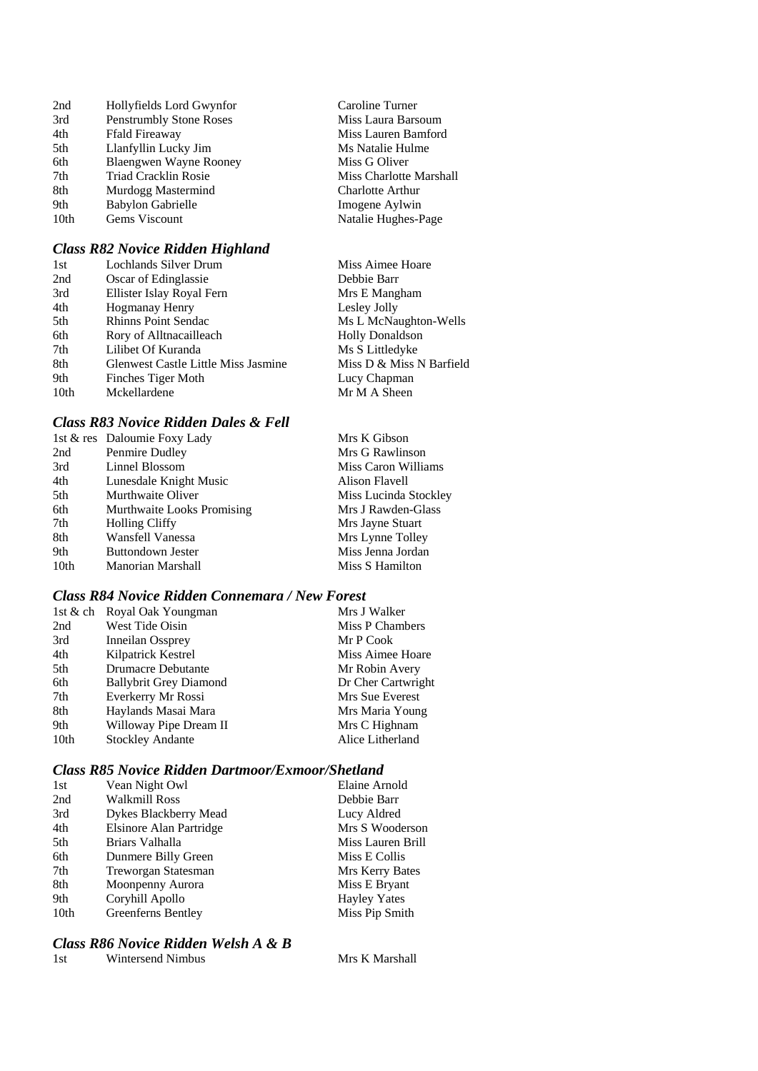| | | |
|---|---|---|
| 2nd | Hollyfields Lord Gwynfor | Caroline Turner |
| 3rd | Penstrumbly Stone Roses | Miss Laura Barsoum |
| 4th | Ffald Fireaway | Miss Lauren Bamford |
| 5th | Llanfyllin Lucky Jim | Ms Natalie Hulme |
| 6th | Blaengwen Wayne Rooney | Miss G Oliver |
| 7th | Triad Cracklin Rosie | Miss Charlotte Marshall |
| 8th | Murdogg Mastermind | Charlotte Arthur |
| 9th | Babylon Gabrielle | Imogene Aylwin |
| 10th | Gems Viscount | Natalie Hughes-Page |

### *Class R82 Novice Ridden Highland*

| | | |
|---|---|---|
| 1st | Lochlands Silver Drum | Miss Aimee Hoare |
| 2nd | Oscar of Edinglassie | Debbie Barr |
| 3rd | Ellister Islay Royal Fern | Mrs E Mangham |
| 4th | Hogmanay Henry | Lesley Jolly |
| 5th | Rhinns Point Sendac | Ms L McNaughton-Wells |
| 6th | Rory of Alltnacailleach | Holly Donaldson |
| 7th | Lilibet Of Kuranda | Ms S Littledyke |
| 8th | Glenwest Castle Little Miss Jasmine | Miss D & Miss N Barfield |
| 9th | Finches Tiger Moth | Lucy Chapman |
| 10th | Mckellardene | Mr M A Sheen |

### *Class R83 Novice Ridden Dales & Fell*

| | | |
|---|---|---|
| 1st & res | Daloumie Foxy Lady | Mrs K Gibson |
| 2nd | Penmire Dudley | Mrs G Rawlinson |
| 3rd | Linnel Blossom | Miss Caron Williams |
| 4th | Lunesdale Knight Music | Alison Flavell |
| 5th | Murthwaite Oliver | Miss Lucinda Stockley |
| 6th | Murthwaite Looks Promising | Mrs J Rawden-Glass |
| 7th | Holling Cliffy | Mrs Jayne Stuart |
| 8th | Wansfell Vanessa | Mrs Lynne Tolley |
| 9th | Buttondown Jester | Miss Jenna Jordan |
| 10th | Manorian Marshall | Miss S Hamilton |

### *Class R84 Novice Ridden Connemara / New Forest*

| | | |
|---|---|---|
| 1st & ch | Royal Oak Youngman | Mrs J Walker |
| 2nd | West Tide Oisin | Miss P Chambers |
| 3rd | Inneilan Ossprey | Mr P Cook |
| 4th | Kilpatrick Kestrel | Miss Aimee Hoare |
| 5th | Drumacre Debutante | Mr Robin Avery |
| 6th | Ballybrit Grey Diamond | Dr Cher Cartwright |
| 7th | Everkerry Mr Rossi | Mrs Sue Everest |
| 8th | Haylands Masai Mara | Mrs Maria Young |
| 9th | Willoway Pipe Dream II | Mrs C Highnam |
| 10th | Stockley Andante | Alice Litherland |

### *Class R85 Novice Ridden Dartmoor/Exmoor/Shetland*

| | | |
|---|---|---|
| 1st | Vean Night Owl | Elaine Arnold |
| 2nd | Walkmill Ross | Debbie Barr |
| 3rd | Dykes Blackberry Mead | Lucy Aldred |
| 4th | Elsinore Alan Partridge | Mrs S Wooderson |
| 5th | Briars Valhalla | Miss Lauren Brill |
| 6th | Dunmere Billy Green | Miss E Collis |
| 7th | Treworgan Statesman | Mrs Kerry Bates |
| 8th | Moonpenny Aurora | Miss E Bryant |
| 9th | Coryhill Apollo | Hayley Yates |
| 10th | Greenferns Bentley | Miss Pip Smith |

### *Class R86 Novice Ridden Welsh A & B*

| | | |
|---|---|---|
| 1st | Wintersend Nimbus | Mrs K Marshall |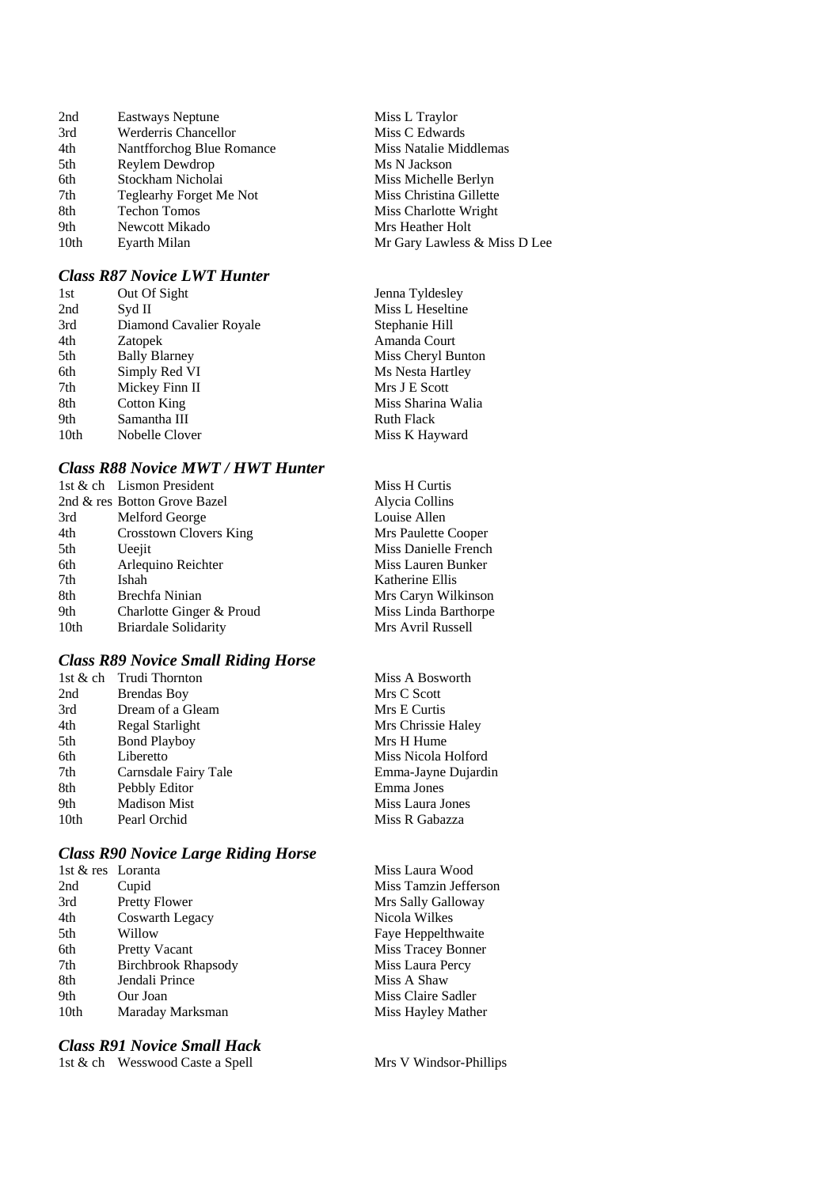| | | |
|---|---|---|
| 2nd | Eastways Neptune | Miss L Traylor |
| 3rd | Werderris Chancellor | Miss C Edwards |
| 4th | Nantfforchog Blue Romance | Miss Natalie Middlemas |
| 5th | Reylem Dewdrop | Ms N Jackson |
| 6th | Stockham Nicholai | Miss Michelle Berlyn |
| 7th | Teglearhy Forget Me Not | Miss Christina Gillette |
| 8th | Techon Tomos | Miss Charlotte Wright |
| 9th | Newcott Mikado | Mrs Heather Holt |
| 10th | Eyarth Milan | Mr Gary Lawless & Miss D Lee |

### *Class R87 Novice LWT Hunter*

| | | |
|---|---|---|
| 1st | Out Of Sight | Jenna Tyldesley |
| 2nd | Syd II | Miss L Heseltine |
| 3rd | Diamond Cavalier Royale | Stephanie Hill |
| 4th | Zatopek | Amanda Court |
| 5th | Bally Blarney | Miss Cheryl Bunton |
| 6th | Simply Red VI | Ms Nesta Hartley |
| 7th | Mickey Finn II | Mrs J E Scott |
| 8th | Cotton King | Miss Sharina Walia |
| 9th | Samantha III | Ruth Flack |
| 10th | Nobelle Clover | Miss K Hayward |

### *Class R88 Novice MWT / HWT Hunter*

| | | |
|---|---|---|
| 1st & ch | Lismon President | Miss H Curtis |
| 2nd & res | Botton Grove Bazel | Alycia Collins |
| 3rd | Melford George | Louise Allen |
| 4th | Crosstown Clovers King | Mrs Paulette Cooper |
| 5th | Ueejit | Miss Danielle French |
| 6th | Arlequino Reichter | Miss Lauren Bunker |
| 7th | Ishah | Katherine Ellis |
| 8th | Brechfa Ninian | Mrs Caryn Wilkinson |
| 9th | Charlotte Ginger & Proud | Miss Linda Barthorpe |
| 10th | Briardale Solidarity | Mrs Avril Russell |

### *Class R89 Novice Small Riding Horse*

| | | |
|---|---|---|
| 1st & ch | Trudi Thornton | Miss A Bosworth |
| 2nd | Brendas Boy | Mrs C Scott |
| 3rd | Dream of a Gleam | Mrs E Curtis |
| 4th | Regal Starlight | Mrs Chrissie Haley |
| 5th | Bond Playboy | Mrs H Hume |
| 6th | Liberetto | Miss Nicola Holford |
| 7th | Carnsdale Fairy Tale | Emma-Jayne Dujardin |
| 8th | Pebbly Editor | Emma Jones |
| 9th | Madison Mist | Miss Laura Jones |
| 10th | Pearl Orchid | Miss R Gabazza |

### *Class R90 Novice Large Riding Horse*

| | | |
|---|---|---|
| 1st & res | Loranta | Miss Laura Wood |
| 2nd | Cupid | Miss Tamzin Jefferson |
| 3rd | Pretty Flower | Mrs Sally Galloway |
| 4th | Coswarth Legacy | Nicola Wilkes |
| 5th | Willow | Faye Heppelthwaite |
| 6th | Pretty Vacant | Miss Tracey Bonner |
| 7th | Birchbrook Rhapsody | Miss Laura Percy |
| 8th | Jendali Prince | Miss A Shaw |
| 9th | Our Joan | Miss Claire Sadler |
| 10th | Maraday Marksman | Miss Hayley Mather |

### *Class R91 Novice Small Hack*

| | | |
|---|---|---|
| 1st & ch | Wesswood Caste a Spell | Mrs V Windsor-Phillips |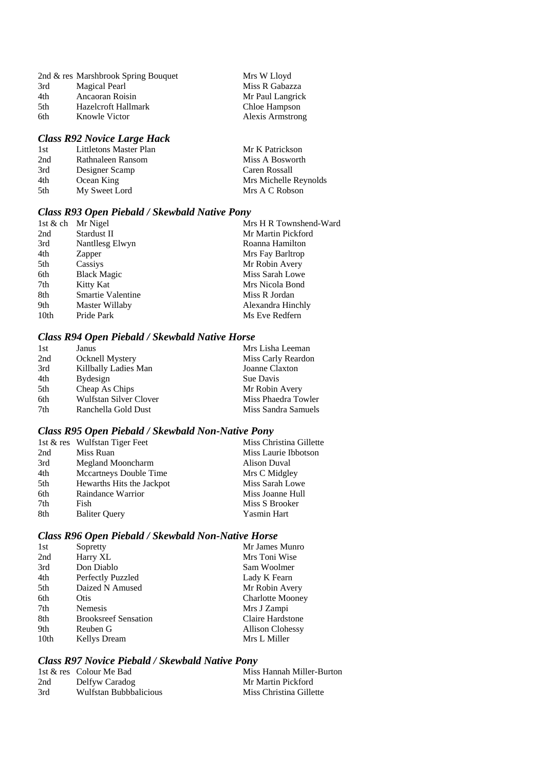| | | |
|---|---|---|
| 2nd & res | Marshbrook Spring Bouquet | Mrs W Lloyd |
| 3rd | Magical Pearl | Miss R Gabazza |
| 4th | Ancaoran Roisin | Mr Paul Langrick |
| 5th | Hazelcroft Hallmark | Chloe Hampson |
| 6th | Knowle Victor | Alexis Armstrong |

### *Class R92 Novice Large Hack*

| | | |
|---|---|---|
| 1st | Littletons Master Plan | Mr K Patrickson |
| 2nd | Rathnaleen Ransom | Miss A Bosworth |
| 3rd | Designer Scamp | Caren Rossall |
| 4th | Ocean King | Mrs Michelle Reynolds |
| 5th | My Sweet Lord | Mrs A C Robson |

### *Class R93 Open Piebald / Skewbald Native Pony*

| | | |
|---|---|---|
| 1st & ch | Mr Nigel | Mrs H R Townshend-Ward |
| 2nd | Stardust II | Mr Martin Pickford |
| 3rd | Nantllesg Elwyn | Roanna Hamilton |
| 4th | Zapper | Mrs Fay Barltrop |
| 5th | Cassiys | Mr Robin Avery |
| 6th | Black Magic | Miss Sarah Lowe |
| 7th | Kitty Kat | Mrs Nicola Bond |
| 8th | Smartie Valentine | Miss R Jordan |
| 9th | Master Willaby | Alexandra Hinchly |
| 10th | Pride Park | Ms Eve Redfern |

### *Class R94 Open Piebald / Skewbald Native Horse*

| | | |
|---|---|---|
| 1st | Janus | Mrs Lisha Leeman |
| 2nd | Ocknell Mystery | Miss Carly Reardon |
| 3rd | Killbally Ladies Man | Joanne Claxton |
| 4th | Bydesign | Sue Davis |
| 5th | Cheap As Chips | Mr Robin Avery |
| 6th | Wulfstan Silver Clover | Miss Phaedra Towler |
| 7th | Ranchella Gold Dust | Miss Sandra Samuels |

### *Class R95 Open Piebald / Skewbald Non-Native Pony*

| | | |
|---|---|---|
| 1st & res | Wulfstan Tiger Feet | Miss Christina Gillette |
| 2nd | Miss Ruan | Miss Laurie Ibbotson |
| 3rd | Megland Mooncharm | Alison Duval |
| 4th | Mccartneys Double Time | Mrs C Midgley |
| 5th | Hewarths Hits the Jackpot | Miss Sarah Lowe |
| 6th | Raindance Warrior | Miss Joanne Hull |
| 7th | Fish | Miss S Brooker |
| 8th | Baliter Query | Yasmin Hart |

### *Class R96 Open Piebald / Skewbald Non-Native Horse*

| | | |
|---|---|---|
| 1st | Sopretty | Mr James Munro |
| 2nd | Harry XL | Mrs Toni Wise |
| 3rd | Don Diablo | Sam Woolmer |
| 4th | Perfectly Puzzled | Lady K Fearn |
| 5th | Daized N Amused | Mr Robin Avery |
| 6th | Otis | Charlotte Mooney |
| 7th | Nemesis | Mrs J Zampi |
| 8th | Brooksreef Sensation | Claire Hardstone |
| 9th | Reuben G | Allison Clohessy |
| 10th | Kellys Dream | Mrs L Miller |

### *Class R97 Novice Piebald / Skewbald Native Pony*

| | | |
|---|---|---|
| 1st & res | Colour Me Bad | Miss Hannah Miller-Burton |
| 2nd | Delfyw Caradog | Mr Martin Pickford |
| 3rd | Wulfstan Bubbbalicious | Miss Christina Gillette |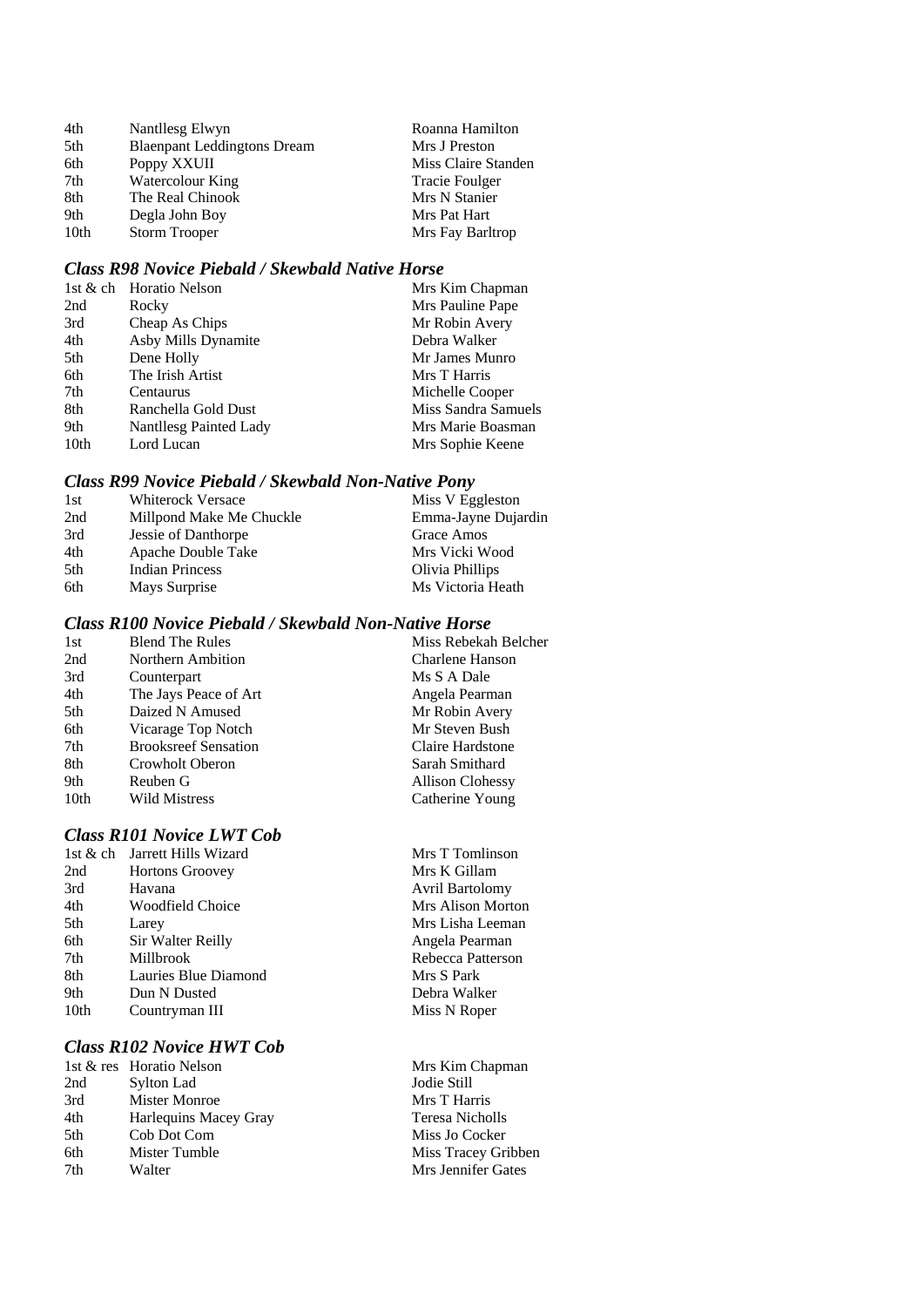| | | |
|---|---|---|
| 4th | Nantllesg Elwyn | Roanna Hamilton |
| 5th | Blaenpant Leddingtons Dream | Mrs J Preston |
| 6th | Poppy XXUII | Miss Claire Standen |
| 7th | Watercolour King | Tracie Foulger |
| 8th | The Real Chinook | Mrs N Stanier |
| 9th | Degla John Boy | Mrs Pat Hart |
| 10th | Storm Trooper | Mrs Fay Barltrop |

### *Class R98 Novice Piebald / Skewbald Native Horse*

| | | |
|---|---|---|
| 1st & ch | Horatio Nelson | Mrs Kim Chapman |
| 2nd | Rocky | Mrs Pauline Pape |
| 3rd | Cheap As Chips | Mr Robin Avery |
| 4th | Asby Mills Dynamite | Debra Walker |
| 5th | Dene Holly | Mr James Munro |
| 6th | The Irish Artist | Mrs T Harris |
| 7th | Centaurus | Michelle Cooper |
| 8th | Ranchella Gold Dust | Miss Sandra Samuels |
| 9th | Nantllesg Painted Lady | Mrs Marie Boasman |
| 10th | Lord Lucan | Mrs Sophie Keene |

### *Class R99 Novice Piebald / Skewbald Non-Native Pony*

| | | |
|---|---|---|
| 1st | Whiterock Versace | Miss V Eggleston |
| 2nd | Millpond Make Me Chuckle | Emma-Jayne Dujardin |
| 3rd | Jessie of Danthorpe | Grace Amos |
| 4th | Apache Double Take | Mrs Vicki Wood |
| 5th | Indian Princess | Olivia Phillips |
| 6th | Mays Surprise | Ms Victoria Heath |

### *Class R100 Novice Piebald / Skewbald Non-Native Horse*

| | | |
|---|---|---|
| 1st | Blend The Rules | Miss Rebekah Belcher |
| 2nd | Northern Ambition | Charlene Hanson |
| 3rd | Counterpart | Ms S A Dale |
| 4th | The Jays Peace of Art | Angela Pearman |
| 5th | Daized N Amused | Mr Robin Avery |
| 6th | Vicarage Top Notch | Mr Steven Bush |
| 7th | Brooksreef Sensation | Claire Hardstone |
| 8th | Crowholt Oberon | Sarah Smithard |
| 9th | Reuben G | Allison Clohessy |
| 10th | Wild Mistress | Catherine Young |

### *Class R101 Novice LWT Cob*

| | | |
|---|---|---|
| 1st & ch | Jarrett Hills Wizard | Mrs T Tomlinson |
| 2nd | Hortons Groovey | Mrs K Gillam |
| 3rd | Havana | Avril Bartolomy |
| 4th | Woodfield Choice | Mrs Alison Morton |
| 5th | Larey | Mrs Lisha Leeman |
| 6th | Sir Walter Reilly | Angela Pearman |
| 7th | Millbrook | Rebecca Patterson |
| 8th | Lauries Blue Diamond | Mrs S Park |
| 9th | Dun N Dusted | Debra Walker |
| 10th | Countryman III | Miss N Roper |

### *Class R102 Novice HWT Cob*

| | | |
|---|---|---|
| 1st & res | Horatio Nelson | Mrs Kim Chapman |
| 2nd | Sylton Lad | Jodie Still |
| 3rd | Mister Monroe | Mrs T Harris |
| 4th | Harlequins Macey Gray | Teresa Nicholls |
| 5th | Cob Dot Com | Miss Jo Cocker |
| 6th | Mister Tumble | Miss Tracey Gribben |
| 7th | Walter | Mrs Jennifer Gates |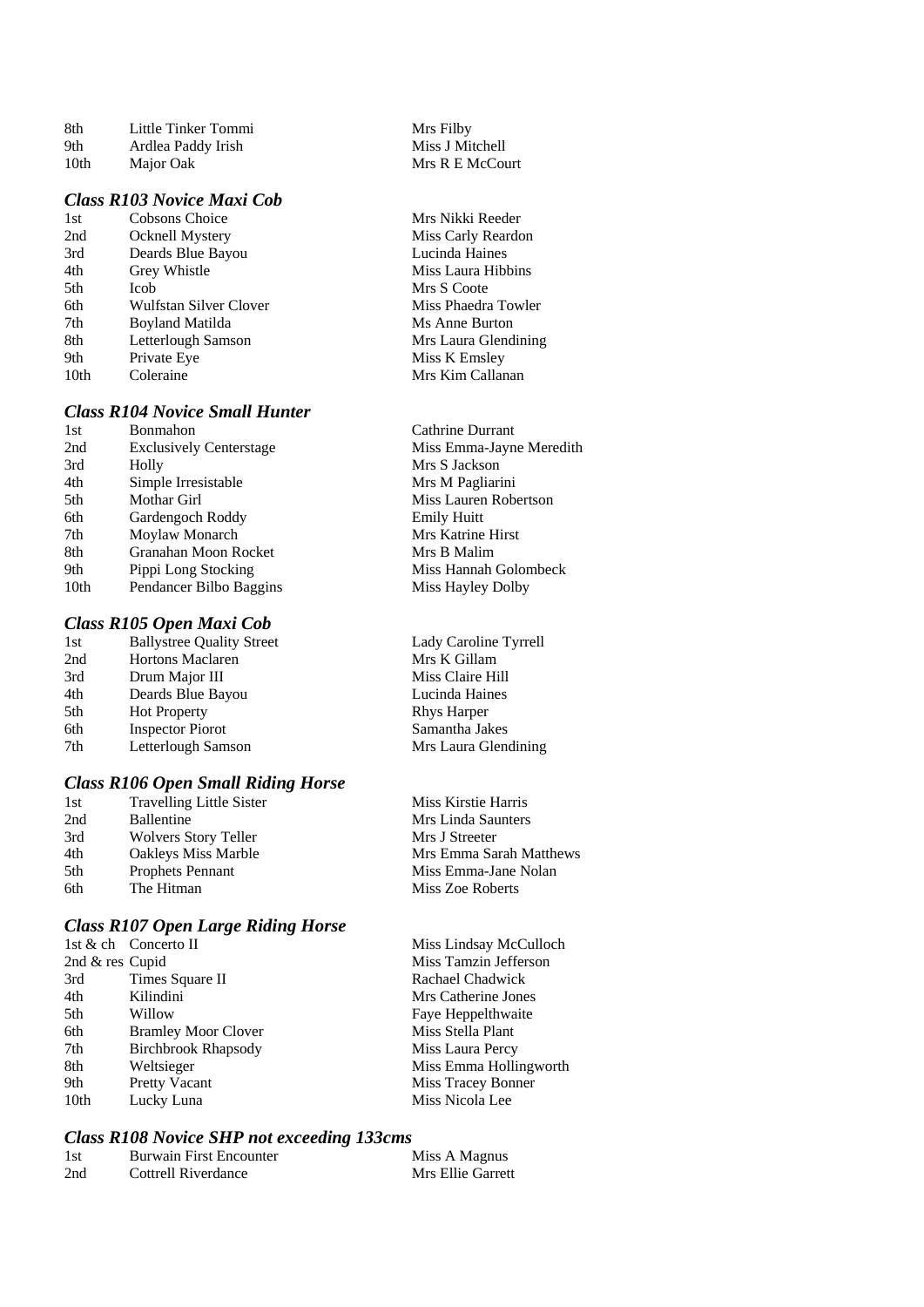| | | |
|---|---|---|
| 8th | Little Tinker Tommi | Mrs Filby |
| 9th | Ardlea Paddy Irish | Miss J Mitchell |
| 10th | Major Oak | Mrs R E McCourt |

### *Class R103 Novice Maxi Cob*

| | | |
|---|---|---|
| 1st | Cobsons Choice | Mrs Nikki Reeder |
| 2nd | Ocknell Mystery | Miss Carly Reardon |
| 3rd | Deards Blue Bayou | Lucinda Haines |
| 4th | Grey Whistle | Miss Laura Hibbins |
| 5th | Icob | Mrs S Coote |
| 6th | Wulfstan Silver Clover | Miss Phaedra Towler |
| 7th | Boyland Matilda | Ms Anne Burton |
| 8th | Letterlough Samson | Mrs Laura Glendining |
| 9th | Private Eye | Miss K Emsley |
| 10th | Coleraine | Mrs Kim Callanan |

### *Class R104 Novice Small Hunter*

| | | |
|---|---|---|
| 1st | Bonmahon | Cathrine Durrant |
| 2nd | Exclusively Centerstage | Miss Emma-Jayne Meredith |
| 3rd | Holly | Mrs S Jackson |
| 4th | Simple Irresistable | Mrs M Pagliarini |
| 5th | Mothar Girl | Miss Lauren Robertson |
| 6th | Gardengoch Roddy | Emily Huitt |
| 7th | Moylaw Monarch | Mrs Katrine Hirst |
| 8th | Granahan Moon Rocket | Mrs B Malim |
| 9th | Pippi Long Stocking | Miss Hannah Golombeck |
| 10th | Pendancer Bilbo Baggins | Miss Hayley Dolby |

### *Class R105 Open Maxi Cob*

| | | |
|---|---|---|
| 1st | Ballystree Quality Street | Lady Caroline Tyrrell |
| 2nd | Hortons Maclaren | Mrs K Gillam |
| 3rd | Drum Major III | Miss Claire Hill |
| 4th | Deards Blue Bayou | Lucinda Haines |
| 5th | Hot Property | Rhys Harper |
| 6th | Inspector Piorot | Samantha Jakes |
| 7th | Letterlough Samson | Mrs Laura Glendining |

### *Class R106 Open Small Riding Horse*

| | | |
|---|---|---|
| 1st | Travelling Little Sister | Miss Kirstie Harris |
| 2nd | Ballentine | Mrs Linda Saunters |
| 3rd | Wolvers Story Teller | Mrs J Streeter |
| 4th | Oakleys Miss Marble | Mrs Emma Sarah Matthews |
| 5th | Prophets Pennant | Miss Emma-Jane Nolan |
| 6th | The Hitman | Miss Zoe Roberts |

### *Class R107 Open Large Riding Horse*

| | | |
|---|---|---|
| 1st & ch | Concerto II | Miss Lindsay McCulloch |
| 2nd & res | Cupid | Miss Tamzin Jefferson |
| 3rd | Times Square II | Rachael Chadwick |
| 4th | Kilindini | Mrs Catherine Jones |
| 5th | Willow | Faye Heppelthwaite |
| 6th | Bramley Moor Clover | Miss Stella Plant |
| 7th | Birchbrook Rhapsody | Miss Laura Percy |
| 8th | Weltsieger | Miss Emma Hollingworth |
| 9th | Pretty Vacant | Miss Tracey Bonner |
| 10th | Lucky Luna | Miss Nicola Lee |

### *Class R108 Novice SHP not exceeding 133cms*

| | | |
|---|---|---|
| 1st | Burwain First Encounter | Miss A Magnus |
| 2nd | Cottrell Riverdance | Mrs Ellie Garrett |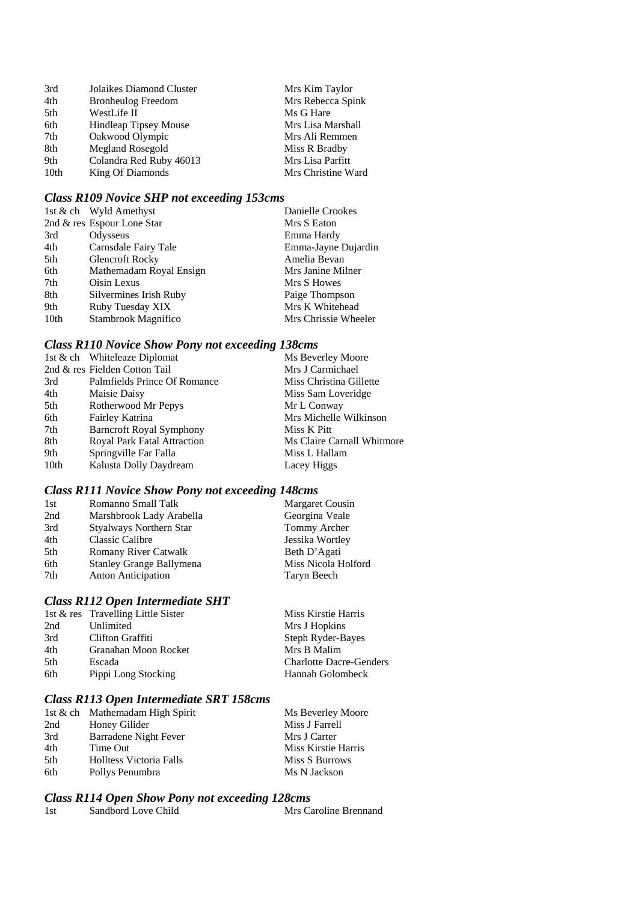| | | |
|---|---|---|
| 3rd | Jolaikes Diamond Cluster | Mrs Kim Taylor |
| 4th | Bronheulog Freedom | Mrs Rebecca Spink |
| 5th | WestLife II | Ms G Hare |
| 6th | Hindleap Tipsey Mouse | Mrs Lisa Marshall |
| 7th | Oakwood Olympic | Mrs Ali Remmen |
| 8th | Megland Rosegold | Miss R Bradby |
| 9th | Colandra Red Ruby 46013 | Mrs Lisa Parfitt |
| 10th | King Of Diamonds | Mrs Christine Ward |

### *Class R109 Novice SHP not exceeding 153cms*

| | | |
|---|---|---|
| 1st & ch | Wyld Amethyst | Danielle Crookes |
| 2nd & res | Espour Lone Star | Mrs S Eaton |
| 3rd | Odysseus | Emma Hardy |
| 4th | Carnsdale Fairy Tale | Emma-Jayne Dujardin |
| 5th | Glencroft Rocky | Amelia Bevan |
| 6th | Mathemadam Royal Ensign | Mrs Janine Milner |
| 7th | Oisin Lexus | Mrs S Howes |
| 8th | Silvermines Irish Ruby | Paige Thompson |
| 9th | Ruby Tuesday XIX | Mrs K Whitehead |
| 10th | Stambrook Magnifico | Mrs Chrissie Wheeler |

### *Class R110 Novice Show Pony not exceeding 138cms*

| | | |
|---|---|---|
| 1st & ch | Whiteleaze Diplomat | Ms Beverley Moore |
| 2nd & res | Fielden Cotton Tail | Mrs J Carmichael |
| 3rd | Palmfields Prince Of Romance | Miss Christina Gillette |
| 4th | Maisie Daisy | Miss Sam Loveridge |
| 5th | Rotherwood Mr Pepys | Mr L Conway |
| 6th | Fairley Katrina | Mrs Michelle Wilkinson |
| 7th | Barncroft Royal Symphony | Miss K Pitt |
| 8th | Royal Park Fatal Attraction | Ms Claire Carnall Whitmore |
| 9th | Springville Far Falla | Miss L Hallam |
| 10th | Kalusta Dolly Daydream | Lacey Higgs |

### *Class R111 Novice Show Pony not exceeding 148cms*

| | | |
|---|---|---|
| 1st | Romanno Small Talk | Margaret Cousin |
| 2nd | Marshbrook Lady Arabella | Georgina Veale |
| 3rd | Styalways Northern Star | Tommy Archer |
| 4th | Classic Calibre | Jessika Wortley |
| 5th | Romany River Catwalk | Beth D'Agati |
| 6th | Stanley Grange Ballymena | Miss Nicola Holford |
| 7th | Anton Anticipation | Taryn Beech |

### *Class R112 Open Intermediate SHT*

| | | |
|---|---|---|
| 1st & res | Travelling Little Sister | Miss Kirstie Harris |
| 2nd | Unlimited | Mrs J Hopkins |
| 3rd | Clifton Graffiti | Steph Ryder-Bayes |
| 4th | Granahan Moon Rocket | Mrs B Malim |
| 5th | Escada | Charlotte Dacre-Genders |
| 6th | Pippi Long Stocking | Hannah Golombeck |

### *Class R113 Open Intermediate SRT 158cms*

| | | |
|---|---|---|
| 1st & ch | Mathemadam High Spirit | Ms Beverley Moore |
| 2nd | Honey Gilider | Miss J Farrell |
| 3rd | Barradene Night Fever | Mrs J Carter |
| 4th | Time Out | Miss Kirstie Harris |
| 5th | Holltess Victoria Falls | Miss S Burrows |
| 6th | Pollys Penumbra | Ms N Jackson |

### *Class R114 Open Show Pony not exceeding 128cms*

| | | |
|---|---|---|
| 1st | Sandbord Love Child | Mrs Caroline Brennand |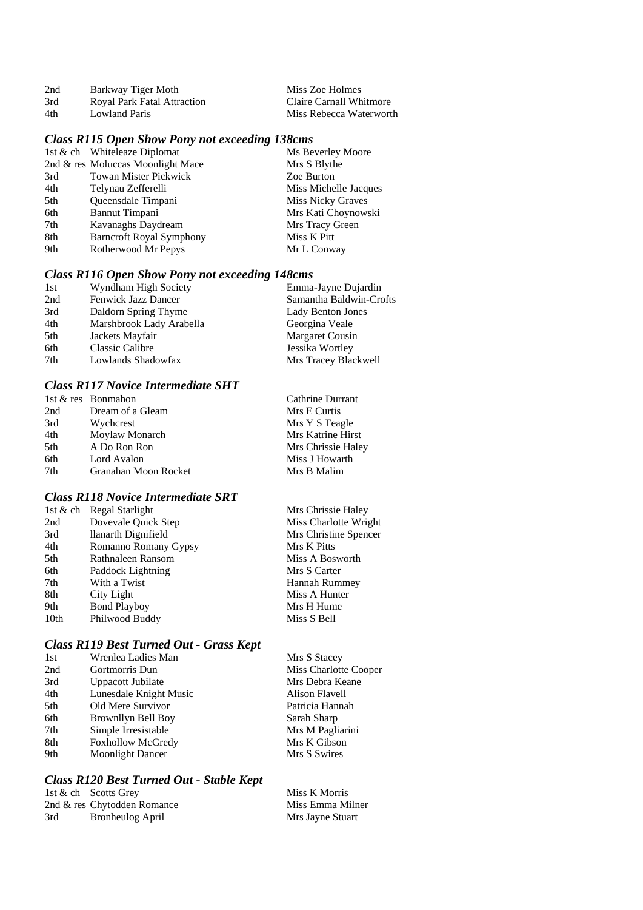| | | |
|---|---|---|
| 2nd | Barkway Tiger Moth | Miss Zoe Holmes |
| 3rd | Royal Park Fatal Attraction | Claire Carnall Whitmore |
| 4th | Lowland Paris | Miss Rebecca Waterworth |

### *Class R115 Open Show Pony not exceeding 138cms*

| | | |
|---|---|---|
| 1st & ch | Whiteleaze Diplomat | Ms Beverley Moore |
| 2nd & res | Moluccas Moonlight Mace | Mrs S Blythe |
| 3rd | Towan Mister Pickwick | Zoe Burton |
| 4th | Telynau Zefferelli | Miss Michelle Jacques |
| 5th | Queensdale Timpani | Miss Nicky Graves |
| 6th | Bannut Timpani | Mrs Kati Choynowski |
| 7th | Kavanaghs Daydream | Mrs Tracy Green |
| 8th | Barncroft Royal Symphony | Miss K Pitt |
| 9th | Rotherwood Mr Pepys | Mr L Conway |

### *Class R116 Open Show Pony not exceeding 148cms*

| | | |
|---|---|---|
| 1st | Wyndham High Society | Emma-Jayne Dujardin |
| 2nd | Fenwick Jazz Dancer | Samantha Baldwin-Crofts |
| 3rd | Daldorn Spring Thyme | Lady Benton Jones |
| 4th | Marshbrook Lady Arabella | Georgina Veale |
| 5th | Jackets Mayfair | Margaret Cousin |
| 6th | Classic Calibre | Jessika Wortley |
| 7th | Lowlands Shadowfax | Mrs Tracey Blackwell |

### *Class R117 Novice Intermediate SHT*

| | | |
|---|---|---|
| 1st & res | Bonmahon | Cathrine Durrant |
| 2nd | Dream of a Gleam | Mrs E Curtis |
| 3rd | Wychcrest | Mrs Y S Teagle |
| 4th | Moylaw Monarch | Mrs Katrine Hirst |
| 5th | A Do Ron Ron | Mrs Chrissie Haley |
| 6th | Lord Avalon | Miss J Howarth |
| 7th | Granahan Moon Rocket | Mrs B Malim |

### *Class R118 Novice Intermediate SRT*

| | | |
|---|---|---|
| 1st & ch | Regal Starlight | Mrs Chrissie Haley |
| 2nd | Dovevale Quick Step | Miss Charlotte Wright |
| 3rd | llanarth Dignifield | Mrs Christine Spencer |
| 4th | Romanno Romany Gypsy | Mrs K Pitts |
| 5th | Rathnaleen Ransom | Miss A Bosworth |
| 6th | Paddock Lightning | Mrs S Carter |
| 7th | With a Twist | Hannah Rummey |
| 8th | City Light | Miss A Hunter |
| 9th | Bond Playboy | Mrs H Hume |
| 10th | Philwood Buddy | Miss S Bell |

### *Class R119 Best Turned Out - Grass Kept*

| | | |
|---|---|---|
| 1st | Wrenlea Ladies Man | Mrs S Stacey |
| 2nd | Gortmorris Dun | Miss Charlotte Cooper |
| 3rd | Uppacott Jubilate | Mrs Debra Keane |
| 4th | Lunesdale Knight Music | Alison Flavell |
| 5th | Old Mere Survivor | Patricia Hannah |
| 6th | Brownllyn Bell Boy | Sarah Sharp |
| 7th | Simple Irresistable | Mrs M Pagliarini |
| 8th | Foxhollow McGredy | Mrs K Gibson |
| 9th | Moonlight Dancer | Mrs S Swires |

### *Class R120 Best Turned Out - Stable Kept*

| | | |
|---|---|---|
| 1st & ch | Scotts Grey | Miss K Morris |
| 2nd & res | Chytodden Romance | Miss Emma Milner |
| 3rd | Bronheulog April | Mrs Jayne Stuart |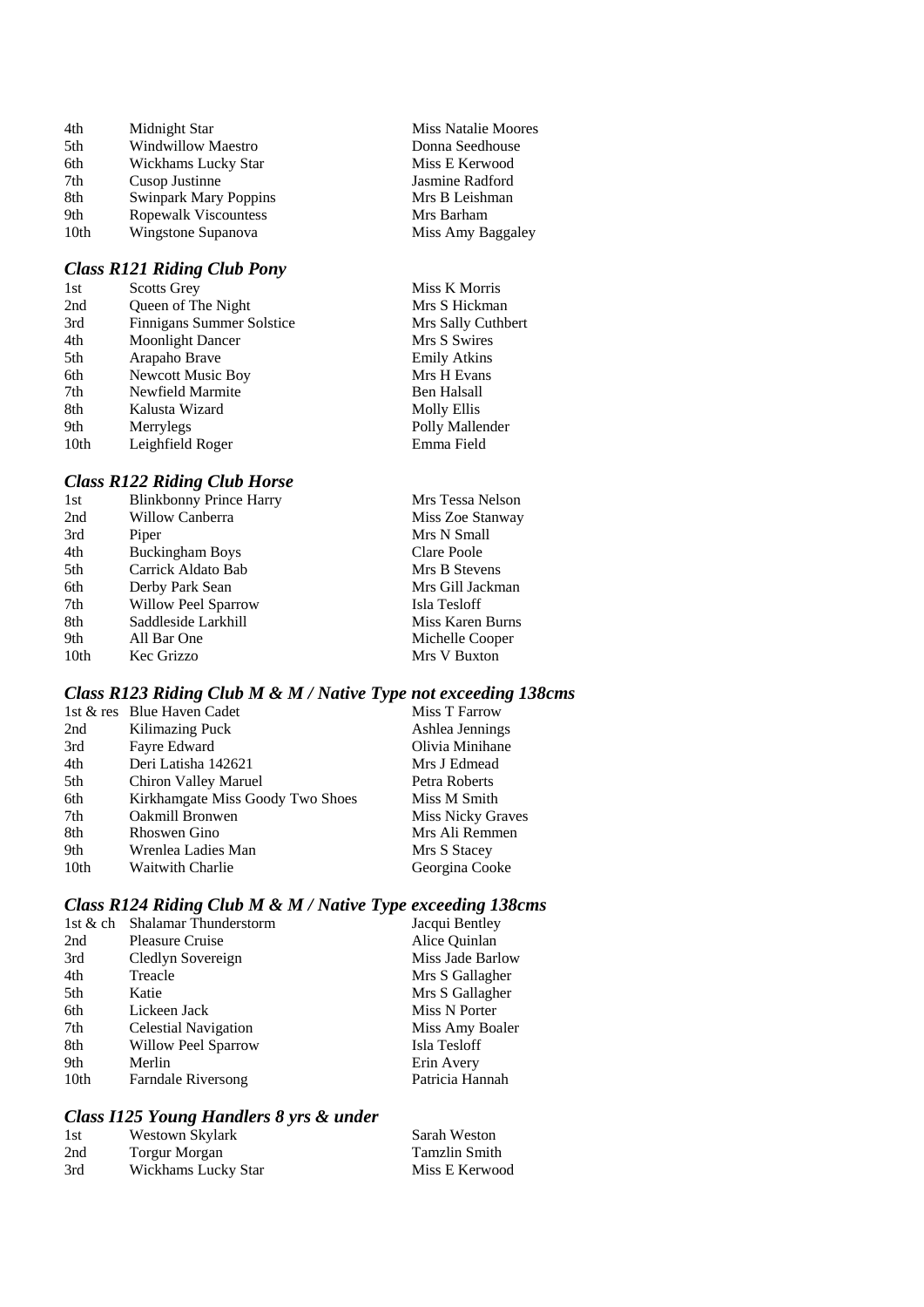| | | |
|---|---|---|
| 4th | Midnight Star | Miss Natalie Moores |
| 5th | Windwillow Maestro | Donna Seedhouse |
| 6th | Wickhams Lucky Star | Miss E Kerwood |
| 7th | Cusop Justinne | Jasmine Radford |
| 8th | Swinpark Mary Poppins | Mrs B Leishman |
| 9th | Ropewalk Viscountess | Mrs Barham |
| 10th | Wingstone Supanova | Miss Amy Baggaley |

### *Class R121 Riding Club Pony*

| | | |
|---|---|---|
| 1st | Scotts Grey | Miss K Morris |
| 2nd | Queen of The Night | Mrs S Hickman |
| 3rd | Finnigans Summer Solstice | Mrs Sally Cuthbert |
| 4th | Moonlight Dancer | Mrs S Swires |
| 5th | Arapaho Brave | Emily Atkins |
| 6th | Newcott Music Boy | Mrs H Evans |
| 7th | Newfield Marmite | Ben Halsall |
| 8th | Kalusta Wizard | Molly Ellis |
| 9th | Merrylegs | Polly Mallender |
| 10th | Leighfield Roger | Emma Field |

### *Class R122 Riding Club Horse*

| | | |
|---|---|---|
| 1st | Blinkbonny Prince Harry | Mrs Tessa Nelson |
| 2nd | Willow Canberra | Miss Zoe Stanway |
| 3rd | Piper | Mrs N Small |
| 4th | Buckingham Boys | Clare Poole |
| 5th | Carrick Aldato Bab | Mrs B Stevens |
| 6th | Derby Park Sean | Mrs Gill Jackman |
| 7th | Willow Peel Sparrow | Isla Tesloff |
| 8th | Saddleside Larkhill | Miss Karen Burns |
| 9th | All Bar One | Michelle Cooper |
| 10th | Kec Grizzo | Mrs V Buxton |

### *Class R123 Riding Club M & M / Native Type not exceeding 138cms*

| | | |
|---|---|---|
| 1st & res | Blue Haven Cadet | Miss T Farrow |
| 2nd | Kilimazing Puck | Ashlea Jennings |
| 3rd | Fayre Edward | Olivia Minihane |
| 4th | Deri Latisha 142621 | Mrs J Edmead |
| 5th | Chiron Valley Maruel | Petra Roberts |
| 6th | Kirkhamgate Miss Goody Two Shoes | Miss M Smith |
| 7th | Oakmill Bronwen | Miss Nicky Graves |
| 8th | Rhoswen Gino | Mrs Ali Remmen |
| 9th | Wrenlea Ladies Man | Mrs S Stacey |
| 10th | Waitwith Charlie | Georgina Cooke |

### *Class R124 Riding Club M & M / Native Type exceeding 138cms*

| | | |
|---|---|---|
| 1st & ch | Shalamar Thunderstorm | Jacqui Bentley |
| 2nd | Pleasure Cruise | Alice Quinlan |
| 3rd | Cledlyn Sovereign | Miss Jade Barlow |
| 4th | Treacle | Mrs S Gallagher |
| 5th | Katie | Mrs S Gallagher |
| 6th | Lickeen Jack | Miss N Porter |
| 7th | Celestial Navigation | Miss Amy Boaler |
| 8th | Willow Peel Sparrow | Isla Tesloff |
| 9th | Merlin | Erin Avery |
| 10th | Farndale Riversong | Patricia Hannah |

### *Class I125 Young Handlers 8 yrs & under*

| | | |
|---|---|---|
| 1st | Westown Skylark | Sarah Weston |
| 2nd | Torgur Morgan | Tamzlin Smith |
| 3rd | Wickhams Lucky Star | Miss E Kerwood |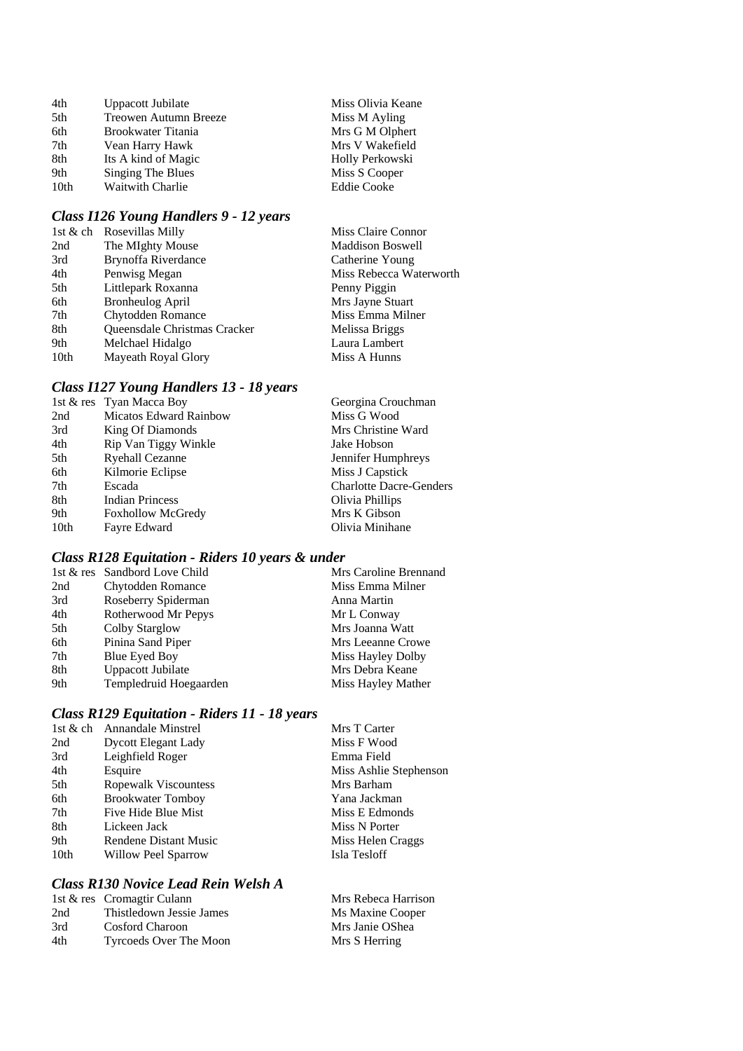| | | |
|---|---|---|
| 4th | Uppacott Jubilate | Miss Olivia Keane |
| 5th | Treowen Autumn Breeze | Miss M Ayling |
| 6th | Brookwater Titania | Mrs G M Olphert |
| 7th | Vean Harry Hawk | Mrs V Wakefield |
| 8th | Its A kind of Magic | Holly Perkowski |
| 9th | Singing The Blues | Miss S Cooper |
| 10th | Waitwith Charlie | Eddie Cooke |

### *Class I126 Young Handlers 9 - 12 years*

| | | |
|---|---|---|
| 1st & ch | Rosevillas Milly | Miss Claire Connor |
| 2nd | The MIghty Mouse | Maddison Boswell |
| 3rd | Brynoffa Riverdance | Catherine Young |
| 4th | Penwisg Megan | Miss Rebecca Waterworth |
| 5th | Littlepark Roxanna | Penny Piggin |
| 6th | Bronheulog April | Mrs Jayne Stuart |
| 7th | Chytodden Romance | Miss Emma Milner |
| 8th | Queensdale Christmas Cracker | Melissa Briggs |
| 9th | Melchael Hidalgo | Laura Lambert |
| 10th | Mayeath Royal Glory | Miss A Hunns |

### *Class I127 Young Handlers 13 - 18 years*

| | | |
|---|---|---|
| 1st & res | Tyan Macca Boy | Georgina Crouchman |
| 2nd | Micatos Edward Rainbow | Miss G Wood |
| 3rd | King Of Diamonds | Mrs Christine Ward |
| 4th | Rip Van Tiggy Winkle | Jake Hobson |
| 5th | Ryehall Cezanne | Jennifer Humphreys |
| 6th | Kilmorie Eclipse | Miss J Capstick |
| 7th | Escada | Charlotte Dacre-Genders |
| 8th | Indian Princess | Olivia Phillips |
| 9th | Foxhollow McGredy | Mrs K Gibson |
| 10th | Fayre Edward | Olivia Minihane |

### *Class R128 Equitation - Riders 10 years & under*

| | | |
|---|---|---|
| 1st & res | Sandbord Love Child | Mrs Caroline Brennand |
| 2nd | Chytodden Romance | Miss Emma Milner |
| 3rd | Roseberry Spiderman | Anna Martin |
| 4th | Rotherwood Mr Pepys | Mr L Conway |
| 5th | Colby Starglow | Mrs Joanna Watt |
| 6th | Pinina Sand Piper | Mrs Leeanne Crowe |
| 7th | Blue Eyed Boy | Miss Hayley Dolby |
| 8th | Uppacott Jubilate | Mrs Debra Keane |
| 9th | Templedruid Hoegaarden | Miss Hayley Mather |

### *Class R129 Equitation - Riders 11 - 18 years*

| | | |
|---|---|---|
| 1st & ch | Annandale Minstrel | Mrs T Carter |
| 2nd | Dycott Elegant Lady | Miss F Wood |
| 3rd | Leighfield Roger | Emma Field |
| 4th | Esquire | Miss Ashlie Stephenson |
| 5th | Ropewalk Viscountess | Mrs Barham |
| 6th | Brookwater Tomboy | Yana Jackman |
| 7th | Five Hide Blue Mist | Miss E Edmonds |
| 8th | Lickeen Jack | Miss N Porter |
| 9th | Rendene Distant Music | Miss Helen Craggs |
| 10th | Willow Peel Sparrow | Isla Tesloff |

### *Class R130 Novice Lead Rein Welsh A*

| | | |
|---|---|---|
| 1st & res | Cromagtir Culann | Mrs Rebeca Harrison |
| 2nd | Thistledown Jessie James | Ms Maxine Cooper |
| 3rd | Cosford Charoon | Mrs Janie OShea |
| 4th | Tyrcoeds Over The Moon | Mrs S Herring |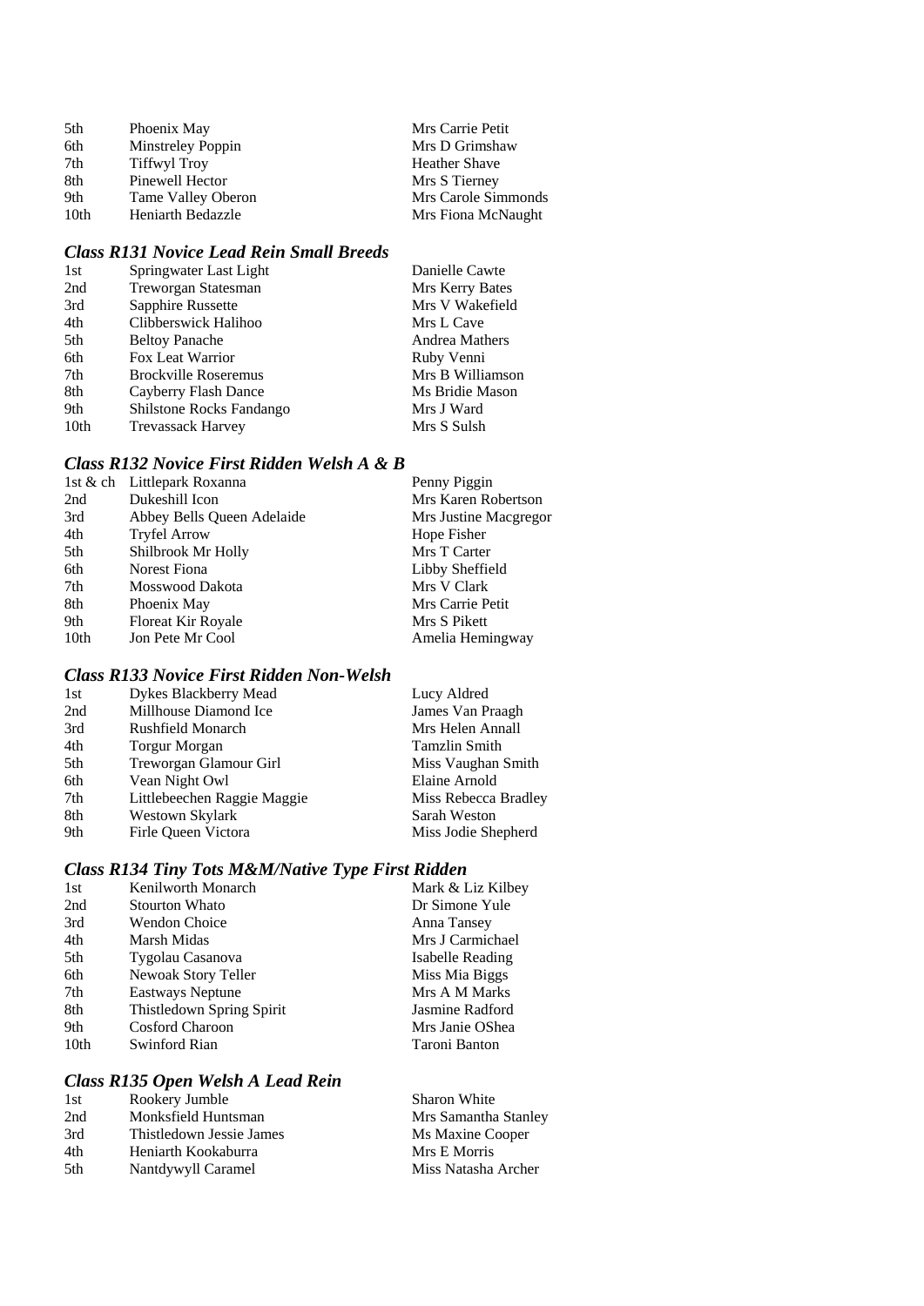| | | |
|---|---|---|
| 5th | Phoenix May | Mrs Carrie Petit |
| 6th | Minstreley Poppin | Mrs D Grimshaw |
| 7th | Tiffwyl Troy | Heather Shave |
| 8th | Pinewell Hector | Mrs S Tierney |
| 9th | Tame Valley Oberon | Mrs Carole Simmonds |
| 10th | Heniarth Bedazzle | Mrs Fiona McNaught |

### *Class R131 Novice Lead Rein Small Breeds*

| | | |
|---|---|---|
| 1st | Springwater Last Light | Danielle Cawte |
| 2nd | Treworgan Statesman | Mrs Kerry Bates |
| 3rd | Sapphire Russette | Mrs V Wakefield |
| 4th | Clibberswick Halihoo | Mrs L Cave |
| 5th | Beltoy Panache | Andrea Mathers |
| 6th | Fox Leat Warrior | Ruby Venni |
| 7th | Brockville Roseremus | Mrs B Williamson |
| 8th | Cayberry Flash Dance | Ms Bridie Mason |
| 9th | Shilstone Rocks Fandango | Mrs J Ward |
| 10th | Trevassack Harvey | Mrs S Sulsh |

### *Class R132 Novice First Ridden Welsh A & B*

| | | |
|---|---|---|
| 1st & ch | Littlepark Roxanna | Penny Piggin |
| 2nd | Dukeshill Icon | Mrs Karen Robertson |
| 3rd | Abbey Bells Queen Adelaide | Mrs Justine Macgregor |
| 4th | Tryfel Arrow | Hope Fisher |
| 5th | Shilbrook Mr Holly | Mrs T Carter |
| 6th | Norest Fiona | Libby Sheffield |
| 7th | Mosswood Dakota | Mrs V Clark |
| 8th | Phoenix May | Mrs Carrie Petit |
| 9th | Floreat Kir Royale | Mrs S Pikett |
| 10th | Jon Pete Mr Cool | Amelia Hemingway |

### *Class R133 Novice First Ridden Non-Welsh*

| | | |
|---|---|---|
| 1st | Dykes Blackberry Mead | Lucy Aldred |
| 2nd | Millhouse Diamond Ice | James Van Praagh |
| 3rd | Rushfield Monarch | Mrs Helen Annall |
| 4th | Torgur Morgan | Tamzlin Smith |
| 5th | Treworgan Glamour Girl | Miss Vaughan Smith |
| 6th | Vean Night Owl | Elaine Arnold |
| 7th | Littlebeechen Raggie Maggie | Miss Rebecca Bradley |
| 8th | Westown Skylark | Sarah Weston |
| 9th | Firle Queen Victora | Miss Jodie Shepherd |

### *Class R134 Tiny Tots M&M/Native Type First Ridden*

| | | |
|---|---|---|
| 1st | Kenilworth Monarch | Mark & Liz Kilbey |
| 2nd | Stourton Whato | Dr Simone Yule |
| 3rd | Wendon Choice | Anna Tansey |
| 4th | Marsh Midas | Mrs J Carmichael |
| 5th | Tygolau Casanova | Isabelle Reading |
| 6th | Newoak Story Teller | Miss Mia Biggs |
| 7th | Eastways Neptune | Mrs A M Marks |
| 8th | Thistledown Spring Spirit | Jasmine Radford |
| 9th | Cosford Charoon | Mrs Janie OShea |
| 10th | Swinford Rian | Taroni Banton |

### *Class R135 Open Welsh A Lead Rein*

| | | |
|---|---|---|
| 1st | Rookery Jumble | Sharon White |
| 2nd | Monksfield Huntsman | Mrs Samantha Stanley |
| 3rd | Thistledown Jessie James | Ms Maxine Cooper |
| 4th | Heniarth Kookaburra | Mrs E Morris |
| 5th | Nantdywyll Caramel | Miss Natasha Archer |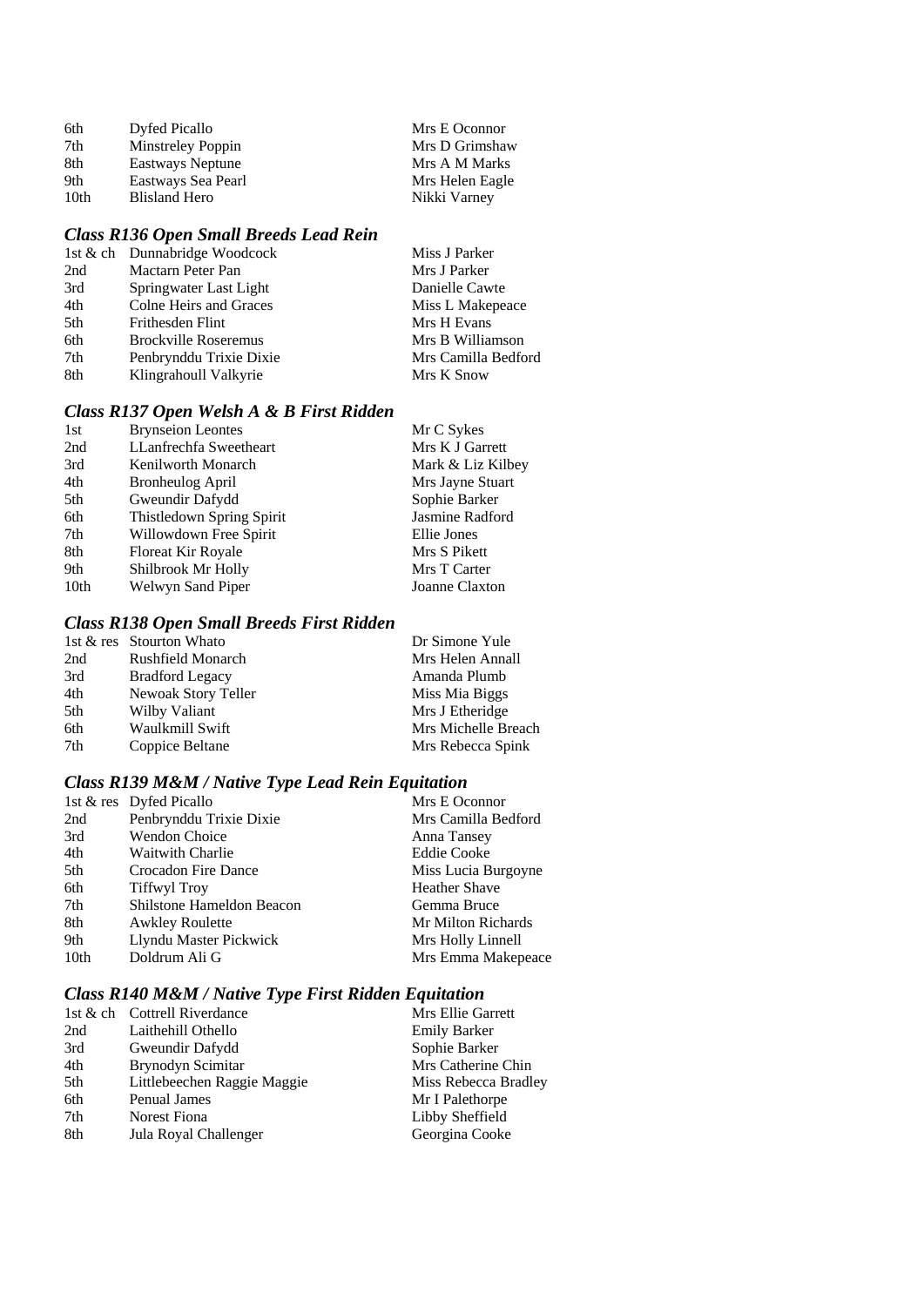| | | |
|---|---|---|
| 6th | Dyfed Picallo | Mrs E Oconnor |
| 7th | Minstreley Poppin | Mrs D Grimshaw |
| 8th | Eastways Neptune | Mrs A M Marks |
| 9th | Eastways Sea Pearl | Mrs Helen Eagle |
| 10th | Blisland Hero | Nikki Varney |

### *Class R136 Open Small Breeds Lead Rein*

| | | |
|---|---|---|
| 1st & ch | Dunnabridge Woodcock | Miss J Parker |
| 2nd | Mactarn Peter Pan | Mrs J Parker |
| 3rd | Springwater Last Light | Danielle Cawte |
| 4th | Colne Heirs and Graces | Miss L Makepeace |
| 5th | Frithesden Flint | Mrs H Evans |
| 6th | Brockville Roseremus | Mrs B Williamson |
| 7th | Penbrynddu Trixie Dixie | Mrs Camilla Bedford |
| 8th | Klingrahoull Valkyrie | Mrs K Snow |

### *Class R137 Open Welsh A & B First Ridden*

| | | |
|---|---|---|
| 1st | Brynseion Leontes | Mr C Sykes |
| 2nd | LLanfrechfa Sweetheart | Mrs K J Garrett |
| 3rd | Kenilworth Monarch | Mark & Liz Kilbey |
| 4th | Bronheulog April | Mrs Jayne Stuart |
| 5th | Gweundir Dafydd | Sophie Barker |
| 6th | Thistledown Spring Spirit | Jasmine Radford |
| 7th | Willowdown Free Spirit | Ellie Jones |
| 8th | Floreat Kir Royale | Mrs S Pikett |
| 9th | Shilbrook Mr Holly | Mrs T Carter |
| 10th | Welwyn Sand Piper | Joanne Claxton |

### *Class R138 Open Small Breeds First Ridden*

| | | |
|---|---|---|
| 1st & res | Stourton Whato | Dr Simone Yule |
| 2nd | Rushfield Monarch | Mrs Helen Annall |
| 3rd | Bradford Legacy | Amanda Plumb |
| 4th | Newoak Story Teller | Miss Mia Biggs |
| 5th | Wilby Valiant | Mrs J Etheridge |
| 6th | Waulkmill Swift | Mrs Michelle Breach |
| 7th | Coppice Beltane | Mrs Rebecca Spink |

### *Class R139 M&M / Native Type Lead Rein Equitation*

| | | |
|---|---|---|
| 1st & res | Dyfed Picallo | Mrs E Oconnor |
| 2nd | Penbrynddu Trixie Dixie | Mrs Camilla Bedford |
| 3rd | Wendon Choice | Anna Tansey |
| 4th | Waitwith Charlie | Eddie Cooke |
| 5th | Crocadon Fire Dance | Miss Lucia Burgoyne |
| 6th | Tiffwyl Troy | Heather Shave |
| 7th | Shilstone Hameldon Beacon | Gemma Bruce |
| 8th | Awkley Roulette | Mr Milton Richards |
| 9th | Llyndu Master Pickwick | Mrs Holly Linnell |
| 10th | Doldrum Ali G | Mrs Emma Makepeace |

### *Class R140 M&M / Native Type First Ridden Equitation*

| | | |
|---|---|---|
| 1st & ch | Cottrell Riverdance | Mrs Ellie Garrett |
| 2nd | Laithehill Othello | Emily Barker |
| 3rd | Gweundir Dafydd | Sophie Barker |
| 4th | Brynodyn Scimitar | Mrs Catherine Chin |
| 5th | Littlebeechen Raggie Maggie | Miss Rebecca Bradley |
| 6th | Penual James | Mr I Palethorpe |
| 7th | Norest Fiona | Libby Sheffield |
| 8th | Jula Royal Challenger | Georgina Cooke |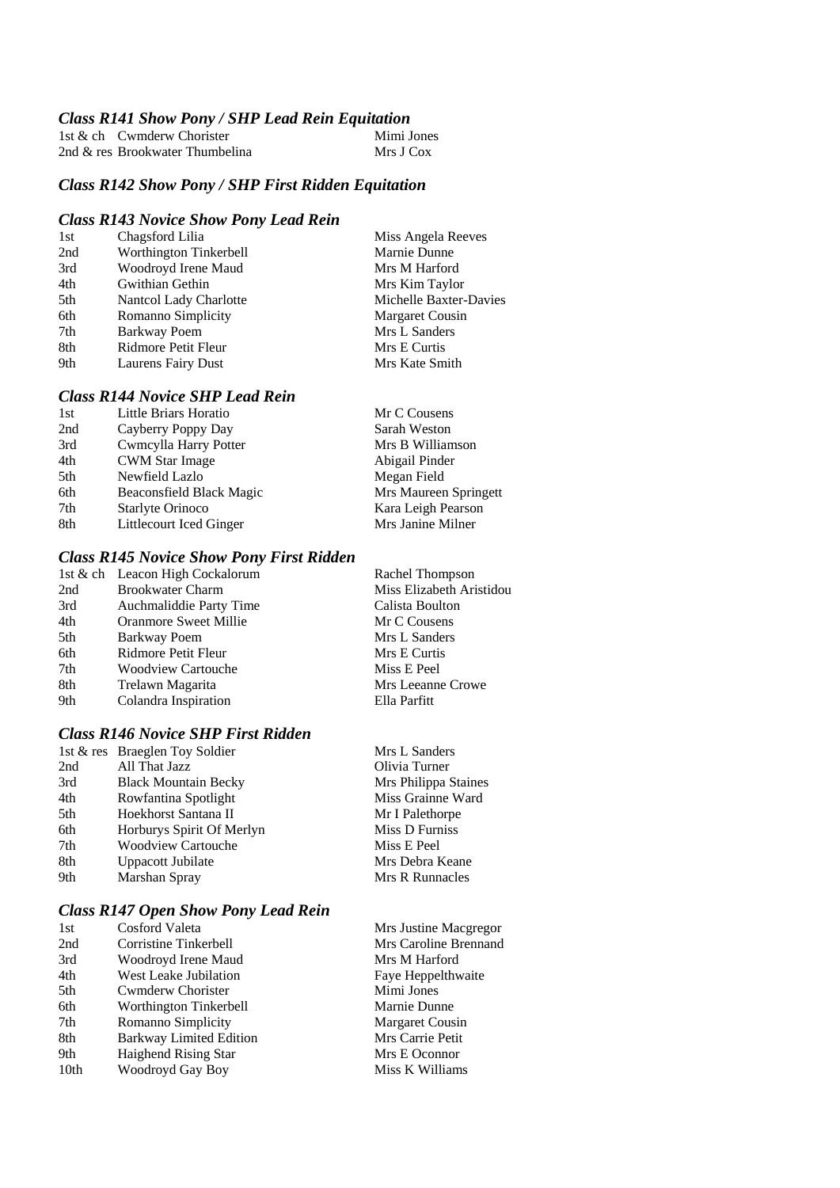### *Class R141 Show Pony / SHP Lead Rein Equitation*

| | | |
|---|---|---|
| 1st & ch | Cwmderw Chorister | Mimi Jones |
| 2nd & res | Brookwater Thumbelina | Mrs J Cox |

### *Class R142 Show Pony / SHP First Ridden Equitation*

### *Class R143 Novice Show Pony Lead Rein*

| | | |
|---|---|---|
| 1st | Chagsford Lilia | Miss Angela Reeves |
| 2nd | Worthington Tinkerbell | Marnie Dunne |
| 3rd | Woodroyd Irene Maud | Mrs M Harford |
| 4th | Gwithian Gethin | Mrs Kim Taylor |
| 5th | Nantcol Lady Charlotte | Michelle Baxter-Davies |
| 6th | Romanno Simplicity | Margaret Cousin |
| 7th | Barkway Poem | Mrs L Sanders |
| 8th | Ridmore Petit Fleur | Mrs E Curtis |
| 9th | Laurens Fairy Dust | Mrs Kate Smith |

### *Class R144 Novice SHP Lead Rein*

| | | |
|---|---|---|
| 1st | Little Briars Horatio | Mr C Cousens |
| 2nd | Cayberry Poppy Day | Sarah Weston |
| 3rd | Cwmcylla Harry Potter | Mrs B Williamson |
| 4th | CWM Star Image | Abigail Pinder |
| 5th | Newfield Lazlo | Megan Field |
| 6th | Beaconsfield Black Magic | Mrs Maureen Springett |
| 7th | Starlyte Orinoco | Kara Leigh Pearson |
| 8th | Littlecourt Iced Ginger | Mrs Janine Milner |

### *Class R145 Novice Show Pony First Ridden*

| | | |
|---|---|---|
| 1st & ch | Leacon High Cockalorum | Rachel Thompson |
| 2nd | Brookwater Charm | Miss Elizabeth Aristidou |
| 3rd | Auchmaliddie Party Time | Calista Boulton |
| 4th | Oranmore Sweet Millie | Mr C Cousens |
| 5th | Barkway Poem | Mrs L Sanders |
| 6th | Ridmore Petit Fleur | Mrs E Curtis |
| 7th | Woodview Cartouche | Miss E Peel |
| 8th | Trelawn Magarita | Mrs Leeanne Crowe |
| 9th | Colandra Inspiration | Ella Parfitt |

### *Class R146 Novice SHP First Ridden*

| | | |
|---|---|---|
| 1st & res | Braeglen Toy Soldier | Mrs L Sanders |
| 2nd | All That Jazz | Olivia Turner |
| 3rd | Black Mountain Becky | Mrs Philippa Staines |
| 4th | Rowfantina Spotlight | Miss Grainne Ward |
| 5th | Hoekhorst Santana II | Mr I Palethorpe |
| 6th | Horburys Spirit Of Merlyn | Miss D Furniss |
| 7th | Woodview Cartouche | Miss E Peel |
| 8th | Uppacott Jubilate | Mrs Debra Keane |
| 9th | Marshan Spray | Mrs R Runnacles |

### *Class R147 Open Show Pony Lead Rein*

| | | |
|---|---|---|
| 1st | Cosford Valeta | Mrs Justine Macgregor |
| 2nd | Corristine Tinkerbell | Mrs Caroline Brennand |
| 3rd | Woodroyd Irene Maud | Mrs M Harford |
| 4th | West Leake Jubilation | Faye Heppelthwaite |
| 5th | Cwmderw Chorister | Mimi Jones |
| 6th | Worthington Tinkerbell | Marnie Dunne |
| 7th | Romanno Simplicity | Margaret Cousin |
| 8th | Barkway Limited Edition | Mrs Carrie Petit |
| 9th | Haighend Rising Star | Mrs E Oconnor |
| 10th | Woodroyd Gay Boy | Miss K Williams |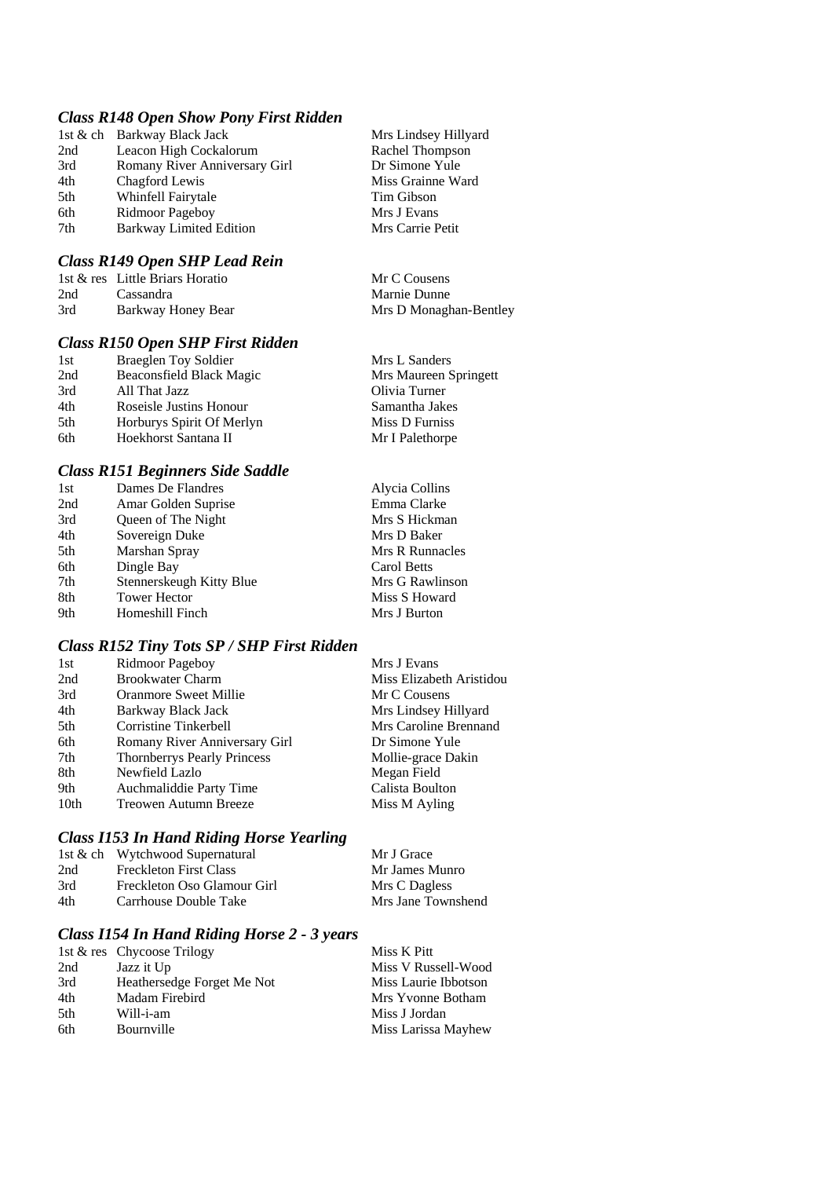### *Class R148 Open Show Pony First Ridden*

| | | |
|---|---|---|
| 1st & ch | Barkway Black Jack | Mrs Lindsey Hillyard |
| 2nd | Leacon High Cockalorum | Rachel Thompson |
| 3rd | Romany River Anniversary Girl | Dr Simone Yule |
| 4th | Chagford Lewis | Miss Grainne Ward |
| 5th | Whinfell Fairytale | Tim Gibson |
| 6th | Ridmoor Pageboy | Mrs J Evans |
| 7th | Barkway Limited Edition | Mrs Carrie Petit |

### *Class R149 Open SHP Lead Rein*

| | | |
|---|---|---|
| 1st & res | Little Briars Horatio | Mr C Cousens |
| 2nd | Cassandra | Marnie Dunne |
| 3rd | Barkway Honey Bear | Mrs D Monaghan-Bentley |

### *Class R150 Open SHP First Ridden*

| | | |
|---|---|---|
| 1st | Braeglen Toy Soldier | Mrs L Sanders |
| 2nd | Beaconsfield Black Magic | Mrs Maureen Springett |
| 3rd | All That Jazz | Olivia Turner |
| 4th | Roseisle Justins Honour | Samantha Jakes |
| 5th | Horburys Spirit Of Merlyn | Miss D Furniss |
| 6th | Hoekhorst Santana II | Mr I Palethorpe |

### *Class R151 Beginners Side Saddle*

| | | |
|---|---|---|
| 1st | Dames De Flandres | Alycia Collins |
| 2nd | Amar Golden Suprise | Emma Clarke |
| 3rd | Queen of The Night | Mrs S Hickman |
| 4th | Sovereign Duke | Mrs D Baker |
| 5th | Marshan Spray | Mrs R Runnacles |
| 6th | Dingle Bay | Carol Betts |
| 7th | Stennerskeugh Kitty Blue | Mrs G Rawlinson |
| 8th | Tower Hector | Miss S Howard |
| 9th | Homeshill Finch | Mrs J Burton |

### *Class R152 Tiny Tots SP / SHP First Ridden*

| | | |
|---|---|---|
| 1st | Ridmoor Pageboy | Mrs J Evans |
| 2nd | Brookwater Charm | Miss Elizabeth Aristidou |
| 3rd | Oranmore Sweet Millie | Mr C Cousens |
| 4th | Barkway Black Jack | Mrs Lindsey Hillyard |
| 5th | Corristine Tinkerbell | Mrs Caroline Brennand |
| 6th | Romany River Anniversary Girl | Dr Simone Yule |
| 7th | Thornberrys Pearly Princess | Mollie-grace Dakin |
| 8th | Newfield Lazlo | Megan Field |
| 9th | Auchmaliddie Party Time | Calista Boulton |
| 10th | Treowen Autumn Breeze | Miss M Ayling |

### *Class I153 In Hand Riding Horse Yearling*

| | | |
|---|---|---|
| 1st & ch | Wytchwood Supernatural | Mr J Grace |
| 2nd | Freckleton First Class | Mr James Munro |
| 3rd | Freckleton Oso Glamour Girl | Mrs C Dagless |
| 4th | Carrhouse Double Take | Mrs Jane Townshend |

### *Class I154 In Hand Riding Horse 2 - 3 years*

| | | |
|---|---|---|
| 1st & res | Chycoose Trilogy | Miss K Pitt |
| 2nd | Jazz it Up | Miss V Russell-Wood |
| 3rd | Heathersedge Forget Me Not | Miss Laurie Ibbotson |
| 4th | Madam Firebird | Mrs Yvonne Botham |
| 5th | Will-i-am | Miss J Jordan |
| 6th | Bournville | Miss Larissa Mayhew |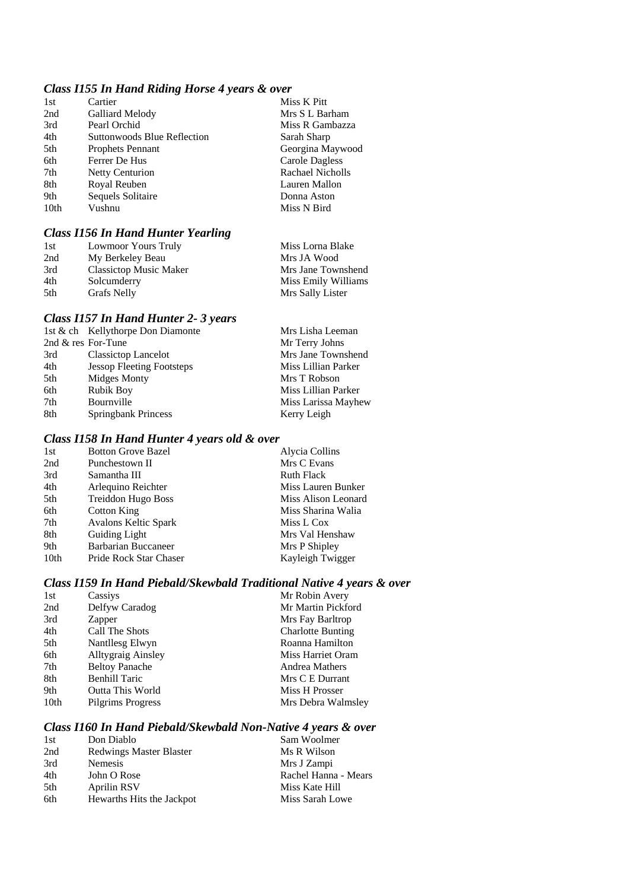### *Class I155 In Hand Riding Horse 4 years & over*

| | | |
|---|---|---|
| 1st | Cartier | Miss K Pitt |
| 2nd | Galliard Melody | Mrs S L Barham |
| 3rd | Pearl Orchid | Miss R Gambazza |
| 4th | Suttonwoods Blue Reflection | Sarah Sharp |
| 5th | Prophets Pennant | Georgina Maywood |
| 6th | Ferrer De Hus | Carole Dagless |
| 7th | Netty Centurion | Rachael Nicholls |
| 8th | Royal Reuben | Lauren Mallon |
| 9th | Sequels Solitaire | Donna Aston |
| 10th | Vushnu | Miss N Bird |

### *Class I156 In Hand Hunter Yearling*

| | | |
|---|---|---|
| 1st | Lowmoor Yours Truly | Miss Lorna Blake |
| 2nd | My Berkeley Beau | Mrs JA Wood |
| 3rd | Classictop Music Maker | Mrs Jane Townshend |
| 4th | Solcumderry | Miss Emily Williams |
| 5th | Grafs Nelly | Mrs Sally Lister |

### *Class I157 In Hand Hunter 2- 3 years*

| | | |
|---|---|---|
| 1st & ch | Kellythorpe Don Diamonte | Mrs Lisha Leeman |
| 2nd & res | For-Tune | Mr Terry Johns |
| 3rd | Classictop Lancelot | Mrs Jane Townshend |
| 4th | Jessop Fleeting Footsteps | Miss Lillian Parker |
| 5th | Midges Monty | Mrs T Robson |
| 6th | Rubik Boy | Miss Lillian Parker |
| 7th | Bournville | Miss Larissa Mayhew |
| 8th | Springbank Princess | Kerry Leigh |

### *Class I158 In Hand Hunter 4 years old & over*

| | | |
|---|---|---|
| 1st | Botton Grove Bazel | Alycia Collins |
| 2nd | Punchestown II | Mrs C Evans |
| 3rd | Samantha III | Ruth Flack |
| 4th | Arlequino Reichter | Miss Lauren Bunker |
| 5th | Treiddon Hugo Boss | Miss Alison Leonard |
| 6th | Cotton King | Miss Sharina Walia |
| 7th | Avalons Keltic Spark | Miss L Cox |
| 8th | Guiding Light | Mrs Val Henshaw |
| 9th | Barbarian Buccaneer | Mrs P Shipley |
| 10th | Pride Rock Star Chaser | Kayleigh Twigger |

### *Class I159 In Hand Piebald/Skewbald Traditional Native 4 years & over*

| | | |
|---|---|---|
| 1st | Cassiys | Mr Robin Avery |
| 2nd | Delfyw Caradog | Mr Martin Pickford |
| 3rd | Zapper | Mrs Fay Barltrop |
| 4th | Call The Shots | Charlotte Bunting |
| 5th | Nantllesg Elwyn | Roanna Hamilton |
| 6th | Alltygraig Ainsley | Miss Harriet Oram |
| 7th | Beltoy Panache | Andrea Mathers |
| 8th | Benhill Taric | Mrs C E Durrant |
| 9th | Outta This World | Miss H Prosser |
| 10th | Pilgrims Progress | Mrs Debra Walmsley |

### *Class I160 In Hand Piebald/Skewbald Non-Native 4 years & over*

| | | |
|---|---|---|
| 1st | Don Diablo | Sam Woolmer |
| 2nd | Redwings Master Blaster | Ms R Wilson |
| 3rd | Nemesis | Mrs J Zampi |
| 4th | John O Rose | Rachel Hanna - Mears |
| 5th | Aprilin RSV | Miss Kate Hill |
| 6th | Hewarths Hits the Jackpot | Miss Sarah Lowe |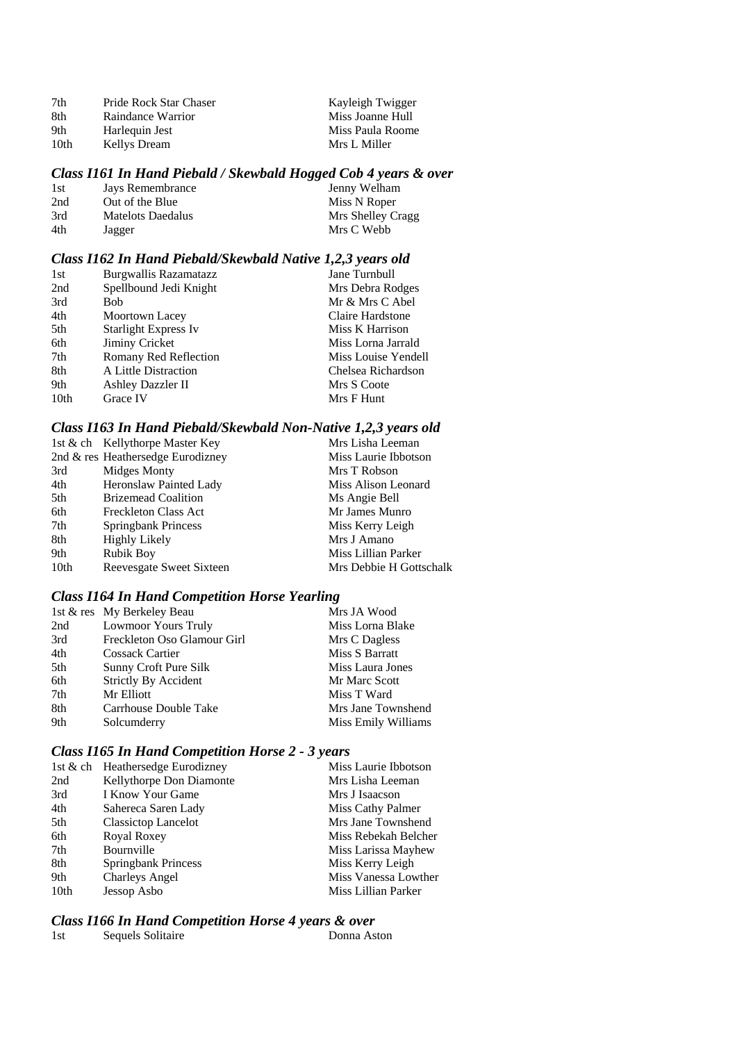| | | |
|---|---|---|
| 7th | Pride Rock Star Chaser | Kayleigh Twigger |
| 8th | Raindance Warrior | Miss Joanne Hull |
| 9th | Harlequin Jest | Miss Paula Roome |
| 10th | Kellys Dream | Mrs L Miller |

### *Class I161 In Hand Piebald / Skewbald Hogged Cob 4 years & over*

| | | |
|---|---|---|
| 1st | Jays Remembrance | Jenny Welham |
| 2nd | Out of the Blue | Miss N Roper |
| 3rd | Matelots Daedalus | Mrs Shelley Cragg |
| 4th | Jagger | Mrs C Webb |

### *Class I162 In Hand Piebald/Skewbald Native 1,2,3 years old*

| | | |
|---|---|---|
| 1st | Burgwallis Razamatazz | Jane Turnbull |
| 2nd | Spellbound Jedi Knight | Mrs Debra Rodges |
| 3rd | Bob | Mr & Mrs C Abel |
| 4th | Moortown Lacey | Claire Hardstone |
| 5th | Starlight Express Iv | Miss K Harrison |
| 6th | Jiminy Cricket | Miss Lorna Jarrald |
| 7th | Romany Red Reflection | Miss Louise Yendell |
| 8th | A Little Distraction | Chelsea Richardson |
| 9th | Ashley Dazzler II | Mrs S Coote |
| 10th | Grace IV | Mrs F Hunt |

### *Class I163 In Hand Piebald/Skewbald Non-Native 1,2,3 years old*

| | | |
|---|---|---|
| 1st & ch | Kellythorpe Master Key | Mrs Lisha Leeman |
| 2nd & res | Heathersedge Eurodizney | Miss Laurie Ibbotson |
| 3rd | Midges Monty | Mrs T Robson |
| 4th | Heronslaw Painted Lady | Miss Alison Leonard |
| 5th | Brizemead Coalition | Ms Angie Bell |
| 6th | Freckleton Class Act | Mr James Munro |
| 7th | Springbank Princess | Miss Kerry Leigh |
| 8th | Highly Likely | Mrs J Amano |
| 9th | Rubik Boy | Miss Lillian Parker |
| 10th | Reevesgate Sweet Sixteen | Mrs Debbie H Gottschalk |

### *Class I164 In Hand Competition Horse Yearling*

| | | |
|---|---|---|
| 1st & res | My Berkeley Beau | Mrs JA Wood |
| 2nd | Lowmoor Yours Truly | Miss Lorna Blake |
| 3rd | Freckleton Oso Glamour Girl | Mrs C Dagless |
| 4th | Cossack Cartier | Miss S Barratt |
| 5th | Sunny Croft Pure Silk | Miss Laura Jones |
| 6th | Strictly By Accident | Mr Marc Scott |
| 7th | Mr Elliott | Miss T Ward |
| 8th | Carrhouse Double Take | Mrs Jane Townshend |
| 9th | Solcumderry | Miss Emily Williams |

### *Class I165 In Hand Competition Horse 2 - 3 years*

| | | |
|---|---|---|
| 1st & ch | Heathersedge Eurodizney | Miss Laurie Ibbotson |
| 2nd | Kellythorpe Don Diamonte | Mrs Lisha Leeman |
| 3rd | I Know Your Game | Mrs J Isaacson |
| 4th | Sahereca Saren Lady | Miss Cathy Palmer |
| 5th | Classictop Lancelot | Mrs Jane Townshend |
| 6th | Royal Roxey | Miss Rebekah Belcher |
| 7th | Bournville | Miss Larissa Mayhew |
| 8th | Springbank Princess | Miss Kerry Leigh |
| 9th | Charleys Angel | Miss Vanessa Lowther |
| 10th | Jessop Asbo | Miss Lillian Parker |

### *Class I166 In Hand Competition Horse 4 years & over*

| | | |
|---|---|---|
| 1st | Sequels Solitaire | Donna Aston |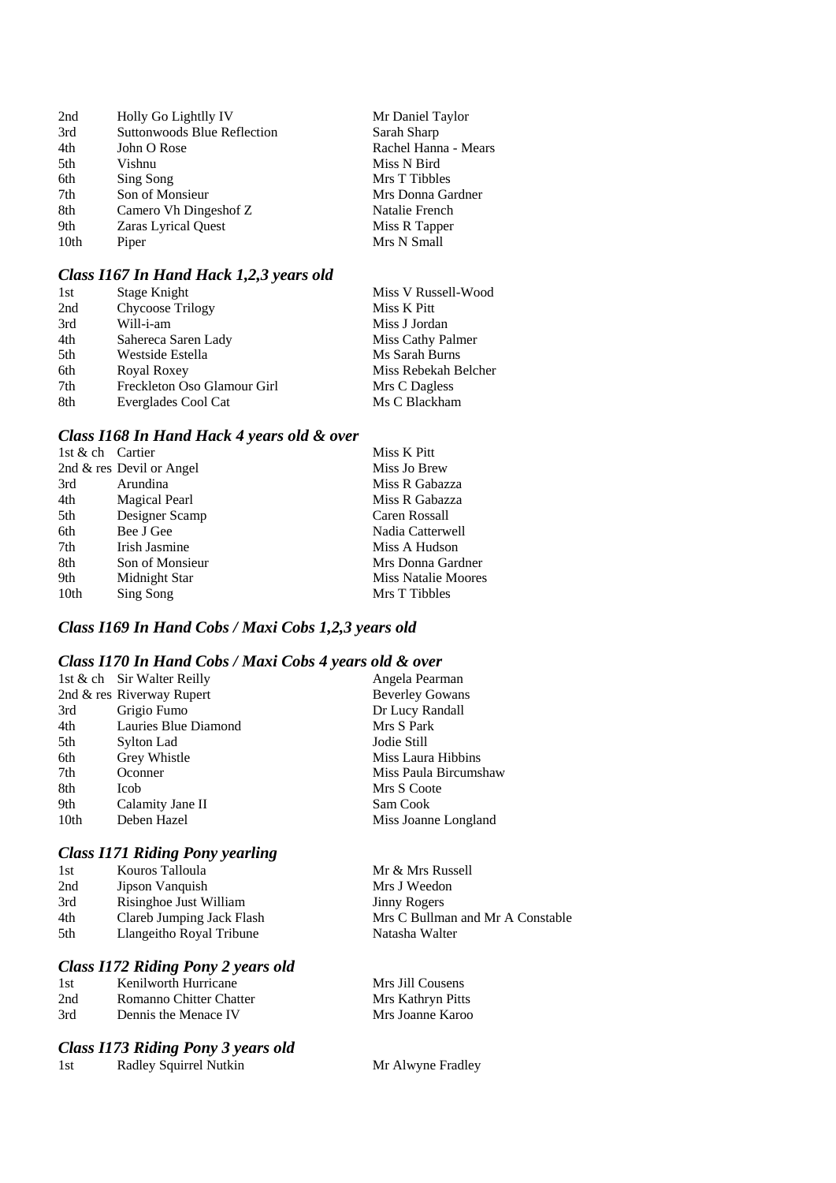| | | |
|---|---|---|
| 2nd | Holly Go Lightlly IV | Mr Daniel Taylor |
| 3rd | Suttonwoods Blue Reflection | Sarah Sharp |
| 4th | John O Rose | Rachel Hanna - Mears |
| 5th | Vishnu | Miss N Bird |
| 6th | Sing Song | Mrs T Tibbles |
| 7th | Son of Monsieur | Mrs Donna Gardner |
| 8th | Camero Vh Dingeshof Z | Natalie French |
| 9th | Zaras Lyrical Quest | Miss R Tapper |
| 10th | Piper | Mrs N Small |

### *Class I167 In Hand Hack 1,2,3 years old*

| | | |
|---|---|---|
| 1st | Stage Knight | Miss V Russell-Wood |
| 2nd | Chycoose Trilogy | Miss K Pitt |
| 3rd | Will-i-am | Miss J Jordan |
| 4th | Sahereca Saren Lady | Miss Cathy Palmer |
| 5th | Westside Estella | Ms Sarah Burns |
| 6th | Royal Roxey | Miss Rebekah Belcher |
| 7th | Freckleton Oso Glamour Girl | Mrs C Dagless |
| 8th | Everglades Cool Cat | Ms C Blackham |

### *Class I168 In Hand Hack 4 years old & over*

| | | |
|---|---|---|
| 1st & ch | Cartier | Miss K Pitt |
| 2nd & res | Devil or Angel | Miss Jo Brew |
| 3rd | Arundina | Miss R Gabazza |
| 4th | Magical Pearl | Miss R Gabazza |
| 5th | Designer Scamp | Caren Rossall |
| 6th | Bee J Gee | Nadia Catterwell |
| 7th | Irish Jasmine | Miss A Hudson |
| 8th | Son of Monsieur | Mrs Donna Gardner |
| 9th | Midnight Star | Miss Natalie Moores |
| 10th | Sing Song | Mrs T Tibbles |

### *Class I169 In Hand Cobs / Maxi Cobs 1,2,3 years old*

### *Class I170 In Hand Cobs / Maxi Cobs 4 years old & over*

| | | |
|---|---|---|
| 1st & ch | Sir Walter Reilly | Angela Pearman |
| 2nd & res | Riverway Rupert | Beverley Gowans |
| 3rd | Grigio Fumo | Dr Lucy Randall |
| 4th | Lauries Blue Diamond | Mrs S Park |
| 5th | Sylton Lad | Jodie Still |
| 6th | Grey Whistle | Miss Laura Hibbins |
| 7th | Oconner | Miss Paula Bircumshaw |
| 8th | Icob | Mrs S Coote |
| 9th | Calamity Jane II | Sam Cook |
| 10th | Deben Hazel | Miss Joanne Longland |

### *Class I171 Riding Pony yearling*

| | | |
|---|---|---|
| 1st | Kouros Talloula | Mr & Mrs Russell |
| 2nd | Jipson Vanquish | Mrs J Weedon |
| 3rd | Risinghoe Just William | Jinny Rogers |
| 4th | Clareb Jumping Jack Flash | Mrs C Bullman and Mr A Constable |
| 5th | Llangeitho Royal Tribune | Natasha Walter |

### *Class I172 Riding Pony 2 years old*

| | | |
|---|---|---|
| 1st | Kenilworth Hurricane | Mrs Jill Cousens |
| 2nd | Romanno Chitter Chatter | Mrs Kathryn Pitts |
| 3rd | Dennis the Menace IV | Mrs Joanne Karoo |

### *Class I173 Riding Pony 3 years old*

| | | |
|---|---|---|
| 1st | Radley Squirrel Nutkin | Mr Alwyne Fradley |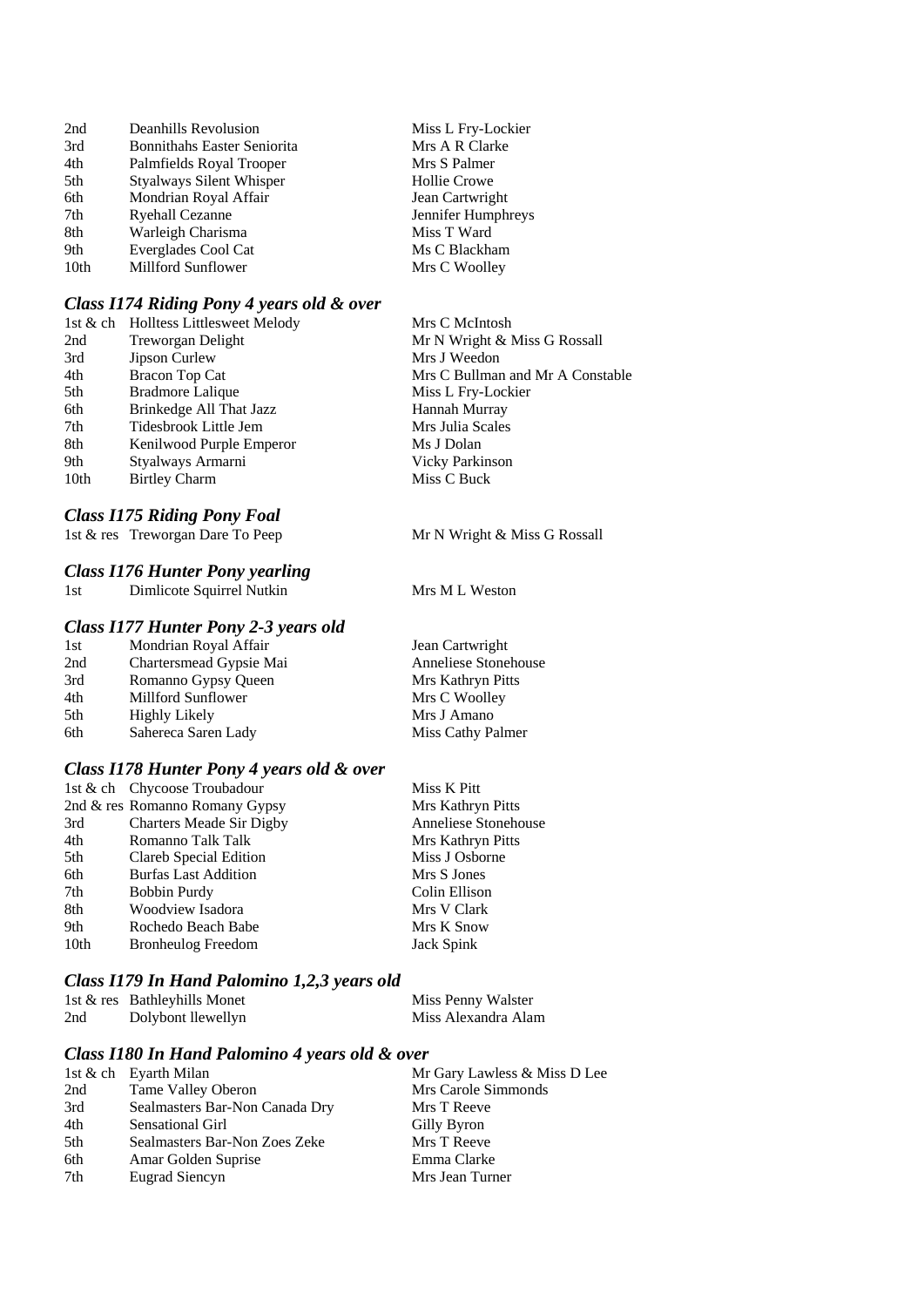| | | |
|---|---|---|
| 2nd | Deanhills Revolusion | Miss L Fry-Lockier |
| 3rd | Bonnithahs Easter Seniorita | Mrs A R Clarke |
| 4th | Palmfields Royal Trooper | Mrs S Palmer |
| 5th | Styalways Silent Whisper | Hollie Crowe |
| 6th | Mondrian Royal Affair | Jean Cartwright |
| 7th | Ryehall Cezanne | Jennifer Humphreys |
| 8th | Warleigh Charisma | Miss T Ward |
| 9th | Everglades Cool Cat | Ms C Blackham |
| 10th | Millford Sunflower | Mrs C Woolley |

### *Class I174 Riding Pony 4 years old & over*

| | | |
|---|---|---|
| 1st & ch | Holltess Littlesweet Melody | Mrs C McIntosh |
| 2nd | Treworgan Delight | Mr N Wright & Miss G Rossall |
| 3rd | Jipson Curlew | Mrs J Weedon |
| 4th | Bracon Top Cat | Mrs C Bullman and Mr A Constable |
| 5th | Bradmore Lalique | Miss L Fry-Lockier |
| 6th | Brinkedge All That Jazz | Hannah Murray |
| 7th | Tidesbrook Little Jem | Mrs Julia Scales |
| 8th | Kenilwood Purple Emperor | Ms J Dolan |
| 9th | Styalways Armarni | Vicky Parkinson |
| 10th | Birtley Charm | Miss C Buck |

### *Class I175 Riding Pony Foal*

| | | |
|---|---|---|
| 1st & res | Treworgan Dare To Peep | Mr N Wright & Miss G Rossall |

### *Class I176 Hunter Pony yearling*

| | | |
|---|---|---|
| 1st | Dimlicote Squirrel Nutkin | Mrs M L Weston |

### *Class I177 Hunter Pony 2-3 years old*

| | | |
|---|---|---|
| 1st | Mondrian Royal Affair | Jean Cartwright |
| 2nd | Chartersmead Gypsie Mai | Anneliese Stonehouse |
| 3rd | Romanno Gypsy Queen | Mrs Kathryn Pitts |
| 4th | Millford Sunflower | Mrs C Woolley |
| 5th | Highly Likely | Mrs J Amano |
| 6th | Sahereca Saren Lady | Miss Cathy Palmer |

### *Class I178 Hunter Pony 4 years old & over*

| | | |
|---|---|---|
| 1st & ch | Chycoose Troubadour | Miss K Pitt |
| 2nd & res | Romanno Romany Gypsy | Mrs Kathryn Pitts |
| 3rd | Charters Meade Sir Digby | Anneliese Stonehouse |
| 4th | Romanno Talk Talk | Mrs Kathryn Pitts |
| 5th | Clareb Special Edition | Miss J Osborne |
| 6th | Burfas Last Addition | Mrs S Jones |
| 7th | Bobbin Purdy | Colin Ellison |
| 8th | Woodview Isadora | Mrs V Clark |
| 9th | Rochedo Beach Babe | Mrs K Snow |
| 10th | Bronheulog Freedom | Jack Spink |

### *Class I179 In Hand Palomino 1,2,3 years old*

| | | |
|---|---|---|
| 1st & res | Bathleyhills Monet | Miss Penny Walster |
| 2nd | Dolybont llewellyn | Miss Alexandra Alam |

### *Class I180 In Hand Palomino 4 years old & over*

| | | |
|---|---|---|
| 1st & ch | Eyarth Milan | Mr Gary Lawless & Miss D Lee |
| 2nd | Tame Valley Oberon | Mrs Carole Simmonds |
| 3rd | Sealmasters Bar-Non Canada Dry | Mrs T Reeve |
| 4th | Sensational Girl | Gilly Byron |
| 5th | Sealmasters Bar-Non Zoes Zeke | Mrs T Reeve |
| 6th | Amar Golden Suprise | Emma Clarke |
| 7th | Eugrad Siencyn | Mrs Jean Turner |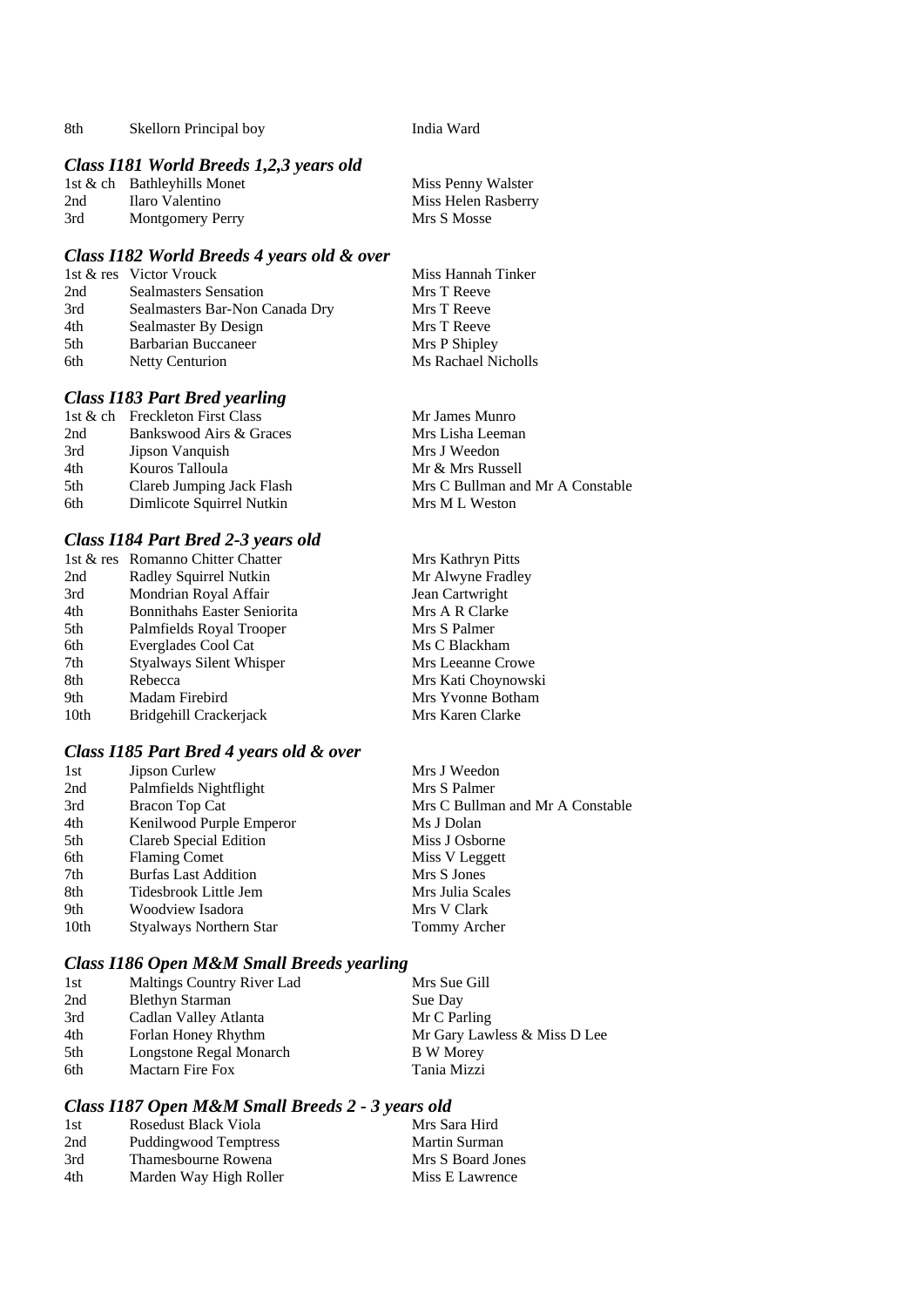| | | |
|---|---|---|
| 8th | Skellorn Principal boy | India Ward |

### *Class I181 World Breeds 1,2,3 years old*

| | | |
|---|---|---|
| 1st & ch | Bathleyhills Monet | Miss Penny Walster |
| 2nd | Ilaro Valentino | Miss Helen Rasberry |
| 3rd | Montgomery Perry | Mrs S Mosse |

### *Class I182 World Breeds 4 years old & over*

| | | |
|---|---|---|
| 1st & res | Victor Vrouck | Miss Hannah Tinker |
| 2nd | Sealmasters Sensation | Mrs T Reeve |
| 3rd | Sealmasters Bar-Non Canada Dry | Mrs T Reeve |
| 4th | Sealmaster By Design | Mrs T Reeve |
| 5th | Barbarian Buccaneer | Mrs P Shipley |
| 6th | Netty Centurion | Ms Rachael Nicholls |

### *Class I183 Part Bred yearling*

| | | |
|---|---|---|
| 1st & ch | Freckleton First Class | Mr James Munro |
| 2nd | Bankswood Airs & Graces | Mrs Lisha Leeman |
| 3rd | Jipson Vanquish | Mrs J Weedon |
| 4th | Kouros Talloula | Mr & Mrs Russell |
| 5th | Clareb Jumping Jack Flash | Mrs C Bullman and Mr A Constable |
| 6th | Dimlicote Squirrel Nutkin | Mrs M L Weston |

### *Class I184 Part Bred 2-3 years old*

| | | |
|---|---|---|
| 1st & res | Romanno Chitter Chatter | Mrs Kathryn Pitts |
| 2nd | Radley Squirrel Nutkin | Mr Alwyne Fradley |
| 3rd | Mondrian Royal Affair | Jean Cartwright |
| 4th | Bonnithahs Easter Seniorita | Mrs A R Clarke |
| 5th | Palmfields Royal Trooper | Mrs S Palmer |
| 6th | Everglades Cool Cat | Ms C Blackham |
| 7th | Styalways Silent Whisper | Mrs Leeanne Crowe |
| 8th | Rebecca | Mrs Kati Choynowski |
| 9th | Madam Firebird | Mrs Yvonne Botham |
| 10th | Bridgehill Crackerjack | Mrs Karen Clarke |

### *Class I185 Part Bred 4 years old & over*

| | | |
|---|---|---|
| 1st | Jipson Curlew | Mrs J Weedon |
| 2nd | Palmfields Nightflight | Mrs S Palmer |
| 3rd | Bracon Top Cat | Mrs C Bullman and Mr A Constable |
| 4th | Kenilwood Purple Emperor | Ms J Dolan |
| 5th | Clareb Special Edition | Miss J Osborne |
| 6th | Flaming Comet | Miss V Leggett |
| 7th | Burfas Last Addition | Mrs S Jones |
| 8th | Tidesbrook Little Jem | Mrs Julia Scales |
| 9th | Woodview Isadora | Mrs V Clark |
| 10th | Styalways Northern Star | Tommy Archer |

### *Class I186 Open M&M Small Breeds yearling*

| | | |
|---|---|---|
| 1st | Maltings Country River Lad | Mrs Sue Gill |
| 2nd | Blethyn Starman | Sue Day |
| 3rd | Cadlan Valley Atlanta | Mr C Parling |
| 4th | Forlan Honey Rhythm | Mr Gary Lawless & Miss D Lee |
| 5th | Longstone Regal Monarch | B W Morey |
| 6th | Mactarn Fire Fox | Tania Mizzi |

### *Class I187 Open M&M Small Breeds 2 - 3 years old*

| | | |
|---|---|---|
| 1st | Rosedust Black Viola | Mrs Sara Hird |
| 2nd | Puddingwood Temptress | Martin Surman |
| 3rd | Thamesbourne Rowena | Mrs S Board Jones |
| 4th | Marden Way High Roller | Miss E Lawrence |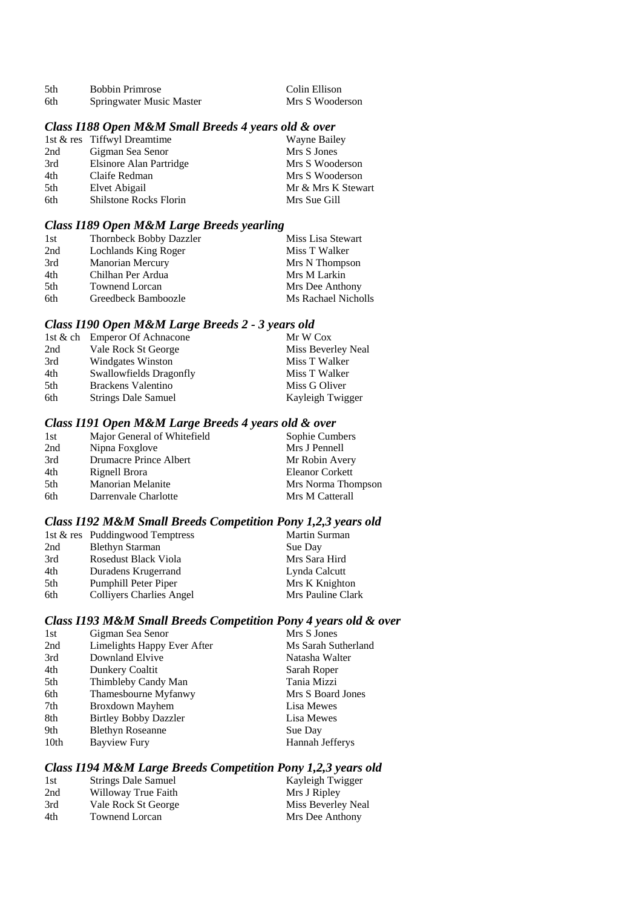| | | |
|---|---|---|
| 5th | Bobbin Primrose | Colin Ellison |
| 6th | Springwater Music Master | Mrs S Wooderson |

### *Class I188 Open M&M Small Breeds 4 years old & over*

| | | |
|---|---|---|
| 1st & res | Tiffwyl Dreamtime | Wayne Bailey |
| 2nd | Gigman Sea Senor | Mrs S Jones |
| 3rd | Elsinore Alan Partridge | Mrs S Wooderson |
| 4th | Claife Redman | Mrs S Wooderson |
| 5th | Elvet Abigail | Mr & Mrs K Stewart |
| 6th | Shilstone Rocks Florin | Mrs Sue Gill |

### *Class I189 Open M&M Large Breeds yearling*

| | | |
|---|---|---|
| 1st | Thornbeck Bobby Dazzler | Miss Lisa Stewart |
| 2nd | Lochlands King Roger | Miss T Walker |
| 3rd | Manorian Mercury | Mrs N Thompson |
| 4th | Chilhan Per Ardua | Mrs M Larkin |
| 5th | Townend Lorcan | Mrs Dee Anthony |
| 6th | Greedbeck Bamboozle | Ms Rachael Nicholls |

### *Class I190 Open M&M Large Breeds 2 - 3 years old*

| | | |
|---|---|---|
| 1st & ch | Emperor Of Achnacone | Mr W Cox |
| 2nd | Vale Rock St George | Miss Beverley Neal |
| 3rd | Windgates Winston | Miss T Walker |
| 4th | Swallowfields Dragonfly | Miss T Walker |
| 5th | Brackens Valentino | Miss G Oliver |
| 6th | Strings Dale Samuel | Kayleigh Twigger |

### *Class I191 Open M&M Large Breeds 4 years old & over*

| | | |
|---|---|---|
| 1st | Major General of Whitefield | Sophie Cumbers |
| 2nd | Nipna Foxglove | Mrs J Pennell |
| 3rd | Drumacre Prince Albert | Mr Robin Avery |
| 4th | Rignell Brora | Eleanor Corkett |
| 5th | Manorian Melanite | Mrs Norma Thompson |
| 6th | Darrenvale Charlotte | Mrs M Catterall |

### *Class I192 M&M Small Breeds Competition Pony 1,2,3 years old*

| | | |
|---|---|---|
| 1st & res | Puddingwood Temptress | Martin Surman |
| 2nd | Blethyn Starman | Sue Day |
| 3rd | Rosedust Black Viola | Mrs Sara Hird |
| 4th | Duradens Krugerrand | Lynda Calcutt |
| 5th | Pumphill Peter Piper | Mrs K Knighton |
| 6th | Colliyers Charlies Angel | Mrs Pauline Clark |

### *Class I193 M&M Small Breeds Competition Pony 4 years old & over*

| | | |
|---|---|---|
| 1st | Gigman Sea Senor | Mrs S Jones |
| 2nd | Limelights Happy Ever After | Ms Sarah Sutherland |
| 3rd | Downland Elvive | Natasha Walter |
| 4th | Dunkery Coaltit | Sarah Roper |
| 5th | Thimbleby Candy Man | Tania Mizzi |
| 6th | Thamesbourne Myfanwy | Mrs S Board Jones |
| 7th | Broxdown Mayhem | Lisa Mewes |
| 8th | Birtley Bobby Dazzler | Lisa Mewes |
| 9th | Blethyn Roseanne | Sue Day |
| 10th | Bayview Fury | Hannah Jefferys |

### *Class I194 M&M Large Breeds Competition Pony 1,2,3 years old*

| | | |
|---|---|---|
| 1st | Strings Dale Samuel | Kayleigh Twigger |
| 2nd | Willoway True Faith | Mrs J Ripley |
| 3rd | Vale Rock St George | Miss Beverley Neal |
| 4th | Townend Lorcan | Mrs Dee Anthony |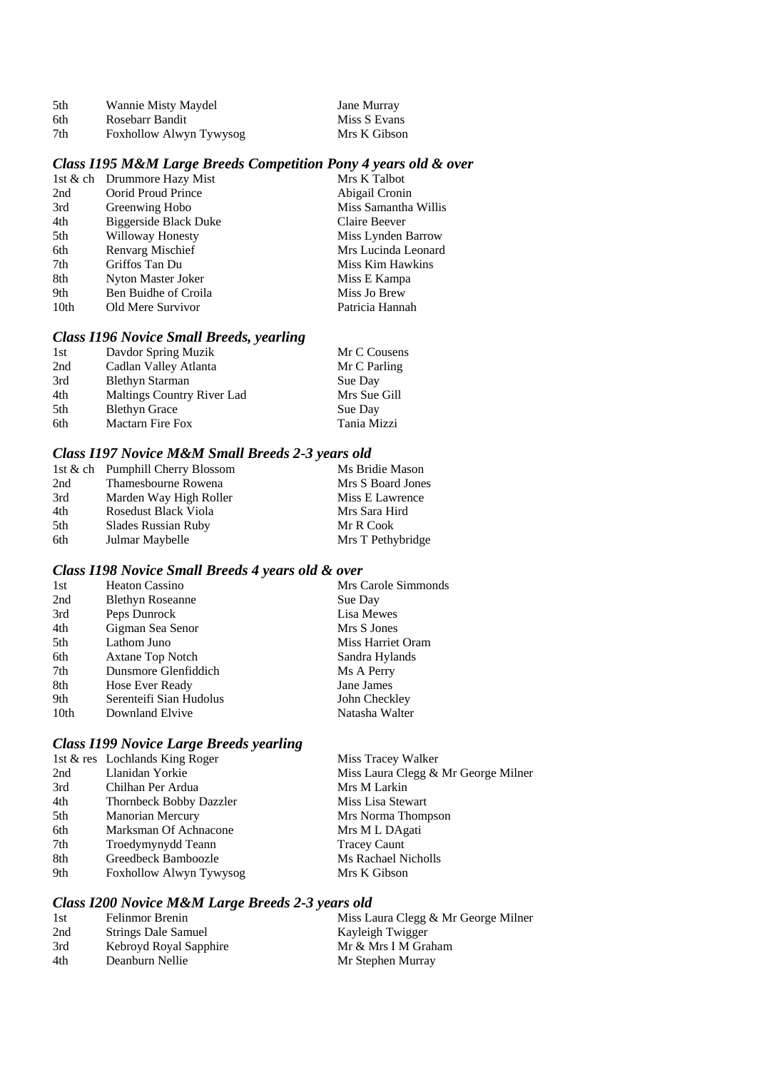| | | |
|---|---|---|
| 5th | Wannie Misty Maydel | Jane Murray |
| 6th | Rosebarr Bandit | Miss S Evans |
| 7th | Foxhollow Alwyn Tywysog | Mrs K Gibson |

### *Class I195 M&M Large Breeds Competition Pony 4 years old & over*

| | | |
|---|---|---|
| 1st & ch | Drummore Hazy Mist | Mrs K Talbot |
| 2nd | Oorid Proud Prince | Abigail Cronin |
| 3rd | Greenwing Hobo | Miss Samantha Willis |
| 4th | Biggerside Black Duke | Claire Beever |
| 5th | Willoway Honesty | Miss Lynden Barrow |
| 6th | Renvarg Mischief | Mrs Lucinda Leonard |
| 7th | Griffos Tan Du | Miss Kim Hawkins |
| 8th | Nyton Master Joker | Miss E Kampa |
| 9th | Ben Buidhe of Croila | Miss Jo Brew |
| 10th | Old Mere Survivor | Patricia Hannah |

### *Class I196 Novice Small Breeds, yearling*

| | | |
|---|---|---|
| 1st | Davdor Spring Muzik | Mr C Cousens |
| 2nd | Cadlan Valley Atlanta | Mr C Parling |
| 3rd | Blethyn Starman | Sue Day |
| 4th | Maltings Country River Lad | Mrs Sue Gill |
| 5th | Blethyn Grace | Sue Day |
| 6th | Mactarn Fire Fox | Tania Mizzi |

### *Class I197 Novice M&M Small Breeds 2-3 years old*

| | | |
|---|---|---|
| 1st & ch | Pumphill Cherry Blossom | Ms Bridie Mason |
| 2nd | Thamesbourne Rowena | Mrs S Board Jones |
| 3rd | Marden Way High Roller | Miss E Lawrence |
| 4th | Rosedust Black Viola | Mrs Sara Hird |
| 5th | Slades Russian Ruby | Mr R Cook |
| 6th | Julmar Maybelle | Mrs T Pethybridge |

### *Class I198 Novice Small Breeds 4 years old & over*

| | | |
|---|---|---|
| 1st | Heaton Cassino | Mrs Carole Simmonds |
| 2nd | Blethyn Roseanne | Sue Day |
| 3rd | Peps Dunrock | Lisa Mewes |
| 4th | Gigman Sea Senor | Mrs S Jones |
| 5th | Lathom Juno | Miss Harriet Oram |
| 6th | Axtane Top Notch | Sandra Hylands |
| 7th | Dunsmore Glenfiddich | Ms A Perry |
| 8th | Hose Ever Ready | Jane James |
| 9th | Serenteifi Sian Hudolus | John Checkley |
| 10th | Downland Elvive | Natasha Walter |

### *Class I199 Novice Large Breeds yearling*

| | | |
|---|---|---|
| 1st & res | Lochlands King Roger | Miss Tracey Walker |
| 2nd | Llanidan Yorkie | Miss Laura Clegg & Mr George Milner |
| 3rd | Chilhan Per Ardua | Mrs M Larkin |
| 4th | Thornbeck Bobby Dazzler | Miss Lisa Stewart |
| 5th | Manorian Mercury | Mrs Norma Thompson |
| 6th | Marksman Of Achnacone | Mrs M L DAgati |
| 7th | Troedymynydd Teann | Tracey Caunt |
| 8th | Greedbeck Bamboozle | Ms Rachael Nicholls |
| 9th | Foxhollow Alwyn Tywysog | Mrs K Gibson |

### *Class I200 Novice M&M Large Breeds 2-3 years old*

| | | |
|---|---|---|
| 1st | Felinmor Brenin | Miss Laura Clegg & Mr George Milner |
| 2nd | Strings Dale Samuel | Kayleigh Twigger |
| 3rd | Kebroyd Royal Sapphire | Mr & Mrs I M Graham |
| 4th | Deanburn Nellie | Mr Stephen Murray |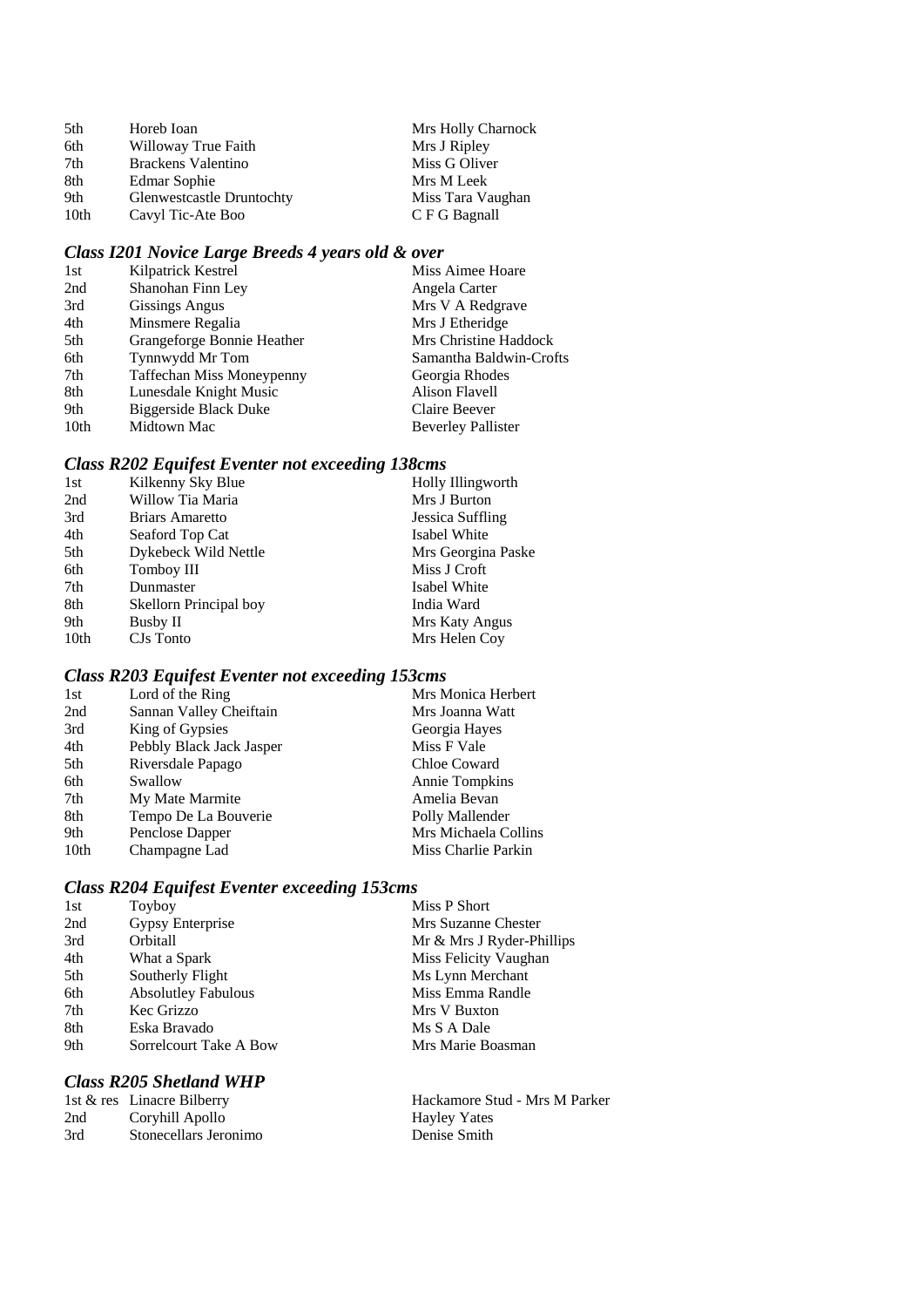| | | |
|---|---|---|
| 5th | Horeb Ioan | Mrs Holly Charnock |
| 6th | Willoway True Faith | Mrs J Ripley |
| 7th | Brackens Valentino | Miss G Oliver |
| 8th | Edmar Sophie | Mrs M Leek |
| 9th | Glenwestcastle Druntochty | Miss Tara Vaughan |
| 10th | Cavyl Tic-Ate Boo | C F G Bagnall |

### *Class I201 Novice Large Breeds 4 years old & over*

| | | |
|---|---|---|
| 1st | Kilpatrick Kestrel | Miss Aimee Hoare |
| 2nd | Shanohan Finn Ley | Angela Carter |
| 3rd | Gissings Angus | Mrs V A Redgrave |
| 4th | Minsmere Regalia | Mrs J Etheridge |
| 5th | Grangeforge Bonnie Heather | Mrs Christine Haddock |
| 6th | Tynnwydd Mr Tom | Samantha Baldwin-Crofts |
| 7th | Taffechan Miss Moneypenny | Georgia Rhodes |
| 8th | Lunesdale Knight Music | Alison Flavell |
| 9th | Biggerside Black Duke | Claire Beever |
| 10th | Midtown Mac | Beverley Pallister |

### *Class R202 Equifest Eventer not exceeding 138cms*

| | | |
|---|---|---|
| 1st | Kilkenny Sky Blue | Holly Illingworth |
| 2nd | Willow Tia Maria | Mrs J Burton |
| 3rd | Briars Amaretto | Jessica Suffling |
| 4th | Seaford Top Cat | Isabel White |
| 5th | Dykebeck Wild Nettle | Mrs Georgina Paske |
| 6th | Tomboy III | Miss J Croft |
| 7th | Dunmaster | Isabel White |
| 8th | Skellorn Principal boy | India Ward |
| 9th | Busby II | Mrs Katy Angus |
| 10th | CJs Tonto | Mrs Helen Coy |

### *Class R203 Equifest Eventer not exceeding 153cms*

| | | |
|---|---|---|
| 1st | Lord of the Ring | Mrs Monica Herbert |
| 2nd | Sannan Valley Cheiftain | Mrs Joanna Watt |
| 3rd | King of Gypsies | Georgia Hayes |
| 4th | Pebbly Black Jack Jasper | Miss F Vale |
| 5th | Riversdale Papago | Chloe Coward |
| 6th | Swallow | Annie Tompkins |
| 7th | My Mate Marmite | Amelia Bevan |
| 8th | Tempo De La Bouverie | Polly Mallender |
| 9th | Penclose Dapper | Mrs Michaela Collins |
| 10th | Champagne Lad | Miss Charlie Parkin |

### *Class R204 Equifest Eventer exceeding 153cms*

| | | |
|---|---|---|
| 1st | Toyboy | Miss P Short |
| 2nd | Gypsy Enterprise | Mrs Suzanne Chester |
| 3rd | Orbitall | Mr & Mrs J Ryder-Phillips |
| 4th | What a Spark | Miss Felicity Vaughan |
| 5th | Southerly Flight | Ms Lynn Merchant |
| 6th | Absolutley Fabulous | Miss Emma Randle |
| 7th | Kec Grizzo | Mrs V Buxton |
| 8th | Eska Bravado | Ms S A Dale |
| 9th | Sorrelcourt Take A Bow | Mrs Marie Boasman |

### *Class R205 Shetland WHP*

| | | |
|---|---|---|
| 1st & res | Linacre Bilberry | Hackamore Stud - Mrs M Parker |
| 2nd | Coryhill Apollo | Hayley Yates |
| 3rd | Stonecellars Jeronimo | Denise Smith |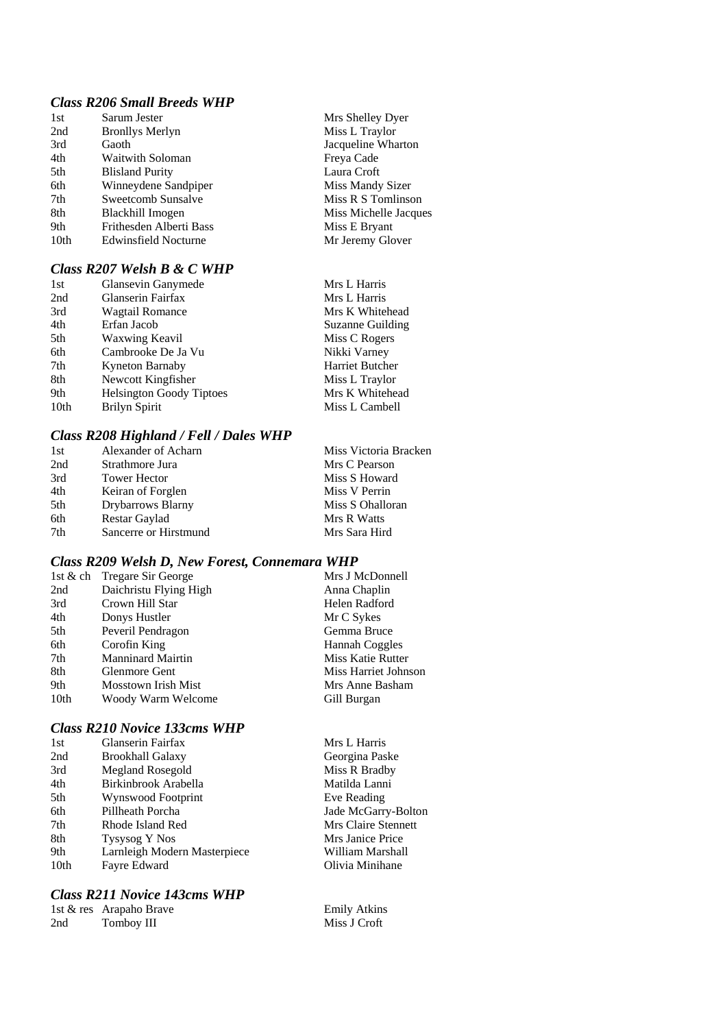### *Class R206 Small Breeds WHP*

| | | |
|---|---|---|
| 1st | Sarum Jester | Mrs Shelley Dyer |
| 2nd | Bronllys Merlyn | Miss L Traylor |
| 3rd | Gaoth | Jacqueline Wharton |
| 4th | Waitwith Soloman | Freya Cade |
| 5th | Blisland Purity | Laura Croft |
| 6th | Winneydene Sandpiper | Miss Mandy Sizer |
| 7th | Sweetcomb Sunsalve | Miss R S Tomlinson |
| 8th | Blackhill Imogen | Miss Michelle Jacques |
| 9th | Frithesden Alberti Bass | Miss E Bryant |
| 10th | Edwinsfield Nocturne | Mr Jeremy Glover |

### *Class R207 Welsh B & C WHP*

| | | |
|---|---|---|
| 1st | Glansevin Ganymede | Mrs L Harris |
| 2nd | Glanserin Fairfax | Mrs L Harris |
| 3rd | Wagtail Romance | Mrs K Whitehead |
| 4th | Erfan Jacob | Suzanne Guilding |
| 5th | Waxwing Keavil | Miss C Rogers |
| 6th | Cambrooke De Ja Vu | Nikki Varney |
| 7th | Kyneton Barnaby | Harriet Butcher |
| 8th | Newcott Kingfisher | Miss L Traylor |
| 9th | Helsington Goody Tiptoes | Mrs K Whitehead |
| 10th | Brilyn Spirit | Miss L Cambell |

### *Class R208 Highland / Fell / Dales WHP*

| | | |
|---|---|---|
| 1st | Alexander of Acharn | Miss Victoria Bracken |
| 2nd | Strathmore Jura | Mrs C Pearson |
| 3rd | Tower Hector | Miss S Howard |
| 4th | Keiran of Forglen | Miss V Perrin |
| 5th | Drybarrows Blarny | Miss S Ohalloran |
| 6th | Restar Gaylad | Mrs R Watts |
| 7th | Sancerre or Hirstmund | Mrs Sara Hird |

### *Class R209 Welsh D, New Forest, Connemara WHP*

| | | |
|---|---|---|
| 1st & ch | Tregare Sir George | Mrs J McDonnell |
| 2nd | Daichristu Flying High | Anna Chaplin |
| 3rd | Crown Hill Star | Helen Radford |
| 4th | Donys Hustler | Mr C Sykes |
| 5th | Peveril Pendragon | Gemma Bruce |
| 6th | Corofin King | Hannah Coggles |
| 7th | Manninard Mairtin | Miss Katie Rutter |
| 8th | Glenmore Gent | Miss Harriet Johnson |
| 9th | Mosstown Irish Mist | Mrs Anne Basham |
| 10th | Woody Warm Welcome | Gill Burgan |

### *Class R210 Novice 133cms WHP*

| | | |
|---|---|---|
| 1st | Glanserin Fairfax | Mrs L Harris |
| 2nd | Brookhall Galaxy | Georgina Paske |
| 3rd | Megland Rosegold | Miss R Bradby |
| 4th | Birkinbrook Arabella | Matilda Lanni |
| 5th | Wynswood Footprint | Eve Reading |
| 6th | Pillheath Porcha | Jade McGarry-Bolton |
| 7th | Rhode Island Red | Mrs Claire Stennett |
| 8th | Tysysog Y Nos | Mrs Janice Price |
| 9th | Larnleigh Modern Masterpiece | William Marshall |
| 10th | Fayre Edward | Olivia Minihane |

### *Class R211 Novice 143cms WHP*

| | | |
|---|---|---|
| 1st & res | Arapaho Brave | Emily Atkins |
| 2nd | Tomboy III | Miss J Croft |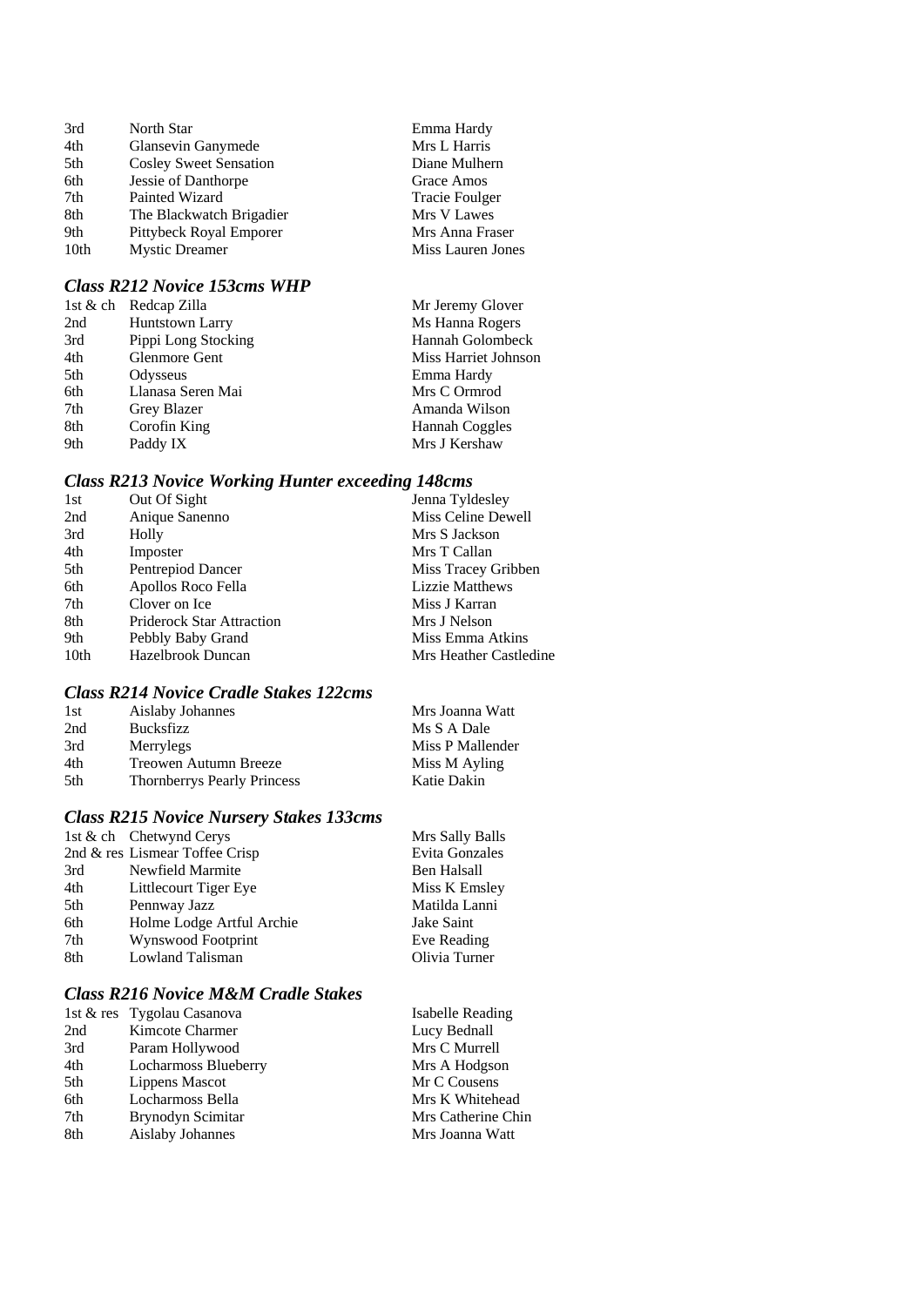| | | |
|---|---|---|
| 3rd | North Star | Emma Hardy |
| 4th | Glansevin Ganymede | Mrs L Harris |
| 5th | Cosley Sweet Sensation | Diane Mulhern |
| 6th | Jessie of Danthorpe | Grace Amos |
| 7th | Painted Wizard | Tracie Foulger |
| 8th | The Blackwatch Brigadier | Mrs V Lawes |
| 9th | Pittybeck Royal Emporer | Mrs Anna Fraser |
| 10th | Mystic Dreamer | Miss Lauren Jones |

### *Class R212 Novice 153cms WHP*

| | | |
|---|---|---|
| 1st & ch | Redcap Zilla | Mr Jeremy Glover |
| 2nd | Huntstown Larry | Ms Hanna Rogers |
| 3rd | Pippi Long Stocking | Hannah Golombeck |
| 4th | Glenmore Gent | Miss Harriet Johnson |
| 5th | Odysseus | Emma Hardy |
| 6th | Llanasa Seren Mai | Mrs C Ormrod |
| 7th | Grey Blazer | Amanda Wilson |
| 8th | Corofin King | Hannah Coggles |
| 9th | Paddy IX | Mrs J Kershaw |

### *Class R213 Novice Working Hunter exceeding 148cms*

| | | |
|---|---|---|
| 1st | Out Of Sight | Jenna Tyldesley |
| 2nd | Anique Sanenno | Miss Celine Dewell |
| 3rd | Holly | Mrs S Jackson |
| 4th | Imposter | Mrs T Callan |
| 5th | Pentrepiod Dancer | Miss Tracey Gribben |
| 6th | Apollos Roco Fella | Lizzie Matthews |
| 7th | Clover on Ice | Miss J Karran |
| 8th | Priderock Star Attraction | Mrs J Nelson |
| 9th | Pebbly Baby Grand | Miss Emma Atkins |
| 10th | Hazelbrook Duncan | Mrs Heather Castledine |

### *Class R214 Novice Cradle Stakes 122cms*

| | | |
|---|---|---|
| 1st | Aislaby Johannes | Mrs Joanna Watt |
| 2nd | Bucksfizz | Ms S A Dale |
| 3rd | Merrylegs | Miss P Mallender |
| 4th | Treowen Autumn Breeze | Miss M Ayling |
| 5th | Thornberrys Pearly Princess | Katie Dakin |

### *Class R215 Novice Nursery Stakes 133cms*

| | | |
|---|---|---|
| 1st & ch | Chetwynd Cerys | Mrs Sally Balls |
| 2nd & res | Lismear Toffee Crisp | Evita Gonzales |
| 3rd | Newfield Marmite | Ben Halsall |
| 4th | Littlecourt Tiger Eye | Miss K Emsley |
| 5th | Pennway Jazz | Matilda Lanni |
| 6th | Holme Lodge Artful Archie | Jake Saint |
| 7th | Wynswood Footprint | Eve Reading |
| 8th | Lowland Talisman | Olivia Turner |

### *Class R216 Novice M&M Cradle Stakes*

| | | |
|---|---|---|
| 1st & res | Tygolau Casanova | Isabelle Reading |
| 2nd | Kimcote Charmer | Lucy Bednall |
| 3rd | Param Hollywood | Mrs C Murrell |
| 4th | Locharmoss Blueberry | Mrs A Hodgson |
| 5th | Lippens Mascot | Mr C Cousens |
| 6th | Locharmoss Bella | Mrs K Whitehead |
| 7th | Brynodyn Scimitar | Mrs Catherine Chin |
| 8th | Aislaby Johannes | Mrs Joanna Watt |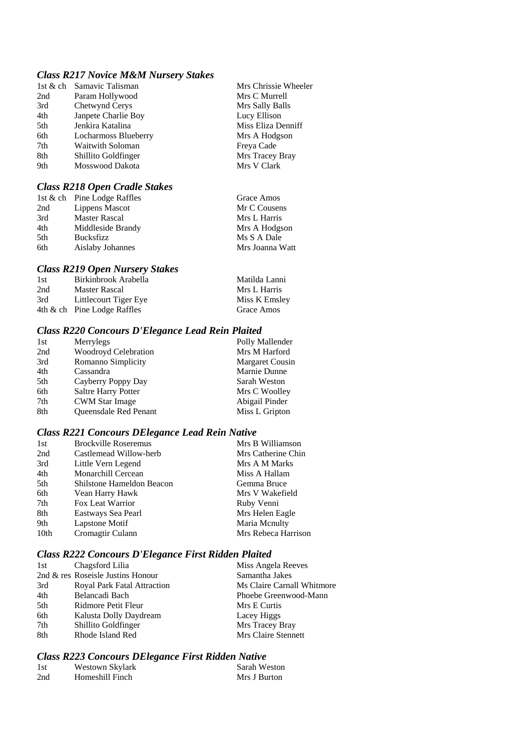### *Class R217 Novice M&M Nursery Stakes*

| | | |
|---|---|---|
| 1st & ch | Samavic Talisman | Mrs Chrissie Wheeler |
| 2nd | Param Hollywood | Mrs C Murrell |
| 3rd | Chetwynd Cerys | Mrs Sally Balls |
| 4th | Janpete Charlie Boy | Lucy Ellison |
| 5th | Jenkira Katalina | Miss Eliza Denniff |
| 6th | Locharmoss Blueberry | Mrs A Hodgson |
| 7th | Waitwith Soloman | Freya Cade |
| 8th | Shillito Goldfinger | Mrs Tracey Bray |
| 9th | Mosswood Dakota | Mrs V Clark |

### *Class R218 Open Cradle Stakes*

| | | |
|---|---|---|
| 1st & ch | Pine Lodge Raffles | Grace Amos |
| 2nd | Lippens Mascot | Mr C Cousens |
| 3rd | Master Rascal | Mrs L Harris |
| 4th | Middleside Brandy | Mrs A Hodgson |
| 5th | Bucksfizz | Ms S A Dale |
| 6th | Aislaby Johannes | Mrs Joanna Watt |

### *Class R219 Open Nursery Stakes*

| | | |
|---|---|---|
| 1st | Birkinbrook Arabella | Matilda Lanni |
| 2nd | Master Rascal | Mrs L Harris |
| 3rd | Littlecourt Tiger Eye | Miss K Emsley |
| 4th & ch | Pine Lodge Raffles | Grace Amos |

### *Class R220 Concours D'Elegance Lead Rein Plaited*

| | | |
|---|---|---|
| 1st | Merrylegs | Polly Mallender |
| 2nd | Woodroyd Celebration | Mrs M Harford |
| 3rd | Romanno Simplicity | Margaret Cousin |
| 4th | Cassandra | Marnie Dunne |
| 5th | Cayberry Poppy Day | Sarah Weston |
| 6th | Saltre Harry Potter | Mrs C Woolley |
| 7th | CWM Star Image | Abigail Pinder |
| 8th | Queensdale Red Penant | Miss L Gripton |

### *Class R221 Concours DElegance Lead Rein Native*

| | | |
|---|---|---|
| 1st | Brockville Roseremus | Mrs B Williamson |
| 2nd | Castlemead Willow-herb | Mrs Catherine Chin |
| 3rd | Little Vern Legend | Mrs A M Marks |
| 4th | Monarchill Cercean | Miss A Hallam |
| 5th | Shilstone Hameldon Beacon | Gemma Bruce |
| 6th | Vean Harry Hawk | Mrs V Wakefield |
| 7th | Fox Leat Warrior | Ruby Venni |
| 8th | Eastways Sea Pearl | Mrs Helen Eagle |
| 9th | Lapstone Motif | Maria Mcnulty |
| 10th | Cromagtir Culann | Mrs Rebeca Harrison |

### *Class R222 Concours D'Elegance First Ridden Plaited*

| | | |
|---|---|---|
| 1st | Chagsford Lilia | Miss Angela Reeves |
| 2nd & res | Roseisle Justins Honour | Samantha Jakes |
| 3rd | Royal Park Fatal Attraction | Ms Claire Carnall Whitmore |
| 4th | Belancadi Bach | Phoebe Greenwood-Mann |
| 5th | Ridmore Petit Fleur | Mrs E Curtis |
| 6th | Kalusta Dolly Daydream | Lacey Higgs |
| 7th | Shillito Goldfinger | Mrs Tracey Bray |
| 8th | Rhode Island Red | Mrs Claire Stennett |

### *Class R223 Concours DElegance First Ridden Native*

| | | |
|---|---|---|
| 1st | Westown Skylark | Sarah Weston |
| 2nd | Homeshill Finch | Mrs J Burton |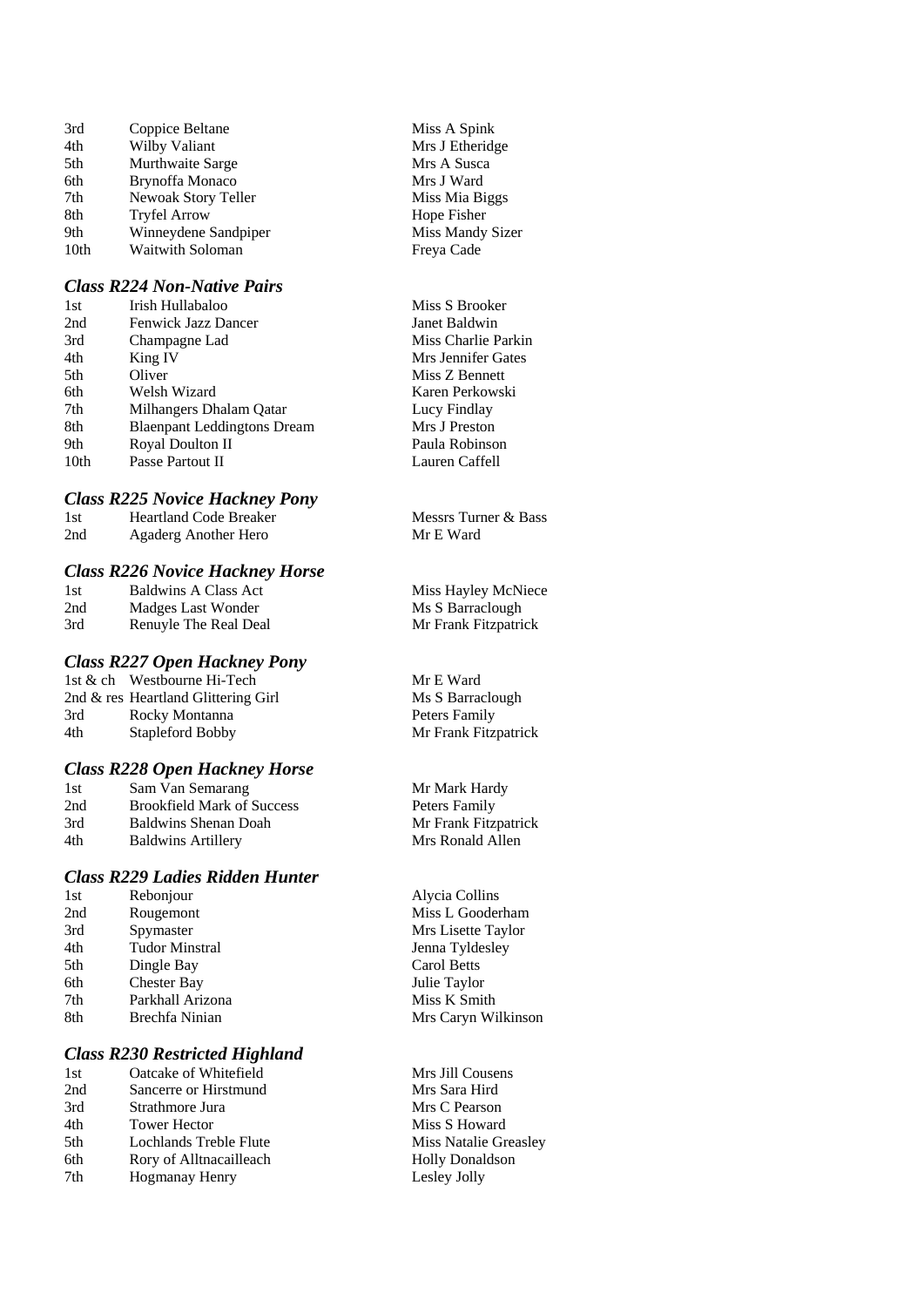| | | |
|---|---|---|
| 3rd | Coppice Beltane | Miss A Spink |
| 4th | Wilby Valiant | Mrs J Etheridge |
| 5th | Murthwaite Sarge | Mrs A Susca |
| 6th | Brynoffa Monaco | Mrs J Ward |
| 7th | Newoak Story Teller | Miss Mia Biggs |
| 8th | Tryfel Arrow | Hope Fisher |
| 9th | Winneydene Sandpiper | Miss Mandy Sizer |
| 10th | Waitwith Soloman | Freya Cade |

### *Class R224 Non-Native Pairs*

| | | |
|---|---|---|
| 1st | Irish Hullabaloo | Miss S Brooker |
| 2nd | Fenwick Jazz Dancer | Janet Baldwin |
| 3rd | Champagne Lad | Miss Charlie Parkin |
| 4th | King IV | Mrs Jennifer Gates |
| 5th | Oliver | Miss Z Bennett |
| 6th | Welsh Wizard | Karen Perkowski |
| 7th | Milhangers Dhalam Qatar | Lucy Findlay |
| 8th | Blaenpant Leddingtons Dream | Mrs J Preston |
| 9th | Royal Doulton II | Paula Robinson |
| 10th | Passe Partout II | Lauren Caffell |

### *Class R225 Novice Hackney Pony*

| | | |
|---|---|---|
| 1st | Heartland Code Breaker | Messrs Turner & Bass |
| 2nd | Agaderg Another Hero | Mr E Ward |

### *Class R226 Novice Hackney Horse*

| | | |
|---|---|---|
| 1st | Baldwins A Class Act | Miss Hayley McNiece |
| 2nd | Madges Last Wonder | Ms S Barraclough |
| 3rd | Renuyle The Real Deal | Mr Frank Fitzpatrick |

### *Class R227 Open Hackney Pony*

| | | |
|---|---|---|
| 1st & ch | Westbourne Hi-Tech | Mr E Ward |
| 2nd & res | Heartland Glittering Girl | Ms S Barraclough |
| 3rd | Rocky Montanna | Peters Family |
| 4th | Stapleford Bobby | Mr Frank Fitzpatrick |

### *Class R228 Open Hackney Horse*

| | | |
|---|---|---|
| 1st | Sam Van Semarang | Mr Mark Hardy |
| 2nd | Brookfield Mark of Success | Peters Family |
| 3rd | Baldwins Shenan Doah | Mr Frank Fitzpatrick |
| 4th | Baldwins Artillery | Mrs Ronald Allen |

### *Class R229 Ladies Ridden Hunter*

| | | |
|---|---|---|
| 1st | Rebonjour | Alycia Collins |
| 2nd | Rougemont | Miss L Gooderham |
| 3rd | Spymaster | Mrs Lisette Taylor |
| 4th | Tudor Minstral | Jenna Tyldesley |
| 5th | Dingle Bay | Carol Betts |
| 6th | Chester Bay | Julie Taylor |
| 7th | Parkhall Arizona | Miss K Smith |
| 8th | Brechfa Ninian | Mrs Caryn Wilkinson |

### *Class R230 Restricted Highland*

| | | |
|---|---|---|
| 1st | Oatcake of Whitefield | Mrs Jill Cousens |
| 2nd | Sancerre or Hirstmund | Mrs Sara Hird |
| 3rd | Strathmore Jura | Mrs C Pearson |
| 4th | Tower Hector | Miss S Howard |
| 5th | Lochlands Treble Flute | Miss Natalie Greasley |
| 6th | Rory of Alltnacailleach | Holly Donaldson |
| 7th | Hogmanay Henry | Lesley Jolly |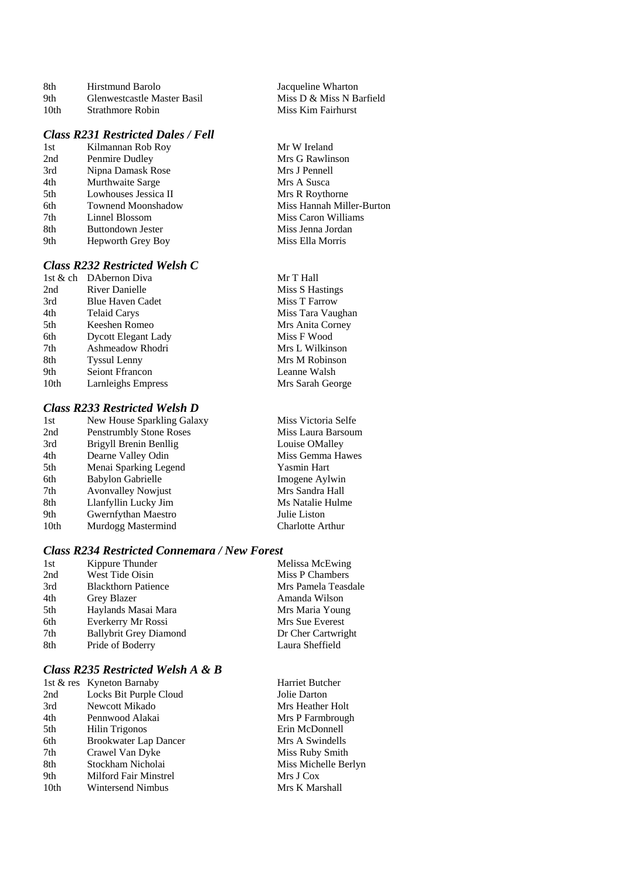| | | |
|---|---|---|
| 8th | Hirstmund Barolo | Jacqueline Wharton |
| 9th | Glenwestcastle Master Basil | Miss D & Miss N Barfield |
| 10th | Strathmore Robin | Miss Kim Fairhurst |

### *Class R231 Restricted Dales / Fell*

| | | |
|---|---|---|
| 1st | Kilmannan Rob Roy | Mr W Ireland |
| 2nd | Penmire Dudley | Mrs G Rawlinson |
| 3rd | Nipna Damask Rose | Mrs J Pennell |
| 4th | Murthwaite Sarge | Mrs A Susca |
| 5th | Lowhouses Jessica II | Mrs R Roythorne |
| 6th | Townend Moonshadow | Miss Hannah Miller-Burton |
| 7th | Linnel Blossom | Miss Caron Williams |
| 8th | Buttondown Jester | Miss Jenna Jordan |
| 9th | Hepworth Grey Boy | Miss Ella Morris |

### *Class R232 Restricted Welsh C*

| | | |
|---|---|---|
| 1st & ch | DAbernon Diva | Mr T Hall |
| 2nd | River Danielle | Miss S Hastings |
| 3rd | Blue Haven Cadet | Miss T Farrow |
| 4th | Telaid Carys | Miss Tara Vaughan |
| 5th | Keeshen Romeo | Mrs Anita Corney |
| 6th | Dycott Elegant Lady | Miss F Wood |
| 7th | Ashmeadow Rhodri | Mrs L Wilkinson |
| 8th | Tyssul Lenny | Mrs M Robinson |
| 9th | Seiont Ffrancon | Leanne Walsh |
| 10th | Larnleighs Empress | Mrs Sarah George |

### *Class R233 Restricted Welsh D*

| | | |
|---|---|---|
| 1st | New House Sparkling Galaxy | Miss Victoria Selfe |
| 2nd | Penstrumbly Stone Roses | Miss Laura Barsoum |
| 3rd | Brigyll Brenin Benllig | Louise OMalley |
| 4th | Dearne Valley Odin | Miss Gemma Hawes |
| 5th | Menai Sparking Legend | Yasmin Hart |
| 6th | Babylon Gabrielle | Imogene Aylwin |
| 7th | Avonvalley Nowjust | Mrs Sandra Hall |
| 8th | Llanfyllin Lucky Jim | Ms Natalie Hulme |
| 9th | Gwernfythan Maestro | Julie Liston |
| 10th | Murdogg Mastermind | Charlotte Arthur |

### *Class R234 Restricted Connemara / New Forest*

| | | |
|---|---|---|
| 1st | Kippure Thunder | Melissa McEwing |
| 2nd | West Tide Oisin | Miss P Chambers |
| 3rd | Blackthorn Patience | Mrs Pamela Teasdale |
| 4th | Grey Blazer | Amanda Wilson |
| 5th | Haylands Masai Mara | Mrs Maria Young |
| 6th | Everkerry Mr Rossi | Mrs Sue Everest |
| 7th | Ballybrit Grey Diamond | Dr Cher Cartwright |
| 8th | Pride of Boderry | Laura Sheffield |

### *Class R235 Restricted Welsh A & B*

| | | |
|---|---|---|
| 1st & res | Kyneton Barnaby | Harriet Butcher |
| 2nd | Locks Bit Purple Cloud | Jolie Darton |
| 3rd | Newcott Mikado | Mrs Heather Holt |
| 4th | Pennwood Alakai | Mrs P Farmbrough |
| 5th | Hilin Trigonos | Erin McDonnell |
| 6th | Brookwater Lap Dancer | Mrs A Swindells |
| 7th | Crawel Van Dyke | Miss Ruby Smith |
| 8th | Stockham Nicholai | Miss Michelle Berlyn |
| 9th | Milford Fair Minstrel | Mrs J Cox |
| 10th | Wintersend Nimbus | Mrs K Marshall |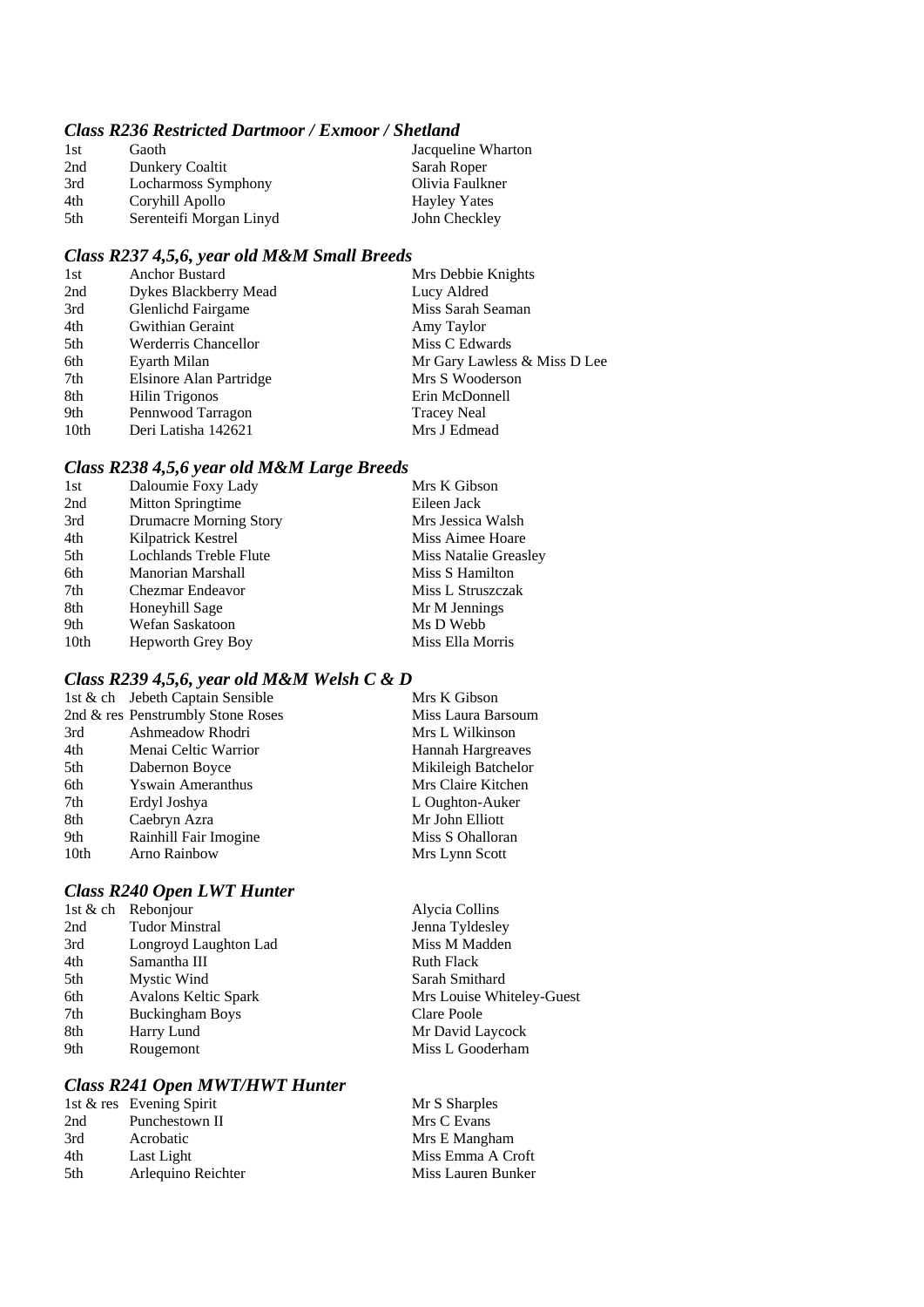### *Class R236 Restricted Dartmoor / Exmoor / Shetland*

| | | |
|---|---|---|
| 1st | Gaoth | Jacqueline Wharton |
| 2nd | Dunkery Coaltit | Sarah Roper |
| 3rd | Locharmoss Symphony | Olivia Faulkner |
| 4th | Coryhill Apollo | Hayley Yates |
| 5th | Serenteifi Morgan Linyd | John Checkley |

### *Class R237 4,5,6, year old M&M Small Breeds*

| | | |
|---|---|---|
| 1st | Anchor Bustard | Mrs Debbie Knights |
| 2nd | Dykes Blackberry Mead | Lucy Aldred |
| 3rd | Glenlichd Fairgame | Miss Sarah Seaman |
| 4th | Gwithian Geraint | Amy Taylor |
| 5th | Werderris Chancellor | Miss C Edwards |
| 6th | Eyarth Milan | Mr Gary Lawless & Miss D Lee |
| 7th | Elsinore Alan Partridge | Mrs S Wooderson |
| 8th | Hilin Trigonos | Erin McDonnell |
| 9th | Pennwood Tarragon | Tracey Neal |
| 10th | Deri Latisha 142621 | Mrs J Edmead |

### *Class R238 4,5,6 year old M&M Large Breeds*

| | | |
|---|---|---|
| 1st | Daloumie Foxy Lady | Mrs K Gibson |
| 2nd | Mitton Springtime | Eileen Jack |
| 3rd | Drumacre Morning Story | Mrs Jessica Walsh |
| 4th | Kilpatrick Kestrel | Miss Aimee Hoare |
| 5th | Lochlands Treble Flute | Miss Natalie Greasley |
| 6th | Manorian Marshall | Miss S Hamilton |
| 7th | Chezmar Endeavor | Miss L Struszczak |
| 8th | Honeyhill Sage | Mr M Jennings |
| 9th | Wefan Saskatoon | Ms D Webb |
| 10th | Hepworth Grey Boy | Miss Ella Morris |

### *Class R239 4,5,6, year old M&M Welsh C & D*

| | | |
|---|---|---|
| 1st & ch | Jebeth Captain Sensible | Mrs K Gibson |
| 2nd & res | Penstrumbly Stone Roses | Miss Laura Barsoum |
| 3rd | Ashmeadow Rhodri | Mrs L Wilkinson |
| 4th | Menai Celtic Warrior | Hannah Hargreaves |
| 5th | Dabernon Boyce | Mikileigh Batchelor |
| 6th | Yswain Ameranthus | Mrs Claire Kitchen |
| 7th | Erdyl Joshya | L Oughton-Auker |
| 8th | Caebryn Azra | Mr John Elliott |
| 9th | Rainhill Fair Imogine | Miss S Ohalloran |
| 10th | Arno Rainbow | Mrs Lynn Scott |

### *Class R240 Open LWT Hunter*

| | | |
|---|---|---|
| 1st & ch | Rebonjour | Alycia Collins |
| 2nd | Tudor Minstral | Jenna Tyldesley |
| 3rd | Longroyd Laughton Lad | Miss M Madden |
| 4th | Samantha III | Ruth Flack |
| 5th | Mystic Wind | Sarah Smithard |
| 6th | Avalons Keltic Spark | Mrs Louise Whiteley-Guest |
| 7th | Buckingham Boys | Clare Poole |
| 8th | Harry Lund | Mr David Laycock |
| 9th | Rougemont | Miss L Gooderham |

### *Class R241 Open MWT/HWT Hunter*

| | | |
|---|---|---|
| 1st & res | Evening Spirit | Mr S Sharples |
| 2nd | Punchestown II | Mrs C Evans |
| 3rd | Acrobatic | Mrs E Mangham |
| 4th | Last Light | Miss Emma A Croft |
| 5th | Arlequino Reichter | Miss Lauren Bunker |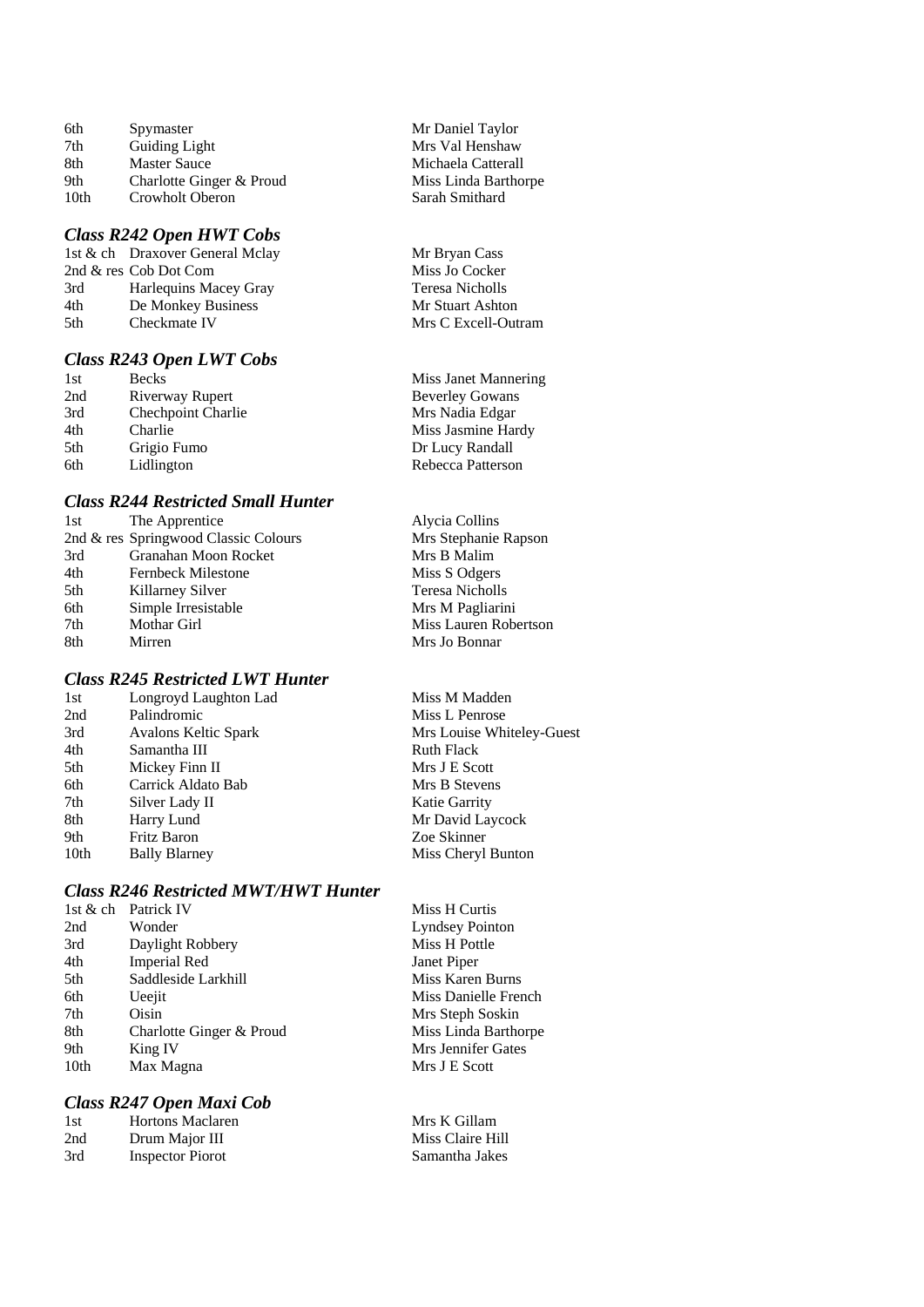| | | |
|---|---|---|
| 6th | Spymaster | Mr Daniel Taylor |
| 7th | Guiding Light | Mrs Val Henshaw |
| 8th | Master Sauce | Michaela Catterall |
| 9th | Charlotte Ginger & Proud | Miss Linda Barthorpe |
| 10th | Crowholt Oberon | Sarah Smithard |

### *Class R242 Open HWT Cobs*

| | | |
|---|---|---|
| 1st & ch | Draxover General Mclay | Mr Bryan Cass |
| 2nd & res | Cob Dot Com | Miss Jo Cocker |
| 3rd | Harlequins Macey Gray | Teresa Nicholls |
| 4th | De Monkey Business | Mr Stuart Ashton |
| 5th | Checkmate IV | Mrs C Excell-Outram |

### *Class R243 Open LWT Cobs*

| | | |
|---|---|---|
| 1st | Becks | Miss Janet Mannering |
| 2nd | Riverway Rupert | Beverley Gowans |
| 3rd | Chechpoint Charlie | Mrs Nadia Edgar |
| 4th | Charlie | Miss Jasmine Hardy |
| 5th | Grigio Fumo | Dr Lucy Randall |
| 6th | Lidlington | Rebecca Patterson |

### *Class R244 Restricted Small Hunter*

| | | |
|---|---|---|
| 1st | The Apprentice | Alycia Collins |
| 2nd & res | Springwood Classic Colours | Mrs Stephanie Rapson |
| 3rd | Granahan Moon Rocket | Mrs B Malim |
| 4th | Fernbeck Milestone | Miss S Odgers |
| 5th | Killarney Silver | Teresa Nicholls |
| 6th | Simple Irresistable | Mrs M Pagliarini |
| 7th | Mothar Girl | Miss Lauren Robertson |
| 8th | Mirren | Mrs Jo Bonnar |

### *Class R245 Restricted LWT Hunter*

| | | |
|---|---|---|
| 1st | Longroyd Laughton Lad | Miss M Madden |
| 2nd | Palindromic | Miss L Penrose |
| 3rd | Avalons Keltic Spark | Mrs Louise Whiteley-Guest |
| 4th | Samantha III | Ruth Flack |
| 5th | Mickey Finn II | Mrs J E Scott |
| 6th | Carrick Aldato Bab | Mrs B Stevens |
| 7th | Silver Lady II | Katie Garrity |
| 8th | Harry Lund | Mr David Laycock |
| 9th | Fritz Baron | Zoe Skinner |
| 10th | Bally Blarney | Miss Cheryl Bunton |

### *Class R246 Restricted MWT/HWT Hunter*

| | | |
|---|---|---|
| 1st & ch | Patrick IV | Miss H Curtis |
| 2nd | Wonder | Lyndsey Pointon |
| 3rd | Daylight Robbery | Miss H Pottle |
| 4th | Imperial Red | Janet Piper |
| 5th | Saddleside Larkhill | Miss Karen Burns |
| 6th | Ueejit | Miss Danielle French |
| 7th | Oisin | Mrs Steph Soskin |
| 8th | Charlotte Ginger & Proud | Miss Linda Barthorpe |
| 9th | King IV | Mrs Jennifer Gates |
| 10th | Max Magna | Mrs J E Scott |

### *Class R247 Open Maxi Cob*

| | | |
|---|---|---|
| 1st | Hortons Maclaren | Mrs K Gillam |
| 2nd | Drum Major III | Miss Claire Hill |
| 3rd | Inspector Piorot | Samantha Jakes |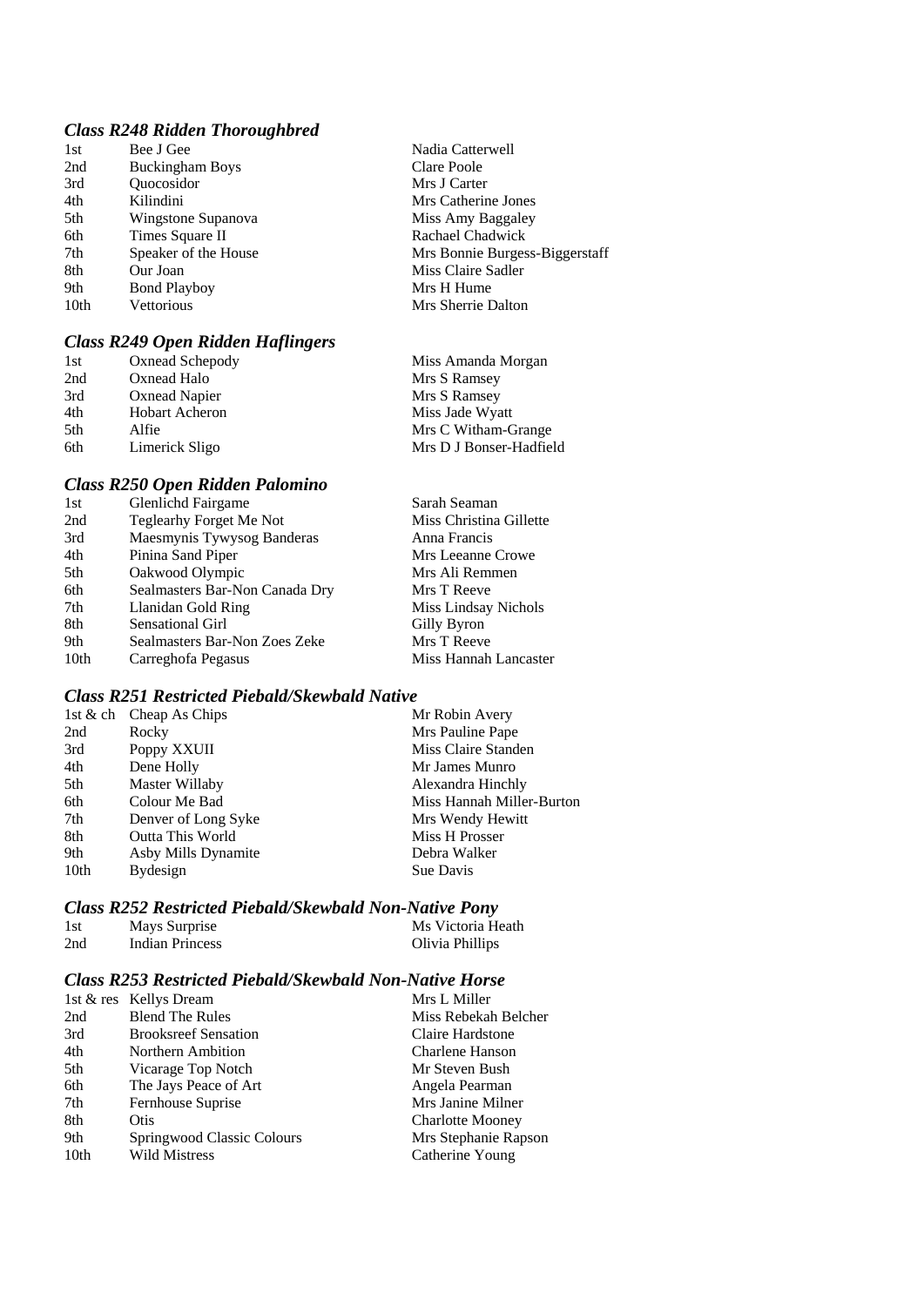### *Class R248 Ridden Thoroughbred*

| | | |
|---|---|---|
| 1st | Bee J Gee | Nadia Catterwell |
| 2nd | Buckingham Boys | Clare Poole |
| 3rd | Quocosidor | Mrs J Carter |
| 4th | Kilindini | Mrs Catherine Jones |
| 5th | Wingstone Supanova | Miss Amy Baggaley |
| 6th | Times Square II | Rachael Chadwick |
| 7th | Speaker of the House | Mrs Bonnie Burgess-Biggerstaff |
| 8th | Our Joan | Miss Claire Sadler |
| 9th | Bond Playboy | Mrs H Hume |
| 10th | Vettorious | Mrs Sherrie Dalton |

### *Class R249 Open Ridden Haflingers*

| | | |
|---|---|---|
| 1st | Oxnead Schepody | Miss Amanda Morgan |
| 2nd | Oxnead Halo | Mrs S Ramsey |
| 3rd | Oxnead Napier | Mrs S Ramsey |
| 4th | Hobart Acheron | Miss Jade Wyatt |
| 5th | Alfie | Mrs C Witham-Grange |
| 6th | Limerick Sligo | Mrs D J Bonser-Hadfield |

### *Class R250 Open Ridden Palomino*

| | | |
|---|---|---|
| 1st | Glenlichd Fairgame | Sarah Seaman |
| 2nd | Teglearhy Forget Me Not | Miss Christina Gillette |
| 3rd | Maesmynis Tywysog Banderas | Anna Francis |
| 4th | Pinina Sand Piper | Mrs Leeanne Crowe |
| 5th | Oakwood Olympic | Mrs Ali Remmen |
| 6th | Sealmasters Bar-Non Canada Dry | Mrs T Reeve |
| 7th | Llanidan Gold Ring | Miss Lindsay Nichols |
| 8th | Sensational Girl | Gilly Byron |
| 9th | Sealmasters Bar-Non Zoes Zeke | Mrs T Reeve |
| 10th | Carreghofa Pegasus | Miss Hannah Lancaster |

### *Class R251 Restricted Piebald/Skewbald Native*

| | | |
|---|---|---|
| 1st & ch | Cheap As Chips | Mr Robin Avery |
| 2nd | Rocky | Mrs Pauline Pape |
| 3rd | Poppy XXUII | Miss Claire Standen |
| 4th | Dene Holly | Mr James Munro |
| 5th | Master Willaby | Alexandra Hinchly |
| 6th | Colour Me Bad | Miss Hannah Miller-Burton |
| 7th | Denver of Long Syke | Mrs Wendy Hewitt |
| 8th | Outta This World | Miss H Prosser |
| 9th | Asby Mills Dynamite | Debra Walker |
| 10th | Bydesign | Sue Davis |

### *Class R252 Restricted Piebald/Skewbald Non-Native Pony*

| | | |
|---|---|---|
| 1st | Mays Surprise | Ms Victoria Heath |
| 2nd | Indian Princess | Olivia Phillips |

### *Class R253 Restricted Piebald/Skewbald Non-Native Horse*

| | | |
|---|---|---|
| 1st & res | Kellys Dream | Mrs L Miller |
| 2nd | Blend The Rules | Miss Rebekah Belcher |
| 3rd | Brooksreef Sensation | Claire Hardstone |
| 4th | Northern Ambition | Charlene Hanson |
| 5th | Vicarage Top Notch | Mr Steven Bush |
| 6th | The Jays Peace of Art | Angela Pearman |
| 7th | Fernhouse Suprise | Mrs Janine Milner |
| 8th | Otis | Charlotte Mooney |
| 9th | Springwood Classic Colours | Mrs Stephanie Rapson |
| 10th | Wild Mistress | Catherine Young |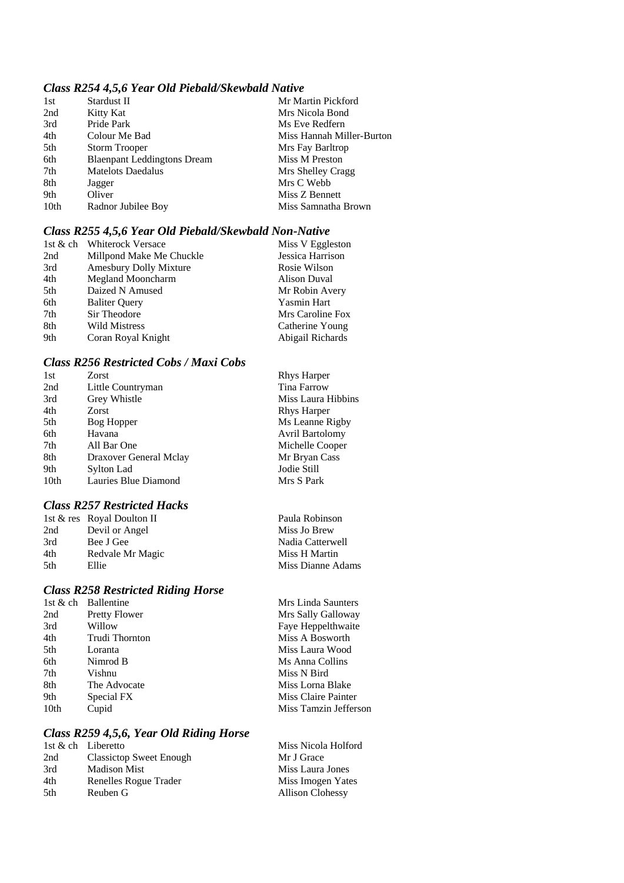### *Class R254 4,5,6 Year Old Piebald/Skewbald Native*

| | | |
|---|---|---|
| 1st | Stardust II | Mr Martin Pickford |
| 2nd | Kitty Kat | Mrs Nicola Bond |
| 3rd | Pride Park | Ms Eve Redfern |
| 4th | Colour Me Bad | Miss Hannah Miller-Burton |
| 5th | Storm Trooper | Mrs Fay Barltrop |
| 6th | Blaenpant Leddingtons Dream | Miss M Preston |
| 7th | Matelots Daedalus | Mrs Shelley Cragg |
| 8th | Jagger | Mrs C Webb |
| 9th | Oliver | Miss Z Bennett |
| 10th | Radnor Jubilee Boy | Miss Samnatha Brown |

### *Class R255 4,5,6 Year Old Piebald/Skewbald Non-Native*

| | | |
|---|---|---|
| 1st & ch | Whiterock Versace | Miss V Eggleston |
| 2nd | Millpond Make Me Chuckle | Jessica Harrison |
| 3rd | Amesbury Dolly Mixture | Rosie Wilson |
| 4th | Megland Mooncharm | Alison Duval |
| 5th | Daized N Amused | Mr Robin Avery |
| 6th | Baliter Query | Yasmin Hart |
| 7th | Sir Theodore | Mrs Caroline Fox |
| 8th | Wild Mistress | Catherine Young |
| 9th | Coran Royal Knight | Abigail Richards |

### *Class R256 Restricted Cobs / Maxi Cobs*

| | | |
|---|---|---|
| 1st | Zorst | Rhys Harper |
| 2nd | Little Countryman | Tina Farrow |
| 3rd | Grey Whistle | Miss Laura Hibbins |
| 4th | Zorst | Rhys Harper |
| 5th | Bog Hopper | Ms Leanne Rigby |
| 6th | Havana | Avril Bartolomy |
| 7th | All Bar One | Michelle Cooper |
| 8th | Draxover General Mclay | Mr Bryan Cass |
| 9th | Sylton Lad | Jodie Still |
| 10th | Lauries Blue Diamond | Mrs S Park |

### *Class R257 Restricted Hacks*

| | | |
|---|---|---|
| 1st & res | Royal Doulton II | Paula Robinson |
| 2nd | Devil or Angel | Miss Jo Brew |
| 3rd | Bee J Gee | Nadia Catterwell |
| 4th | Redvale Mr Magic | Miss H Martin |
| 5th | Ellie | Miss Dianne Adams |

### *Class R258 Restricted Riding Horse*

| | | |
|---|---|---|
| 1st & ch | Ballentine | Mrs Linda Saunters |
| 2nd | Pretty Flower | Mrs Sally Galloway |
| 3rd | Willow | Faye Heppelthwaite |
| 4th | Trudi Thornton | Miss A Bosworth |
| 5th | Loranta | Miss Laura Wood |
| 6th | Nimrod B | Ms Anna Collins |
| 7th | Vishnu | Miss N Bird |
| 8th | The Advocate | Miss Lorna Blake |
| 9th | Special FX | Miss Claire Painter |
| 10th | Cupid | Miss Tamzin Jefferson |

### *Class R259 4,5,6, Year Old Riding Horse*

| | | |
|---|---|---|
| 1st & ch | Liberetto | Miss Nicola Holford |
| 2nd | Classictop Sweet Enough | Mr J Grace |
| 3rd | Madison Mist | Miss Laura Jones |
| 4th | Renelles Rogue Trader | Miss Imogen Yates |
| 5th | Reuben G | Allison Clohessy |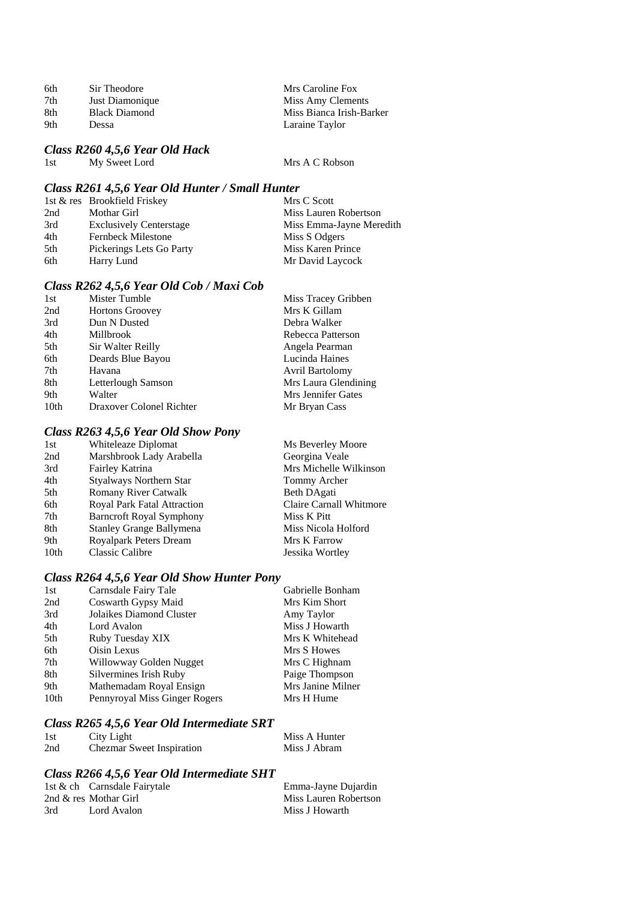| | | |
|---|---|---|
| 6th | Sir Theodore | Mrs Caroline Fox |
| 7th | Just Diamonique | Miss Amy Clements |
| 8th | Black Diamond | Miss Bianca Irish-Barker |
| 9th | Dessa | Laraine Taylor |

### *Class R260 4,5,6 Year Old Hack*

| | | |
|---|---|---|
| 1st | My Sweet Lord | Mrs A C Robson |

### *Class R261 4,5,6 Year Old Hunter / Small Hunter*

| | | |
|---|---|---|
| 1st & res | Brookfield Friskey | Mrs C Scott |
| 2nd | Mothar Girl | Miss Lauren Robertson |
| 3rd | Exclusively Centerstage | Miss Emma-Jayne Meredith |
| 4th | Fernbeck Milestone | Miss S Odgers |
| 5th | Pickerings Lets Go Party | Miss Karen Prince |
| 6th | Harry Lund | Mr David Laycock |

### *Class R262 4,5,6 Year Old Cob / Maxi Cob*

| | | |
|---|---|---|
| 1st | Mister Tumble | Miss Tracey Gribben |
| 2nd | Hortons Groovey | Mrs K Gillam |
| 3rd | Dun N Dusted | Debra Walker |
| 4th | Millbrook | Rebecca Patterson |
| 5th | Sir Walter Reilly | Angela Pearman |
| 6th | Deards Blue Bayou | Lucinda Haines |
| 7th | Havana | Avril Bartolomy |
| 8th | Letterlough Samson | Mrs Laura Glendining |
| 9th | Walter | Mrs Jennifer Gates |
| 10th | Draxover Colonel Richter | Mr Bryan Cass |

### *Class R263 4,5,6 Year Old Show Pony*

| | | |
|---|---|---|
| 1st | Whiteleaze Diplomat | Ms Beverley Moore |
| 2nd | Marshbrook Lady Arabella | Georgina Veale |
| 3rd | Fairley Katrina | Mrs Michelle Wilkinson |
| 4th | Styalways Northern Star | Tommy Archer |
| 5th | Romany River Catwalk | Beth DAgati |
| 6th | Royal Park Fatal Attraction | Claire Carnall Whitmore |
| 7th | Barncroft Royal Symphony | Miss K Pitt |
| 8th | Stanley Grange Ballymena | Miss Nicola Holford |
| 9th | Royalpark Peters Dream | Mrs K Farrow |
| 10th | Classic Calibre | Jessika Wortley |

### *Class R264 4,5,6 Year Old Show Hunter Pony*

| | | |
|---|---|---|
| 1st | Carnsdale Fairy Tale | Gabrielle Bonham |
| 2nd | Coswarth Gypsy Maid | Mrs Kim Short |
| 3rd | Jolaikes Diamond Cluster | Amy Taylor |
| 4th | Lord Avalon | Miss J Howarth |
| 5th | Ruby Tuesday XIX | Mrs K Whitehead |
| 6th | Oisin Lexus | Mrs S Howes |
| 7th | Willowway Golden Nugget | Mrs C Highnam |
| 8th | Silvermines Irish Ruby | Paige Thompson |
| 9th | Mathemadam Royal Ensign | Mrs Janine Milner |
| 10th | Pennyroyal Miss Ginger Rogers | Mrs H Hume |

### *Class R265 4,5,6 Year Old Intermediate SRT*

| | | |
|---|---|---|
| 1st | City Light | Miss A Hunter |
| 2nd | Chezmar Sweet Inspiration | Miss J Abram |

### *Class R266 4,5,6 Year Old Intermediate SHT*

| | | |
|---|---|---|
| 1st & ch | Carnsdale Fairytale | Emma-Jayne Dujardin |
| 2nd & res | Mothar Girl | Miss Lauren Robertson |
| 3rd | Lord Avalon | Miss J Howarth |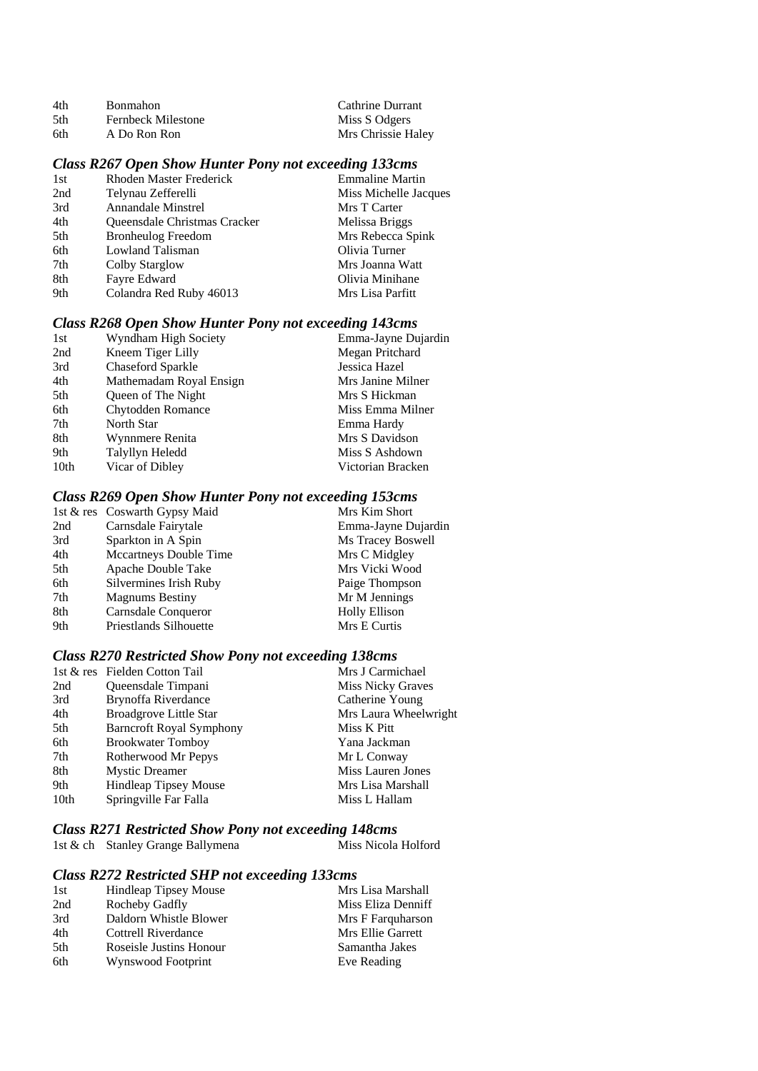| | | |
|---|---|---|
| 4th | Bonmahon | Cathrine Durrant |
| 5th | Fernbeck Milestone | Miss S Odgers |
| 6th | A Do Ron Ron | Mrs Chrissie Haley |

### *Class R267 Open Show Hunter Pony not exceeding 133cms*

| | | |
|---|---|---|
| 1st | Rhoden Master Frederick | Emmaline Martin |
| 2nd | Telynau Zefferelli | Miss Michelle Jacques |
| 3rd | Annandale Minstrel | Mrs T Carter |
| 4th | Queensdale Christmas Cracker | Melissa Briggs |
| 5th | Bronheulog Freedom | Mrs Rebecca Spink |
| 6th | Lowland Talisman | Olivia Turner |
| 7th | Colby Starglow | Mrs Joanna Watt |
| 8th | Fayre Edward | Olivia Minihane |
| 9th | Colandra Red Ruby 46013 | Mrs Lisa Parfitt |

### *Class R268 Open Show Hunter Pony not exceeding 143cms*

| | | |
|---|---|---|
| 1st | Wyndham High Society | Emma-Jayne Dujardin |
| 2nd | Kneem Tiger Lilly | Megan Pritchard |
| 3rd | Chaseford Sparkle | Jessica Hazel |
| 4th | Mathemadam Royal Ensign | Mrs Janine Milner |
| 5th | Queen of The Night | Mrs S Hickman |
| 6th | Chytodden Romance | Miss Emma Milner |
| 7th | North Star | Emma Hardy |
| 8th | Wynnmere Renita | Mrs S Davidson |
| 9th | Talyllyn Heledd | Miss S Ashdown |
| 10th | Vicar of Dibley | Victorian Bracken |

### *Class R269 Open Show Hunter Pony not exceeding 153cms*

| | | |
|---|---|---|
| 1st & res | Coswarth Gypsy Maid | Mrs Kim Short |
| 2nd | Carnsdale Fairytale | Emma-Jayne Dujardin |
| 3rd | Sparkton in A Spin | Ms Tracey Boswell |
| 4th | Mccartneys Double Time | Mrs C Midgley |
| 5th | Apache Double Take | Mrs Vicki Wood |
| 6th | Silvermines Irish Ruby | Paige Thompson |
| 7th | Magnums Bestiny | Mr M Jennings |
| 8th | Carnsdale Conqueror | Holly Ellison |
| 9th | Priestlands Silhouette | Mrs E Curtis |

### *Class R270 Restricted Show Pony not exceeding 138cms*

| | | |
|---|---|---|
| 1st & res | Fielden Cotton Tail | Mrs J Carmichael |
| 2nd | Queensdale Timpani | Miss Nicky Graves |
| 3rd | Brynoffa Riverdance | Catherine Young |
| 4th | Broadgrove Little Star | Mrs Laura Wheelwright |
| 5th | Barncroft Royal Symphony | Miss K Pitt |
| 6th | Brookwater Tomboy | Yana Jackman |
| 7th | Rotherwood Mr Pepys | Mr L Conway |
| 8th | Mystic Dreamer | Miss Lauren Jones |
| 9th | Hindleap Tipsey Mouse | Mrs Lisa Marshall |
| 10th | Springville Far Falla | Miss L Hallam |

### *Class R271 Restricted Show Pony not exceeding 148cms*

| | | |
|---|---|---|
| 1st & ch | Stanley Grange Ballymena | Miss Nicola Holford |

### *Class R272 Restricted SHP not exceeding 133cms*

| | | |
|---|---|---|
| 1st | Hindleap Tipsey Mouse | Mrs Lisa Marshall |
| 2nd | Rocheby Gadfly | Miss Eliza Denniff |
| 3rd | Daldorn Whistle Blower | Mrs F Farquharson |
| 4th | Cottrell Riverdance | Mrs Ellie Garrett |
| 5th | Roseisle Justins Honour | Samantha Jakes |
| 6th | Wynswood Footprint | Eve Reading |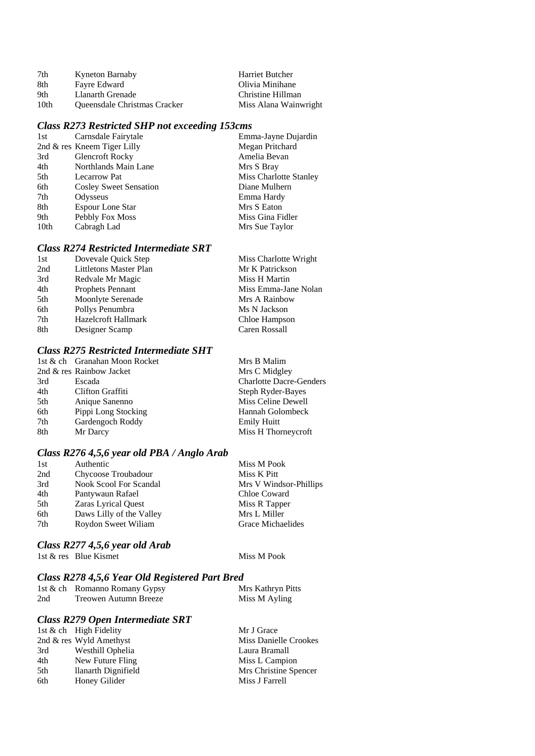| | | |
|---|---|---|
| 7th | Kyneton Barnaby | Harriet Butcher |
| 8th | Fayre Edward | Olivia Minihane |
| 9th | Llanarth Grenade | Christine Hillman |
| 10th | Queensdale Christmas Cracker | Miss Alana Wainwright |

### *Class R273 Restricted SHP not exceeding 153cms*

| | | |
|---|---|---|
| 1st | Carnsdale Fairytale | Emma-Jayne Dujardin |
| 2nd & res | Kneem Tiger Lilly | Megan Pritchard |
| 3rd | Glencroft Rocky | Amelia Bevan |
| 4th | Northlands Main Lane | Mrs S Bray |
| 5th | Lecarrow Pat | Miss Charlotte Stanley |
| 6th | Cosley Sweet Sensation | Diane Mulhern |
| 7th | Odysseus | Emma Hardy |
| 8th | Espour Lone Star | Mrs S Eaton |
| 9th | Pebbly Fox Moss | Miss Gina Fidler |
| 10th | Cabragh Lad | Mrs Sue Taylor |

### *Class R274 Restricted Intermediate SRT*

| | | |
|---|---|---|
| 1st | Dovevale Quick Step | Miss Charlotte Wright |
| 2nd | Littletons Master Plan | Mr K Patrickson |
| 3rd | Redvale Mr Magic | Miss H Martin |
| 4th | Prophets Pennant | Miss Emma-Jane Nolan |
| 5th | Moonlyte Serenade | Mrs A Rainbow |
| 6th | Pollys Penumbra | Ms N Jackson |
| 7th | Hazelcroft Hallmark | Chloe Hampson |
| 8th | Designer Scamp | Caren Rossall |

### *Class R275 Restricted Intermediate SHT*

| | | |
|---|---|---|
| 1st & ch | Granahan Moon Rocket | Mrs B Malim |
| 2nd & res | Rainbow Jacket | Mrs C Midgley |
| 3rd | Escada | Charlotte Dacre-Genders |
| 4th | Clifton Graffiti | Steph Ryder-Bayes |
| 5th | Anique Sanenno | Miss Celine Dewell |
| 6th | Pippi Long Stocking | Hannah Golombeck |
| 7th | Gardengoch Roddy | Emily Huitt |
| 8th | Mr Darcy | Miss H Thorneycroft |

### *Class R276 4,5,6 year old PBA / Anglo Arab*

| | | |
|---|---|---|
| 1st | Authentic | Miss M Pook |
| 2nd | Chycoose Troubadour | Miss K Pitt |
| 3rd | Nook Scool For Scandal | Mrs V Windsor-Phillips |
| 4th | Pantywaun Rafael | Chloe Coward |
| 5th | Zaras Lyrical Quest | Miss R Tapper |
| 6th | Daws Lilly of the Valley | Mrs L Miller |
| 7th | Roydon Sweet Wiliam | Grace Michaelides |

### *Class R277 4,5,6 year old Arab*

| | | |
|---|---|---|
| 1st & res | Blue Kismet | Miss M Pook |

### *Class R278 4,5,6 Year Old Registered Part Bred*

| | | |
|---|---|---|
| 1st & ch | Romanno Romany Gypsy | Mrs Kathryn Pitts |
| 2nd | Treowen Autumn Breeze | Miss M Ayling |

### *Class R279 Open Intermediate SRT*

| | | |
|---|---|---|
| 1st & ch | High Fidelity | Mr J Grace |
| 2nd & res | Wyld Amethyst | Miss Danielle Crookes |
| 3rd | Westhill Ophelia | Laura Bramall |
| 4th | New Future Fling | Miss L Campion |
| 5th | llanarth Dignifield | Mrs Christine Spencer |
| 6th | Honey Gilider | Miss J Farrell |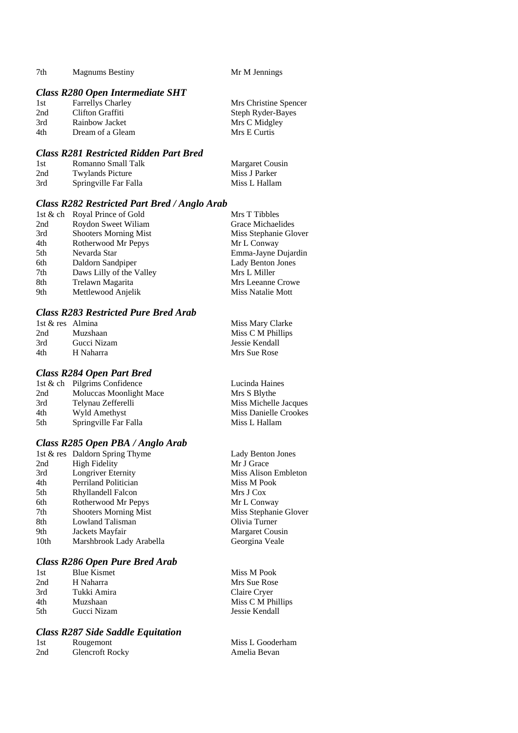| | | |
|---|---|---|
| 7th | Magnums Bestiny | Mr M Jennings |

### *Class R280 Open Intermediate SHT*

| | | |
|---|---|---|
| 1st | Farrellys Charley | Mrs Christine Spencer |
| 2nd | Clifton Graffiti | Steph Ryder-Bayes |
| 3rd | Rainbow Jacket | Mrs C Midgley |
| 4th | Dream of a Gleam | Mrs E Curtis |

### *Class R281 Restricted Ridden Part Bred*

| | | |
|---|---|---|
| 1st | Romanno Small Talk | Margaret Cousin |
| 2nd | Twylands Picture | Miss J Parker |
| 3rd | Springville Far Falla | Miss L Hallam |

### *Class R282 Restricted Part Bred / Anglo Arab*

| | | |
|---|---|---|
| 1st & ch | Royal Prince of Gold | Mrs T Tibbles |
| 2nd | Roydon Sweet Wiliam | Grace Michaelides |
| 3rd | Shooters Morning Mist | Miss Stephanie Glover |
| 4th | Rotherwood Mr Pepys | Mr L Conway |
| 5th | Nevarda Star | Emma-Jayne Dujardin |
| 6th | Daldorn Sandpiper | Lady Benton Jones |
| 7th | Daws Lilly of the Valley | Mrs L Miller |
| 8th | Trelawn Magarita | Mrs Leeanne Crowe |
| 9th | Mettlewood Anjelik | Miss Natalie Mott |

### *Class R283 Restricted Pure Bred Arab*

| | | |
|---|---|---|
| 1st & res | Almina | Miss Mary Clarke |
| 2nd | Muzshaan | Miss C M Phillips |
| 3rd | Gucci Nizam | Jessie Kendall |
| 4th | H Naharra | Mrs Sue Rose |

### *Class R284 Open Part Bred*

| | | |
|---|---|---|
| 1st & ch | Pilgrims Confidence | Lucinda Haines |
| 2nd | Moluccas Moonlight Mace | Mrs S Blythe |
| 3rd | Telynau Zefferelli | Miss Michelle Jacques |
| 4th | Wyld Amethyst | Miss Danielle Crookes |
| 5th | Springville Far Falla | Miss L Hallam |

### *Class R285 Open PBA / Anglo Arab*

| | | |
|---|---|---|
| 1st & res | Daldorn Spring Thyme | Lady Benton Jones |
| 2nd | High Fidelity | Mr J Grace |
| 3rd | Longriver Eternity | Miss Alison Embleton |
| 4th | Perriland Politician | Miss M Pook |
| 5th | Rhyllandell Falcon | Mrs J Cox |
| 6th | Rotherwood Mr Pepys | Mr L Conway |
| 7th | Shooters Morning Mist | Miss Stephanie Glover |
| 8th | Lowland Talisman | Olivia Turner |
| 9th | Jackets Mayfair | Margaret Cousin |
| 10th | Marshbrook Lady Arabella | Georgina Veale |

### *Class R286 Open Pure Bred Arab*

| | | |
|---|---|---|
| 1st | Blue Kismet | Miss M Pook |
| 2nd | H Naharra | Mrs Sue Rose |
| 3rd | Tukki Amira | Claire Cryer |
| 4th | Muzshaan | Miss C M Phillips |
| 5th | Gucci Nizam | Jessie Kendall |

### *Class R287 Side Saddle Equitation*

| | | |
|---|---|---|
| 1st | Rougemont | Miss L Gooderham |
| 2nd | Glencroft Rocky | Amelia Bevan |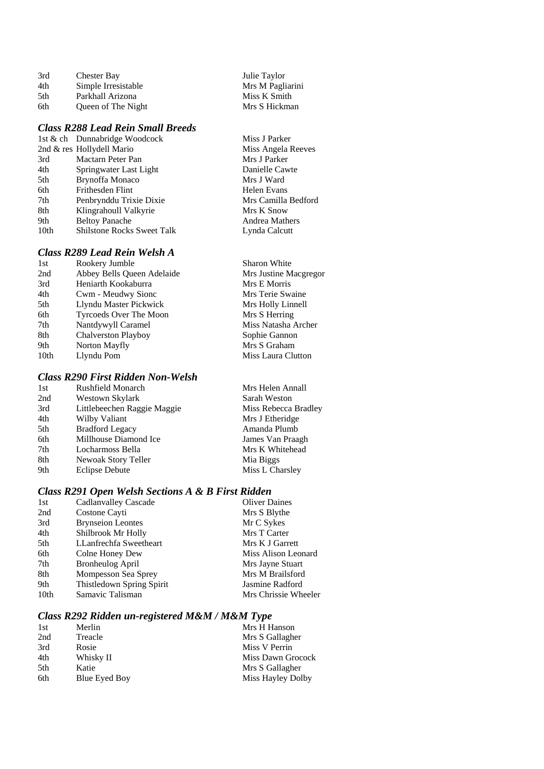| | | |
|---|---|---|
| 3rd | Chester Bay | Julie Taylor |
| 4th | Simple Irresistable | Mrs M Pagliarini |
| 5th | Parkhall Arizona | Miss K Smith |
| 6th | Queen of The Night | Mrs S Hickman |

### *Class R288 Lead Rein Small Breeds*

| | | |
|---|---|---|
| 1st & ch | Dunnabridge Woodcock | Miss J Parker |
| 2nd & res | Hollydell Mario | Miss Angela Reeves |
| 3rd | Mactarn Peter Pan | Mrs J Parker |
| 4th | Springwater Last Light | Danielle Cawte |
| 5th | Brynoffa Monaco | Mrs J Ward |
| 6th | Frithesden Flint | Helen Evans |
| 7th | Penbrynddu Trixie Dixie | Mrs Camilla Bedford |
| 8th | Klingrahoull Valkyrie | Mrs K Snow |
| 9th | Beltoy Panache | Andrea Mathers |
| 10th | Shilstone Rocks Sweet Talk | Lynda Calcutt |

### *Class R289 Lead Rein Welsh A*

| | | |
|---|---|---|
| 1st | Rookery Jumble | Sharon White |
| 2nd | Abbey Bells Queen Adelaide | Mrs Justine Macgregor |
| 3rd | Heniarth Kookaburra | Mrs E Morris |
| 4th | Cwm - Meudwy Sionc | Mrs Terie Swaine |
| 5th | Llyndu Master Pickwick | Mrs Holly Linnell |
| 6th | Tyrcoeds Over The Moon | Mrs S Herring |
| 7th | Nantdywyll Caramel | Miss Natasha Archer |
| 8th | Chalverston Playboy | Sophie Gannon |
| 9th | Norton Mayfly | Mrs S Graham |
| 10th | Llyndu Pom | Miss Laura Clutton |

### *Class R290 First Ridden Non-Welsh*

| | | |
|---|---|---|
| 1st | Rushfield Monarch | Mrs Helen Annall |
| 2nd | Westown Skylark | Sarah Weston |
| 3rd | Littlebeechen Raggie Maggie | Miss Rebecca Bradley |
| 4th | Wilby Valiant | Mrs J Etheridge |
| 5th | Bradford Legacy | Amanda Plumb |
| 6th | Millhouse Diamond Ice | James Van Praagh |
| 7th | Locharmoss Bella | Mrs K Whitehead |
| 8th | Newoak Story Teller | Mia Biggs |
| 9th | Eclipse Debute | Miss L Charsley |

### *Class R291 Open Welsh Sections A & B First Ridden*

| | | |
|---|---|---|
| 1st | Cadlanvalley Cascade | Oliver Daines |
| 2nd | Costone Cayti | Mrs S Blythe |
| 3rd | Brynseion Leontes | Mr C Sykes |
| 4th | Shilbrook Mr Holly | Mrs T Carter |
| 5th | LLanfrechfa Sweetheart | Mrs K J Garrett |
| 6th | Colne Honey Dew | Miss Alison Leonard |
| 7th | Bronheulog April | Mrs Jayne Stuart |
| 8th | Mompesson Sea Sprey | Mrs M Brailsford |
| 9th | Thistledown Spring Spirit | Jasmine Radford |
| 10th | Samavic Talisman | Mrs Chrissie Wheeler |

### *Class R292 Ridden un-registered M&M / M&M Type*

| | | |
|---|---|---|
| 1st | Merlin | Mrs H Hanson |
| 2nd | Treacle | Mrs S Gallagher |
| 3rd | Rosie | Miss V Perrin |
| 4th | Whisky II | Miss Dawn Grocock |
| 5th | Katie | Mrs S Gallagher |
| 6th | Blue Eyed Boy | Miss Hayley Dolby |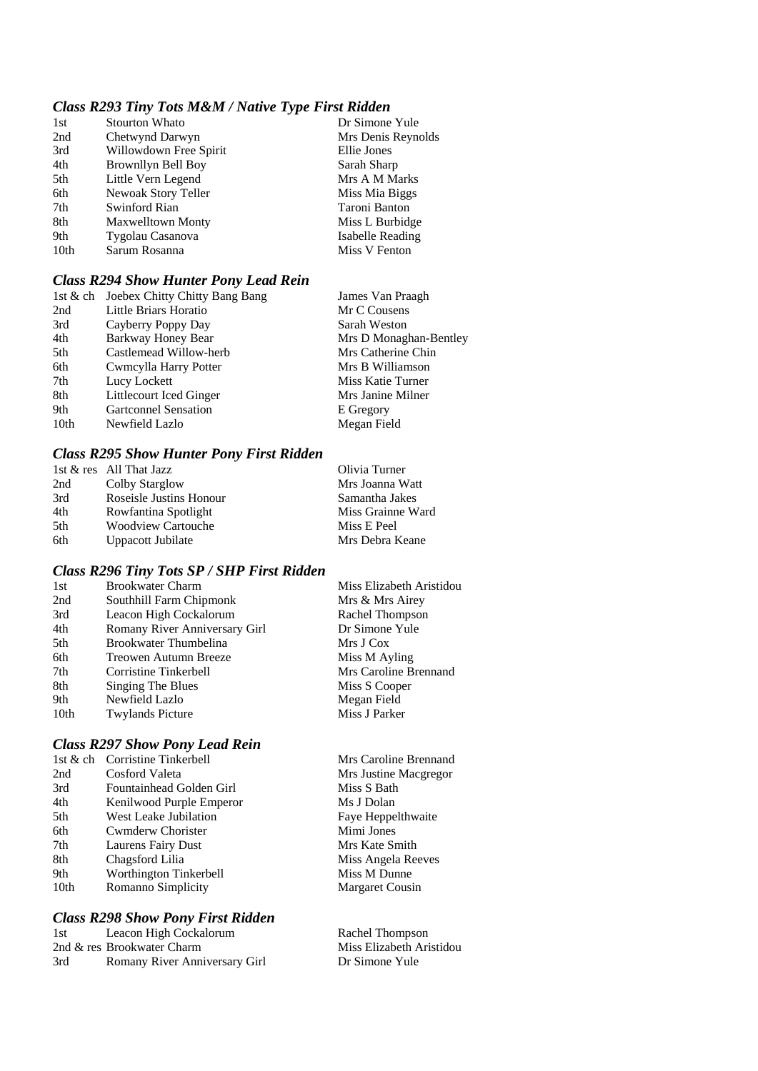### *Class R293 Tiny Tots M&M / Native Type First Ridden*

| | | |
|---|---|---|
| 1st | Stourton Whato | Dr Simone Yule |
| 2nd | Chetwynd Darwyn | Mrs Denis Reynolds |
| 3rd | Willowdown Free Spirit | Ellie Jones |
| 4th | Brownllyn Bell Boy | Sarah Sharp |
| 5th | Little Vern Legend | Mrs A M Marks |
| 6th | Newoak Story Teller | Miss Mia Biggs |
| 7th | Swinford Rian | Taroni Banton |
| 8th | Maxwelltown Monty | Miss L Burbidge |
| 9th | Tygolau Casanova | Isabelle Reading |
| 10th | Sarum Rosanna | Miss V Fenton |

### *Class R294 Show Hunter Pony Lead Rein*

| | | |
|---|---|---|
| 1st & ch | Joebex Chitty Chitty Bang Bang | James Van Praagh |
| 2nd | Little Briars Horatio | Mr C Cousens |
| 3rd | Cayberry Poppy Day | Sarah Weston |
| 4th | Barkway Honey Bear | Mrs D Monaghan-Bentley |
| 5th | Castlemead Willow-herb | Mrs Catherine Chin |
| 6th | Cwmcylla Harry Potter | Mrs B Williamson |
| 7th | Lucy Lockett | Miss Katie Turner |
| 8th | Littlecourt Iced Ginger | Mrs Janine Milner |
| 9th | Gartconnel Sensation | E Gregory |
| 10th | Newfield Lazlo | Megan Field |

### *Class R295 Show Hunter Pony First Ridden*

| | | |
|---|---|---|
| 1st & res | All That Jazz | Olivia Turner |
| 2nd | Colby Starglow | Mrs Joanna Watt |
| 3rd | Roseisle Justins Honour | Samantha Jakes |
| 4th | Rowfantina Spotlight | Miss Grainne Ward |
| 5th | Woodview Cartouche | Miss E Peel |
| 6th | Uppacott Jubilate | Mrs Debra Keane |

### *Class R296 Tiny Tots SP / SHP First Ridden*

| | | |
|---|---|---|
| 1st | Brookwater Charm | Miss Elizabeth Aristidou |
| 2nd | Southhill Farm Chipmonk | Mrs & Mrs Airey |
| 3rd | Leacon High Cockalorum | Rachel Thompson |
| 4th | Romany River Anniversary Girl | Dr Simone Yule |
| 5th | Brookwater Thumbelina | Mrs J Cox |
| 6th | Treowen Autumn Breeze | Miss M Ayling |
| 7th | Corristine Tinkerbell | Mrs Caroline Brennand |
| 8th | Singing The Blues | Miss S Cooper |
| 9th | Newfield Lazlo | Megan Field |
| 10th | Twylands Picture | Miss J Parker |

### *Class R297 Show Pony Lead Rein*

| | | |
|---|---|---|
| 1st & ch | Corristine Tinkerbell | Mrs Caroline Brennand |
| 2nd | Cosford Valeta | Mrs Justine Macgregor |
| 3rd | Fountainhead Golden Girl | Miss S Bath |
| 4th | Kenilwood Purple Emperor | Ms J Dolan |
| 5th | West Leake Jubilation | Faye Heppelthwaite |
| 6th | Cwmderw Chorister | Mimi Jones |
| 7th | Laurens Fairy Dust | Mrs Kate Smith |
| 8th | Chagsford Lilia | Miss Angela Reeves |
| 9th | Worthington Tinkerbell | Miss M Dunne |
| 10th | Romanno Simplicity | Margaret Cousin |

### *Class R298 Show Pony First Ridden*

| | | |
|---|---|---|
| 1st | Leacon High Cockalorum | Rachel Thompson |
| 2nd & res | Brookwater Charm | Miss Elizabeth Aristidou |
| 3rd | Romany River Anniversary Girl | Dr Simone Yule |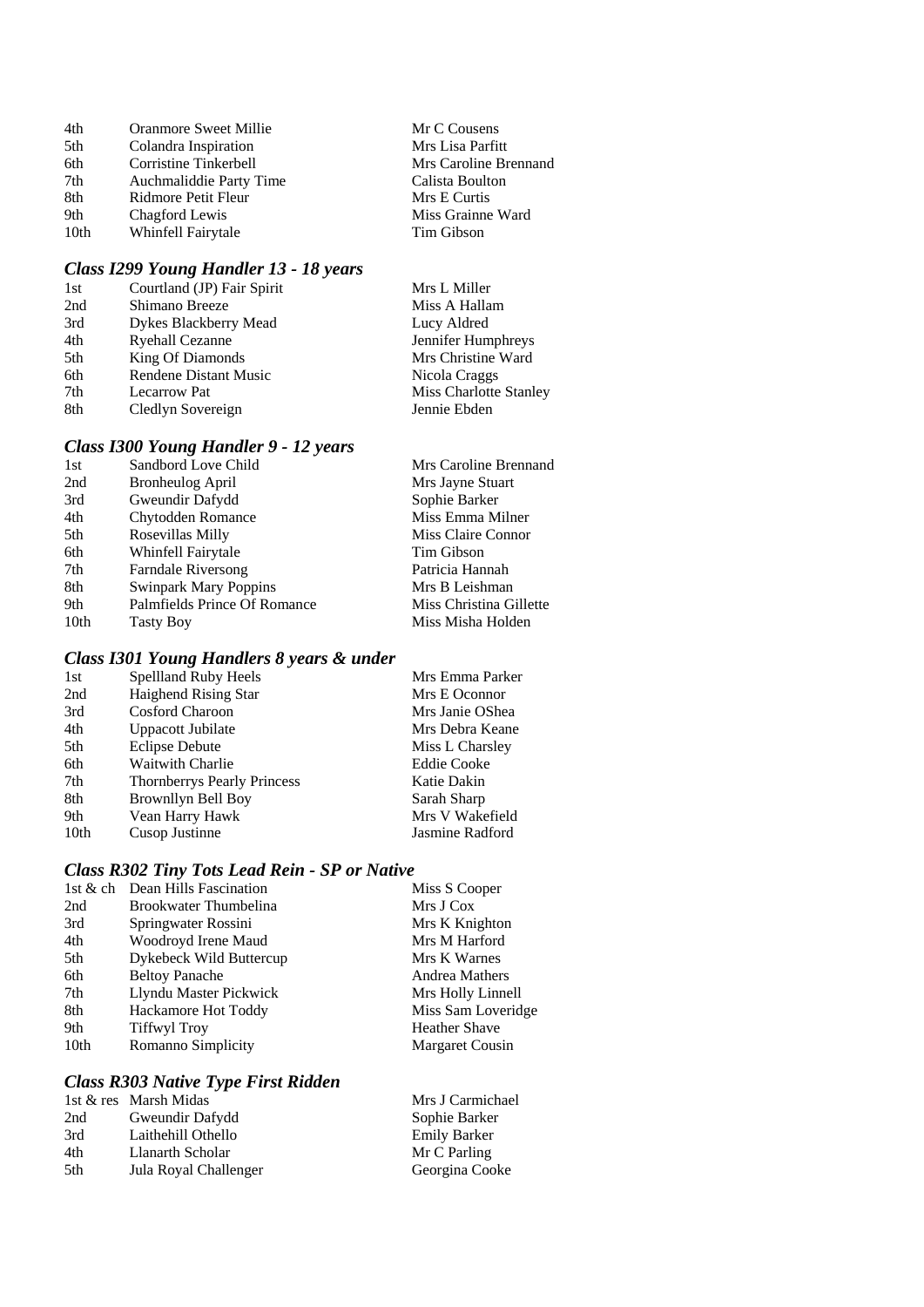| | | |
|---|---|---|
| 4th | Oranmore Sweet Millie | Mr C Cousens |
| 5th | Colandra Inspiration | Mrs Lisa Parfitt |
| 6th | Corristine Tinkerbell | Mrs Caroline Brennand |
| 7th | Auchmaliddie Party Time | Calista Boulton |
| 8th | Ridmore Petit Fleur | Mrs E Curtis |
| 9th | Chagford Lewis | Miss Grainne Ward |
| 10th | Whinfell Fairytale | Tim Gibson |

### *Class I299 Young Handler 13 - 18 years*

| | | |
|---|---|---|
| 1st | Courtland (JP) Fair Spirit | Mrs L Miller |
| 2nd | Shimano Breeze | Miss A Hallam |
| 3rd | Dykes Blackberry Mead | Lucy Aldred |
| 4th | Ryehall Cezanne | Jennifer Humphreys |
| 5th | King Of Diamonds | Mrs Christine Ward |
| 6th | Rendene Distant Music | Nicola Craggs |
| 7th | Lecarrow Pat | Miss Charlotte Stanley |
| 8th | Cledlyn Sovereign | Jennie Ebden |

### *Class I300 Young Handler 9 - 12 years*

| | | |
|---|---|---|
| 1st | Sandbord Love Child | Mrs Caroline Brennand |
| 2nd | Bronheulog April | Mrs Jayne Stuart |
| 3rd | Gweundir Dafydd | Sophie Barker |
| 4th | Chytodden Romance | Miss Emma Milner |
| 5th | Rosevillas Milly | Miss Claire Connor |
| 6th | Whinfell Fairytale | Tim Gibson |
| 7th | Farndale Riversong | Patricia Hannah |
| 8th | Swinpark Mary Poppins | Mrs B Leishman |
| 9th | Palmfields Prince Of Romance | Miss Christina Gillette |
| 10th | Tasty Boy | Miss Misha Holden |

### *Class I301 Young Handlers 8 years & under*

| | | |
|---|---|---|
| 1st | Spellland Ruby Heels | Mrs Emma Parker |
| 2nd | Haighend Rising Star | Mrs E Oconnor |
| 3rd | Cosford Charoon | Mrs Janie OShea |
| 4th | Uppacott Jubilate | Mrs Debra Keane |
| 5th | Eclipse Debute | Miss L Charsley |
| 6th | Waitwith Charlie | Eddie Cooke |
| 7th | Thornberrys Pearly Princess | Katie Dakin |
| 8th | Brownllyn Bell Boy | Sarah Sharp |
| 9th | Vean Harry Hawk | Mrs V Wakefield |
| 10th | Cusop Justinne | Jasmine Radford |

### *Class R302 Tiny Tots Lead Rein - SP or Native*

| | | |
|---|---|---|
| 1st & ch | Dean Hills Fascination | Miss S Cooper |
| 2nd | Brookwater Thumbelina | Mrs J Cox |
| 3rd | Springwater Rossini | Mrs K Knighton |
| 4th | Woodroyd Irene Maud | Mrs M Harford |
| 5th | Dykebeck Wild Buttercup | Mrs K Warnes |
| 6th | Beltoy Panache | Andrea Mathers |
| 7th | Llyndu Master Pickwick | Mrs Holly Linnell |
| 8th | Hackamore Hot Toddy | Miss Sam Loveridge |
| 9th | Tiffwyl Troy | Heather Shave |
| 10th | Romanno Simplicity | Margaret Cousin |

### *Class R303 Native Type First Ridden*

| | | |
|---|---|---|
| 1st & res | Marsh Midas | Mrs J Carmichael |
| 2nd | Gweundir Dafydd | Sophie Barker |
| 3rd | Laithehill Othello | Emily Barker |
| 4th | Llanarth Scholar | Mr C Parling |
| 5th | Jula Royal Challenger | Georgina Cooke |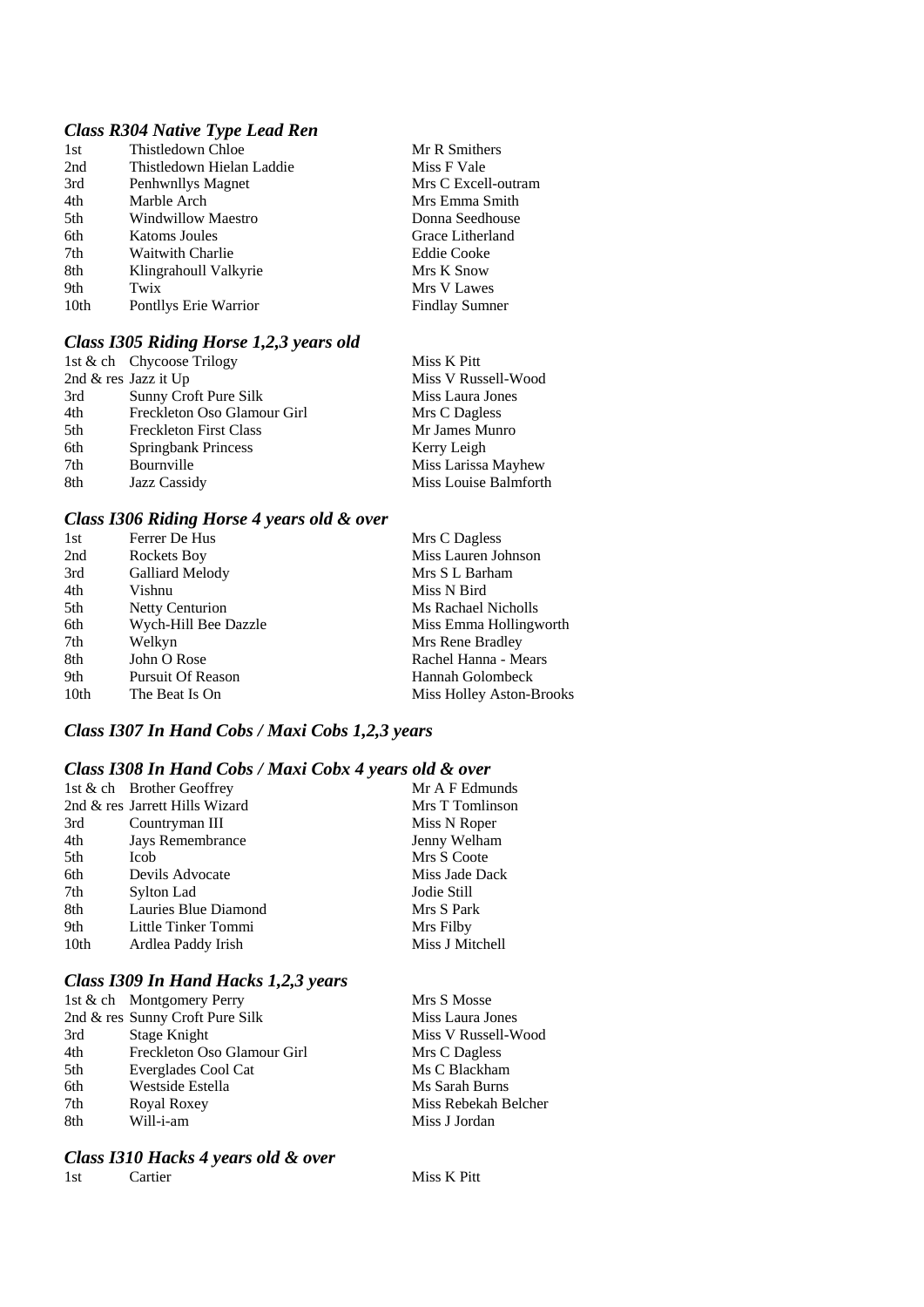### *Class R304 Native Type Lead Ren*

| | | |
|---|---|---|
| 1st | Thistledown Chloe | Mr R Smithers |
| 2nd | Thistledown Hielan Laddie | Miss F Vale |
| 3rd | Penhwnllys Magnet | Mrs C Excell-outram |
| 4th | Marble Arch | Mrs Emma Smith |
| 5th | Windwillow Maestro | Donna Seedhouse |
| 6th | Katoms Joules | Grace Litherland |
| 7th | Waitwith Charlie | Eddie Cooke |
| 8th | Klingrahoull Valkyrie | Mrs K Snow |
| 9th | Twix | Mrs V Lawes |
| 10th | Pontllys Erie Warrior | Findlay Sumner |

### *Class I305 Riding Horse 1,2,3 years old*

| | | |
|---|---|---|
| 1st & ch | Chycoose Trilogy | Miss K Pitt |
| 2nd & res | Jazz it Up | Miss V Russell-Wood |
| 3rd | Sunny Croft Pure Silk | Miss Laura Jones |
| 4th | Freckleton Oso Glamour Girl | Mrs C Dagless |
| 5th | Freckleton First Class | Mr James Munro |
| 6th | Springbank Princess | Kerry Leigh |
| 7th | Bournville | Miss Larissa Mayhew |
| 8th | Jazz Cassidy | Miss Louise Balmforth |

### *Class I306 Riding Horse 4 years old & over*

| | | |
|---|---|---|
| 1st | Ferrer De Hus | Mrs C Dagless |
| 2nd | Rockets Boy | Miss Lauren Johnson |
| 3rd | Galliard Melody | Mrs S L Barham |
| 4th | Vishnu | Miss N Bird |
| 5th | Netty Centurion | Ms Rachael Nicholls |
| 6th | Wych-Hill Bee Dazzle | Miss Emma Hollingworth |
| 7th | Welkyn | Mrs Rene Bradley |
| 8th | John O Rose | Rachel Hanna - Mears |
| 9th | Pursuit Of Reason | Hannah Golombeck |
| 10th | The Beat Is On | Miss Holley Aston-Brooks |

### *Class I307 In Hand Cobs / Maxi Cobs 1,2,3 years*

### *Class I308 In Hand Cobs / Maxi Cobx 4 years old & over*

| | | |
|---|---|---|
| 1st & ch | Brother Geoffrey | Mr A F Edmunds |
| 2nd & res | Jarrett Hills Wizard | Mrs T Tomlinson |
| 3rd | Countryman III | Miss N Roper |
| 4th | Jays Remembrance | Jenny Welham |
| 5th | Icob | Mrs S Coote |
| 6th | Devils Advocate | Miss Jade Dack |
| 7th | Sylton Lad | Jodie Still |
| 8th | Lauries Blue Diamond | Mrs S Park |
| 9th | Little Tinker Tommi | Mrs Filby |
| 10th | Ardlea Paddy Irish | Miss J Mitchell |

### *Class I309 In Hand Hacks 1,2,3 years*

| | | |
|---|---|---|
| 1st & ch | Montgomery Perry | Mrs S Mosse |
| 2nd & res | Sunny Croft Pure Silk | Miss Laura Jones |
| 3rd | Stage Knight | Miss V Russell-Wood |
| 4th | Freckleton Oso Glamour Girl | Mrs C Dagless |
| 5th | Everglades Cool Cat | Ms C Blackham |
| 6th | Westside Estella | Ms Sarah Burns |
| 7th | Royal Roxey | Miss Rebekah Belcher |
| 8th | Will-i-am | Miss J Jordan |

### *Class I310 Hacks 4 years old & over*

| | | |
|---|---|---|
| 1st | Cartier | Miss K Pitt |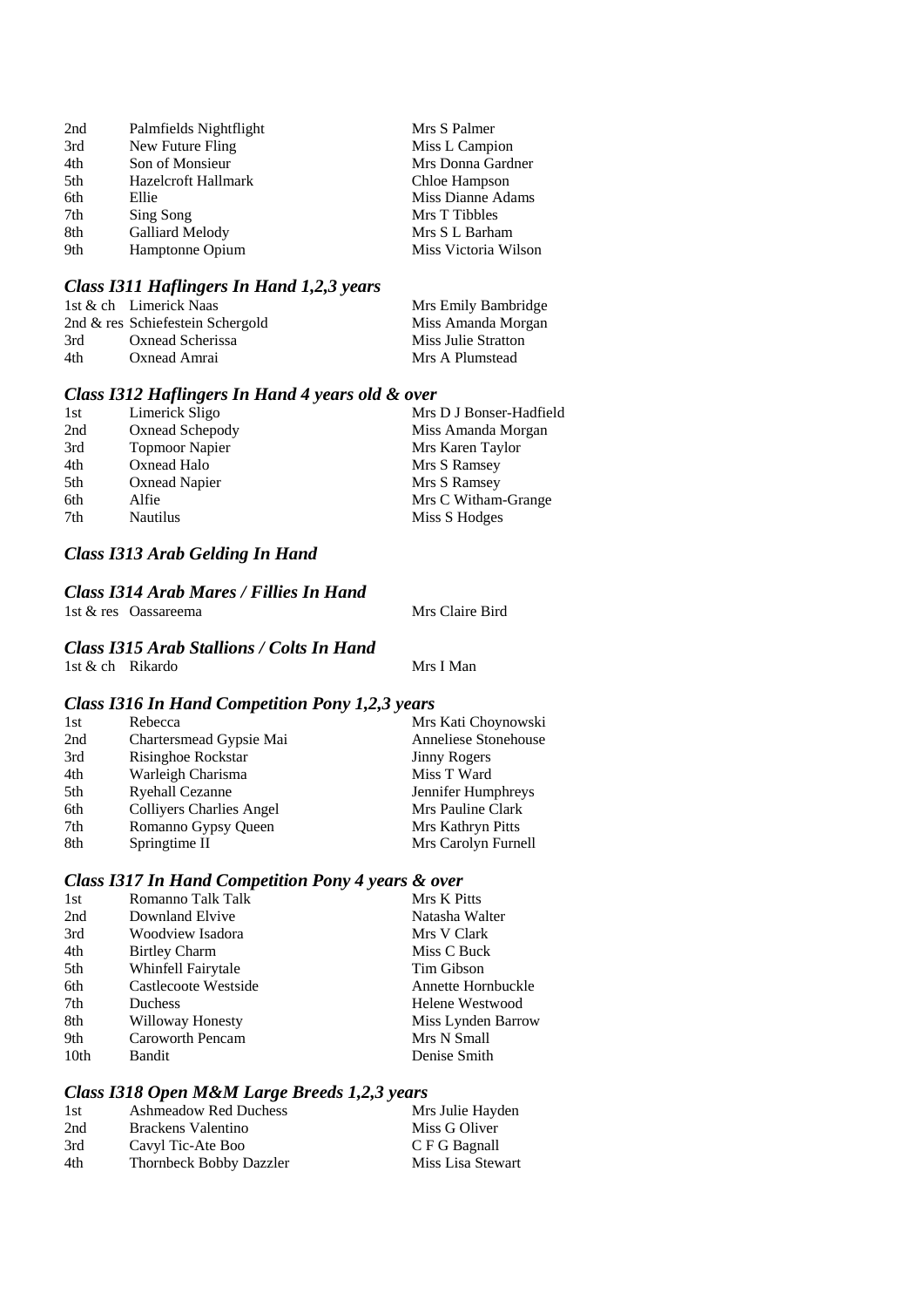| | | |
|---|---|---|
| 2nd | Palmfields Nightflight | Mrs S Palmer |
| 3rd | New Future Fling | Miss L Campion |
| 4th | Son of Monsieur | Mrs Donna Gardner |
| 5th | Hazelcroft Hallmark | Chloe Hampson |
| 6th | Ellie | Miss Dianne Adams |
| 7th | Sing Song | Mrs T Tibbles |
| 8th | Galliard Melody | Mrs S L Barham |
| 9th | Hamptonne Opium | Miss Victoria Wilson |

### *Class I311 Haflingers In Hand 1,2,3 years*

| | | |
|---|---|---|
| 1st & ch | Limerick Naas | Mrs Emily Bambridge |
| 2nd & res | Schiefestein Schergold | Miss Amanda Morgan |
| 3rd | Oxnead Scherissa | Miss Julie Stratton |
| 4th | Oxnead Amrai | Mrs A Plumstead |

### *Class I312 Haflingers In Hand 4 years old & over*

| | | |
|---|---|---|
| 1st | Limerick Sligo | Mrs D J Bonser-Hadfield |
| 2nd | Oxnead Schepody | Miss Amanda Morgan |
| 3rd | Topmoor Napier | Mrs Karen Taylor |
| 4th | Oxnead Halo | Mrs S Ramsey |
| 5th | Oxnead Napier | Mrs S Ramsey |
| 6th | Alfie | Mrs C Witham-Grange |
| 7th | Nautilus | Miss S Hodges |

### *Class I313 Arab Gelding In Hand*

### *Class I314 Arab Mares / Fillies In Hand*

| | | |
|---|---|---|
| 1st & res | Oassareema | Mrs Claire Bird |

### *Class I315 Arab Stallions / Colts In Hand*

| | | |
|---|---|---|
| 1st & ch | Rikardo | Mrs I Man |

### *Class I316 In Hand Competition Pony 1,2,3 years*

| | | |
|---|---|---|
| 1st | Rebecca | Mrs Kati Choynowski |
| 2nd | Chartersmead Gypsie Mai | Anneliese Stonehouse |
| 3rd | Risinghoe Rockstar | Jinny Rogers |
| 4th | Warleigh Charisma | Miss T Ward |
| 5th | Ryehall Cezanne | Jennifer Humphreys |
| 6th | Colliyers Charlies Angel | Mrs Pauline Clark |
| 7th | Romanno Gypsy Queen | Mrs Kathryn Pitts |
| 8th | Springtime II | Mrs Carolyn Furnell |

### *Class I317 In Hand Competition Pony 4 years & over*

| | | |
|---|---|---|
| 1st | Romanno Talk Talk | Mrs K Pitts |
| 2nd | Downland Elvive | Natasha Walter |
| 3rd | Woodview Isadora | Mrs V Clark |
| 4th | Birtley Charm | Miss C Buck |
| 5th | Whinfell Fairytale | Tim Gibson |
| 6th | Castlecoote Westside | Annette Hornbuckle |
| 7th | Duchess | Helene Westwood |
| 8th | Willoway Honesty | Miss Lynden Barrow |
| 9th | Caroworth Pencam | Mrs N Small |
| 10th | Bandit | Denise Smith |

### *Class I318 Open M&M Large Breeds 1,2,3 years*

| | | |
|---|---|---|
| 1st | Ashmeadow Red Duchess | Mrs Julie Hayden |
| 2nd | Brackens Valentino | Miss G Oliver |
| 3rd | Cavyl Tic-Ate Boo | C F G Bagnall |
| 4th | Thornbeck Bobby Dazzler | Miss Lisa Stewart |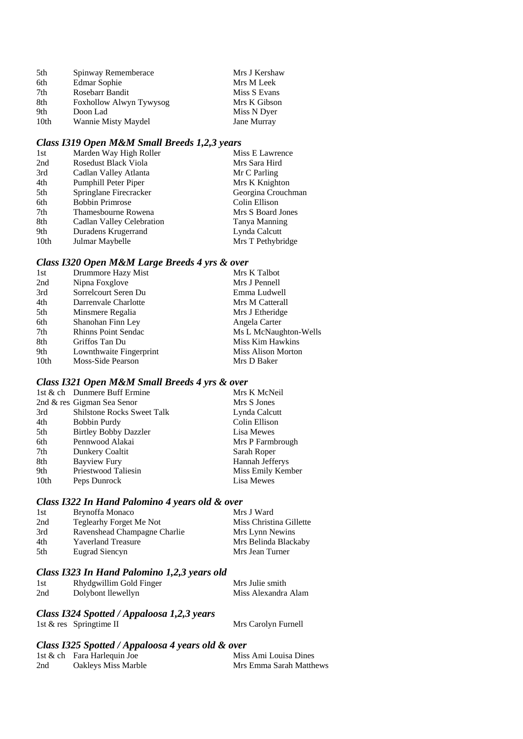| | | |
|---|---|---|
| 5th | Spinway Rememberace | Mrs J Kershaw |
| 6th | Edmar Sophie | Mrs M Leek |
| 7th | Rosebarr Bandit | Miss S Evans |
| 8th | Foxhollow Alwyn Tywysog | Mrs K Gibson |
| 9th | Doon Lad | Miss N Dyer |
| 10th | Wannie Misty Maydel | Jane Murray |

### *Class I319 Open M&M Small Breeds 1,2,3 years*

| | | |
|---|---|---|
| 1st | Marden Way High Roller | Miss E Lawrence |
| 2nd | Rosedust Black Viola | Mrs Sara Hird |
| 3rd | Cadlan Valley Atlanta | Mr C Parling |
| 4th | Pumphill Peter Piper | Mrs K Knighton |
| 5th | Springlane Firecracker | Georgina Crouchman |
| 6th | Bobbin Primrose | Colin Ellison |
| 7th | Thamesbourne Rowena | Mrs S Board Jones |
| 8th | Cadlan Valley Celebration | Tanya Manning |
| 9th | Duradens Krugerrand | Lynda Calcutt |
| 10th | Julmar Maybelle | Mrs T Pethybridge |

### *Class I320 Open M&M Large Breeds 4 yrs & over*

| | | |
|---|---|---|
| 1st | Drummore Hazy Mist | Mrs K Talbot |
| 2nd | Nipna Foxglove | Mrs J Pennell |
| 3rd | Sorrelcourt Seren Du | Emma Ludwell |
| 4th | Darrenvale Charlotte | Mrs M Catterall |
| 5th | Minsmere Regalia | Mrs J Etheridge |
| 6th | Shanohan Finn Ley | Angela Carter |
| 7th | Rhinns Point Sendac | Ms L McNaughton-Wells |
| 8th | Griffos Tan Du | Miss Kim Hawkins |
| 9th | Lownthwaite Fingerprint | Miss Alison Morton |
| 10th | Moss-Side Pearson | Mrs D Baker |

### *Class I321 Open M&M Small Breeds 4 yrs & over*

| | | |
|---|---|---|
| 1st & ch | Dunmere Buff Ermine | Mrs K McNeil |
| 2nd & res | Gigman Sea Senor | Mrs S Jones |
| 3rd | Shilstone Rocks Sweet Talk | Lynda Calcutt |
| 4th | Bobbin Purdy | Colin Ellison |
| 5th | Birtley Bobby Dazzler | Lisa Mewes |
| 6th | Pennwood Alakai | Mrs P Farmbrough |
| 7th | Dunkery Coaltit | Sarah Roper |
| 8th | Bayview Fury | Hannah Jefferys |
| 9th | Priestwood Taliesin | Miss Emily Kember |
| 10th | Peps Dunrock | Lisa Mewes |

### *Class I322 In Hand Palomino 4 years old & over*

| | | |
|---|---|---|
| 1st | Brynoffa Monaco | Mrs J Ward |
| 2nd | Teglearhy Forget Me Not | Miss Christina Gillette |
| 3rd | Ravenshead Champagne Charlie | Mrs Lynn Newins |
| 4th | Yaverland Treasure | Mrs Belinda Blackaby |
| 5th | Eugrad Siencyn | Mrs Jean Turner |

### *Class I323 In Hand Palomino 1,2,3 years old*

| | | |
|---|---|---|
| 1st | Rhydgwillim Gold Finger | Mrs Julie smith |
| 2nd | Dolybont llewellyn | Miss Alexandra Alam |

### *Class I324 Spotted / Appaloosa 1,2,3 years*

| | | |
|---|---|---|
| 1st & res | Springtime II | Mrs Carolyn Furnell |

### *Class I325 Spotted / Appaloosa 4 years old & over*

| | | |
|---|---|---|
| 1st & ch | Fara Harlequin Joe | Miss Ami Louisa Dines |
| 2nd | Oakleys Miss Marble | Mrs Emma Sarah Matthews |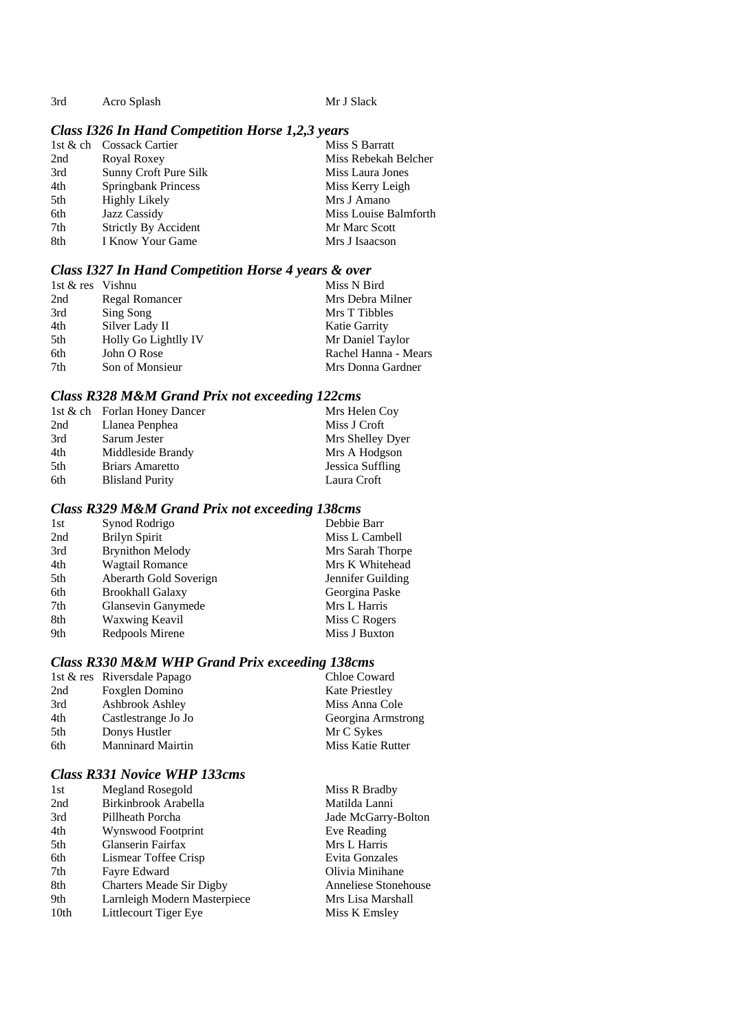| | | |
|---|---|---|
| 3rd | Acro Splash | Mr J Slack |

### *Class I326 In Hand Competition Horse 1,2,3 years*

| | | |
|---|---|---|
| 1st & ch | Cossack Cartier | Miss S Barratt |
| 2nd | Royal Roxey | Miss Rebekah Belcher |
| 3rd | Sunny Croft Pure Silk | Miss Laura Jones |
| 4th | Springbank Princess | Miss Kerry Leigh |
| 5th | Highly Likely | Mrs J Amano |
| 6th | Jazz Cassidy | Miss Louise Balmforth |
| 7th | Strictly By Accident | Mr Marc Scott |
| 8th | I Know Your Game | Mrs J Isaacson |

### *Class I327 In Hand Competition Horse 4 years & over*

| | | |
|---|---|---|
| 1st & res | Vishnu | Miss N Bird |
| 2nd | Regal Romancer | Mrs Debra Milner |
| 3rd | Sing Song | Mrs T Tibbles |
| 4th | Silver Lady II | Katie Garrity |
| 5th | Holly Go Lightlly IV | Mr Daniel Taylor |
| 6th | John O Rose | Rachel Hanna - Mears |
| 7th | Son of Monsieur | Mrs Donna Gardner |

### *Class R328 M&M Grand Prix not exceeding 122cms*

| | | |
|---|---|---|
| 1st & ch | Forlan Honey Dancer | Mrs Helen Coy |
| 2nd | Llanea Penphea | Miss J Croft |
| 3rd | Sarum Jester | Mrs Shelley Dyer |
| 4th | Middleside Brandy | Mrs A Hodgson |
| 5th | Briars Amaretto | Jessica Suffling |
| 6th | Blisland Purity | Laura Croft |

### *Class R329 M&M Grand Prix not exceeding 138cms*

| | | |
|---|---|---|
| 1st | Synod Rodrigo | Debbie Barr |
| 2nd | Brilyn Spirit | Miss L Cambell |
| 3rd | Brynithon Melody | Mrs Sarah Thorpe |
| 4th | Wagtail Romance | Mrs K Whitehead |
| 5th | Aberarth Gold Soverign | Jennifer Guilding |
| 6th | Brookhall Galaxy | Georgina Paske |
| 7th | Glansevin Ganymede | Mrs L Harris |
| 8th | Waxwing Keavil | Miss C Rogers |
| 9th | Redpools Mirene | Miss J Buxton |

### *Class R330 M&M WHP Grand Prix exceeding 138cms*

| | | |
|---|---|---|
| 1st & res | Riversdale Papago | Chloe Coward |
| 2nd | Foxglen Domino | Kate Priestley |
| 3rd | Ashbrook Ashley | Miss Anna Cole |
| 4th | Castlestrange Jo Jo | Georgina Armstrong |
| 5th | Donys Hustler | Mr C Sykes |
| 6th | Manninard Mairtin | Miss Katie Rutter |

### *Class R331 Novice WHP 133cms*

| | | |
|---|---|---|
| 1st | Megland Rosegold | Miss R Bradby |
| 2nd | Birkinbrook Arabella | Matilda Lanni |
| 3rd | Pillheath Porcha | Jade McGarry-Bolton |
| 4th | Wynswood Footprint | Eve Reading |
| 5th | Glanserin Fairfax | Mrs L Harris |
| 6th | Lismear Toffee Crisp | Evita Gonzales |
| 7th | Fayre Edward | Olivia Minihane |
| 8th | Charters Meade Sir Digby | Anneliese Stonehouse |
| 9th | Larnleigh Modern Masterpiece | Mrs Lisa Marshall |
| 10th | Littlecourt Tiger Eye | Miss K Emsley |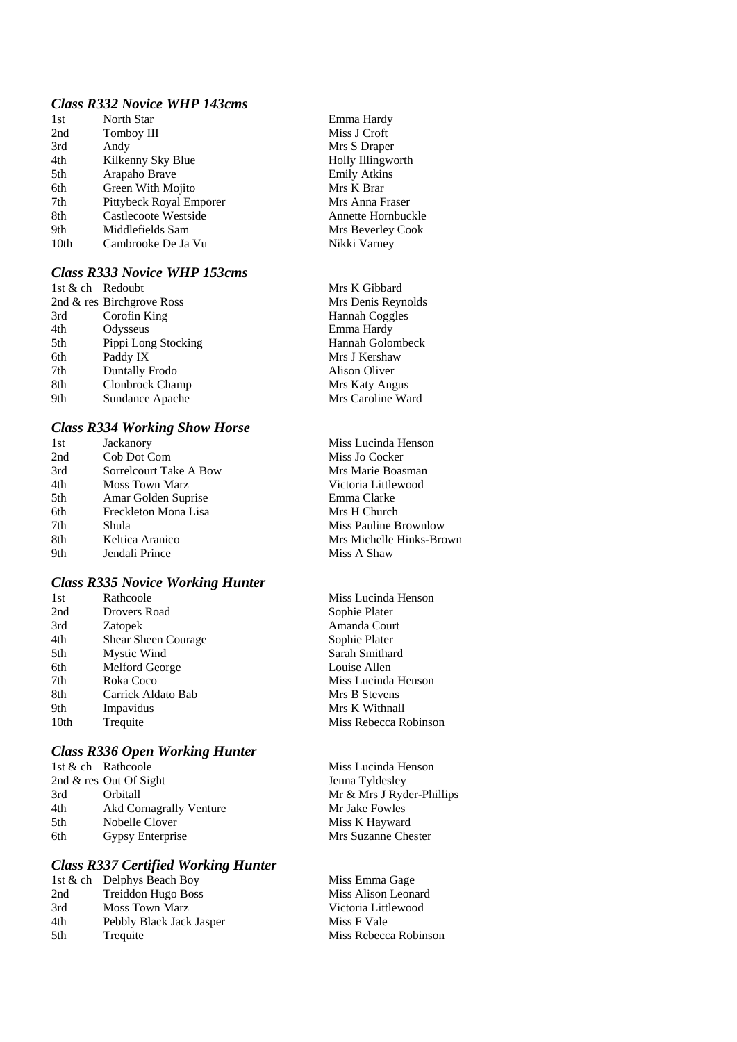### *Class R332 Novice WHP 143cms*

| | | |
|---|---|---|
| 1st | North Star | Emma Hardy |
| 2nd | Tomboy III | Miss J Croft |
| 3rd | Andy | Mrs S Draper |
| 4th | Kilkenny Sky Blue | Holly Illingworth |
| 5th | Arapaho Brave | Emily Atkins |
| 6th | Green With Mojito | Mrs K Brar |
| 7th | Pittybeck Royal Emporer | Mrs Anna Fraser |
| 8th | Castlecoote Westside | Annette Hornbuckle |
| 9th | Middlefields Sam | Mrs Beverley Cook |
| 10th | Cambrooke De Ja Vu | Nikki Varney |

### *Class R333 Novice WHP 153cms*

| | | |
|---|---|---|
| 1st & ch | Redoubt | Mrs K Gibbard |
| 2nd & res | Birchgrove Ross | Mrs Denis Reynolds |
| 3rd | Corofin King | Hannah Coggles |
| 4th | Odysseus | Emma Hardy |
| 5th | Pippi Long Stocking | Hannah Golombeck |
| 6th | Paddy IX | Mrs J Kershaw |
| 7th | Duntally Frodo | Alison Oliver |
| 8th | Clonbrock Champ | Mrs Katy Angus |
| 9th | Sundance Apache | Mrs Caroline Ward |

### *Class R334 Working Show Horse*

| | | |
|---|---|---|
| 1st | Jackanory | Miss Lucinda Henson |
| 2nd | Cob Dot Com | Miss Jo Cocker |
| 3rd | Sorrelcourt Take A Bow | Mrs Marie Boasman |
| 4th | Moss Town Marz | Victoria Littlewood |
| 5th | Amar Golden Suprise | Emma Clarke |
| 6th | Freckleton Mona Lisa | Mrs H Church |
| 7th | Shula | Miss Pauline Brownlow |
| 8th | Keltica Aranico | Mrs Michelle Hinks-Brown |
| 9th | Jendali Prince | Miss A Shaw |

### *Class R335 Novice Working Hunter*

| | | |
|---|---|---|
| 1st | Rathcoole | Miss Lucinda Henson |
| 2nd | Drovers Road | Sophie Plater |
| 3rd | Zatopek | Amanda Court |
| 4th | Shear Sheen Courage | Sophie Plater |
| 5th | Mystic Wind | Sarah Smithard |
| 6th | Melford George | Louise Allen |
| 7th | Roka Coco | Miss Lucinda Henson |
| 8th | Carrick Aldato Bab | Mrs B Stevens |
| 9th | Impavidus | Mrs K Withnall |
| 10th | Trequite | Miss Rebecca Robinson |

### *Class R336 Open Working Hunter*

| | | |
|---|---|---|
| 1st & ch | Rathcoole | Miss Lucinda Henson |
| 2nd & res | Out Of Sight | Jenna Tyldesley |
| 3rd | Orbitall | Mr & Mrs J Ryder-Phillips |
| 4th | Akd Cornagrally Venture | Mr Jake Fowles |
| 5th | Nobelle Clover | Miss K Hayward |
| 6th | Gypsy Enterprise | Mrs Suzanne Chester |

### *Class R337 Certified Working Hunter*

| | | |
|---|---|---|
| 1st & ch | Delphys Beach Boy | Miss Emma Gage |
| 2nd | Treiddon Hugo Boss | Miss Alison Leonard |
| 3rd | Moss Town Marz | Victoria Littlewood |
| 4th | Pebbly Black Jack Jasper | Miss F Vale |
| 5th | Trequite | Miss Rebecca Robinson |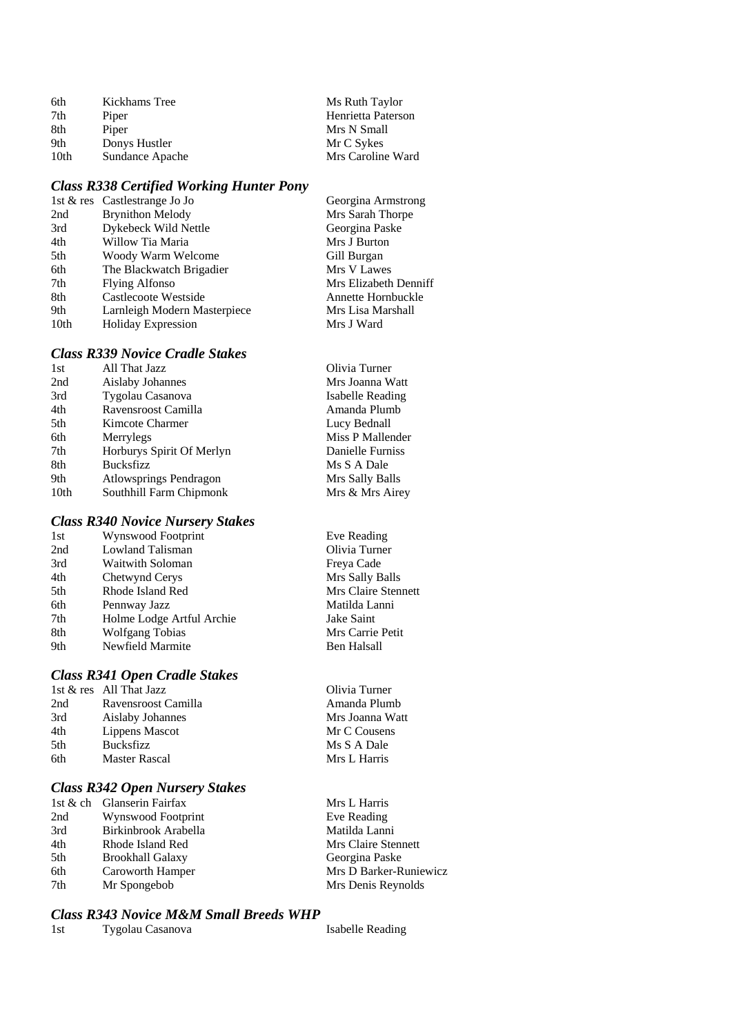| | | |
|---|---|---|
| 6th | Kickhams Tree | Ms Ruth Taylor |
| 7th | Piper | Henrietta Paterson |
| 8th | Piper | Mrs N Small |
| 9th | Donys Hustler | Mr C Sykes |
| 10th | Sundance Apache | Mrs Caroline Ward |

### *Class R338 Certified Working Hunter Pony*

| | | |
|---|---|---|
| 1st & res | Castlestrange Jo Jo | Georgina Armstrong |
| 2nd | Brynithon Melody | Mrs Sarah Thorpe |
| 3rd | Dykebeck Wild Nettle | Georgina Paske |
| 4th | Willow Tia Maria | Mrs J Burton |
| 5th | Woody Warm Welcome | Gill Burgan |
| 6th | The Blackwatch Brigadier | Mrs V Lawes |
| 7th | Flying Alfonso | Mrs Elizabeth Denniff |
| 8th | Castlecoote Westside | Annette Hornbuckle |
| 9th | Larnleigh Modern Masterpiece | Mrs Lisa Marshall |
| 10th | Holiday Expression | Mrs J Ward |

### *Class R339 Novice Cradle Stakes*

| | | |
|---|---|---|
| 1st | All That Jazz | Olivia Turner |
| 2nd | Aislaby Johannes | Mrs Joanna Watt |
| 3rd | Tygolau Casanova | Isabelle Reading |
| 4th | Ravensroost Camilla | Amanda Plumb |
| 5th | Kimcote Charmer | Lucy Bednall |
| 6th | Merrylegs | Miss P Mallender |
| 7th | Horburys Spirit Of Merlyn | Danielle Furniss |
| 8th | Bucksfizz | Ms S A Dale |
| 9th | Atlowsprings Pendragon | Mrs Sally Balls |
| 10th | Southhill Farm Chipmonk | Mrs & Mrs Airey |

### *Class R340 Novice Nursery Stakes*

| | | |
|---|---|---|
| 1st | Wynswood Footprint | Eve Reading |
| 2nd | Lowland Talisman | Olivia Turner |
| 3rd | Waitwith Soloman | Freya Cade |
| 4th | Chetwynd Cerys | Mrs Sally Balls |
| 5th | Rhode Island Red | Mrs Claire Stennett |
| 6th | Pennway Jazz | Matilda Lanni |
| 7th | Holme Lodge Artful Archie | Jake Saint |
| 8th | Wolfgang Tobias | Mrs Carrie Petit |
| 9th | Newfield Marmite | Ben Halsall |

### *Class R341 Open Cradle Stakes*

| | | |
|---|---|---|
| 1st & res | All That Jazz | Olivia Turner |
| 2nd | Ravensroost Camilla | Amanda Plumb |
| 3rd | Aislaby Johannes | Mrs Joanna Watt |
| 4th | Lippens Mascot | Mr C Cousens |
| 5th | Bucksfizz | Ms S A Dale |
| 6th | Master Rascal | Mrs L Harris |

### *Class R342 Open Nursery Stakes*

| | | |
|---|---|---|
| 1st & ch | Glanserin Fairfax | Mrs L Harris |
| 2nd | Wynswood Footprint | Eve Reading |
| 3rd | Birkinbrook Arabella | Matilda Lanni |
| 4th | Rhode Island Red | Mrs Claire Stennett |
| 5th | Brookhall Galaxy | Georgina Paske |
| 6th | Caroworth Hamper | Mrs D Barker-Runiewicz |
| 7th | Mr Spongebob | Mrs Denis Reynolds |

### *Class R343 Novice M&M Small Breeds WHP*

| | | |
|---|---|---|
| 1st | Tygolau Casanova | Isabelle Reading |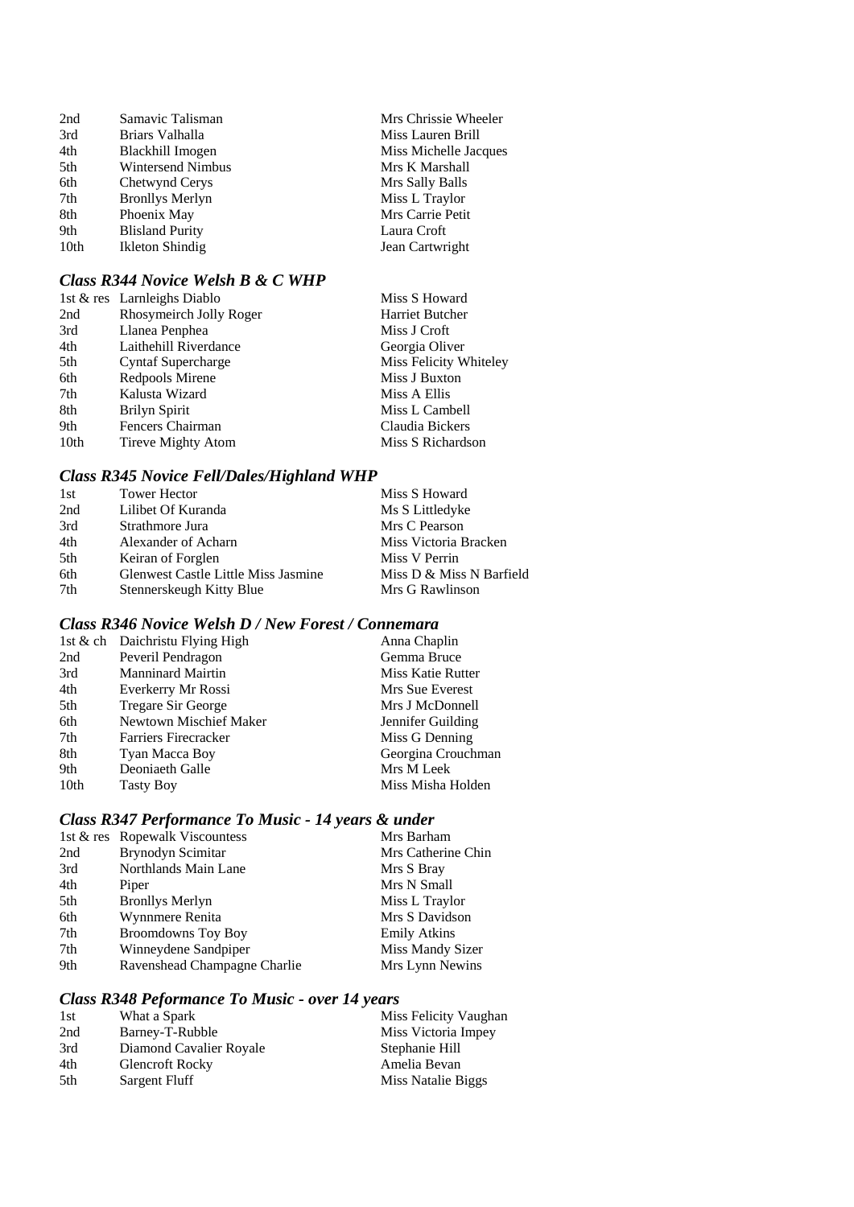| | | |
|---|---|---|
| 2nd | Samavic Talisman | Mrs Chrissie Wheeler |
| 3rd | Briars Valhalla | Miss Lauren Brill |
| 4th | Blackhill Imogen | Miss Michelle Jacques |
| 5th | Wintersend Nimbus | Mrs K Marshall |
| 6th | Chetwynd Cerys | Mrs Sally Balls |
| 7th | Bronllys Merlyn | Miss L Traylor |
| 8th | Phoenix May | Mrs Carrie Petit |
| 9th | Blisland Purity | Laura Croft |
| 10th | Ikleton Shindig | Jean Cartwright |

### *Class R344 Novice Welsh B & C WHP*

| | | |
|---|---|---|
| 1st & res | Larnleighs Diablo | Miss S Howard |
| 2nd | Rhosymeirch Jolly Roger | Harriet Butcher |
| 3rd | Llanea Penphea | Miss J Croft |
| 4th | Laithehill Riverdance | Georgia Oliver |
| 5th | Cyntaf Supercharge | Miss Felicity Whiteley |
| 6th | Redpools Mirene | Miss J Buxton |
| 7th | Kalusta Wizard | Miss A Ellis |
| 8th | Brilyn Spirit | Miss L Cambell |
| 9th | Fencers Chairman | Claudia Bickers |
| 10th | Tireve Mighty Atom | Miss S Richardson |

### *Class R345 Novice Fell/Dales/Highland WHP*

| | | |
|---|---|---|
| 1st | Tower Hector | Miss S Howard |
| 2nd | Lilibet Of Kuranda | Ms S Littledyke |
| 3rd | Strathmore Jura | Mrs C Pearson |
| 4th | Alexander of Acharn | Miss Victoria Bracken |
| 5th | Keiran of Forglen | Miss V Perrin |
| 6th | Glenwest Castle Little Miss Jasmine | Miss D & Miss N Barfield |
| 7th | Stennerskeugh Kitty Blue | Mrs G Rawlinson |

### *Class R346 Novice Welsh D / New Forest / Connemara*

| | | |
|---|---|---|
| 1st & ch | Daichristu Flying High | Anna Chaplin |
| 2nd | Peveril Pendragon | Gemma Bruce |
| 3rd | Manninard Mairtin | Miss Katie Rutter |
| 4th | Everkerry Mr Rossi | Mrs Sue Everest |
| 5th | Tregare Sir George | Mrs J McDonnell |
| 6th | Newtown Mischief Maker | Jennifer Guilding |
| 7th | Farriers Firecracker | Miss G Denning |
| 8th | Tyan Macca Boy | Georgina Crouchman |
| 9th | Deoniaeth Galle | Mrs M Leek |
| 10th | Tasty Boy | Miss Misha Holden |

### *Class R347 Performance To Music - 14 years & under*

| | | |
|---|---|---|
| 1st & res | Ropewalk Viscountess | Mrs Barham |
| 2nd | Brynodyn Scimitar | Mrs Catherine Chin |
| 3rd | Northlands Main Lane | Mrs S Bray |
| 4th | Piper | Mrs N Small |
| 5th | Bronllys Merlyn | Miss L Traylor |
| 6th | Wynnmere Renita | Mrs S Davidson |
| 7th | Broomdowns Toy Boy | Emily Atkins |
| 7th | Winneydene Sandpiper | Miss Mandy Sizer |
| 9th | Ravenshead Champagne Charlie | Mrs Lynn Newins |

### *Class R348 Peformance To Music - over 14 years*

| | | |
|---|---|---|
| 1st | What a Spark | Miss Felicity Vaughan |
| 2nd | Barney-T-Rubble | Miss Victoria Impey |
| 3rd | Diamond Cavalier Royale | Stephanie Hill |
| 4th | Glencroft Rocky | Amelia Bevan |
| 5th | Sargent Fluff | Miss Natalie Biggs |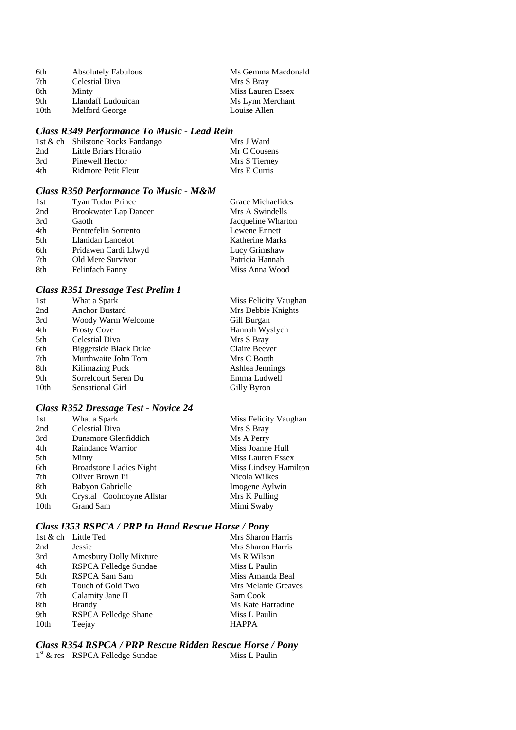| | | |
|---|---|---|
| 6th | Absolutely Fabulous | Ms Gemma Macdonald |
| 7th | Celestial Diva | Mrs S Bray |
| 8th | Minty | Miss Lauren Essex |
| 9th | Llandaff Ludouican | Ms Lynn Merchant |
| 10th | Melford George | Louise Allen |

### *Class R349 Performance To Music - Lead Rein*

| | | |
|---|---|---|
| 1st & ch | Shilstone Rocks Fandango | Mrs J Ward |
| 2nd | Little Briars Horatio | Mr C Cousens |
| 3rd | Pinewell Hector | Mrs S Tierney |
| 4th | Ridmore Petit Fleur | Mrs E Curtis |

### *Class R350 Performance To Music - M&M*

| | | |
|---|---|---|
| 1st | Tyan Tudor Prince | Grace Michaelides |
| 2nd | Brookwater Lap Dancer | Mrs A Swindells |
| 3rd | Gaoth | Jacqueline Wharton |
| 4th | Pentrefelin Sorrento | Lewene Ennett |
| 5th | Llanidan Lancelot | Katherine Marks |
| 6th | Pridawen Cardi Llwyd | Lucy Grimshaw |
| 7th | Old Mere Survivor | Patricia Hannah |
| 8th | Felinfach Fanny | Miss Anna Wood |

### *Class R351 Dressage Test Prelim 1*

| | | |
|---|---|---|
| 1st | What a Spark | Miss Felicity Vaughan |
| 2nd | Anchor Bustard | Mrs Debbie Knights |
| 3rd | Woody Warm Welcome | Gill Burgan |
| 4th | Frosty Cove | Hannah Wyslych |
| 5th | Celestial Diva | Mrs S Bray |
| 6th | Biggerside Black Duke | Claire Beever |
| 7th | Murthwaite John Tom | Mrs C Booth |
| 8th | Kilimazing Puck | Ashlea Jennings |
| 9th | Sorrelcourt Seren Du | Emma Ludwell |
| 10th | Sensational Girl | Gilly Byron |

### *Class R352 Dressage Test - Novice 24*

| | | |
|---|---|---|
| 1st | What a Spark | Miss Felicity Vaughan |
| 2nd | Celestial Diva | Mrs S Bray |
| 3rd | Dunsmore Glenfiddich | Ms A Perry |
| 4th | Raindance Warrior | Miss Joanne Hull |
| 5th | Minty | Miss Lauren Essex |
| 6th | Broadstone Ladies Night | Miss Lindsey Hamilton |
| 7th | Oliver Brown Iii | Nicola Wilkes |
| 8th | Babyon Gabrielle | Imogene Aylwin |
| 9th | Crystal Coolmoyne Allstar | Mrs K Pulling |
| 10th | Grand Sam | Mimi Swaby |

### *Class I353 RSPCA / PRP In Hand Rescue Horse / Pony*

| | | |
|---|---|---|
| 1st & ch | Little Ted | Mrs Sharon Harris |
| 2nd | Jessie | Mrs Sharon Harris |
| 3rd | Amesbury Dolly Mixture | Ms R Wilson |
| 4th | RSPCA Felledge Sundae | Miss L Paulin |
| 5th | RSPCA Sam Sam | Miss Amanda Beal |
| 6th | Touch of Gold Two | Mrs Melanie Greaves |
| 7th | Calamity Jane II | Sam Cook |
| 8th | Brandy | Ms Kate Harradine |
| 9th | RSPCA Felledge Shane | Miss L Paulin |
| 10th | Teejay | HAPPA |

### *Class R354 RSPCA / PRP Rescue Ridden Rescue Horse / Pony*

| | | |
|---|---|---|
| 1st & res | RSPCA Felledge Sundae | Miss L Paulin |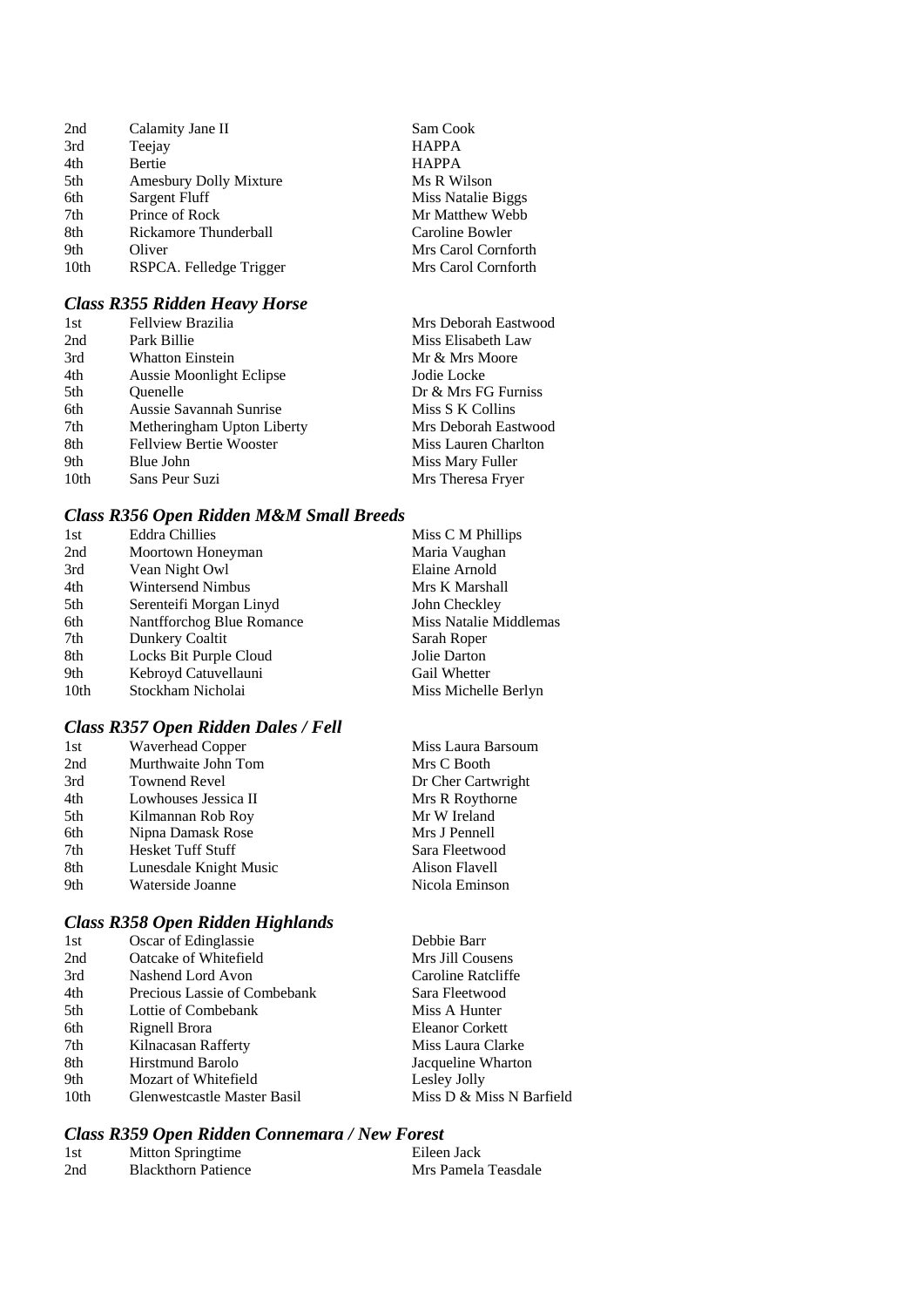| | | |
|---|---|---|
| 2nd | Calamity Jane II | Sam Cook |
| 3rd | Teejay | HAPPA |
| 4th | Bertie | HAPPA |
| 5th | Amesbury Dolly Mixture | Ms R Wilson |
| 6th | Sargent Fluff | Miss Natalie Biggs |
| 7th | Prince of Rock | Mr Matthew Webb |
| 8th | Rickamore Thunderball | Caroline Bowler |
| 9th | Oliver | Mrs Carol Cornforth |
| 10th | RSPCA. Felledge Trigger | Mrs Carol Cornforth |

### *Class R355 Ridden Heavy Horse*

| | | |
|---|---|---|
| 1st | Fellview Brazilia | Mrs Deborah Eastwood |
| 2nd | Park Billie | Miss Elisabeth Law |
| 3rd | Whatton Einstein | Mr & Mrs Moore |
| 4th | Aussie Moonlight Eclipse | Jodie Locke |
| 5th | Quenelle | Dr & Mrs FG Furniss |
| 6th | Aussie Savannah Sunrise | Miss S K Collins |
| 7th | Metheringham Upton Liberty | Mrs Deborah Eastwood |
| 8th | Fellview Bertie Wooster | Miss Lauren Charlton |
| 9th | Blue John | Miss Mary Fuller |
| 10th | Sans Peur Suzi | Mrs Theresa Fryer |

### *Class R356 Open Ridden M&M Small Breeds*

| | | |
|---|---|---|
| 1st | Eddra Chillies | Miss C M Phillips |
| 2nd | Moortown Honeyman | Maria Vaughan |
| 3rd | Vean Night Owl | Elaine Arnold |
| 4th | Wintersend Nimbus | Mrs K Marshall |
| 5th | Serenteifi Morgan Linyd | John Checkley |
| 6th | Nantfforchog Blue Romance | Miss Natalie Middlemas |
| 7th | Dunkery Coaltit | Sarah Roper |
| 8th | Locks Bit Purple Cloud | Jolie Darton |
| 9th | Kebroyd Catuvellauni | Gail Whetter |
| 10th | Stockham Nicholai | Miss Michelle Berlyn |

### *Class R357 Open Ridden Dales / Fell*

| | | |
|---|---|---|
| 1st | Waverhead Copper | Miss Laura Barsoum |
| 2nd | Murthwaite John Tom | Mrs C Booth |
| 3rd | Townend Revel | Dr Cher Cartwright |
| 4th | Lowhouses Jessica II | Mrs R Roythorne |
| 5th | Kilmannan Rob Roy | Mr W Ireland |
| 6th | Nipna Damask Rose | Mrs J Pennell |
| 7th | Hesket Tuff Stuff | Sara Fleetwood |
| 8th | Lunesdale Knight Music | Alison Flavell |
| 9th | Waterside Joanne | Nicola Eminson |

### *Class R358 Open Ridden Highlands*

| | | |
|---|---|---|
| 1st | Oscar of Edinglassie | Debbie Barr |
| 2nd | Oatcake of Whitefield | Mrs Jill Cousens |
| 3rd | Nashend Lord Avon | Caroline Ratcliffe |
| 4th | Precious Lassie of Combebank | Sara Fleetwood |
| 5th | Lottie of Combebank | Miss A Hunter |
| 6th | Rignell Brora | Eleanor Corkett |
| 7th | Kilnacasan Rafferty | Miss Laura Clarke |
| 8th | Hirstmund Barolo | Jacqueline Wharton |
| 9th | Mozart of Whitefield | Lesley Jolly |
| 10th | Glenwestcastle Master Basil | Miss D & Miss N Barfield |

### *Class R359 Open Ridden Connemara / New Forest*

| | | |
|---|---|---|
| 1st | Mitton Springtime | Eileen Jack |
| 2nd | Blackthorn Patience | Mrs Pamela Teasdale |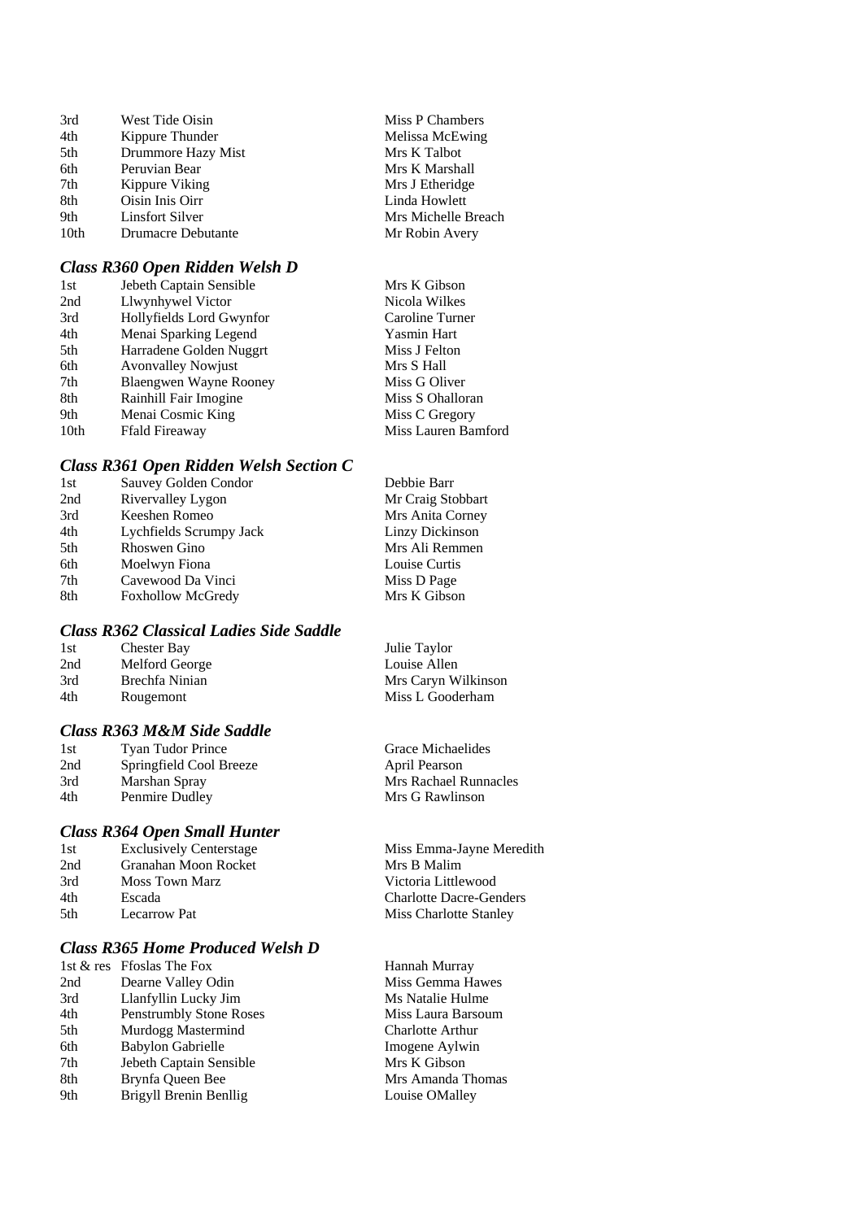| | | |
|---|---|---|
| 3rd | West Tide Oisin | Miss P Chambers |
| 4th | Kippure Thunder | Melissa McEwing |
| 5th | Drummore Hazy Mist | Mrs K Talbot |
| 6th | Peruvian Bear | Mrs K Marshall |
| 7th | Kippure Viking | Mrs J Etheridge |
| 8th | Oisin Inis Oirr | Linda Howlett |
| 9th | Linsfort Silver | Mrs Michelle Breach |
| 10th | Drumacre Debutante | Mr Robin Avery |

### *Class R360 Open Ridden Welsh D*

| | | |
|---|---|---|
| 1st | Jebeth Captain Sensible | Mrs K Gibson |
| 2nd | Llwynhywel Victor | Nicola Wilkes |
| 3rd | Hollyfields Lord Gwynfor | Caroline Turner |
| 4th | Menai Sparking Legend | Yasmin Hart |
| 5th | Harradene Golden Nuggrt | Miss J Felton |
| 6th | Avonvalley Nowjust | Mrs S Hall |
| 7th | Blaengwen Wayne Rooney | Miss G Oliver |
| 8th | Rainhill Fair Imogine | Miss S Ohalloran |
| 9th | Menai Cosmic King | Miss C Gregory |
| 10th | Ffald Fireaway | Miss Lauren Bamford |

### *Class R361 Open Ridden Welsh Section C*

| | | |
|---|---|---|
| 1st | Sauvey Golden Condor | Debbie Barr |
| 2nd | Rivervalley Lygon | Mr Craig Stobbart |
| 3rd | Keeshen Romeo | Mrs Anita Corney |
| 4th | Lychfields Scrumpy Jack | Linzy Dickinson |
| 5th | Rhoswen Gino | Mrs Ali Remmen |
| 6th | Moelwyn Fiona | Louise Curtis |
| 7th | Cavewood Da Vinci | Miss D Page |
| 8th | Foxhollow McGredy | Mrs K Gibson |

### *Class R362 Classical Ladies Side Saddle*

| | | |
|---|---|---|
| 1st | Chester Bay | Julie Taylor |
| 2nd | Melford George | Louise Allen |
| 3rd | Brechfa Ninian | Mrs Caryn Wilkinson |
| 4th | Rougemont | Miss L Gooderham |

### *Class R363 M&M Side Saddle*

| | | |
|---|---|---|
| 1st | Tyan Tudor Prince | Grace Michaelides |
| 2nd | Springfield Cool Breeze | April Pearson |
| 3rd | Marshan Spray | Mrs Rachael Runnacles |
| 4th | Penmire Dudley | Mrs G Rawlinson |

### *Class R364 Open Small Hunter*

| | | |
|---|---|---|
| 1st | Exclusively Centerstage | Miss Emma-Jayne Meredith |
| 2nd | Granahan Moon Rocket | Mrs B Malim |
| 3rd | Moss Town Marz | Victoria Littlewood |
| 4th | Escada | Charlotte Dacre-Genders |
| 5th | Lecarrow Pat | Miss Charlotte Stanley |

### *Class R365 Home Produced Welsh D*

| | | |
|---|---|---|
| 1st & res | Ffoslas The Fox | Hannah Murray |
| 2nd | Dearne Valley Odin | Miss Gemma Hawes |
| 3rd | Llanfyllin Lucky Jim | Ms Natalie Hulme |
| 4th | Penstrumbly Stone Roses | Miss Laura Barsoum |
| 5th | Murdogg Mastermind | Charlotte Arthur |
| 6th | Babylon Gabrielle | Imogene Aylwin |
| 7th | Jebeth Captain Sensible | Mrs K Gibson |
| 8th | Brynfa Queen Bee | Mrs Amanda Thomas |
| 9th | Brigyll Brenin Benllig | Louise OMalley |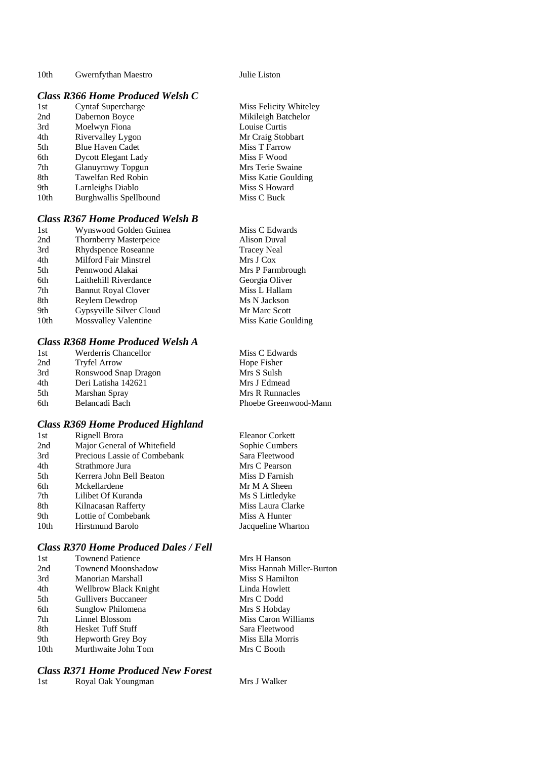| | | |
|---|---|---|
| 10th | Gwernfythan Maestro | Julie Liston |

### *Class R366 Home Produced Welsh C*

| | | |
|---|---|---|
| 1st | Cyntaf Supercharge | Miss Felicity Whiteley |
| 2nd | Dabernon Boyce | Mikileigh Batchelor |
| 3rd | Moelwyn Fiona | Louise Curtis |
| 4th | Rivervalley Lygon | Mr Craig Stobbart |
| 5th | Blue Haven Cadet | Miss T Farrow |
| 6th | Dycott Elegant Lady | Miss F Wood |
| 7th | Glanuyrnwy Topgun | Mrs Terie Swaine |
| 8th | Tawelfan Red Robin | Miss Katie Goulding |
| 9th | Larnleighs Diablo | Miss S Howard |
| 10th | Burghwallis Spellbound | Miss C Buck |

### *Class R367 Home Produced Welsh B*

| | | |
|---|---|---|
| 1st | Wynswood Golden Guinea | Miss C Edwards |
| 2nd | Thornberry Masterpeice | Alison Duval |
| 3rd | Rhydspence Roseanne | Tracey Neal |
| 4th | Milford Fair Minstrel | Mrs J Cox |
| 5th | Pennwood Alakai | Mrs P Farmbrough |
| 6th | Laithehill Riverdance | Georgia Oliver |
| 7th | Bannut Royal Clover | Miss L Hallam |
| 8th | Reylem Dewdrop | Ms N Jackson |
| 9th | Gypsyville Silver Cloud | Mr Marc Scott |
| 10th | Mossvalley Valentine | Miss Katie Goulding |

### *Class R368 Home Produced Welsh A*

| | | |
|---|---|---|
| 1st | Werderris Chancellor | Miss C Edwards |
| 2nd | Tryfel Arrow | Hope Fisher |
| 3rd | Ronswood Snap Dragon | Mrs S Sulsh |
| 4th | Deri Latisha 142621 | Mrs J Edmead |
| 5th | Marshan Spray | Mrs R Runnacles |
| 6th | Belancadi Bach | Phoebe Greenwood-Mann |

### *Class R369 Home Produced Highland*

| | | |
|---|---|---|
| 1st | Rignell Brora | Eleanor Corkett |
| 2nd | Major General of Whitefield | Sophie Cumbers |
| 3rd | Precious Lassie of Combebank | Sara Fleetwood |
| 4th | Strathmore Jura | Mrs C Pearson |
| 5th | Kerrera John Bell Beaton | Miss D Farnish |
| 6th | Mckellardene | Mr M A Sheen |
| 7th | Lilibet Of Kuranda | Ms S Littledyke |
| 8th | Kilnacasan Rafferty | Miss Laura Clarke |
| 9th | Lottie of Combebank | Miss A Hunter |
| 10th | Hirstmund Barolo | Jacqueline Wharton |

### *Class R370 Home Produced Dales / Fell*

| | | |
|---|---|---|
| 1st | Townend Patience | Mrs H Hanson |
| 2nd | Townend Moonshadow | Miss Hannah Miller-Burton |
| 3rd | Manorian Marshall | Miss S Hamilton |
| 4th | Wellbrow Black Knight | Linda Howlett |
| 5th | Gullivers Buccaneer | Mrs C Dodd |
| 6th | Sunglow Philomena | Mrs S Hobday |
| 7th | Linnel Blossom | Miss Caron Williams |
| 8th | Hesket Tuff Stuff | Sara Fleetwood |
| 9th | Hepworth Grey Boy | Miss Ella Morris |
| 10th | Murthwaite John Tom | Mrs C Booth |

### *Class R371 Home Produced New Forest*

| | | |
|---|---|---|
| 1st | Royal Oak Youngman | Mrs J Walker |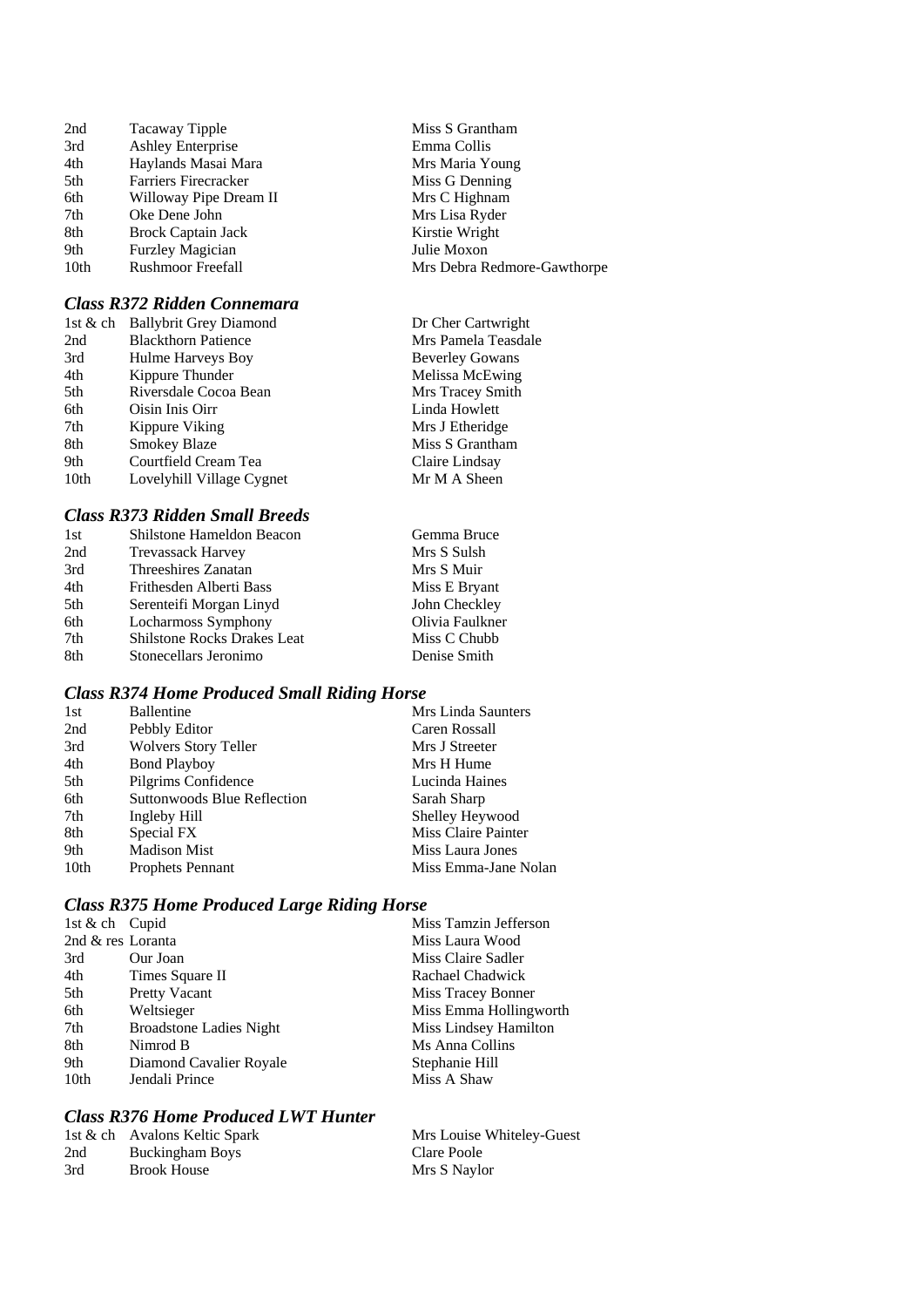| | | |
|---|---|---|
| 2nd | Tacaway Tipple | Miss S Grantham |
| 3rd | Ashley Enterprise | Emma Collis |
| 4th | Haylands Masai Mara | Mrs Maria Young |
| 5th | Farriers Firecracker | Miss G Denning |
| 6th | Willoway Pipe Dream II | Mrs C Highnam |
| 7th | Oke Dene John | Mrs Lisa Ryder |
| 8th | Brock Captain Jack | Kirstie Wright |
| 9th | Furzley Magician | Julie Moxon |
| 10th | Rushmoor Freefall | Mrs Debra Redmore-Gawthorpe |

### *Class R372 Ridden Connemara*

| | | |
|---|---|---|
| 1st & ch | Ballybrit Grey Diamond | Dr Cher Cartwright |
| 2nd | Blackthorn Patience | Mrs Pamela Teasdale |
| 3rd | Hulme Harveys Boy | Beverley Gowans |
| 4th | Kippure Thunder | Melissa McEwing |
| 5th | Riversdale Cocoa Bean | Mrs Tracey Smith |
| 6th | Oisin Inis Oirr | Linda Howlett |
| 7th | Kippure Viking | Mrs J Etheridge |
| 8th | Smokey Blaze | Miss S Grantham |
| 9th | Courtfield Cream Tea | Claire Lindsay |
| 10th | Lovelyhill Village Cygnet | Mr M A Sheen |

### *Class R373 Ridden Small Breeds*

| | | |
|---|---|---|
| 1st | Shilstone Hameldon Beacon | Gemma Bruce |
| 2nd | Trevassack Harvey | Mrs S Sulsh |
| 3rd | Threeshires Zanatan | Mrs S Muir |
| 4th | Frithesden Alberti Bass | Miss E Bryant |
| 5th | Serenteifi Morgan Linyd | John Checkley |
| 6th | Locharmoss Symphony | Olivia Faulkner |
| 7th | Shilstone Rocks Drakes Leat | Miss C Chubb |
| 8th | Stonecellars Jeronimo | Denise Smith |

### *Class R374 Home Produced Small Riding Horse*

| | | |
|---|---|---|
| 1st | Ballentine | Mrs Linda Saunters |
| 2nd | Pebbly Editor | Caren Rossall |
| 3rd | Wolvers Story Teller | Mrs J Streeter |
| 4th | Bond Playboy | Mrs H Hume |
| 5th | Pilgrims Confidence | Lucinda Haines |
| 6th | Suttonwoods Blue Reflection | Sarah Sharp |
| 7th | Ingleby Hill | Shelley Heywood |
| 8th | Special FX | Miss Claire Painter |
| 9th | Madison Mist | Miss Laura Jones |
| 10th | Prophets Pennant | Miss Emma-Jane Nolan |

### *Class R375 Home Produced Large Riding Horse*

| | | |
|---|---|---|
| 1st & ch | Cupid | Miss Tamzin Jefferson |
| 2nd & res | Loranta | Miss Laura Wood |
| 3rd | Our Joan | Miss Claire Sadler |
| 4th | Times Square II | Rachael Chadwick |
| 5th | Pretty Vacant | Miss Tracey Bonner |
| 6th | Weltsieger | Miss Emma Hollingworth |
| 7th | Broadstone Ladies Night | Miss Lindsey Hamilton |
| 8th | Nimrod B | Ms Anna Collins |
| 9th | Diamond Cavalier Royale | Stephanie Hill |
| 10th | Jendali Prince | Miss A Shaw |

### *Class R376 Home Produced LWT Hunter*

| | | |
|---|---|---|
| 1st & ch | Avalons Keltic Spark | Mrs Louise Whiteley-Guest |
| 2nd | Buckingham Boys | Clare Poole |
| 3rd | Brook House | Mrs S Naylor |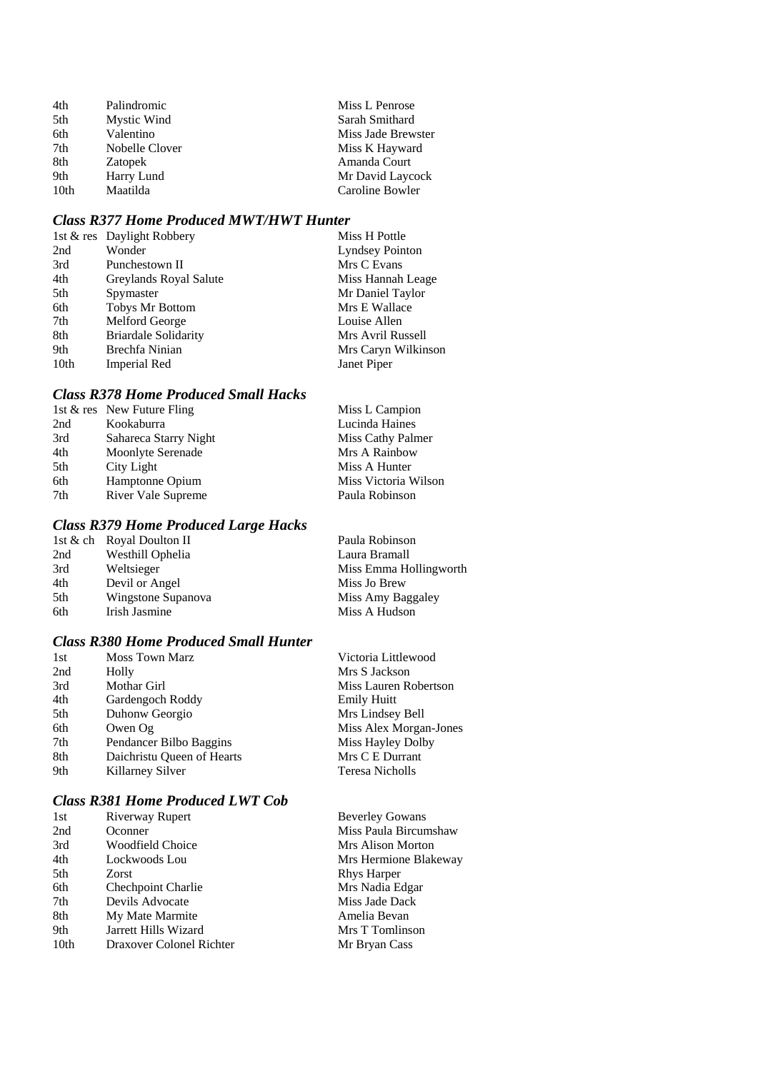| | | |
|---|---|---|
| 4th | Palindromic | Miss L Penrose |
| 5th | Mystic Wind | Sarah Smithard |
| 6th | Valentino | Miss Jade Brewster |
| 7th | Nobelle Clover | Miss K Hayward |
| 8th | Zatopek | Amanda Court |
| 9th | Harry Lund | Mr David Laycock |
| 10th | Maatilda | Caroline Bowler |

### *Class R377 Home Produced MWT/HWT Hunter*

| | | |
|---|---|---|
| 1st & res | Daylight Robbery | Miss H Pottle |
| 2nd | Wonder | Lyndsey Pointon |
| 3rd | Punchestown II | Mrs C Evans |
| 4th | Greylands Royal Salute | Miss Hannah Leage |
| 5th | Spymaster | Mr Daniel Taylor |
| 6th | Tobys Mr Bottom | Mrs E Wallace |
| 7th | Melford George | Louise Allen |
| 8th | Briardale Solidarity | Mrs Avril Russell |
| 9th | Brechfa Ninian | Mrs Caryn Wilkinson |
| 10th | Imperial Red | Janet Piper |

### *Class R378 Home Produced Small Hacks*

| | | |
|---|---|---|
| 1st & res | New Future Fling | Miss L Campion |
| 2nd | Kookaburra | Lucinda Haines |
| 3rd | Sahareca Starry Night | Miss Cathy Palmer |
| 4th | Moonlyte Serenade | Mrs A Rainbow |
| 5th | City Light | Miss A Hunter |
| 6th | Hamptonne Opium | Miss Victoria Wilson |
| 7th | River Vale Supreme | Paula Robinson |

### *Class R379 Home Produced Large Hacks*

| | | |
|---|---|---|
| 1st & ch | Royal Doulton II | Paula Robinson |
| 2nd | Westhill Ophelia | Laura Bramall |
| 3rd | Weltsieger | Miss Emma Hollingworth |
| 4th | Devil or Angel | Miss Jo Brew |
| 5th | Wingstone Supanova | Miss Amy Baggaley |
| 6th | Irish Jasmine | Miss A Hudson |

### *Class R380 Home Produced Small Hunter*

| | | |
|---|---|---|
| 1st | Moss Town Marz | Victoria Littlewood |
| 2nd | Holly | Mrs S Jackson |
| 3rd | Mothar Girl | Miss Lauren Robertson |
| 4th | Gardengoch Roddy | Emily Huitt |
| 5th | Duhonw Georgio | Mrs Lindsey Bell |
| 6th | Owen Og | Miss Alex Morgan-Jones |
| 7th | Pendancer Bilbo Baggins | Miss Hayley Dolby |
| 8th | Daichristu Queen of Hearts | Mrs C E Durrant |
| 9th | Killarney Silver | Teresa Nicholls |

### *Class R381 Home Produced LWT Cob*

| | | |
|---|---|---|
| 1st | Riverway Rupert | Beverley Gowans |
| 2nd | Oconner | Miss Paula Bircumshaw |
| 3rd | Woodfield Choice | Mrs Alison Morton |
| 4th | Lockwoods Lou | Mrs Hermione Blakeway |
| 5th | Zorst | Rhys Harper |
| 6th | Chechpoint Charlie | Mrs Nadia Edgar |
| 7th | Devils Advocate | Miss Jade Dack |
| 8th | My Mate Marmite | Amelia Bevan |
| 9th | Jarrett Hills Wizard | Mrs T Tomlinson |
| 10th | Draxover Colonel Richter | Mr Bryan Cass |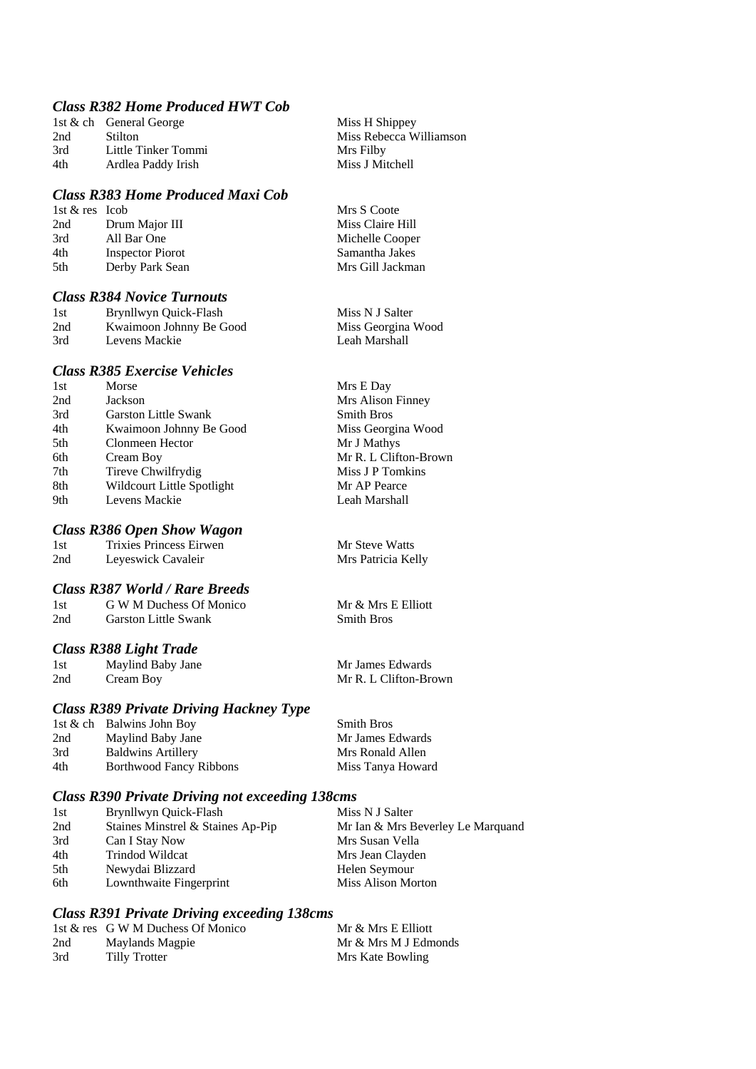### *Class R382 Home Produced HWT Cob*

| | | |
|---|---|---|
| 1st & ch | General George | Miss H Shippey |
| 2nd | Stilton | Miss Rebecca Williamson |
| 3rd | Little Tinker Tommi | Mrs Filby |
| 4th | Ardlea Paddy Irish | Miss J Mitchell |

### *Class R383 Home Produced Maxi Cob*

| | | |
|---|---|---|
| 1st & res | Icob | Mrs S Coote |
| 2nd | Drum Major III | Miss Claire Hill |
| 3rd | All Bar One | Michelle Cooper |
| 4th | Inspector Piorot | Samantha Jakes |
| 5th | Derby Park Sean | Mrs Gill Jackman |

### *Class R384 Novice Turnouts*

| | | |
|---|---|---|
| 1st | Brynllwyn Quick-Flash | Miss N J Salter |
| 2nd | Kwaimoon Johnny Be Good | Miss Georgina Wood |
| 3rd | Levens Mackie | Leah Marshall |

### *Class R385 Exercise Vehicles*

| | | |
|---|---|---|
| 1st | Morse | Mrs E Day |
| 2nd | Jackson | Mrs Alison Finney |
| 3rd | Garston Little Swank | Smith Bros |
| 4th | Kwaimoon Johnny Be Good | Miss Georgina Wood |
| 5th | Clonmeen Hector | Mr J Mathys |
| 6th | Cream Boy | Mr R. L Clifton-Brown |
| 7th | Tireve Chwilfrydig | Miss J P Tomkins |
| 8th | Wildcourt Little Spotlight | Mr AP Pearce |
| 9th | Levens Mackie | Leah Marshall |

### *Class R386 Open Show Wagon*

| | | |
|---|---|---|
| 1st | Trixies Princess Eirwen | Mr Steve Watts |
| 2nd | Leyeswick Cavaleir | Mrs Patricia Kelly |

### *Class R387 World / Rare Breeds*

| | | |
|---|---|---|
| 1st | G W M Duchess Of Monico | Mr & Mrs E Elliott |
| 2nd | Garston Little Swank | Smith Bros |

### *Class R388 Light Trade*

| | | |
|---|---|---|
| 1st | Maylind Baby Jane | Mr James Edwards |
| 2nd | Cream Boy | Mr R. L Clifton-Brown |

### *Class R389 Private Driving Hackney Type*

| | | |
|---|---|---|
| 1st & ch | Balwins John Boy | Smith Bros |
| 2nd | Maylind Baby Jane | Mr James Edwards |
| 3rd | Baldwins Artillery | Mrs Ronald Allen |
| 4th | Borthwood Fancy Ribbons | Miss Tanya Howard |

### *Class R390 Private Driving not exceeding 138cms*

| | | |
|---|---|---|
| 1st | Brynllwyn Quick-Flash | Miss N J Salter |
| 2nd | Staines Minstrel & Staines Ap-Pip | Mr Ian & Mrs Beverley Le Marquand |
| 3rd | Can I Stay Now | Mrs Susan Vella |
| 4th | Trindod Wildcat | Mrs Jean Clayden |
| 5th | Newydai Blizzard | Helen Seymour |
| 6th | Lownthwaite Fingerprint | Miss Alison Morton |

### *Class R391 Private Driving exceeding 138cms*

| | | |
|---|---|---|
| 1st & res | G W M Duchess Of Monico | Mr & Mrs E Elliott |
| 2nd | Maylands Magpie | Mr & Mrs M J Edmonds |
| 3rd | Tilly Trotter | Mrs Kate Bowling |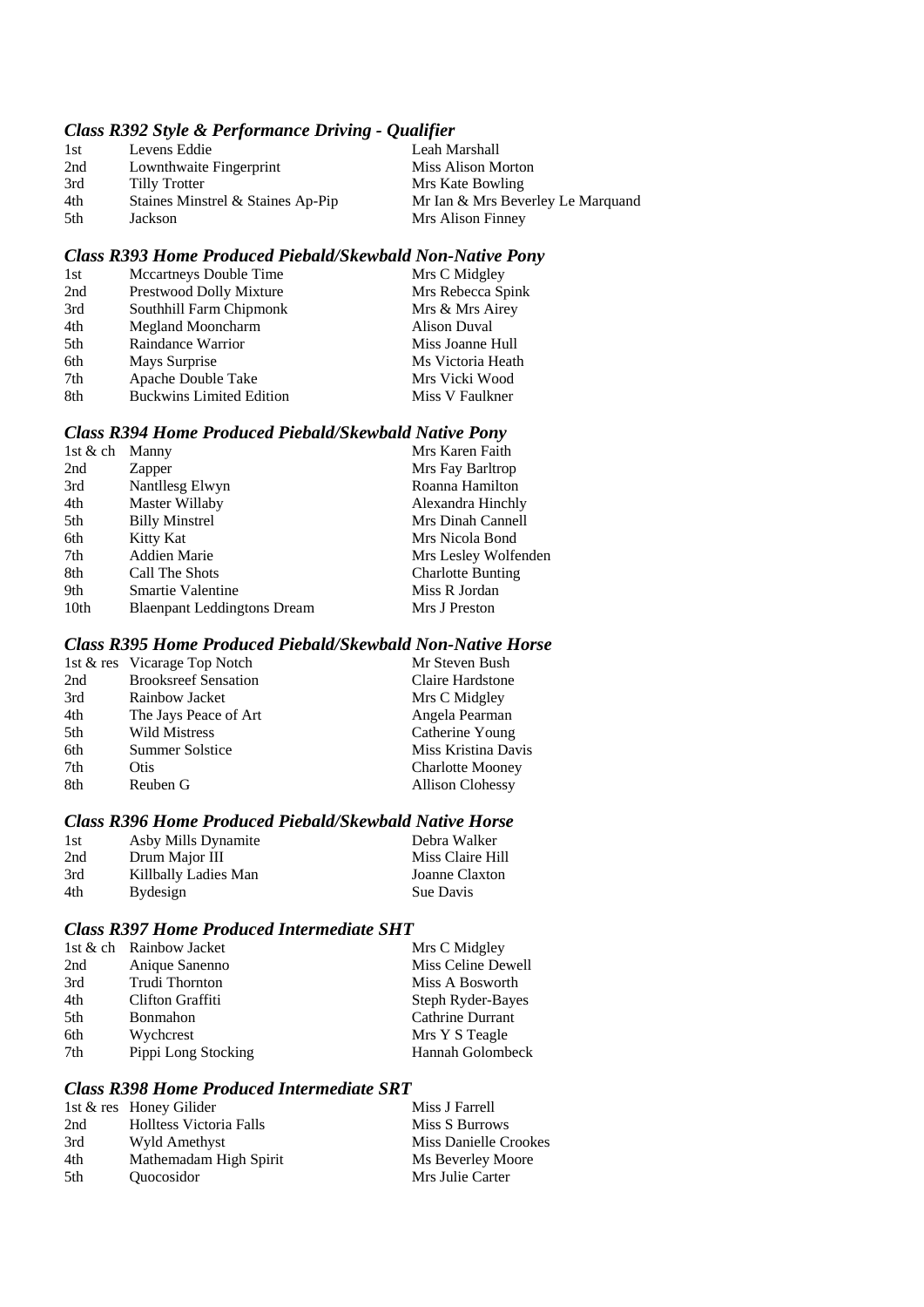### *Class R392 Style & Performance Driving - Qualifier*

| | | |
|---|---|---|
| 1st | Levens Eddie | Leah Marshall |
| 2nd | Lownthwaite Fingerprint | Miss Alison Morton |
| 3rd | Tilly Trotter | Mrs Kate Bowling |
| 4th | Staines Minstrel & Staines Ap-Pip | Mr Ian & Mrs Beverley Le Marquand |
| 5th | Jackson | Mrs Alison Finney |

### *Class R393 Home Produced Piebald/Skewbald Non-Native Pony*

| | | |
|---|---|---|
| 1st | Mccartneys Double Time | Mrs C Midgley |
| 2nd | Prestwood Dolly Mixture | Mrs Rebecca Spink |
| 3rd | Southhill Farm Chipmonk | Mrs & Mrs Airey |
| 4th | Megland Mooncharm | Alison Duval |
| 5th | Raindance Warrior | Miss Joanne Hull |
| 6th | Mays Surprise | Ms Victoria Heath |
| 7th | Apache Double Take | Mrs Vicki Wood |
| 8th | Buckwins Limited Edition | Miss V Faulkner |

### *Class R394 Home Produced Piebald/Skewbald Native Pony*

| | | |
|---|---|---|
| 1st & ch | Manny | Mrs Karen Faith |
| 2nd | Zapper | Mrs Fay Barltrop |
| 3rd | Nantllesg Elwyn | Roanna Hamilton |
| 4th | Master Willaby | Alexandra Hinchly |
| 5th | Billy Minstrel | Mrs Dinah Cannell |
| 6th | Kitty Kat | Mrs Nicola Bond |
| 7th | Addien Marie | Mrs Lesley Wolfenden |
| 8th | Call The Shots | Charlotte Bunting |
| 9th | Smartie Valentine | Miss R Jordan |
| 10th | Blaenpant Leddingtons Dream | Mrs J Preston |

### *Class R395 Home Produced Piebald/Skewbald Non-Native Horse*

| | | |
|---|---|---|
| 1st & res | Vicarage Top Notch | Mr Steven Bush |
| 2nd | Brooksreef Sensation | Claire Hardstone |
| 3rd | Rainbow Jacket | Mrs C Midgley |
| 4th | The Jays Peace of Art | Angela Pearman |
| 5th | Wild Mistress | Catherine Young |
| 6th | Summer Solstice | Miss Kristina Davis |
| 7th | Otis | Charlotte Mooney |
| 8th | Reuben G | Allison Clohessy |

### *Class R396 Home Produced Piebald/Skewbald Native Horse*

| | | |
|---|---|---|
| 1st | Asby Mills Dynamite | Debra Walker |
| 2nd | Drum Major III | Miss Claire Hill |
| 3rd | Killbally Ladies Man | Joanne Claxton |
| 4th | Bydesign | Sue Davis |

### *Class R397 Home Produced Intermediate SHT*

| | | |
|---|---|---|
| 1st & ch | Rainbow Jacket | Mrs C Midgley |
| 2nd | Anique Sanenno | Miss Celine Dewell |
| 3rd | Trudi Thornton | Miss A Bosworth |
| 4th | Clifton Graffiti | Steph Ryder-Bayes |
| 5th | Bonmahon | Cathrine Durrant |
| 6th | Wychcrest | Mrs Y S Teagle |
| 7th | Pippi Long Stocking | Hannah Golombeck |

### *Class R398 Home Produced Intermediate SRT*

| | | |
|---|---|---|
| 1st & res | Honey Gilider | Miss J Farrell |
| 2nd | Holltess Victoria Falls | Miss S Burrows |
| 3rd | Wyld Amethyst | Miss Danielle Crookes |
| 4th | Mathemadam High Spirit | Ms Beverley Moore |
| 5th | Quocosidor | Mrs Julie Carter |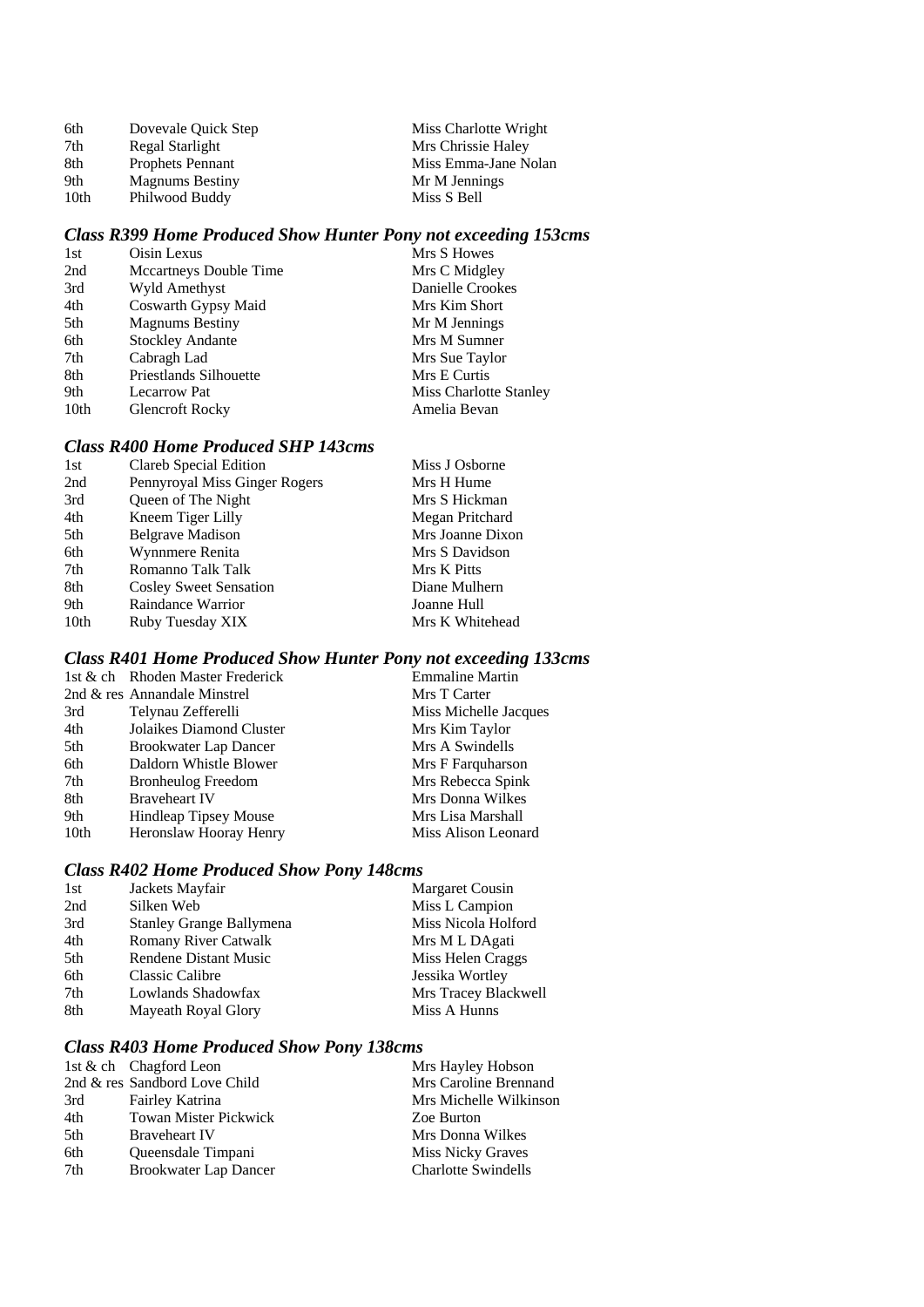| | | |
|---|---|---|
| 6th | Dovevale Quick Step | Miss Charlotte Wright |
| 7th | Regal Starlight | Mrs Chrissie Haley |
| 8th | Prophets Pennant | Miss Emma-Jane Nolan |
| 9th | Magnums Bestiny | Mr M Jennings |
| 10th | Philwood Buddy | Miss S Bell |

### *Class R399 Home Produced Show Hunter Pony not exceeding 153cms*

| | | |
|---|---|---|
| 1st | Oisin Lexus | Mrs S Howes |
| 2nd | Mccartneys Double Time | Mrs C Midgley |
| 3rd | Wyld Amethyst | Danielle Crookes |
| 4th | Coswarth Gypsy Maid | Mrs Kim Short |
| 5th | Magnums Bestiny | Mr M Jennings |
| 6th | Stockley Andante | Mrs M Sumner |
| 7th | Cabragh Lad | Mrs Sue Taylor |
| 8th | Priestlands Silhouette | Mrs E Curtis |
| 9th | Lecarrow Pat | Miss Charlotte Stanley |
| 10th | Glencroft Rocky | Amelia Bevan |

### *Class R400 Home Produced SHP 143cms*

| | | |
|---|---|---|
| 1st | Clareb Special Edition | Miss J Osborne |
| 2nd | Pennyroyal Miss Ginger Rogers | Mrs H Hume |
| 3rd | Queen of The Night | Mrs S Hickman |
| 4th | Kneem Tiger Lilly | Megan Pritchard |
| 5th | Belgrave Madison | Mrs Joanne Dixon |
| 6th | Wynnmere Renita | Mrs S Davidson |
| 7th | Romanno Talk Talk | Mrs K Pitts |
| 8th | Cosley Sweet Sensation | Diane Mulhern |
| 9th | Raindance Warrior | Joanne Hull |
| 10th | Ruby Tuesday XIX | Mrs K Whitehead |

### *Class R401 Home Produced Show Hunter Pony not exceeding 133cms*

| | | |
|---|---|---|
| 1st & ch | Rhoden Master Frederick | Emmaline Martin |
| 2nd & res | Annandale Minstrel | Mrs T Carter |
| 3rd | Telynau Zefferelli | Miss Michelle Jacques |
| 4th | Jolaikes Diamond Cluster | Mrs Kim Taylor |
| 5th | Brookwater Lap Dancer | Mrs A Swindells |
| 6th | Daldorn Whistle Blower | Mrs F Farquharson |
| 7th | Bronheulog Freedom | Mrs Rebecca Spink |
| 8th | Braveheart IV | Mrs Donna Wilkes |
| 9th | Hindleap Tipsey Mouse | Mrs Lisa Marshall |
| 10th | Heronslaw Hooray Henry | Miss Alison Leonard |

### *Class R402 Home Produced Show Pony 148cms*

| | | |
|---|---|---|
| 1st | Jackets Mayfair | Margaret Cousin |
| 2nd | Silken Web | Miss L Campion |
| 3rd | Stanley Grange Ballymena | Miss Nicola Holford |
| 4th | Romany River Catwalk | Mrs M L DAgati |
| 5th | Rendene Distant Music | Miss Helen Craggs |
| 6th | Classic Calibre | Jessika Wortley |
| 7th | Lowlands Shadowfax | Mrs Tracey Blackwell |
| 8th | Mayeath Royal Glory | Miss A Hunns |

### *Class R403 Home Produced Show Pony 138cms*

| | | |
|---|---|---|
| 1st & ch | Chagford Leon | Mrs Hayley Hobson |
| 2nd & res | Sandbord Love Child | Mrs Caroline Brennand |
| 3rd | Fairley Katrina | Mrs Michelle Wilkinson |
| 4th | Towan Mister Pickwick | Zoe Burton |
| 5th | Braveheart IV | Mrs Donna Wilkes |
| 6th | Queensdale Timpani | Miss Nicky Graves |
| 7th | Brookwater Lap Dancer | Charlotte Swindells |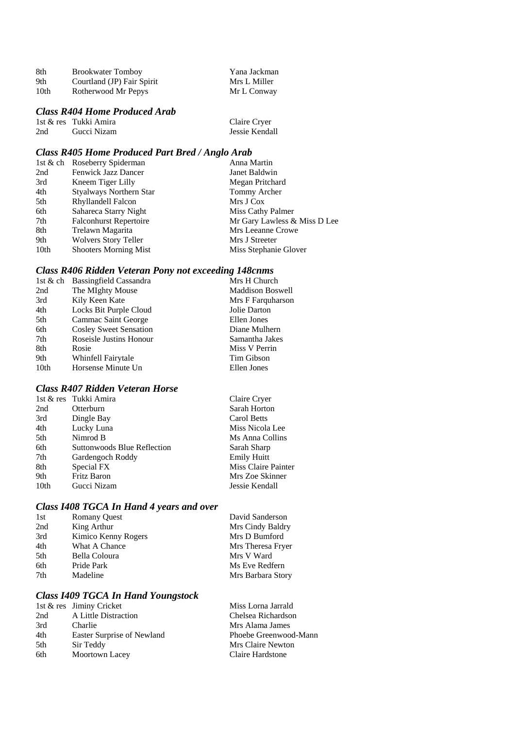| | | |
|---|---|---|
| 8th | Brookwater Tomboy | Yana Jackman |
| 9th | Courtland (JP) Fair Spirit | Mrs L Miller |
| 10th | Rotherwood Mr Pepys | Mr L Conway |

### *Class R404 Home Produced Arab*

| | | |
|---|---|---|
| 1st & res | Tukki Amira | Claire Cryer |
| 2nd | Gucci Nizam | Jessie Kendall |

### *Class R405 Home Produced Part Bred / Anglo Arab*

| | | |
|---|---|---|
| 1st & ch | Roseberry Spiderman | Anna Martin |
| 2nd | Fenwick Jazz Dancer | Janet Baldwin |
| 3rd | Kneem Tiger Lilly | Megan Pritchard |
| 4th | Styalways Northern Star | Tommy Archer |
| 5th | Rhyllandell Falcon | Mrs J Cox |
| 6th | Sahareca Starry Night | Miss Cathy Palmer |
| 7th | Falconhurst Repertoire | Mr Gary Lawless & Miss D Lee |
| 8th | Trelawn Magarita | Mrs Leeanne Crowe |
| 9th | Wolvers Story Teller | Mrs J Streeter |
| 10th | Shooters Morning Mist | Miss Stephanie Glover |

### *Class R406 Ridden Veteran Pony not exceeding 148cnms*

| | | |
|---|---|---|
| 1st & ch | Bassingfield Cassandra | Mrs H Church |
| 2nd | The MIghty Mouse | Maddison Boswell |
| 3rd | Kily Keen Kate | Mrs F Farquharson |
| 4th | Locks Bit Purple Cloud | Jolie Darton |
| 5th | Cammac Saint George | Ellen Jones |
| 6th | Cosley Sweet Sensation | Diane Mulhern |
| 7th | Roseisle Justins Honour | Samantha Jakes |
| 8th | Rosie | Miss V Perrin |
| 9th | Whinfell Fairytale | Tim Gibson |
| 10th | Horsense Minute Un | Ellen Jones |

### *Class R407 Ridden Veteran Horse*

| | | |
|---|---|---|
| 1st & res | Tukki Amira | Claire Cryer |
| 2nd | Otterburn | Sarah Horton |
| 3rd | Dingle Bay | Carol Betts |
| 4th | Lucky Luna | Miss Nicola Lee |
| 5th | Nimrod B | Ms Anna Collins |
| 6th | Suttonwoods Blue Reflection | Sarah Sharp |
| 7th | Gardengoch Roddy | Emily Huitt |
| 8th | Special FX | Miss Claire Painter |
| 9th | Fritz Baron | Mrs Zoe Skinner |
| 10th | Gucci Nizam | Jessie Kendall |

### *Class I408 TGCA In Hand 4 years and over*

| | | |
|---|---|---|
| 1st | Romany Quest | David Sanderson |
| 2nd | King Arthur | Mrs Cindy Baldry |
| 3rd | Kimico Kenny Rogers | Mrs D Bumford |
| 4th | What A Chance | Mrs Theresa Fryer |
| 5th | Bella Coloura | Mrs V Ward |
| 6th | Pride Park | Ms Eve Redfern |
| 7th | Madeline | Mrs Barbara Story |

### *Class I409 TGCA In Hand Youngstock*

| | | |
|---|---|---|
| 1st & res | Jiminy Cricket | Miss Lorna Jarrald |
| 2nd | A Little Distraction | Chelsea Richardson |
| 3rd | Charlie | Mrs Alama James |
| 4th | Easter Surprise of Newland | Phoebe Greenwood-Mann |
| 5th | Sir Teddy | Mrs Claire Newton |
| 6th | Moortown Lacey | Claire Hardstone |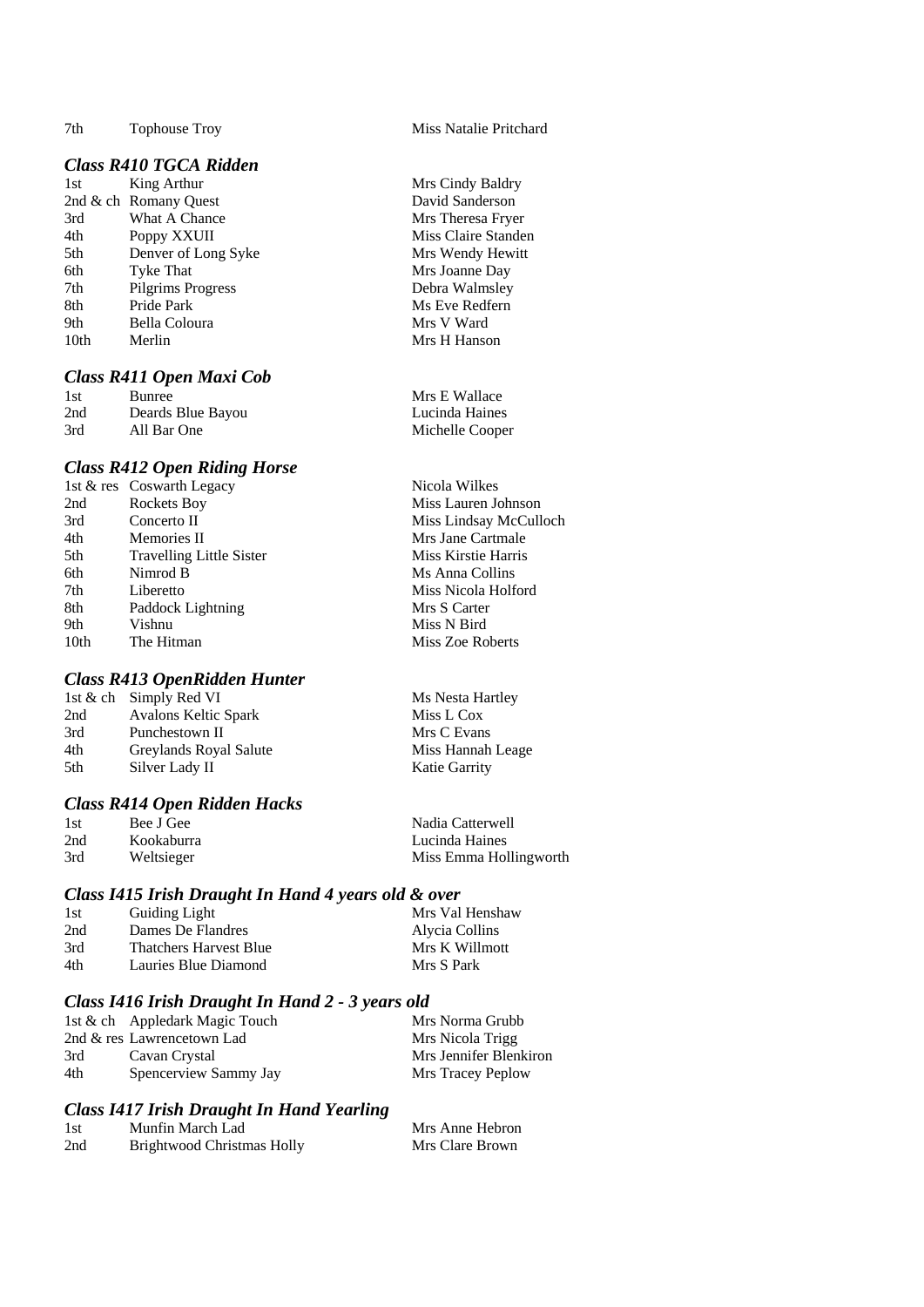| | | |
|---|---|---|
| 7th | Tophouse Troy | Miss Natalie Pritchard |

### *Class R410 TGCA Ridden*

| | | |
|---|---|---|
| 1st | King Arthur | Mrs Cindy Baldry |
| 2nd & ch | Romany Quest | David Sanderson |
| 3rd | What A Chance | Mrs Theresa Fryer |
| 4th | Poppy XXUII | Miss Claire Standen |
| 5th | Denver of Long Syke | Mrs Wendy Hewitt |
| 6th | Tyke That | Mrs Joanne Day |
| 7th | Pilgrims Progress | Debra Walmsley |
| 8th | Pride Park | Ms Eve Redfern |
| 9th | Bella Coloura | Mrs V Ward |
| 10th | Merlin | Mrs H Hanson |

### *Class R411 Open Maxi Cob*

| | | |
|---|---|---|
| 1st | Bunree | Mrs E Wallace |
| 2nd | Deards Blue Bayou | Lucinda Haines |
| 3rd | All Bar One | Michelle Cooper |

### *Class R412 Open Riding Horse*

| | | |
|---|---|---|
| 1st & res | Coswarth Legacy | Nicola Wilkes |
| 2nd | Rockets Boy | Miss Lauren Johnson |
| 3rd | Concerto II | Miss Lindsay McCulloch |
| 4th | Memories II | Mrs Jane Cartmale |
| 5th | Travelling Little Sister | Miss Kirstie Harris |
| 6th | Nimrod B | Ms Anna Collins |
| 7th | Liberetto | Miss Nicola Holford |
| 8th | Paddock Lightning | Mrs S Carter |
| 9th | Vishnu | Miss N Bird |
| 10th | The Hitman | Miss Zoe Roberts |

### *Class R413 OpenRidden Hunter*

| | | |
|---|---|---|
| 1st & ch | Simply Red VI | Ms Nesta Hartley |
| 2nd | Avalons Keltic Spark | Miss L Cox |
| 3rd | Punchestown II | Mrs C Evans |
| 4th | Greylands Royal Salute | Miss Hannah Leage |
| 5th | Silver Lady II | Katie Garrity |

### *Class R414 Open Ridden Hacks*

| | | |
|---|---|---|
| 1st | Bee J Gee | Nadia Catterwell |
| 2nd | Kookaburra | Lucinda Haines |
| 3rd | Weltsieger | Miss Emma Hollingworth |

### *Class I415 Irish Draught In Hand 4 years old & over*

| | | |
|---|---|---|
| 1st | Guiding Light | Mrs Val Henshaw |
| 2nd | Dames De Flandres | Alycia Collins |
| 3rd | Thatchers Harvest Blue | Mrs K Willmott |
| 4th | Lauries Blue Diamond | Mrs S Park |

### *Class I416 Irish Draught In Hand 2 - 3 years old*

| | | |
|---|---|---|
| 1st & ch | Appledark Magic Touch | Mrs Norma Grubb |
| 2nd & res | Lawrencetown Lad | Mrs Nicola Trigg |
| 3rd | Cavan Crystal | Mrs Jennifer Blenkiron |
| 4th | Spencerview Sammy Jay | Mrs Tracey Peplow |

### *Class I417 Irish Draught In Hand Yearling*

| | | |
|---|---|---|
| 1st | Munfin March Lad | Mrs Anne Hebron |
| 2nd | Brightwood Christmas Holly | Mrs Clare Brown |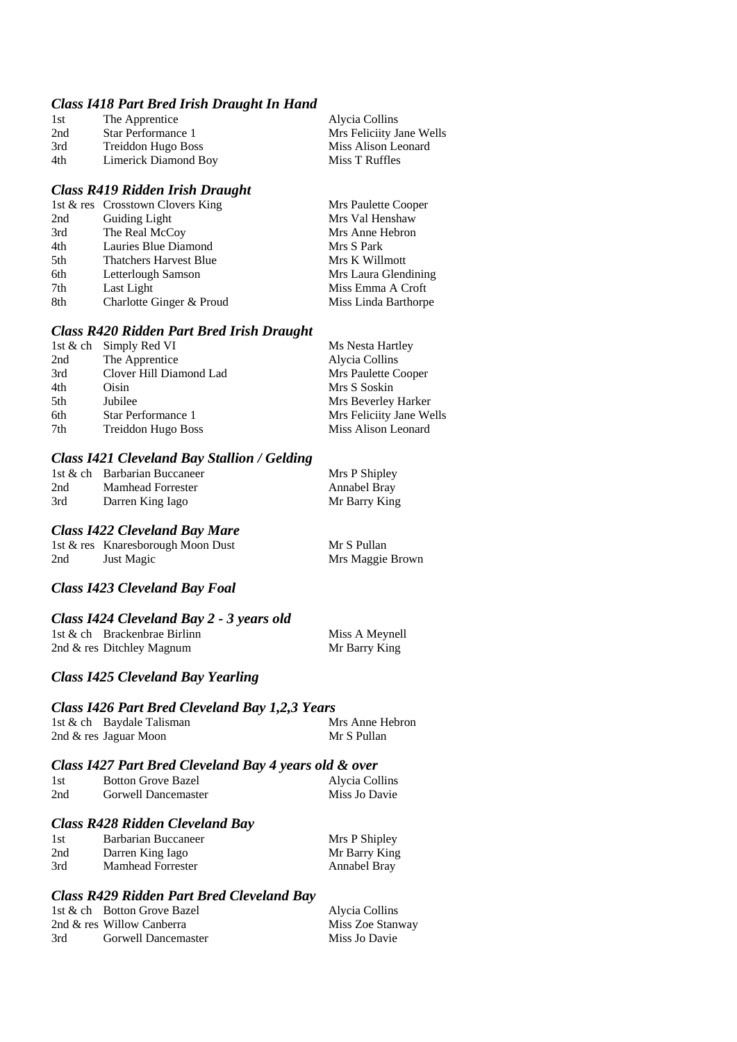### *Class I418 Part Bred Irish Draught In Hand*

| | | |
|---|---|---|
| 1st | The Apprentice | Alycia Collins |
| 2nd | Star Performance 1 | Mrs Feliciity Jane Wells |
| 3rd | Treiddon Hugo Boss | Miss Alison Leonard |
| 4th | Limerick Diamond Boy | Miss T Ruffles |

### *Class R419 Ridden Irish Draught*

| | | |
|---|---|---|
| 1st & res | Crosstown Clovers King | Mrs Paulette Cooper |
| 2nd | Guiding Light | Mrs Val Henshaw |
| 3rd | The Real McCoy | Mrs Anne Hebron |
| 4th | Lauries Blue Diamond | Mrs S Park |
| 5th | Thatchers Harvest Blue | Mrs K Willmott |
| 6th | Letterlough Samson | Mrs Laura Glendining |
| 7th | Last Light | Miss Emma A Croft |
| 8th | Charlotte Ginger & Proud | Miss Linda Barthorpe |

### *Class R420 Ridden Part Bred Irish Draught*

| | | |
|---|---|---|
| 1st & ch | Simply Red VI | Ms Nesta Hartley |
| 2nd | The Apprentice | Alycia Collins |
| 3rd | Clover Hill Diamond Lad | Mrs Paulette Cooper |
| 4th | Oisin | Mrs S Soskin |
| 5th | Jubilee | Mrs Beverley Harker |
| 6th | Star Performance 1 | Mrs Feliciity Jane Wells |
| 7th | Treiddon Hugo Boss | Miss Alison Leonard |

### *Class I421 Cleveland Bay Stallion / Gelding*

| | | |
|---|---|---|
| 1st & ch | Barbarian Buccaneer | Mrs P Shipley |
| 2nd | Mamhead Forrester | Annabel Bray |
| 3rd | Darren King Iago | Mr Barry King |

### *Class I422 Cleveland Bay Mare*

| | | |
|---|---|---|
| 1st & res | Knaresborough Moon Dust | Mr S Pullan |
| 2nd | Just Magic | Mrs Maggie Brown |

### *Class I423 Cleveland Bay Foal*

### *Class I424 Cleveland Bay 2 - 3 years old*

| | | |
|---|---|---|
| 1st & ch | Brackenbrae Birlinn | Miss A Meynell |
| 2nd & res | Ditchley Magnum | Mr Barry King |

### *Class I425 Cleveland Bay Yearling*

### *Class I426 Part Bred Cleveland Bay 1,2,3 Years*

| | | |
|---|---|---|
| 1st & ch | Baydale Talisman | Mrs Anne Hebron |
| 2nd & res | Jaguar Moon | Mr S Pullan |

### *Class I427 Part Bred Cleveland Bay 4 years old & over*

| | | |
|---|---|---|
| 1st | Botton Grove Bazel | Alycia Collins |
| 2nd | Gorwell Dancemaster | Miss Jo Davie |

### *Class R428 Ridden Cleveland Bay*

| | | |
|---|---|---|
| 1st | Barbarian Buccaneer | Mrs P Shipley |
| 2nd | Darren King Iago | Mr Barry King |
| 3rd | Mamhead Forrester | Annabel Bray |

### *Class R429 Ridden Part Bred Cleveland Bay*

| | | |
|---|---|---|
| 1st & ch | Botton Grove Bazel | Alycia Collins |
| 2nd & res | Willow Canberra | Miss Zoe Stanway |
| 3rd | Gorwell Dancemaster | Miss Jo Davie |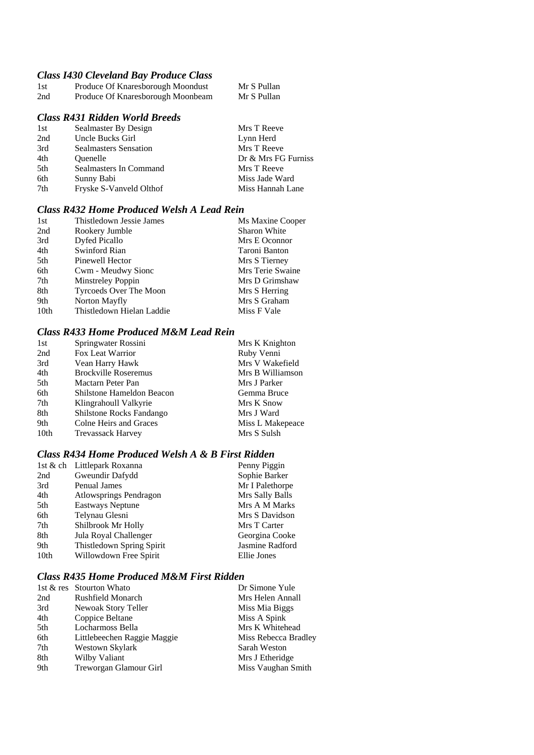### *Class I430 Cleveland Bay Produce Class*

| | | |
|---|---|---|
| 1st | Produce Of Knaresborough Moondust | Mr S Pullan |
| 2nd | Produce Of Knaresborough Moonbeam | Mr S Pullan |

### *Class R431 Ridden World Breeds*

| | | |
|---|---|---|
| 1st | Sealmaster By Design | Mrs T Reeve |
| 2nd | Uncle Bucks Girl | Lynn Herd |
| 3rd | Sealmasters Sensation | Mrs T Reeve |
| 4th | Quenelle | Dr & Mrs FG Furniss |
| 5th | Sealmasters In Command | Mrs T Reeve |
| 6th | Sunny Babi | Miss Jade Ward |
| 7th | Fryske S-Vanveld Olthof | Miss Hannah Lane |

### *Class R432 Home Produced Welsh A Lead Rein*

| | | |
|---|---|---|
| 1st | Thistledown Jessie James | Ms Maxine Cooper |
| 2nd | Rookery Jumble | Sharon White |
| 3rd | Dyfed Picallo | Mrs E Oconnor |
| 4th | Swinford Rian | Taroni Banton |
| 5th | Pinewell Hector | Mrs S Tierney |
| 6th | Cwm - Meudwy Sionc | Mrs Terie Swaine |
| 7th | Minstreley Poppin | Mrs D Grimshaw |
| 8th | Tyrcoeds Over The Moon | Mrs S Herring |
| 9th | Norton Mayfly | Mrs S Graham |
| 10th | Thistledown Hielan Laddie | Miss F Vale |

### *Class R433 Home Produced M&M Lead Rein*

| | | |
|---|---|---|
| 1st | Springwater Rossini | Mrs K Knighton |
| 2nd | Fox Leat Warrior | Ruby Venni |
| 3rd | Vean Harry Hawk | Mrs V Wakefield |
| 4th | Brockville Roseremus | Mrs B Williamson |
| 5th | Mactarn Peter Pan | Mrs J Parker |
| 6th | Shilstone Hameldon Beacon | Gemma Bruce |
| 7th | Klingrahoull Valkyrie | Mrs K Snow |
| 8th | Shilstone Rocks Fandango | Mrs J Ward |
| 9th | Colne Heirs and Graces | Miss L Makepeace |
| 10th | Trevassack Harvey | Mrs S Sulsh |

### *Class R434 Home Produced Welsh A & B First Ridden*

| | | |
|---|---|---|
| 1st & ch | Littlepark Roxanna | Penny Piggin |
| 2nd | Gweundir Dafydd | Sophie Barker |
| 3rd | Penual James | Mr I Palethorpe |
| 4th | Atlowsprings Pendragon | Mrs Sally Balls |
| 5th | Eastways Neptune | Mrs A M Marks |
| 6th | Telynau Glesni | Mrs S Davidson |
| 7th | Shilbrook Mr Holly | Mrs T Carter |
| 8th | Jula Royal Challenger | Georgina Cooke |
| 9th | Thistledown Spring Spirit | Jasmine Radford |
| 10th | Willowdown Free Spirit | Ellie Jones |

### *Class R435 Home Produced M&M First Ridden*

| | | |
|---|---|---|
| 1st & res | Stourton Whato | Dr Simone Yule |
| 2nd | Rushfield Monarch | Mrs Helen Annall |
| 3rd | Newoak Story Teller | Miss Mia Biggs |
| 4th | Coppice Beltane | Miss A Spink |
| 5th | Locharmoss Bella | Mrs K Whitehead |
| 6th | Littlebeechen Raggie Maggie | Miss Rebecca Bradley |
| 7th | Westown Skylark | Sarah Weston |
| 8th | Wilby Valiant | Mrs J Etheridge |
| 9th | Treworgan Glamour Girl | Miss Vaughan Smith |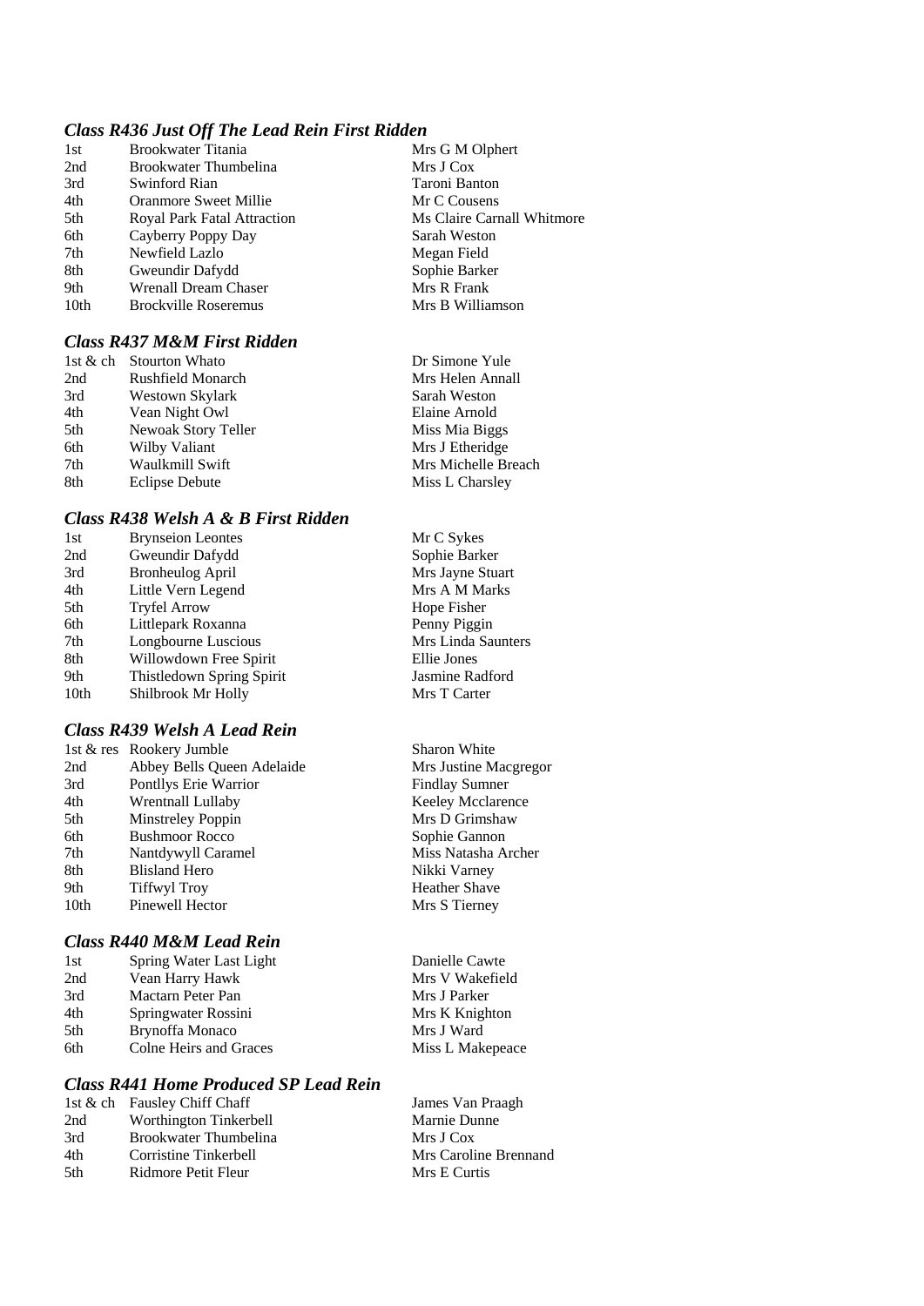### *Class R436 Just Off The Lead Rein First Ridden*

| | | |
|---|---|---|
| 1st | Brookwater Titania | Mrs G M Olphert |
| 2nd | Brookwater Thumbelina | Mrs J Cox |
| 3rd | Swinford Rian | Taroni Banton |
| 4th | Oranmore Sweet Millie | Mr C Cousens |
| 5th | Royal Park Fatal Attraction | Ms Claire Carnall Whitmore |
| 6th | Cayberry Poppy Day | Sarah Weston |
| 7th | Newfield Lazlo | Megan Field |
| 8th | Gweundir Dafydd | Sophie Barker |
| 9th | Wrenall Dream Chaser | Mrs R Frank |
| 10th | Brockville Roseremus | Mrs B Williamson |

### *Class R437 M&M First Ridden*

| | | |
|---|---|---|
| 1st & ch | Stourton Whato | Dr Simone Yule |
| 2nd | Rushfield Monarch | Mrs Helen Annall |
| 3rd | Westown Skylark | Sarah Weston |
| 4th | Vean Night Owl | Elaine Arnold |
| 5th | Newoak Story Teller | Miss Mia Biggs |
| 6th | Wilby Valiant | Mrs J Etheridge |
| 7th | Waulkmill Swift | Mrs Michelle Breach |
| 8th | Eclipse Debute | Miss L Charsley |

### *Class R438 Welsh A & B First Ridden*

| | | |
|---|---|---|
| 1st | Brynseion Leontes | Mr C Sykes |
| 2nd | Gweundir Dafydd | Sophie Barker |
| 3rd | Bronheulog April | Mrs Jayne Stuart |
| 4th | Little Vern Legend | Mrs A M Marks |
| 5th | Tryfel Arrow | Hope Fisher |
| 6th | Littlepark Roxanna | Penny Piggin |
| 7th | Longbourne Luscious | Mrs Linda Saunters |
| 8th | Willowdown Free Spirit | Ellie Jones |
| 9th | Thistledown Spring Spirit | Jasmine Radford |
| 10th | Shilbrook Mr Holly | Mrs T Carter |

### *Class R439 Welsh A Lead Rein*

| | | |
|---|---|---|
| 1st & res | Rookery Jumble | Sharon White |
| 2nd | Abbey Bells Queen Adelaide | Mrs Justine Macgregor |
| 3rd | Pontllys Erie Warrior | Findlay Sumner |
| 4th | Wrentnall Lullaby | Keeley Mcclarence |
| 5th | Minstreley Poppin | Mrs D Grimshaw |
| 6th | Bushmoor Rocco | Sophie Gannon |
| 7th | Nantdywyll Caramel | Miss Natasha Archer |
| 8th | Blisland Hero | Nikki Varney |
| 9th | Tiffwyl Troy | Heather Shave |
| 10th | Pinewell Hector | Mrs S Tierney |

### *Class R440 M&M Lead Rein*

| | | |
|---|---|---|
| 1st | Spring Water Last Light | Danielle Cawte |
| 2nd | Vean Harry Hawk | Mrs V Wakefield |
| 3rd | Mactarn Peter Pan | Mrs J Parker |
| 4th | Springwater Rossini | Mrs K Knighton |
| 5th | Brynoffa Monaco | Mrs J Ward |
| 6th | Colne Heirs and Graces | Miss L Makepeace |

### *Class R441 Home Produced SP Lead Rein*

| | | |
|---|---|---|
| 1st & ch | Fausley Chiff Chaff | James Van Praagh |
| 2nd | Worthington Tinkerbell | Marnie Dunne |
| 3rd | Brookwater Thumbelina | Mrs J Cox |
| 4th | Corristine Tinkerbell | Mrs Caroline Brennand |
| 5th | Ridmore Petit Fleur | Mrs E Curtis |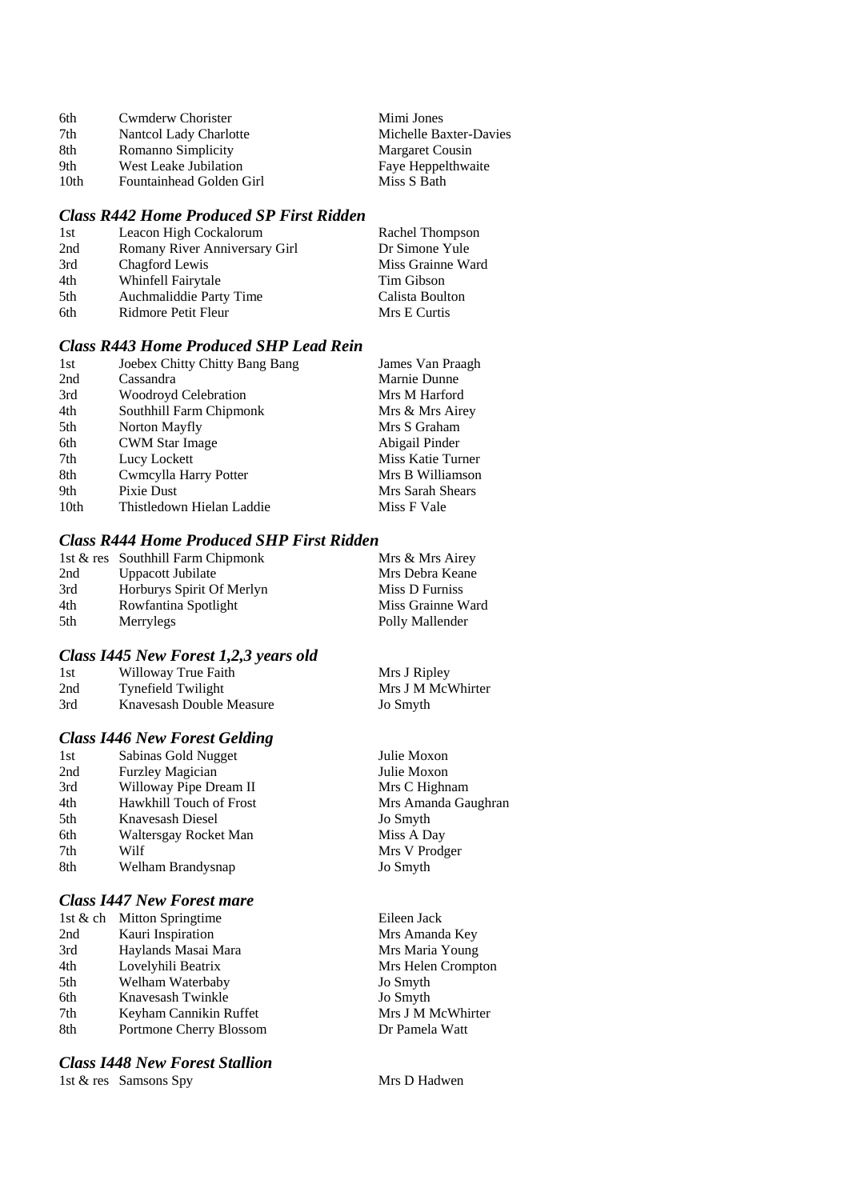| | | |
|---|---|---|
| 6th | Cwmderw Chorister | Mimi Jones |
| 7th | Nantcol Lady Charlotte | Michelle Baxter-Davies |
| 8th | Romanno Simplicity | Margaret Cousin |
| 9th | West Leake Jubilation | Faye Heppelthwaite |
| 10th | Fountainhead Golden Girl | Miss S Bath |

### *Class R442 Home Produced SP First Ridden*

| | | |
|---|---|---|
| 1st | Leacon High Cockalorum | Rachel Thompson |
| 2nd | Romany River Anniversary Girl | Dr Simone Yule |
| 3rd | Chagford Lewis | Miss Grainne Ward |
| 4th | Whinfell Fairytale | Tim Gibson |
| 5th | Auchmaliddie Party Time | Calista Boulton |
| 6th | Ridmore Petit Fleur | Mrs E Curtis |

### *Class R443 Home Produced SHP Lead Rein*

| | | |
|---|---|---|
| 1st | Joebex Chitty Chitty Bang Bang | James Van Praagh |
| 2nd | Cassandra | Marnie Dunne |
| 3rd | Woodroyd Celebration | Mrs M Harford |
| 4th | Southhill Farm Chipmonk | Mrs & Mrs Airey |
| 5th | Norton Mayfly | Mrs S Graham |
| 6th | CWM Star Image | Abigail Pinder |
| 7th | Lucy Lockett | Miss Katie Turner |
| 8th | Cwmcylla Harry Potter | Mrs B Williamson |
| 9th | Pixie Dust | Mrs Sarah Shears |
| 10th | Thistledown Hielan Laddie | Miss F Vale |

### *Class R444 Home Produced SHP First Ridden*

| | | |
|---|---|---|
| 1st & res | Southhill Farm Chipmonk | Mrs & Mrs Airey |
| 2nd | Uppacott Jubilate | Mrs Debra Keane |
| 3rd | Horburys Spirit Of Merlyn | Miss D Furniss |
| 4th | Rowfantina Spotlight | Miss Grainne Ward |
| 5th | Merrylegs | Polly Mallender |

### *Class I445 New Forest 1,2,3 years old*

| | | |
|---|---|---|
| 1st | Willoway True Faith | Mrs J Ripley |
| 2nd | Tynefield Twilight | Mrs J M McWhirter |
| 3rd | Knavesash Double Measure | Jo Smyth |

### *Class I446 New Forest Gelding*

| | | |
|---|---|---|
| 1st | Sabinas Gold Nugget | Julie Moxon |
| 2nd | Furzley Magician | Julie Moxon |
| 3rd | Willoway Pipe Dream II | Mrs C Highnam |
| 4th | Hawkhill Touch of Frost | Mrs Amanda Gaughran |
| 5th | Knavesash Diesel | Jo Smyth |
| 6th | Waltersgay Rocket Man | Miss A Day |
| 7th | Wilf | Mrs V Prodger |
| 8th | Welham Brandysnap | Jo Smyth |

### *Class I447 New Forest mare*

| | | |
|---|---|---|
| 1st & ch | Mitton Springtime | Eileen Jack |
| 2nd | Kauri Inspiration | Mrs Amanda Key |
| 3rd | Haylands Masai Mara | Mrs Maria Young |
| 4th | Lovelyhili Beatrix | Mrs Helen Crompton |
| 5th | Welham Waterbaby | Jo Smyth |
| 6th | Knavesash Twinkle | Jo Smyth |
| 7th | Keyham Cannikin Ruffet | Mrs J M McWhirter |
| 8th | Portmone Cherry Blossom | Dr Pamela Watt |

### *Class I448 New Forest Stallion*

| | | |
|---|---|---|
| 1st & res | Samsons Spy | Mrs D Hadwen |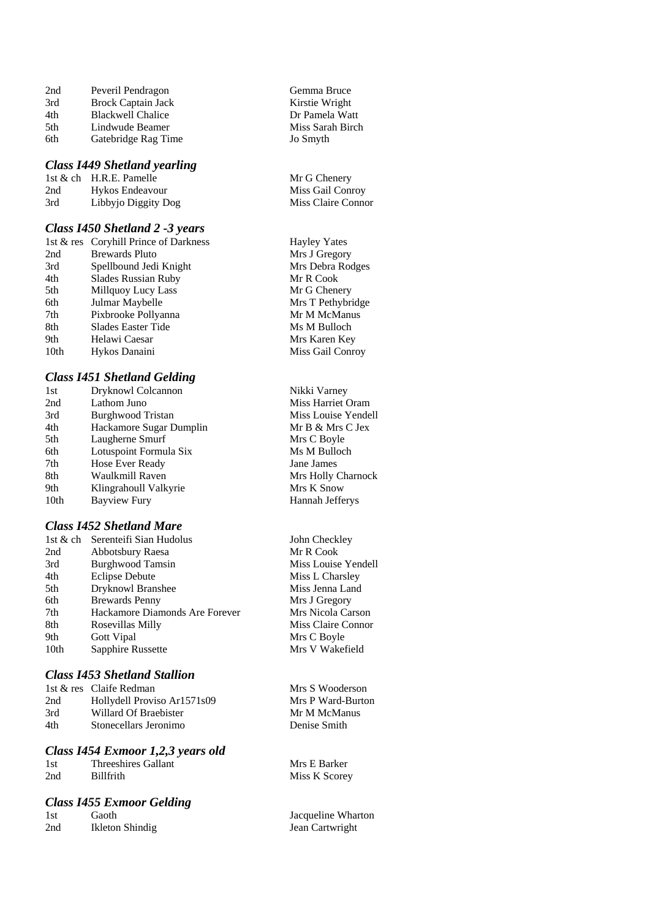| | | |
|---|---|---|
| 2nd | Peveril Pendragon | Gemma Bruce |
| 3rd | Brock Captain Jack | Kirstie Wright |
| 4th | Blackwell Chalice | Dr Pamela Watt |
| 5th | Lindwude Beamer | Miss Sarah Birch |
| 6th | Gatebridge Rag Time | Jo Smyth |

### *Class I449 Shetland yearling*

| | | |
|---|---|---|
| 1st & ch | H.R.E. Pamelle | Mr G Chenery |
| 2nd | Hykos Endeavour | Miss Gail Conroy |
| 3rd | Libbyjo Diggity Dog | Miss Claire Connor |

### *Class I450 Shetland 2 -3 years*

| | | |
|---|---|---|
| 1st & res | Coryhill Prince of Darkness | Hayley Yates |
| 2nd | Brewards Pluto | Mrs J Gregory |
| 3rd | Spellbound Jedi Knight | Mrs Debra Rodges |
| 4th | Slades Russian Ruby | Mr R Cook |
| 5th | Millquoy Lucy Lass | Mr G Chenery |
| 6th | Julmar Maybelle | Mrs T Pethybridge |
| 7th | Pixbrooke Pollyanna | Mr M McManus |
| 8th | Slades Easter Tide | Ms M Bulloch |
| 9th | Helawi Caesar | Mrs Karen Key |
| 10th | Hykos Danaini | Miss Gail Conroy |

### *Class I451 Shetland Gelding*

| | | |
|---|---|---|
| 1st | Dryknowl Colcannon | Nikki Varney |
| 2nd | Lathom Juno | Miss Harriet Oram |
| 3rd | Burghwood Tristan | Miss Louise Yendell |
| 4th | Hackamore Sugar Dumplin | Mr B & Mrs C Jex |
| 5th | Laugherne Smurf | Mrs C Boyle |
| 6th | Lotuspoint Formula Six | Ms M Bulloch |
| 7th | Hose Ever Ready | Jane James |
| 8th | Waulkmill Raven | Mrs Holly Charnock |
| 9th | Klingrahoull Valkyrie | Mrs K Snow |
| 10th | Bayview Fury | Hannah Jefferys |

### *Class I452 Shetland Mare*

| | | |
|---|---|---|
| 1st & ch | Serenteifi Sian Hudolus | John Checkley |
| 2nd | Abbotsbury Raesa | Mr R Cook |
| 3rd | Burghwood Tamsin | Miss Louise Yendell |
| 4th | Eclipse Debute | Miss L Charsley |
| 5th | Dryknowl Branshee | Miss Jenna Land |
| 6th | Brewards Penny | Mrs J Gregory |
| 7th | Hackamore Diamonds Are Forever | Mrs Nicola Carson |
| 8th | Rosevillas Milly | Miss Claire Connor |
| 9th | Gott Vipal | Mrs C Boyle |
| 10th | Sapphire Russette | Mrs V Wakefield |

### *Class I453 Shetland Stallion*

| | | |
|---|---|---|
| 1st & res | Claife Redman | Mrs S Wooderson |
| 2nd | Hollydell Proviso Ar1571s09 | Mrs P Ward-Burton |
| 3rd | Willard Of Braebister | Mr M McManus |
| 4th | Stonecellars Jeronimo | Denise Smith |

### *Class I454 Exmoor 1,2,3 years old*

| | | |
|---|---|---|
| 1st | Threeshires Gallant | Mrs E Barker |
| 2nd | Billfrith | Miss K Scorey |

### *Class I455 Exmoor Gelding*

| | | |
|---|---|---|
| 1st | Gaoth | Jacqueline Wharton |
| 2nd | Ikleton Shindig | Jean Cartwright |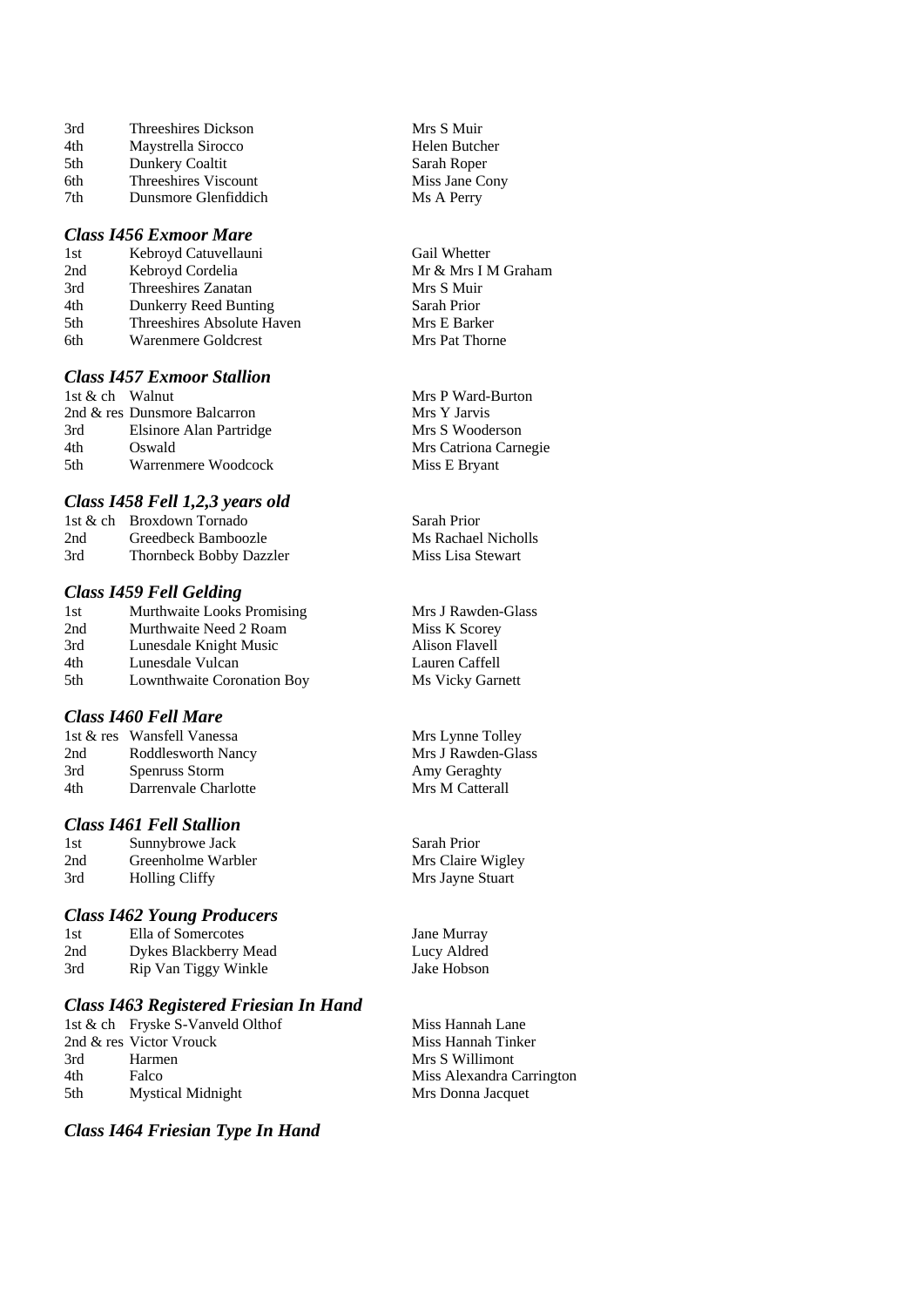| | | |
|---|---|---|
| 3rd | Threeshires Dickson | Mrs S Muir |
| 4th | Maystrella Sirocco | Helen Butcher |
| 5th | Dunkery Coaltit | Sarah Roper |
| 6th | Threeshires Viscount | Miss Jane Cony |
| 7th | Dunsmore Glenfiddich | Ms A Perry |

### *Class I456 Exmoor Mare*

| | | |
|---|---|---|
| 1st | Kebroyd Catuvellauni | Gail Whetter |
| 2nd | Kebroyd Cordelia | Mr & Mrs I M Graham |
| 3rd | Threeshires Zanatan | Mrs S Muir |
| 4th | Dunkerry Reed Bunting | Sarah Prior |
| 5th | Threeshires Absolute Haven | Mrs E Barker |
| 6th | Warenmere Goldcrest | Mrs Pat Thorne |

### *Class I457 Exmoor Stallion*

| | | |
|---|---|---|
| 1st & ch | Walnut | Mrs P Ward-Burton |
| 2nd & res | Dunsmore Balcarron | Mrs Y Jarvis |
| 3rd | Elsinore Alan Partridge | Mrs S Wooderson |
| 4th | Oswald | Mrs Catriona Carnegie |
| 5th | Warrenmere Woodcock | Miss E Bryant |

### *Class I458 Fell 1,2,3 years old*

| | | |
|---|---|---|
| 1st & ch | Broxdown Tornado | Sarah Prior |
| 2nd | Greedbeck Bamboozle | Ms Rachael Nicholls |
| 3rd | Thornbeck Bobby Dazzler | Miss Lisa Stewart |

### *Class I459 Fell Gelding*

| | | |
|---|---|---|
| 1st | Murthwaite Looks Promising | Mrs J Rawden-Glass |
| 2nd | Murthwaite Need 2 Roam | Miss K Scorey |
| 3rd | Lunesdale Knight Music | Alison Flavell |
| 4th | Lunesdale Vulcan | Lauren Caffell |
| 5th | Lownthwaite Coronation Boy | Ms Vicky Garnett |

### *Class I460 Fell Mare*

| | | |
|---|---|---|
| 1st & res | Wansfell Vanessa | Mrs Lynne Tolley |
| 2nd | Roddlesworth Nancy | Mrs J Rawden-Glass |
| 3rd | Spenruss Storm | Amy Geraghty |
| 4th | Darrenvale Charlotte | Mrs M Catterall |

### *Class I461 Fell Stallion*

| | | |
|---|---|---|
| 1st | Sunnybrowe Jack | Sarah Prior |
| 2nd | Greenholme Warbler | Mrs Claire Wigley |
| 3rd | Holling Cliffy | Mrs Jayne Stuart |

### *Class I462 Young Producers*

| | | |
|---|---|---|
| 1st | Ella of Somercotes | Jane Murray |
| 2nd | Dykes Blackberry Mead | Lucy Aldred |
| 3rd | Rip Van Tiggy Winkle | Jake Hobson |

### *Class I463 Registered Friesian In Hand*

| | | |
|---|---|---|
| 1st & ch | Fryske S-Vanveld Olthof | Miss Hannah Lane |
| 2nd & res | Victor Vrouck | Miss Hannah Tinker |
| 3rd | Harmen | Mrs S Willimont |
| 4th | Falco | Miss Alexandra Carrington |
| 5th | Mystical Midnight | Mrs Donna Jacquet |

### *Class I464 Friesian Type In Hand*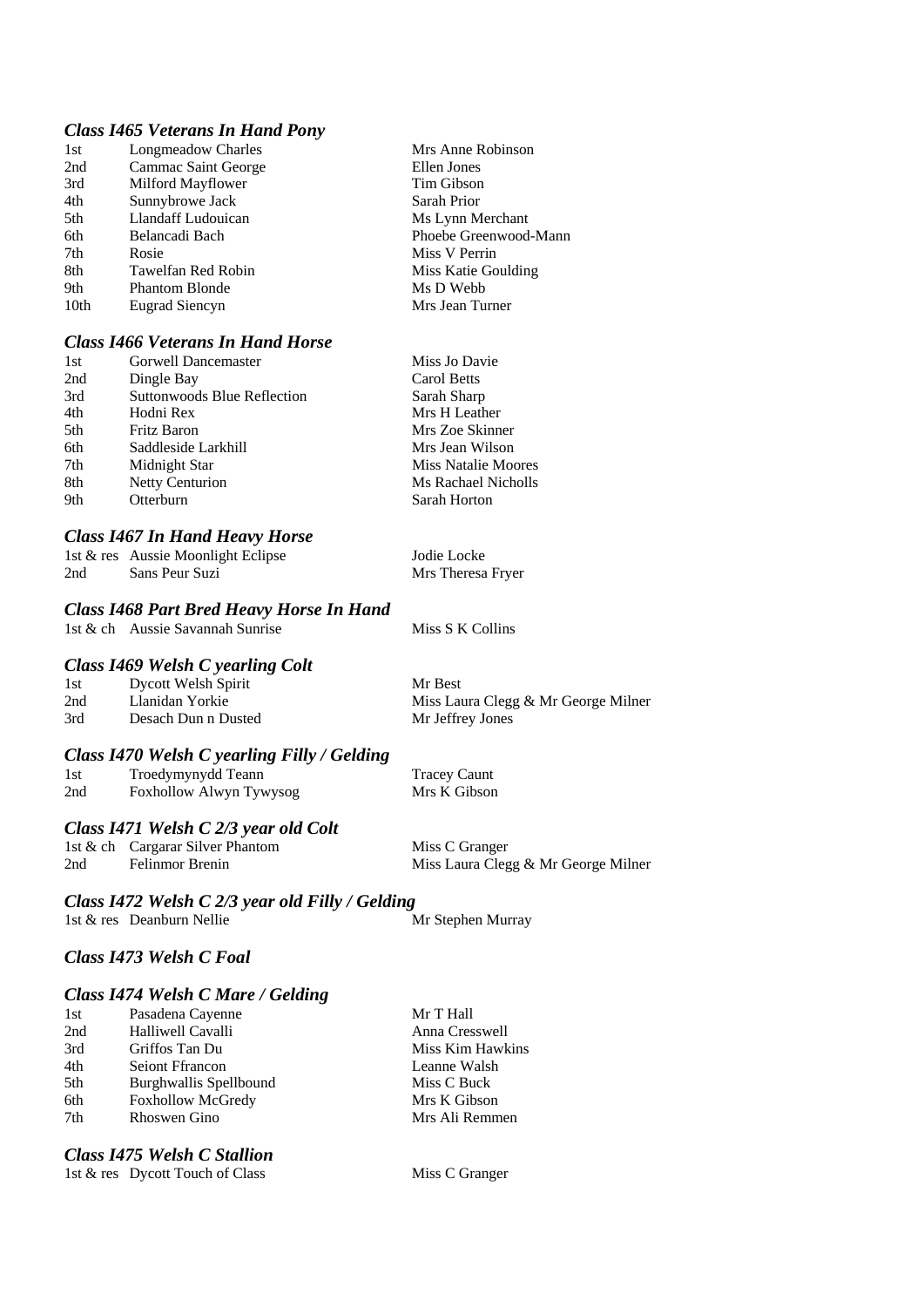### *Class I465 Veterans In Hand Pony*

| | | |
|---|---|---|
| 1st | Longmeadow Charles | Mrs Anne Robinson |
| 2nd | Cammac Saint George | Ellen Jones |
| 3rd | Milford Mayflower | Tim Gibson |
| 4th | Sunnybrowe Jack | Sarah Prior |
| 5th | Llandaff Ludouican | Ms Lynn Merchant |
| 6th | Belancadi Bach | Phoebe Greenwood-Mann |
| 7th | Rosie | Miss V Perrin |
| 8th | Tawelfan Red Robin | Miss Katie Goulding |
| 9th | Phantom Blonde | Ms D Webb |
| 10th | Eugrad Siencyn | Mrs Jean Turner |

### *Class I466 Veterans In Hand Horse*

| | | |
|---|---|---|
| 1st | Gorwell Dancemaster | Miss Jo Davie |
| 2nd | Dingle Bay | Carol Betts |
| 3rd | Suttonwoods Blue Reflection | Sarah Sharp |
| 4th | Hodni Rex | Mrs H Leather |
| 5th | Fritz Baron | Mrs Zoe Skinner |
| 6th | Saddleside Larkhill | Mrs Jean Wilson |
| 7th | Midnight Star | Miss Natalie Moores |
| 8th | Netty Centurion | Ms Rachael Nicholls |
| 9th | Otterburn | Sarah Horton |

### *Class I467 In Hand Heavy Horse*

| | | |
|---|---|---|
| 1st & res | Aussie Moonlight Eclipse | Jodie Locke |
| 2nd | Sans Peur Suzi | Mrs Theresa Fryer |

### *Class I468 Part Bred Heavy Horse In Hand*

| | | |
|---|---|---|
| 1st & ch | Aussie Savannah Sunrise | Miss S K Collins |

### *Class I469 Welsh C yearling Colt*

| | | |
|---|---|---|
| 1st | Dycott Welsh Spirit | Mr Best |
| 2nd | Llanidan Yorkie | Miss Laura Clegg & Mr George Milner |
| 3rd | Desach Dun n Dusted | Mr Jeffrey Jones |

### *Class I470 Welsh C yearling Filly / Gelding*

| | | |
|---|---|---|
| 1st | Troedymynydd Teann | Tracey Caunt |
| 2nd | Foxhollow Alwyn Tywysog | Mrs K Gibson |

### *Class I471 Welsh C 2/3 year old Colt*

| | | |
|---|---|---|
| 1st & ch | Cargarar Silver Phantom | Miss C Granger |
| 2nd | Felinmor Brenin | Miss Laura Clegg & Mr George Milner |

### *Class I472 Welsh C 2/3 year old Filly / Gelding*

| | | |
|---|---|---|
| 1st & res | Deanburn Nellie | Mr Stephen Murray |

### *Class I473 Welsh C Foal*

### *Class I474 Welsh C Mare / Gelding*

| | | |
|---|---|---|
| 1st | Pasadena Cayenne | Mr T Hall |
| 2nd | Halliwell Cavalli | Anna Cresswell |
| 3rd | Griffos Tan Du | Miss Kim Hawkins |
| 4th | Seiont Ffrancon | Leanne Walsh |
| 5th | Burghwallis Spellbound | Miss C Buck |
| 6th | Foxhollow McGredy | Mrs K Gibson |
| 7th | Rhoswen Gino | Mrs Ali Remmen |

### *Class I475 Welsh C Stallion*

| | | |
|---|---|---|
| 1st & res | Dycott Touch of Class | Miss C Granger |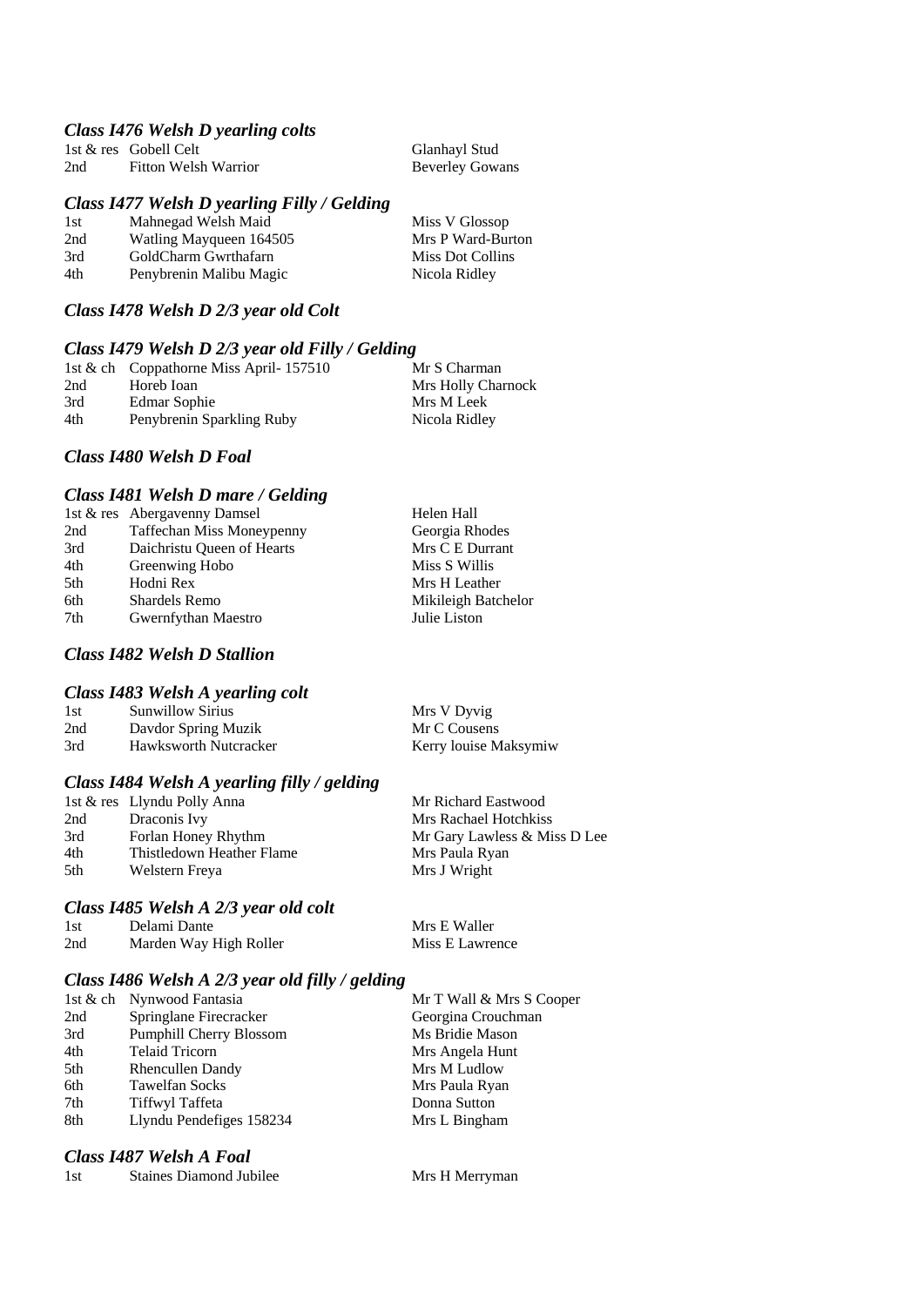### *Class I476 Welsh D yearling colts*

| | | |
|---|---|---|
| 1st & res | Gobell Celt | Glanhayl Stud |
| 2nd | Fitton Welsh Warrior | Beverley Gowans |

### *Class I477 Welsh D yearling Filly / Gelding*

| | | |
|---|---|---|
| 1st | Mahnegad Welsh Maid | Miss V Glossop |
| 2nd | Watling Mayqueen 164505 | Mrs P Ward-Burton |
| 3rd | GoldCharm Gwrthafarn | Miss Dot Collins |
| 4th | Penybrenin Malibu Magic | Nicola Ridley |

### *Class I478 Welsh D 2/3 year old Colt*

### *Class I479 Welsh D 2/3 year old Filly / Gelding*

| | | |
|---|---|---|
| 1st & ch | Coppathorne Miss April- 157510 | Mr S Charman |
| 2nd | Horeb Ioan | Mrs Holly Charnock |
| 3rd | Edmar Sophie | Mrs M Leek |
| 4th | Penybrenin Sparkling Ruby | Nicola Ridley |

### *Class I480 Welsh D Foal*

### *Class I481 Welsh D mare / Gelding*

| | | |
|---|---|---|
| 1st & res | Abergavenny Damsel | Helen Hall |
| 2nd | Taffechan Miss Moneypenny | Georgia Rhodes |
| 3rd | Daichristu Queen of Hearts | Mrs C E Durrant |
| 4th | Greenwing Hobo | Miss S Willis |
| 5th | Hodni Rex | Mrs H Leather |
| 6th | Shardels Remo | Mikileigh Batchelor |
| 7th | Gwernfythan Maestro | Julie Liston |

### *Class I482 Welsh D Stallion*

### *Class I483 Welsh A yearling colt*

| | | |
|---|---|---|
| 1st | Sunwillow Sirius | Mrs V Dyvig |
| 2nd | Davdor Spring Muzik | Mr C Cousens |
| 3rd | Hawksworth Nutcracker | Kerry louise Maksymiw |

### *Class I484 Welsh A yearling filly / gelding*

| | | |
|---|---|---|
| 1st & res | Llyndu Polly Anna | Mr Richard Eastwood |
| 2nd | Draconis Ivy | Mrs Rachael Hotchkiss |
| 3rd | Forlan Honey Rhythm | Mr Gary Lawless & Miss D Lee |
| 4th | Thistledown Heather Flame | Mrs Paula Ryan |
| 5th | Welstern Freya | Mrs J Wright |

### *Class I485 Welsh A 2/3 year old colt*

| | | |
|---|---|---|
| 1st | Delami Dante | Mrs E Waller |
| 2nd | Marden Way High Roller | Miss E Lawrence |

### *Class I486 Welsh A 2/3 year old filly / gelding*

| | | |
|---|---|---|
| 1st & ch | Nynwood Fantasia | Mr T Wall & Mrs S Cooper |
| 2nd | Springlane Firecracker | Georgina Crouchman |
| 3rd | Pumphill Cherry Blossom | Ms Bridie Mason |
| 4th | Telaid Tricorn | Mrs Angela Hunt |
| 5th | Rhencullen Dandy | Mrs M Ludlow |
| 6th | Tawelfan Socks | Mrs Paula Ryan |
| 7th | Tiffwyl Taffeta | Donna Sutton |
| 8th | Llyndu Pendefiges 158234 | Mrs L Bingham |

### *Class I487 Welsh A Foal*

| | | |
|---|---|---|
| 1st | Staines Diamond Jubilee | Mrs H Merryman |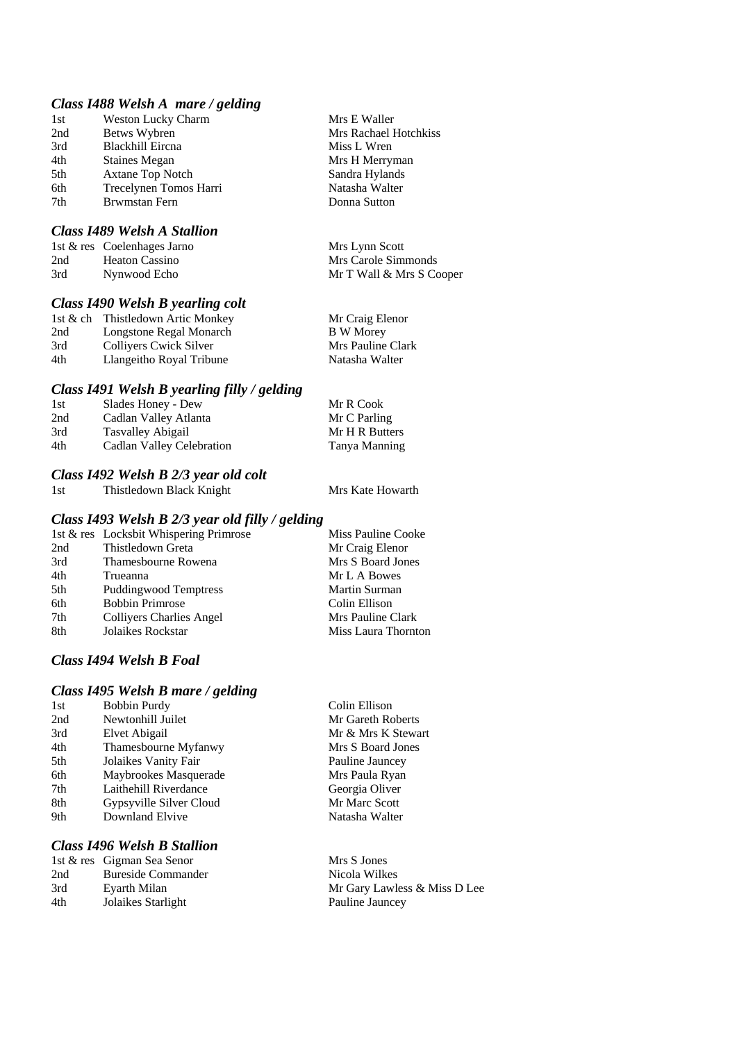### *Class I488 Welsh A mare / gelding*

| | | |
|---|---|---|
| 1st | Weston Lucky Charm | Mrs E Waller |
| 2nd | Betws Wybren | Mrs Rachael Hotchkiss |
| 3rd | Blackhill Eircna | Miss L Wren |
| 4th | Staines Megan | Mrs H Merryman |
| 5th | Axtane Top Notch | Sandra Hylands |
| 6th | Trecelynen Tomos Harri | Natasha Walter |
| 7th | Brwmstan Fern | Donna Sutton |

### *Class I489 Welsh A Stallion*

| | | |
|---|---|---|
| 1st & res | Coelenhages Jarno | Mrs Lynn Scott |
| 2nd | Heaton Cassino | Mrs Carole Simmonds |
| 3rd | Nynwood Echo | Mr T Wall & Mrs S Cooper |

### *Class I490 Welsh B yearling colt*

| | | |
|---|---|---|
| 1st & ch | Thistledown Artic Monkey | Mr Craig Elenor |
| 2nd | Longstone Regal Monarch | B W Morey |
| 3rd | Colliyers Cwick Silver | Mrs Pauline Clark |
| 4th | Llangeitho Royal Tribune | Natasha Walter |

### *Class I491 Welsh B yearling filly / gelding*

| | | |
|---|---|---|
| 1st | Slades Honey - Dew | Mr R Cook |
| 2nd | Cadlan Valley Atlanta | Mr C Parling |
| 3rd | Tasvalley Abigail | Mr H R Butters |
| 4th | Cadlan Valley Celebration | Tanya Manning |

### *Class I492 Welsh B 2/3 year old colt*

| | | |
|---|---|---|
| 1st | Thistledown Black Knight | Mrs Kate Howarth |

### *Class I493 Welsh B 2/3 year old filly / gelding*

| | | |
|---|---|---|
| 1st & res | Locksbit Whispering Primrose | Miss Pauline Cooke |
| 2nd | Thistledown Greta | Mr Craig Elenor |
| 3rd | Thamesbourne Rowena | Mrs S Board Jones |
| 4th | Trueanna | Mr L A Bowes |
| 5th | Puddingwood Temptress | Martin Surman |
| 6th | Bobbin Primrose | Colin Ellison |
| 7th | Colliyers Charlies Angel | Mrs Pauline Clark |
| 8th | Jolaikes Rockstar | Miss Laura Thornton |

### *Class I494 Welsh B Foal*

### *Class I495 Welsh B mare / gelding*

| | | |
|---|---|---|
| 1st | Bobbin Purdy | Colin Ellison |
| 2nd | Newtonhill Juilet | Mr Gareth Roberts |
| 3rd | Elvet Abigail | Mr & Mrs K Stewart |
| 4th | Thamesbourne Myfanwy | Mrs S Board Jones |
| 5th | Jolaikes Vanity Fair | Pauline Jauncey |
| 6th | Maybrookes Masquerade | Mrs Paula Ryan |
| 7th | Laithehill Riverdance | Georgia Oliver |
| 8th | Gypsyville Silver Cloud | Mr Marc Scott |
| 9th | Downland Elvive | Natasha Walter |

### *Class I496 Welsh B Stallion*

| | | |
|---|---|---|
| 1st & res | Gigman Sea Senor | Mrs S Jones |
| 2nd | Bureside Commander | Nicola Wilkes |
| 3rd | Eyarth Milan | Mr Gary Lawless & Miss D Lee |
| 4th | Jolaikes Starlight | Pauline Jauncey |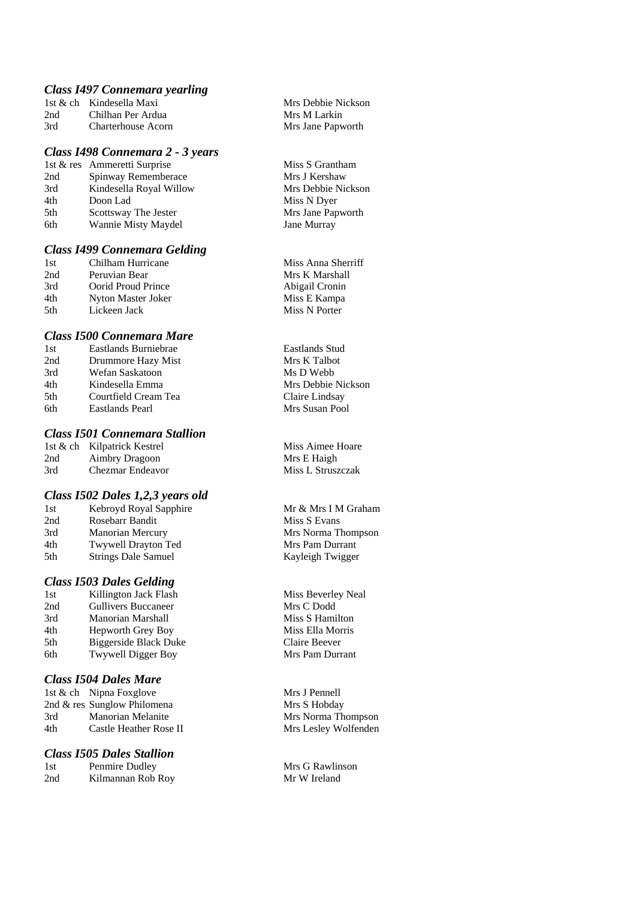### *Class I497 Connemara yearling*

| | | |
|---|---|---|
| 1st & ch | Kindesella Maxi | Mrs Debbie Nickson |
| 2nd | Chilhan Per Ardua | Mrs M Larkin |
| 3rd | Charterhouse Acorn | Mrs Jane Papworth |

### *Class I498 Connemara 2 - 3 years*

| | | |
|---|---|---|
| 1st & res | Ammeretti Surprise | Miss S Grantham |
| 2nd | Spinway Rememberace | Mrs J Kershaw |
| 3rd | Kindesella Royal Willow | Mrs Debbie Nickson |
| 4th | Doon Lad | Miss N Dyer |
| 5th | Scottsway The Jester | Mrs Jane Papworth |
| 6th | Wannie Misty Maydel | Jane Murray |

### *Class I499 Connemara Gelding*

| | | |
|---|---|---|
| 1st | Chilham Hurricane | Miss Anna Sherriff |
| 2nd | Peruvian Bear | Mrs K Marshall |
| 3rd | Oorid Proud Prince | Abigail Cronin |
| 4th | Nyton Master Joker | Miss E Kampa |
| 5th | Lickeen Jack | Miss N Porter |

### *Class I500 Connemara Mare*

| | | |
|---|---|---|
| 1st | Eastlands Burniebrae | Eastlands Stud |
| 2nd | Drummore Hazy Mist | Mrs K Talbot |
| 3rd | Wefan Saskatoon | Ms D Webb |
| 4th | Kindesella Emma | Mrs Debbie Nickson |
| 5th | Courtfield Cream Tea | Claire Lindsay |
| 6th | Eastlands Pearl | Mrs Susan Pool |

### *Class I501 Connemara Stallion*

| | | |
|---|---|---|
| 1st & ch | Kilpatrick Kestrel | Miss Aimee Hoare |
| 2nd | Aimbry Dragoon | Mrs E Haigh |
| 3rd | Chezmar Endeavor | Miss L Struszczak |

### *Class I502 Dales 1,2,3 years old*

| | | |
|---|---|---|
| 1st | Kebroyd Royal Sapphire | Mr & Mrs I M Graham |
| 2nd | Rosebarr Bandit | Miss S Evans |
| 3rd | Manorian Mercury | Mrs Norma Thompson |
| 4th | Twywell Drayton Ted | Mrs Pam Durrant |
| 5th | Strings Dale Samuel | Kayleigh Twigger |

### *Class I503 Dales Gelding*

| | | |
|---|---|---|
| 1st | Killington Jack Flash | Miss Beverley Neal |
| 2nd | Gullivers Buccaneer | Mrs C Dodd |
| 3rd | Manorian Marshall | Miss S Hamilton |
| 4th | Hepworth Grey Boy | Miss Ella Morris |
| 5th | Biggerside Black Duke | Claire Beever |
| 6th | Twywell Digger Boy | Mrs Pam Durrant |

### *Class I504 Dales Mare*

| | | |
|---|---|---|
| 1st & ch | Nipna Foxglove | Mrs J Pennell |
| 2nd & res | Sunglow Philomena | Mrs S Hobday |
| 3rd | Manorian Melanite | Mrs Norma Thompson |
| 4th | Castle Heather Rose II | Mrs Lesley Wolfenden |

### *Class I505 Dales Stallion*

| | | |
|---|---|---|
| 1st | Penmire Dudley | Mrs G Rawlinson |
| 2nd | Kilmannan Rob Roy | Mr W Ireland |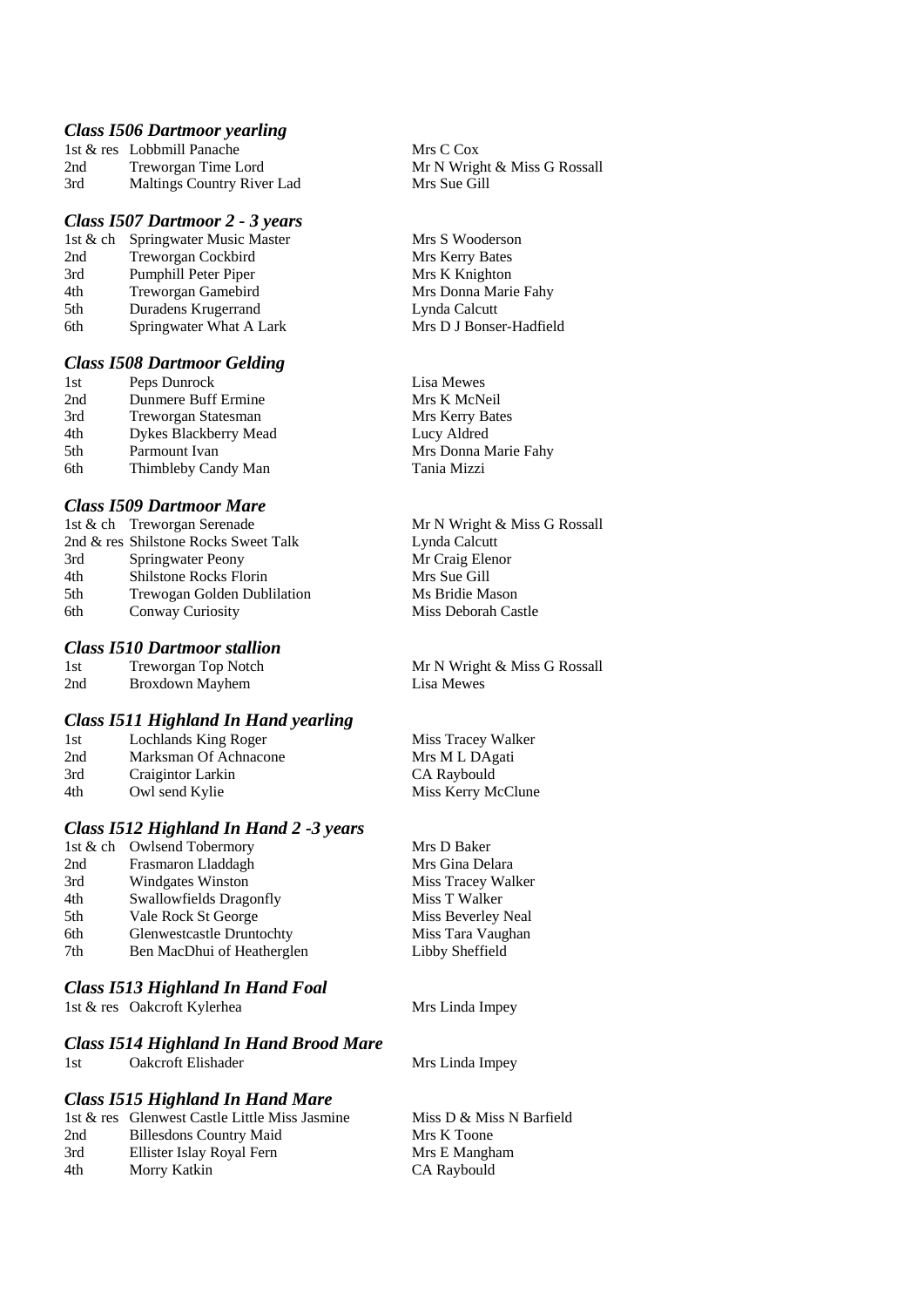### *Class I506 Dartmoor yearling*

| | | |
|---|---|---|
| 1st & res | Lobbmill Panache | Mrs C Cox |
| 2nd | Treworgan Time Lord | Mr N Wright & Miss G Rossall |
| 3rd | Maltings Country River Lad | Mrs Sue Gill |

### *Class I507 Dartmoor 2 - 3 years*

| | | |
|---|---|---|
| 1st & ch | Springwater Music Master | Mrs S Wooderson |
| 2nd | Treworgan Cockbird | Mrs Kerry Bates |
| 3rd | Pumphill Peter Piper | Mrs K Knighton |
| 4th | Treworgan Gamebird | Mrs Donna Marie Fahy |
| 5th | Duradens Krugerrand | Lynda Calcutt |
| 6th | Springwater What A Lark | Mrs D J Bonser-Hadfield |

### *Class I508 Dartmoor Gelding*

| | | |
|---|---|---|
| 1st | Peps Dunrock | Lisa Mewes |
| 2nd | Dunmere Buff Ermine | Mrs K McNeil |
| 3rd | Treworgan Statesman | Mrs Kerry Bates |
| 4th | Dykes Blackberry Mead | Lucy Aldred |
| 5th | Parmount Ivan | Mrs Donna Marie Fahy |
| 6th | Thimbleby Candy Man | Tania Mizzi |

### *Class I509 Dartmoor Mare*

| | | |
|---|---|---|
| 1st & ch | Treworgan Serenade | Mr N Wright & Miss G Rossall |
| 2nd & res | Shilstone Rocks Sweet Talk | Lynda Calcutt |
| 3rd | Springwater Peony | Mr Craig Elenor |
| 4th | Shilstone Rocks Florin | Mrs Sue Gill |
| 5th | Trewogan Golden Dublilation | Ms Bridie Mason |
| 6th | Conway Curiosity | Miss Deborah Castle |

### *Class I510 Dartmoor stallion*

| | | |
|---|---|---|
| 1st | Treworgan Top Notch | Mr N Wright & Miss G Rossall |
| 2nd | Broxdown Mayhem | Lisa Mewes |

### *Class I511 Highland In Hand yearling*

| | | |
|---|---|---|
| 1st | Lochlands King Roger | Miss Tracey Walker |
| 2nd | Marksman Of Achnacone | Mrs M L DAgati |
| 3rd | Craigintor Larkin | CA Raybould |
| 4th | Owl send Kylie | Miss Kerry McClune |

### *Class I512 Highland In Hand 2 -3 years*

| | | |
|---|---|---|
| 1st & ch | Owlsend Tobermory | Mrs D Baker |
| 2nd | Frasmaron Lladdagh | Mrs Gina Delara |
| 3rd | Windgates Winston | Miss Tracey Walker |
| 4th | Swallowfields Dragonfly | Miss T Walker |
| 5th | Vale Rock St George | Miss Beverley Neal |
| 6th | Glenwestcastle Druntochty | Miss Tara Vaughan |
| 7th | Ben MacDhui of Heatherglen | Libby Sheffield |

### *Class I513 Highland In Hand Foal*

| | | |
|---|---|---|
| 1st & res | Oakcroft Kylerhea | Mrs Linda Impey |

### *Class I514 Highland In Hand Brood Mare*

| | | |
|---|---|---|
| 1st | Oakcroft Elishader | Mrs Linda Impey |

### *Class I515 Highland In Hand Mare*

| | | |
|---|---|---|
| 1st & res | Glenwest Castle Little Miss Jasmine | Miss D & Miss N Barfield |
| 2nd | Billesdons Country Maid | Mrs K Toone |
| 3rd | Ellister Islay Royal Fern | Mrs E Mangham |
| 4th | Morry Katkin | CA Raybould |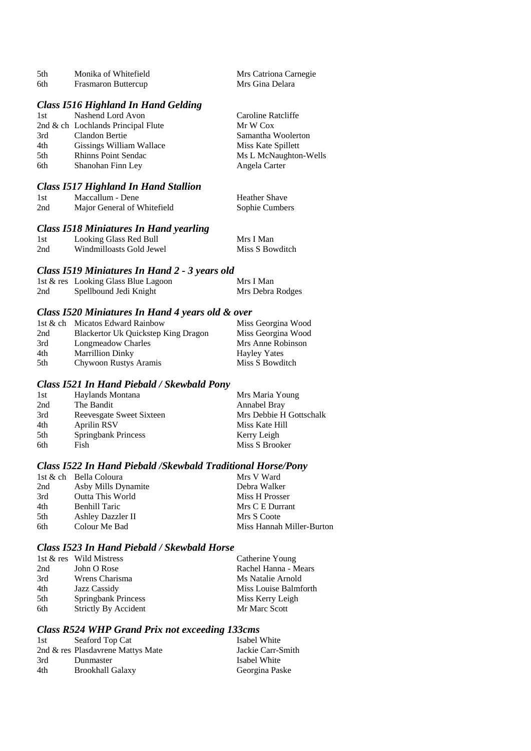| | | |
|---|---|---|
| 5th | Monika of Whitefield | Mrs Catriona Carnegie |
| 6th | Frasmaron Buttercup | Mrs Gina Delara |

### *Class I516 Highland In Hand Gelding*

| | | |
|---|---|---|
| 1st | Nashend Lord Avon | Caroline Ratcliffe |
| 2nd & ch | Lochlands Principal Flute | Mr W Cox |
| 3rd | Clandon Bertie | Samantha Woolerton |
| 4th | Gissings William Wallace | Miss Kate Spillett |
| 5th | Rhinns Point Sendac | Ms L McNaughton-Wells |
| 6th | Shanohan Finn Ley | Angela Carter |

### *Class I517 Highland In Hand Stallion*

| | | |
|---|---|---|
| 1st | Maccallum - Dene | Heather Shave |
| 2nd | Major General of Whitefield | Sophie Cumbers |

### *Class I518 Miniatures In Hand yearling*

| | | |
|---|---|---|
| 1st | Looking Glass Red Bull | Mrs I Man |
| 2nd | Windmilloasts Gold Jewel | Miss S Bowditch |

### *Class I519 Miniatures In Hand 2 - 3 years old*

| | | |
|---|---|---|
| 1st & res | Looking Glass Blue Lagoon | Mrs I Man |
| 2nd | Spellbound Jedi Knight | Mrs Debra Rodges |

### *Class I520 Miniatures In Hand 4 years old & over*

| | | |
|---|---|---|
| 1st & ch | Micatos Edward Rainbow | Miss Georgina Wood |
| 2nd | Blackertor Uk Quickstep King Dragon | Miss Georgina Wood |
| 3rd | Longmeadow Charles | Mrs Anne Robinson |
| 4th | Marrillion Dinky | Hayley Yates |
| 5th | Chywoon Rustys Aramis | Miss S Bowditch |

### *Class I521 In Hand Piebald / Skewbald Pony*

| | | |
|---|---|---|
| 1st | Haylands Montana | Mrs Maria Young |
| 2nd | The Bandit | Annabel Bray |
| 3rd | Reevesgate Sweet Sixteen | Mrs Debbie H Gottschalk |
| 4th | Aprilin RSV | Miss Kate Hill |
| 5th | Springbank Princess | Kerry Leigh |
| 6th | Fish | Miss S Brooker |

### *Class I522 In Hand Piebald /Skewbald Traditional Horse/Pony*

| | | |
|---|---|---|
| 1st & ch | Bella Coloura | Mrs V Ward |
| 2nd | Asby Mills Dynamite | Debra Walker |
| 3rd | Outta This World | Miss H Prosser |
| 4th | Benhill Taric | Mrs C E Durrant |
| 5th | Ashley Dazzler II | Mrs S Coote |
| 6th | Colour Me Bad | Miss Hannah Miller-Burton |

### *Class I523 In Hand Piebald / Skewbald Horse*

| | | |
|---|---|---|
| 1st & res | Wild Mistress | Catherine Young |
| 2nd | John O Rose | Rachel Hanna - Mears |
| 3rd | Wrens Charisma | Ms Natalie Arnold |
| 4th | Jazz Cassidy | Miss Louise Balmforth |
| 5th | Springbank Princess | Miss Kerry Leigh |
| 6th | Strictly By Accident | Mr Marc Scott |

### *Class R524 WHP Grand Prix not exceeding 133cms*

| | | |
|---|---|---|
| 1st | Seaford Top Cat | Isabel White |
| 2nd & res | Plasdavrene Mattys Mate | Jackie Carr-Smith |
| 3rd | Dunmaster | Isabel White |
| 4th | Brookhall Galaxy | Georgina Paske |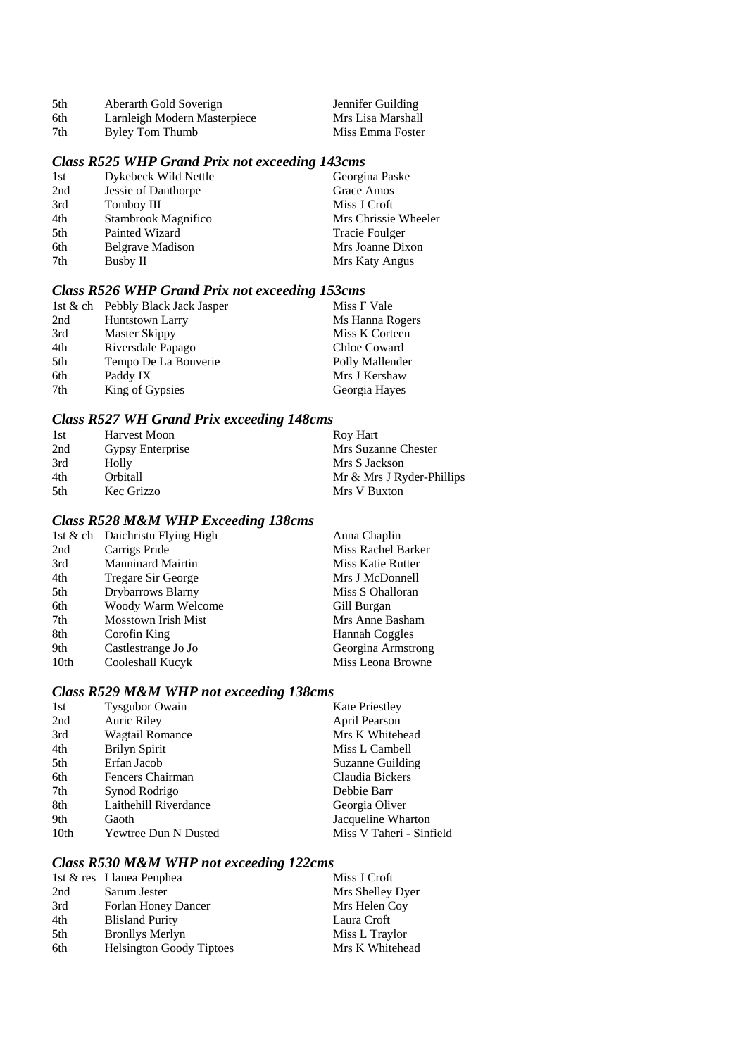| | | |
|---|---|---|
| 5th | Aberarth Gold Soverign | Jennifer Guilding |
| 6th | Larnleigh Modern Masterpiece | Mrs Lisa Marshall |
| 7th | Byley Tom Thumb | Miss Emma Foster |

### *Class R525 WHP Grand Prix not exceeding 143cms*

| | | |
|---|---|---|
| 1st | Dykebeck Wild Nettle | Georgina Paske |
| 2nd | Jessie of Danthorpe | Grace Amos |
| 3rd | Tomboy III | Miss J Croft |
| 4th | Stambrook Magnifico | Mrs Chrissie Wheeler |
| 5th | Painted Wizard | Tracie Foulger |
| 6th | Belgrave Madison | Mrs Joanne Dixon |
| 7th | Busby II | Mrs Katy Angus |

### *Class R526 WHP Grand Prix not exceeding 153cms*

| | | |
|---|---|---|
| 1st & ch | Pebbly Black Jack Jasper | Miss F Vale |
| 2nd | Huntstown Larry | Ms Hanna Rogers |
| 3rd | Master Skippy | Miss K Corteen |
| 4th | Riversdale Papago | Chloe Coward |
| 5th | Tempo De La Bouverie | Polly Mallender |
| 6th | Paddy IX | Mrs J Kershaw |
| 7th | King of Gypsies | Georgia Hayes |

### *Class R527 WH Grand Prix exceeding 148cms*

| | | |
|---|---|---|
| 1st | Harvest Moon | Roy Hart |
| 2nd | Gypsy Enterprise | Mrs Suzanne Chester |
| 3rd | Holly | Mrs S Jackson |
| 4th | Orbitall | Mr & Mrs J Ryder-Phillips |
| 5th | Kec Grizzo | Mrs V Buxton |

### *Class R528 M&M WHP Exceeding 138cms*

| | | |
|---|---|---|
| 1st & ch | Daichristu Flying High | Anna Chaplin |
| 2nd | Carrigs Pride | Miss Rachel Barker |
| 3rd | Manninard Mairtin | Miss Katie Rutter |
| 4th | Tregare Sir George | Mrs J McDonnell |
| 5th | Drybarrows Blarny | Miss S Ohalloran |
| 6th | Woody Warm Welcome | Gill Burgan |
| 7th | Mosstown Irish Mist | Mrs Anne Basham |
| 8th | Corofin King | Hannah Coggles |
| 9th | Castlestrange Jo Jo | Georgina Armstrong |
| 10th | Cooleshall Kucyk | Miss Leona Browne |

### *Class R529 M&M WHP not exceeding 138cms*

| | | |
|---|---|---|
| 1st | Tysgubor Owain | Kate Priestley |
| 2nd | Auric Riley | April Pearson |
| 3rd | Wagtail Romance | Mrs K Whitehead |
| 4th | Brilyn Spirit | Miss L Cambell |
| 5th | Erfan Jacob | Suzanne Guilding |
| 6th | Fencers Chairman | Claudia Bickers |
| 7th | Synod Rodrigo | Debbie Barr |
| 8th | Laithehill Riverdance | Georgia Oliver |
| 9th | Gaoth | Jacqueline Wharton |
| 10th | Yewtree Dun N Dusted | Miss V Taheri - Sinfield |

### *Class R530 M&M WHP not exceeding 122cms*

| | | |
|---|---|---|
| 1st & res | Llanea Penphea | Miss J Croft |
| 2nd | Sarum Jester | Mrs Shelley Dyer |
| 3rd | Forlan Honey Dancer | Mrs Helen Coy |
| 4th | Blisland Purity | Laura Croft |
| 5th | Bronllys Merlyn | Miss L Traylor |
| 6th | Helsington Goody Tiptoes | Mrs K Whitehead |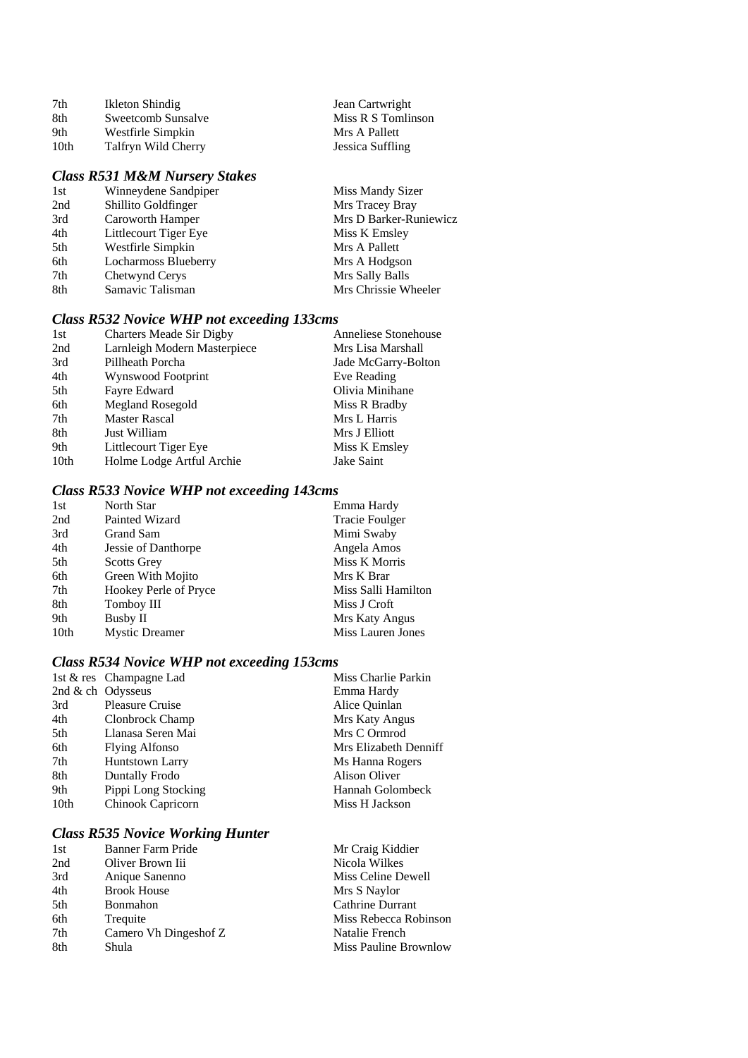| | | |
|---|---|---|
| 7th | Ikleton Shindig | Jean Cartwright |
| 8th | Sweetcomb Sunsalve | Miss R S Tomlinson |
| 9th | Westfirle Simpkin | Mrs A Pallett |
| 10th | Talfryn Wild Cherry | Jessica Suffling |

### *Class R531 M&M Nursery Stakes*

| | | |
|---|---|---|
| 1st | Winneydene Sandpiper | Miss Mandy Sizer |
| 2nd | Shillito Goldfinger | Mrs Tracey Bray |
| 3rd | Caroworth Hamper | Mrs D Barker-Runiewicz |
| 4th | Littlecourt Tiger Eye | Miss K Emsley |
| 5th | Westfirle Simpkin | Mrs A Pallett |
| 6th | Locharmoss Blueberry | Mrs A Hodgson |
| 7th | Chetwynd Cerys | Mrs Sally Balls |
| 8th | Samavic Talisman | Mrs Chrissie Wheeler |

### *Class R532 Novice WHP not exceeding 133cms*

| | | |
|---|---|---|
| 1st | Charters Meade Sir Digby | Anneliese Stonehouse |
| 2nd | Larnleigh Modern Masterpiece | Mrs Lisa Marshall |
| 3rd | Pillheath Porcha | Jade McGarry-Bolton |
| 4th | Wynswood Footprint | Eve Reading |
| 5th | Fayre Edward | Olivia Minihane |
| 6th | Megland Rosegold | Miss R Bradby |
| 7th | Master Rascal | Mrs L Harris |
| 8th | Just William | Mrs J Elliott |
| 9th | Littlecourt Tiger Eye | Miss K Emsley |
| 10th | Holme Lodge Artful Archie | Jake Saint |

### *Class R533 Novice WHP not exceeding 143cms*

| | | |
|---|---|---|
| 1st | North Star | Emma Hardy |
| 2nd | Painted Wizard | Tracie Foulger |
| 3rd | Grand Sam | Mimi Swaby |
| 4th | Jessie of Danthorpe | Angela Amos |
| 5th | Scotts Grey | Miss K Morris |
| 6th | Green With Mojito | Mrs K Brar |
| 7th | Hookey Perle of Pryce | Miss Salli Hamilton |
| 8th | Tomboy III | Miss J Croft |
| 9th | Busby II | Mrs Katy Angus |
| 10th | Mystic Dreamer | Miss Lauren Jones |

### *Class R534 Novice WHP not exceeding 153cms*

| | | |
|---|---|---|
| 1st & res | Champagne Lad | Miss Charlie Parkin |
| 2nd & ch | Odysseus | Emma Hardy |
| 3rd | Pleasure Cruise | Alice Quinlan |
| 4th | Clonbrock Champ | Mrs Katy Angus |
| 5th | Llanasa Seren Mai | Mrs C Ormrod |
| 6th | Flying Alfonso | Mrs Elizabeth Denniff |
| 7th | Huntstown Larry | Ms Hanna Rogers |
| 8th | Duntally Frodo | Alison Oliver |
| 9th | Pippi Long Stocking | Hannah Golombeck |
| 10th | Chinook Capricorn | Miss H Jackson |

### *Class R535 Novice Working Hunter*

| | | |
|---|---|---|
| 1st | Banner Farm Pride | Mr Craig Kiddier |
| 2nd | Oliver Brown Iii | Nicola Wilkes |
| 3rd | Anique Sanenno | Miss Celine Dewell |
| 4th | Brook House | Mrs S Naylor |
| 5th | Bonmahon | Cathrine Durrant |
| 6th | Trequite | Miss Rebecca Robinson |
| 7th | Camero Vh Dingeshof Z | Natalie French |
| 8th | Shula | Miss Pauline Brownlow |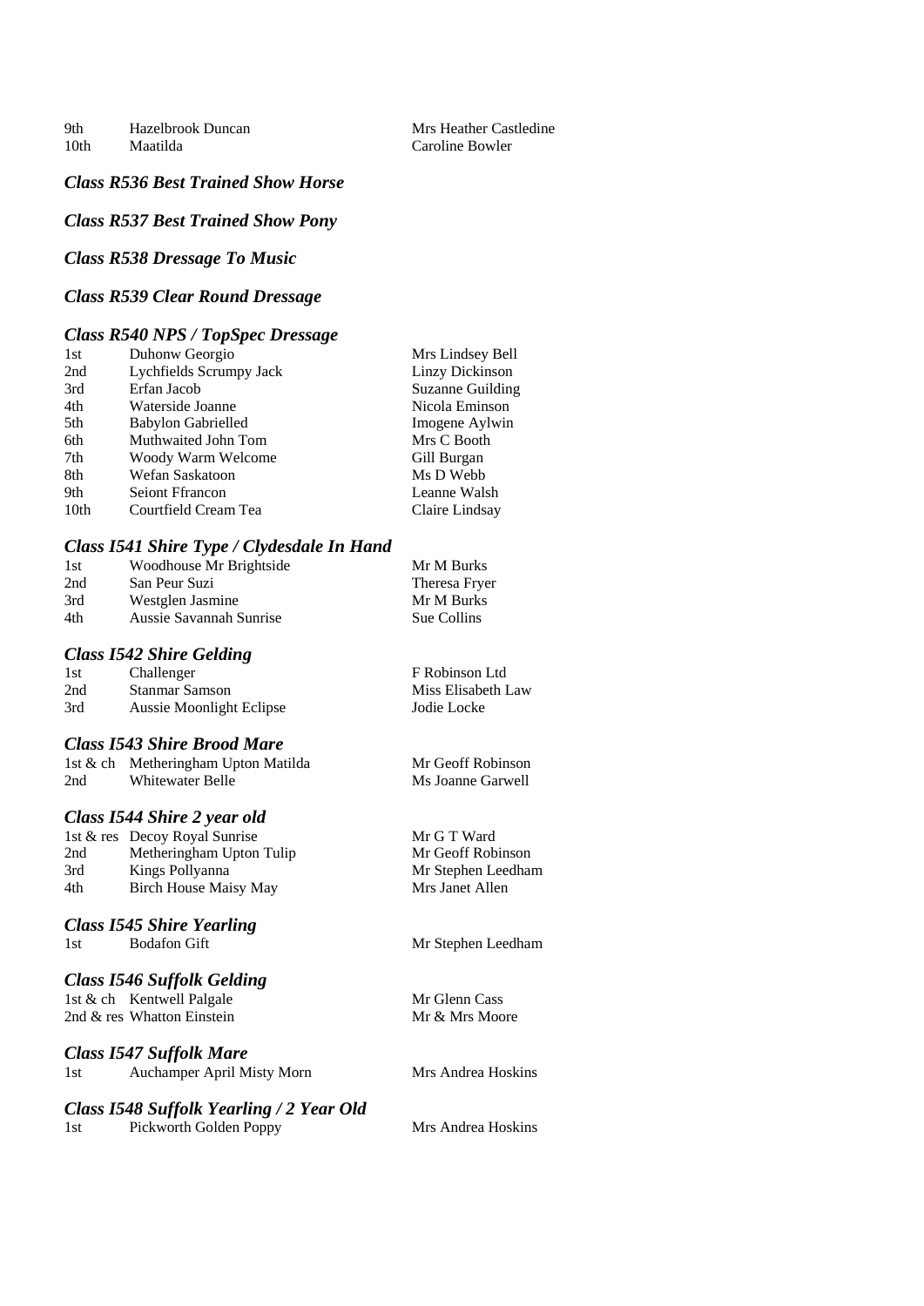| | | |
|---|---|---|
| 9th | Hazelbrook Duncan | Mrs Heather Castledine |
| 10th | Maatilda | Caroline Bowler |

### *Class R536 Best Trained Show Horse*

### *Class R537 Best Trained Show Pony*

### *Class R538 Dressage To Music*

### *Class R539 Clear Round Dressage*

### *Class R540 NPS / TopSpec Dressage*

| | | |
|---|---|---|
| 1st | Duhonw Georgio | Mrs Lindsey Bell |
| 2nd | Lychfields Scrumpy Jack | Linzy Dickinson |
| 3rd | Erfan Jacob | Suzanne Guilding |
| 4th | Waterside Joanne | Nicola Eminson |
| 5th | Babylon Gabrielled | Imogene Aylwin |
| 6th | Muthwaited John Tom | Mrs C Booth |
| 7th | Woody Warm Welcome | Gill Burgan |
| 8th | Wefan Saskatoon | Ms D Webb |
| 9th | Seiont Ffrancon | Leanne Walsh |
| 10th | Courtfield Cream Tea | Claire Lindsay |

### *Class I541 Shire Type / Clydesdale In Hand*

| | | |
|---|---|---|
| 1st | Woodhouse Mr Brightside | Mr M Burks |
| 2nd | San Peur Suzi | Theresa Fryer |
| 3rd | Westglen Jasmine | Mr M Burks |
| 4th | Aussie Savannah Sunrise | Sue Collins |

### *Class I542 Shire Gelding*

| | | |
|---|---|---|
| 1st | Challenger | F Robinson Ltd |
| 2nd | Stanmar Samson | Miss Elisabeth Law |
| 3rd | Aussie Moonlight Eclipse | Jodie Locke |

### *Class I543 Shire Brood Mare*

| | | |
|---|---|---|
| 1st & ch | Metheringham Upton Matilda | Mr Geoff Robinson |
| 2nd | Whitewater Belle | Ms Joanne Garwell |

### *Class I544 Shire 2 year old*

| | | |
|---|---|---|
| 1st & res | Decoy Royal Sunrise | Mr G T Ward |
| 2nd | Metheringham Upton Tulip | Mr Geoff Robinson |
| 3rd | Kings Pollyanna | Mr Stephen Leedham |
| 4th | Birch House Maisy May | Mrs Janet Allen |

### *Class I545 Shire Yearling*

| | | |
|---|---|---|
| 1st | Bodafon Gift | Mr Stephen Leedham |

### *Class I546 Suffolk Gelding*

| | | |
|---|---|---|
| 1st & ch | Kentwell Palgale | Mr Glenn Cass |
| 2nd & res | Whatton Einstein | Mr & Mrs Moore |

### *Class I547 Suffolk Mare*

| | | |
|---|---|---|
| 1st | Auchamper April Misty Morn | Mrs Andrea Hoskins |

### *Class I548 Suffolk Yearling / 2 Year Old*

| | | |
|---|---|---|
| 1st | Pickworth Golden Poppy | Mrs Andrea Hoskins |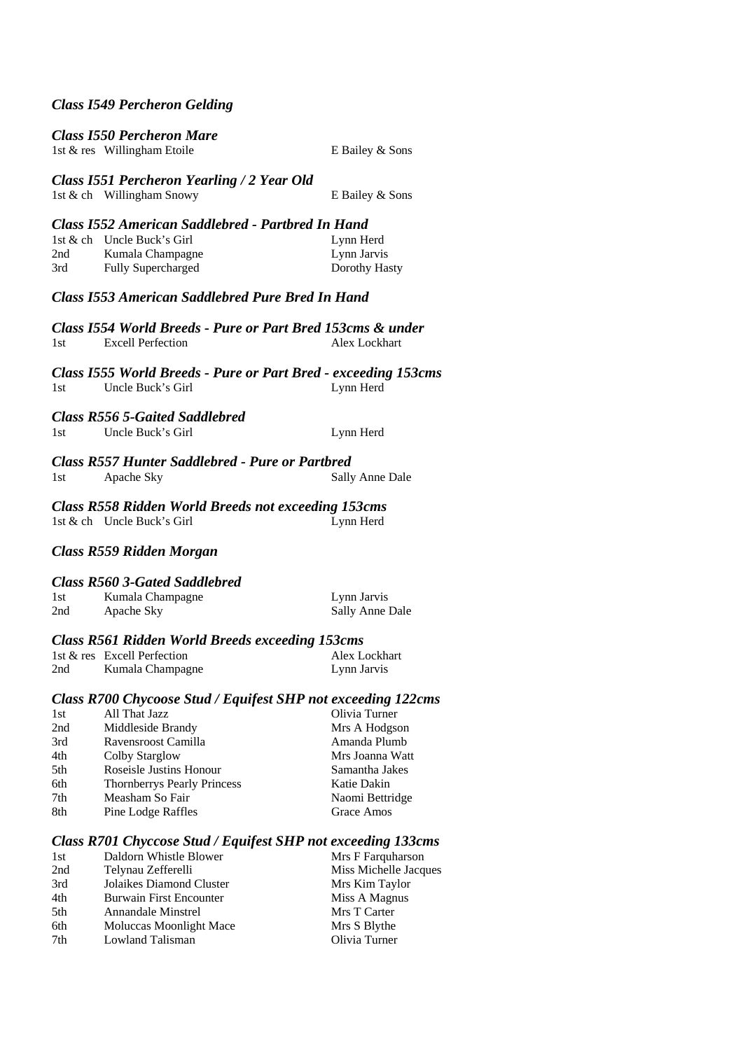### *Class I549 Percheron Gelding*

### *Class I550 Percheron Mare*

| | | |
|---|---|---|
| 1st & res | Willingham Etoile | E Bailey & Sons |

### *Class I551 Percheron Yearling / 2 Year Old*

| | | |
|---|---|---|
| 1st & ch | Willingham Snowy | E Bailey & Sons |

### *Class I552 American Saddlebred - Partbred In Hand*

| | | |
|---|---|---|
| 1st & ch | Uncle Buck's Girl | Lynn Herd |
| 2nd | Kumala Champagne | Lynn Jarvis |
| 3rd | Fully Supercharged | Dorothy Hasty |

### *Class I553 American Saddlebred Pure Bred In Hand*

### *Class I554 World Breeds - Pure or Part Bred 153cms & under*

| | | |
|---|---|---|
| 1st | Excell Perfection | Alex Lockhart |

### *Class I555 World Breeds - Pure or Part Bred - exceeding 153cms*

| | | |
|---|---|---|
| 1st | Uncle Buck's Girl | Lynn Herd |

### *Class R556 5-Gaited Saddlebred*

| | | |
|---|---|---|
| 1st | Uncle Buck's Girl | Lynn Herd |

### *Class R557 Hunter Saddlebred - Pure or Partbred*

| | | |
|---|---|---|
| 1st | Apache Sky | Sally Anne Dale |

### *Class R558 Ridden World Breeds not exceeding 153cms*

| | | |
|---|---|---|
| 1st & ch | Uncle Buck's Girl | Lynn Herd |

### *Class R559 Ridden Morgan*

### *Class R560 3-Gated Saddlebred*

| | | |
|---|---|---|
| 1st | Kumala Champagne | Lynn Jarvis |
| 2nd | Apache Sky | Sally Anne Dale |

### *Class R561 Ridden World Breeds exceeding 153cms*

| | | |
|---|---|---|
| 1st & res | Excell Perfection | Alex Lockhart |
| 2nd | Kumala Champagne | Lynn Jarvis |

### *Class R700 Chycoose Stud / Equifest SHP not exceeding 122cms*

| | | |
|---|---|---|
| 1st | All That Jazz | Olivia Turner |
| 2nd | Middleside Brandy | Mrs A Hodgson |
| 3rd | Ravensroost Camilla | Amanda Plumb |
| 4th | Colby Starglow | Mrs Joanna Watt |
| 5th | Roseisle Justins Honour | Samantha Jakes |
| 6th | Thornberrys Pearly Princess | Katie Dakin |
| 7th | Measham So Fair | Naomi Bettridge |
| 8th | Pine Lodge Raffles | Grace Amos |

### *Class R701 Chyccose Stud / Equifest SHP not exceeding 133cms*

| | | |
|---|---|---|
| 1st | Daldorn Whistle Blower | Mrs F Farquharson |
| 2nd | Telynau Zefferelli | Miss Michelle Jacques |
| 3rd | Jolaikes Diamond Cluster | Mrs Kim Taylor |
| 4th | Burwain First Encounter | Miss A Magnus |
| 5th | Annandale Minstrel | Mrs T Carter |
| 6th | Moluccas Moonlight Mace | Mrs S Blythe |
| 7th | Lowland Talisman | Olivia Turner |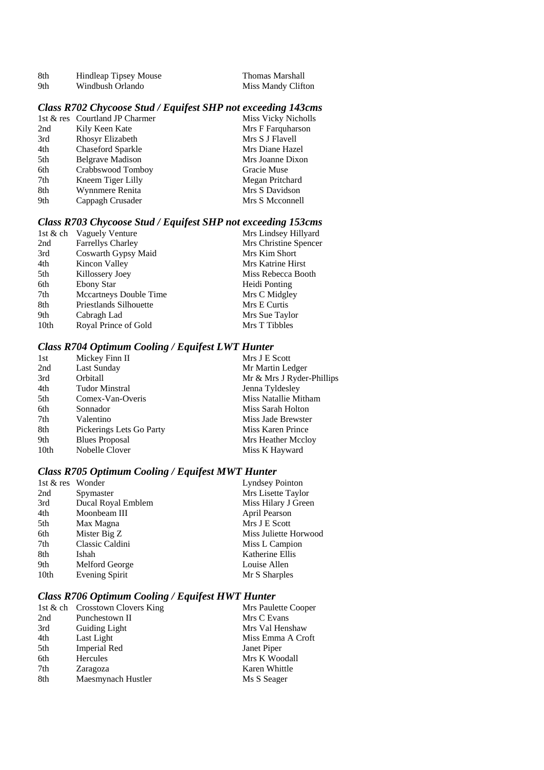| | | |
|---|---|---|
| 8th | Hindleap Tipsey Mouse | Thomas Marshall |
| 9th | Windbush Orlando | Miss Mandy Clifton |

### *Class R702 Chycoose Stud / Equifest SHP not exceeding 143cms*

| | | |
|---|---|---|
| 1st & res | Courtland JP Charmer | Miss Vicky Nicholls |
| 2nd | Kily Keen Kate | Mrs F Farquharson |
| 3rd | Rhosyr Elizabeth | Mrs S J Flavell |
| 4th | Chaseford Sparkle | Mrs Diane Hazel |
| 5th | Belgrave Madison | Mrs Joanne Dixon |
| 6th | Crabbswood Tomboy | Gracie Muse |
| 7th | Kneem Tiger Lilly | Megan Pritchard |
| 8th | Wynnmere Renita | Mrs S Davidson |
| 9th | Cappagh Crusader | Mrs S Mcconnell |

### *Class R703 Chycoose Stud / Equifest SHP not exceeding 153cms*

| | | |
|---|---|---|
| 1st & ch | Vaguely Venture | Mrs Lindsey Hillyard |
| 2nd | Farrellys Charley | Mrs Christine Spencer |
| 3rd | Coswarth Gypsy Maid | Mrs Kim Short |
| 4th | Kincon Valley | Mrs Katrine Hirst |
| 5th | Killossery Joey | Miss Rebecca Booth |
| 6th | Ebony Star | Heidi Ponting |
| 7th | Mccartneys Double Time | Mrs C Midgley |
| 8th | Priestlands Silhouette | Mrs E Curtis |
| 9th | Cabragh Lad | Mrs Sue Taylor |
| 10th | Royal Prince of Gold | Mrs T Tibbles |

### *Class R704 Optimum Cooling / Equifest LWT Hunter*

| | | |
|---|---|---|
| 1st | Mickey Finn II | Mrs J E Scott |
| 2nd | Last Sunday | Mr Martin Ledger |
| 3rd | Orbitall | Mr & Mrs J Ryder-Phillips |
| 4th | Tudor Minstral | Jenna Tyldesley |
| 5th | Comex-Van-Overis | Miss Natallie Mitham |
| 6th | Sonnador | Miss Sarah Holton |
| 7th | Valentino | Miss Jade Brewster |
| 8th | Pickerings Lets Go Party | Miss Karen Prince |
| 9th | Blues Proposal | Mrs Heather Mccloy |
| 10th | Nobelle Clover | Miss K Hayward |

### *Class R705 Optimum Cooling / Equifest MWT Hunter*

| | | |
|---|---|---|
| 1st & res | Wonder | Lyndsey Pointon |
| 2nd | Spymaster | Mrs Lisette Taylor |
| 3rd | Ducal Royal Emblem | Miss Hilary J Green |
| 4th | Moonbeam III | April Pearson |
| 5th | Max Magna | Mrs J E Scott |
| 6th | Mister Big Z | Miss Juliette Horwood |
| 7th | Classic Caldini | Miss L Campion |
| 8th | Ishah | Katherine Ellis |
| 9th | Melford George | Louise Allen |
| 10th | Evening Spirit | Mr S Sharples |

### *Class R706 Optimum Cooling / Equifest HWT Hunter*

| | | |
|---|---|---|
| 1st & ch | Crosstown Clovers King | Mrs Paulette Cooper |
| 2nd | Punchestown II | Mrs C Evans |
| 3rd | Guiding Light | Mrs Val Henshaw |
| 4th | Last Light | Miss Emma A Croft |
| 5th | Imperial Red | Janet Piper |
| 6th | Hercules | Mrs K Woodall |
| 7th | Zaragoza | Karen Whittle |
| 8th | Maesmynach Hustler | Ms S Seager |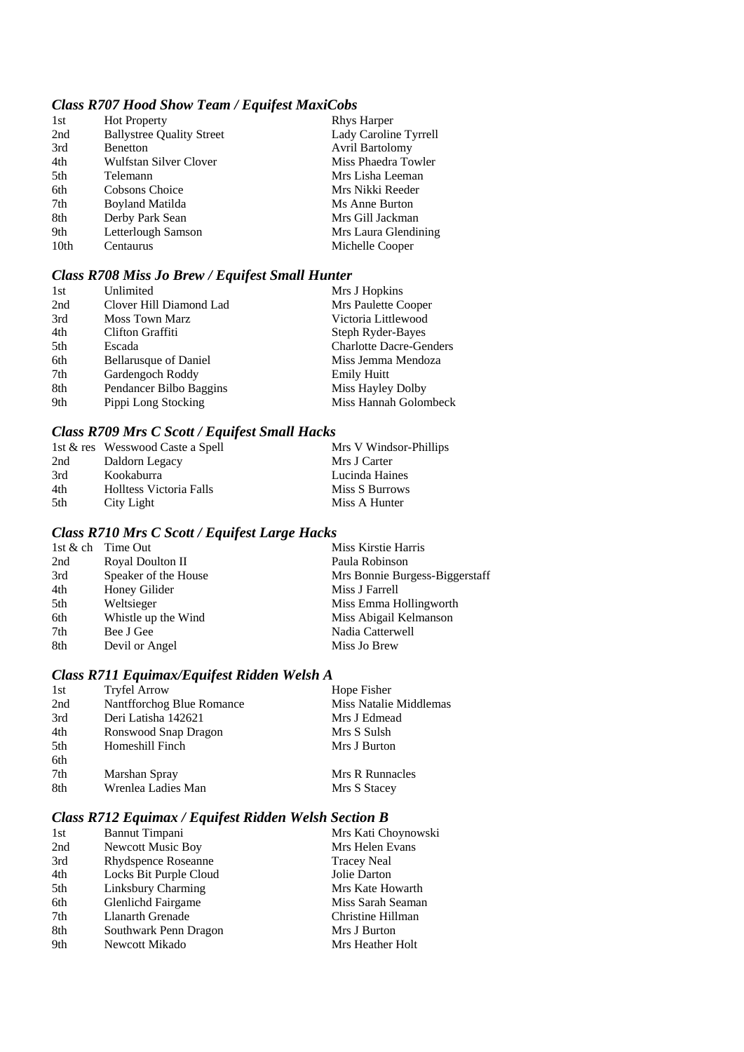### *Class R707 Hood Show Team / Equifest MaxiCobs*

| | | |
|---|---|---|
| 1st | Hot Property | Rhys Harper |
| 2nd | Ballystree Quality Street | Lady Caroline Tyrrell |
| 3rd | Benetton | Avril Bartolomy |
| 4th | Wulfstan Silver Clover | Miss Phaedra Towler |
| 5th | Telemann | Mrs Lisha Leeman |
| 6th | Cobsons Choice | Mrs Nikki Reeder |
| 7th | Boyland Matilda | Ms Anne Burton |
| 8th | Derby Park Sean | Mrs Gill Jackman |
| 9th | Letterlough Samson | Mrs Laura Glendining |
| 10th | Centaurus | Michelle Cooper |

### *Class R708 Miss Jo Brew / Equifest Small Hunter*

| | | |
|---|---|---|
| 1st | Unlimited | Mrs J Hopkins |
| 2nd | Clover Hill Diamond Lad | Mrs Paulette Cooper |
| 3rd | Moss Town Marz | Victoria Littlewood |
| 4th | Clifton Graffiti | Steph Ryder-Bayes |
| 5th | Escada | Charlotte Dacre-Genders |
| 6th | Bellarusque of Daniel | Miss Jemma Mendoza |
| 7th | Gardengoch Roddy | Emily Huitt |
| 8th | Pendancer Bilbo Baggins | Miss Hayley Dolby |
| 9th | Pippi Long Stocking | Miss Hannah Golombeck |

### *Class R709 Mrs C Scott / Equifest Small Hacks*

| | | |
|---|---|---|
| 1st & res | Wesswood Caste a Spell | Mrs V Windsor-Phillips |
| 2nd | Daldorn Legacy | Mrs J Carter |
| 3rd | Kookaburra | Lucinda Haines |
| 4th | Holltess Victoria Falls | Miss S Burrows |
| 5th | City Light | Miss A Hunter |

### *Class R710 Mrs C Scott / Equifest Large Hacks*

| | | |
|---|---|---|
| 1st & ch | Time Out | Miss Kirstie Harris |
| 2nd | Royal Doulton II | Paula Robinson |
| 3rd | Speaker of the House | Mrs Bonnie Burgess-Biggerstaff |
| 4th | Honey Gilider | Miss J Farrell |
| 5th | Weltsieger | Miss Emma Hollingworth |
| 6th | Whistle up the Wind | Miss Abigail Kelmanson |
| 7th | Bee J Gee | Nadia Catterwell |
| 8th | Devil or Angel | Miss Jo Brew |

### *Class R711 Equimax/Equifest Ridden Welsh A*

| | | |
|---|---|---|
| 1st | Tryfel Arrow | Hope Fisher |
| 2nd | Nantfforchog Blue Romance | Miss Natalie Middlemas |
| 3rd | Deri Latisha 142621 | Mrs J Edmead |
| 4th | Ronswood Snap Dragon | Mrs S Sulsh |
| 5th | Homeshill Finch | Mrs J Burton |
| 6th | | |
| 7th | Marshan Spray | Mrs R Runnacles |
| 8th | Wrenlea Ladies Man | Mrs S Stacey |

### *Class R712 Equimax / Equifest Ridden Welsh Section B*

| | | |
|---|---|---|
| 1st | Bannut Timpani | Mrs Kati Choynowski |
| 2nd | Newcott Music Boy | Mrs Helen Evans |
| 3rd | Rhydspence Roseanne | Tracey Neal |
| 4th | Locks Bit Purple Cloud | Jolie Darton |
| 5th | Linksbury Charming | Mrs Kate Howarth |
| 6th | Glenlichd Fairgame | Miss Sarah Seaman |
| 7th | Llanarth Grenade | Christine Hillman |
| 8th | Southwark Penn Dragon | Mrs J Burton |
| 9th | Newcott Mikado | Mrs Heather Holt |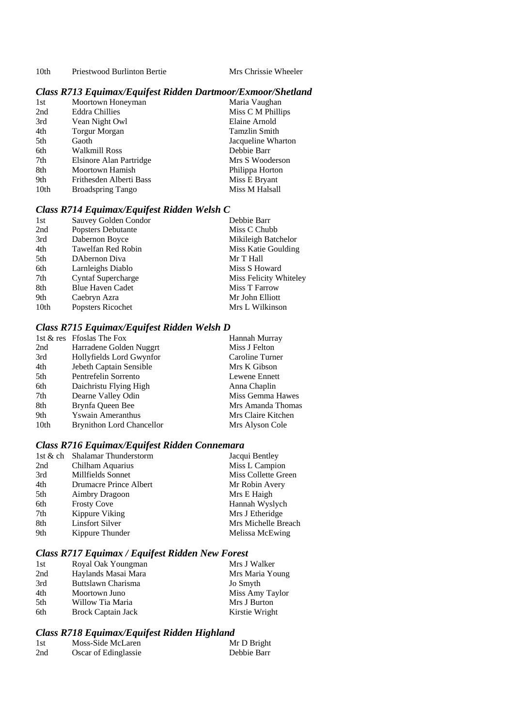| | | |
|---|---|---|
| 10th | Priestwood Burlinton Bertie | Mrs Chrissie Wheeler |

### *Class R713 Equimax/Equifest Ridden Dartmoor/Exmoor/Shetland*

| | | |
|---|---|---|
| 1st | Moortown Honeyman | Maria Vaughan |
| 2nd | Eddra Chillies | Miss C M Phillips |
| 3rd | Vean Night Owl | Elaine Arnold |
| 4th | Torgur Morgan | Tamzlin Smith |
| 5th | Gaoth | Jacqueline Wharton |
| 6th | Walkmill Ross | Debbie Barr |
| 7th | Elsinore Alan Partridge | Mrs S Wooderson |
| 8th | Moortown Hamish | Philippa Horton |
| 9th | Frithesden Alberti Bass | Miss E Bryant |
| 10th | Broadspring Tango | Miss M Halsall |

### *Class R714 Equimax/Equifest Ridden Welsh C*

| | | |
|---|---|---|
| 1st | Sauvey Golden Condor | Debbie Barr |
| 2nd | Popsters Debutante | Miss C Chubb |
| 3rd | Dabernon Boyce | Mikileigh Batchelor |
| 4th | Tawelfan Red Robin | Miss Katie Goulding |
| 5th | DAbernon Diva | Mr T Hall |
| 6th | Larnleighs Diablo | Miss S Howard |
| 7th | Cyntaf Supercharge | Miss Felicity Whiteley |
| 8th | Blue Haven Cadet | Miss T Farrow |
| 9th | Caebryn Azra | Mr John Elliott |
| 10th | Popsters Ricochet | Mrs L Wilkinson |

### *Class R715 Equimax/Equifest Ridden Welsh D*

| | | |
|---|---|---|
| 1st & res | Ffoslas The Fox | Hannah Murray |
| 2nd | Harradene Golden Nuggrt | Miss J Felton |
| 3rd | Hollyfields Lord Gwynfor | Caroline Turner |
| 4th | Jebeth Captain Sensible | Mrs K Gibson |
| 5th | Pentrefelin Sorrento | Lewene Ennett |
| 6th | Daichristu Flying High | Anna Chaplin |
| 7th | Dearne Valley Odin | Miss Gemma Hawes |
| 8th | Brynfa Queen Bee | Mrs Amanda Thomas |
| 9th | Yswain Ameranthus | Mrs Claire Kitchen |
| 10th | Brynithon Lord Chancellor | Mrs Alyson Cole |

### *Class R716 Equimax/Equifest Ridden Connemara*

| | | |
|---|---|---|
| 1st & ch | Shalamar Thunderstorm | Jacqui Bentley |
| 2nd | Chilham Aquarius | Miss L Campion |
| 3rd | Millfields Sonnet | Miss Collette Green |
| 4th | Drumacre Prince Albert | Mr Robin Avery |
| 5th | Aimbry Dragoon | Mrs E Haigh |
| 6th | Frosty Cove | Hannah Wyslych |
| 7th | Kippure Viking | Mrs J Etheridge |
| 8th | Linsfort Silver | Mrs Michelle Breach |
| 9th | Kippure Thunder | Melissa McEwing |

### *Class R717 Equimax / Equifest Ridden New Forest*

| | | |
|---|---|---|
| 1st | Royal Oak Youngman | Mrs J Walker |
| 2nd | Haylands Masai Mara | Mrs Maria Young |
| 3rd | Buttslawn Charisma | Jo Smyth |
| 4th | Moortown Juno | Miss Amy Taylor |
| 5th | Willow Tia Maria | Mrs J Burton |
| 6th | Brock Captain Jack | Kirstie Wright |

### *Class R718 Equimax/Equifest Ridden Highland*

| | | |
|---|---|---|
| 1st | Moss-Side McLaren | Mr D Bright |
| 2nd | Oscar of Edinglassie | Debbie Barr |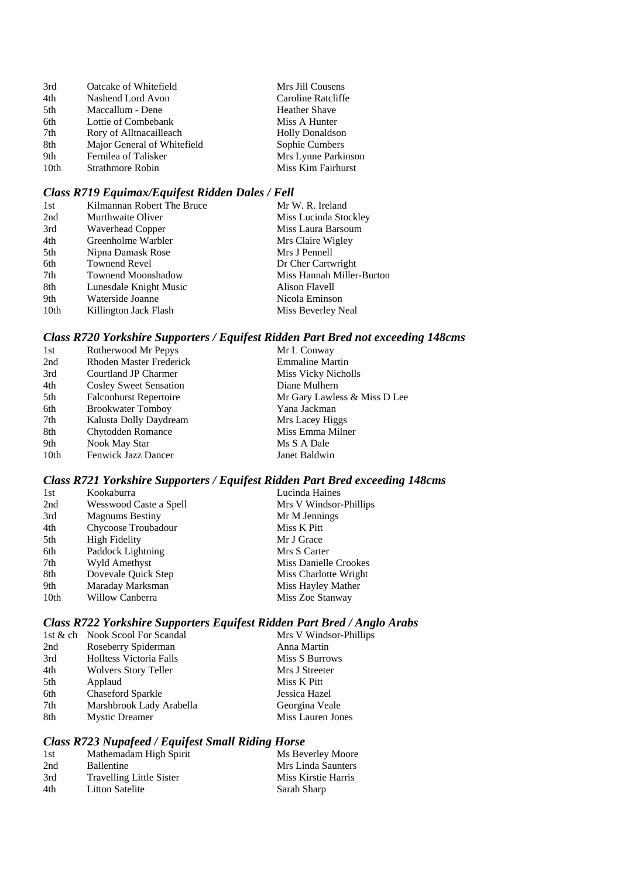| | | |
|---|---|---|
| 3rd | Oatcake of Whitefield | Mrs Jill Cousens |
| 4th | Nashend Lord Avon | Caroline Ratcliffe |
| 5th | Maccallum - Dene | Heather Shave |
| 6th | Lottie of Combebank | Miss A Hunter |
| 7th | Rory of Alltnacailleach | Holly Donaldson |
| 8th | Major General of Whitefield | Sophie Cumbers |
| 9th | Fernilea of Talisker | Mrs Lynne Parkinson |
| 10th | Strathmore Robin | Miss Kim Fairhurst |

### *Class R719 Equimax/Equifest Ridden Dales / Fell*

| | | |
|---|---|---|
| 1st | Kilmannan Robert The Bruce | Mr W. R. Ireland |
| 2nd | Murthwaite Oliver | Miss Lucinda Stockley |
| 3rd | Waverhead Copper | Miss Laura Barsoum |
| 4th | Greenholme Warbler | Mrs Claire Wigley |
| 5th | Nipna Damask Rose | Mrs J Pennell |
| 6th | Townend Revel | Dr Cher Cartwright |
| 7th | Townend Moonshadow | Miss Hannah Miller-Burton |
| 8th | Lunesdale Knight Music | Alison Flavell |
| 9th | Waterside Joanne | Nicola Eminson |
| 10th | Killington Jack Flash | Miss Beverley Neal |

### *Class R720 Yorkshire Supporters / Equifest Ridden Part Bred not exceeding 148cms*

| | | |
|---|---|---|
| 1st | Rotherwood Mr Pepys | Mr L Conway |
| 2nd | Rhoden Master Frederick | Emmaline Martin |
| 3rd | Courtland JP Charmer | Miss Vicky Nicholls |
| 4th | Cosley Sweet Sensation | Diane Mulhern |
| 5th | Falconhurst Repertoire | Mr Gary Lawless & Miss D Lee |
| 6th | Brookwater Tomboy | Yana Jackman |
| 7th | Kalusta Dolly Daydream | Mrs Lacey Higgs |
| 8th | Chytodden Romance | Miss Emma Milner |
| 9th | Nook May Star | Ms S A Dale |
| 10th | Fenwick Jazz Dancer | Janet Baldwin |

### *Class R721 Yorkshire Supporters / Equifest Ridden Part Bred exceeding 148cms*

| | | |
|---|---|---|
| 1st | Kookaburra | Lucinda Haines |
| 2nd | Wesswood Caste a Spell | Mrs V Windsor-Phillips |
| 3rd | Magnums Bestiny | Mr M Jennings |
| 4th | Chycoose Troubadour | Miss K Pitt |
| 5th | High Fidelity | Mr J Grace |
| 6th | Paddock Lightning | Mrs S Carter |
| 7th | Wyld Amethyst | Miss Danielle Crookes |
| 8th | Dovevale Quick Step | Miss Charlotte Wright |
| 9th | Maraday Marksman | Miss Hayley Mather |
| 10th | Willow Canberra | Miss Zoe Stanway |

### *Class R722 Yorkshire Supporters Equifest Ridden Part Bred / Anglo Arabs*

| | | |
|---|---|---|
| 1st & ch | Nook Scool For Scandal | Mrs V Windsor-Phillips |
| 2nd | Roseberry Spiderman | Anna Martin |
| 3rd | Holltess Victoria Falls | Miss S Burrows |
| 4th | Wolvers Story Teller | Mrs J Streeter |
| 5th | Applaud | Miss K Pitt |
| 6th | Chaseford Sparkle | Jessica Hazel |
| 7th | Marshbrook Lady Arabella | Georgina Veale |
| 8th | Mystic Dreamer | Miss Lauren Jones |

### *Class R723 Nupafeed / Equifest Small Riding Horse*

| | | |
|---|---|---|
| 1st | Mathemadam High Spirit | Ms Beverley Moore |
| 2nd | Ballentine | Mrs Linda Saunters |
| 3rd | Travelling Little Sister | Miss Kirstie Harris |
| 4th | Litton Satelite | Sarah Sharp |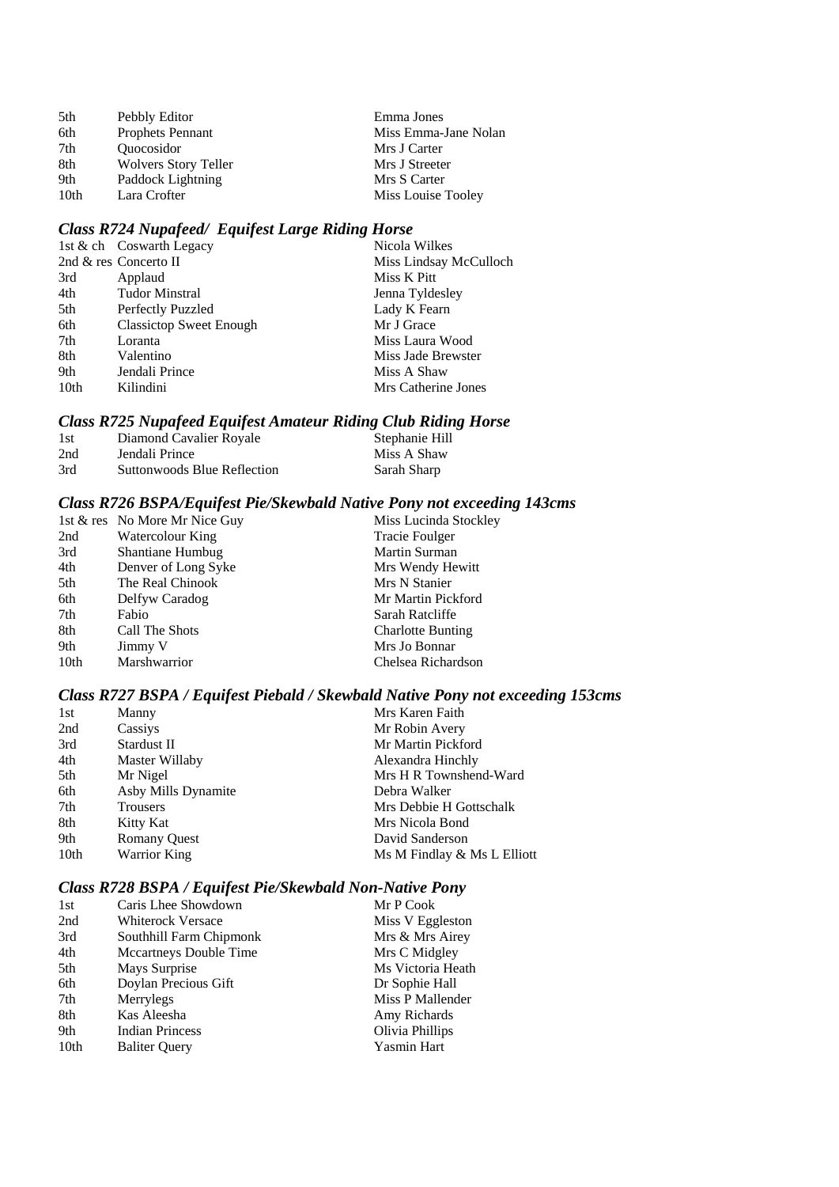| | | |
|---|---|---|
| 5th | Pebbly Editor | Emma Jones |
| 6th | Prophets Pennant | Miss Emma-Jane Nolan |
| 7th | Quocosidor | Mrs J Carter |
| 8th | Wolvers Story Teller | Mrs J Streeter |
| 9th | Paddock Lightning | Mrs S Carter |
| 10th | Lara Crofter | Miss Louise Tooley |

### *Class R724 Nupafeed/ Equifest Large Riding Horse*

| | | |
|---|---|---|
| 1st & ch | Coswarth Legacy | Nicola Wilkes |
| 2nd & res | Concerto II | Miss Lindsay McCulloch |
| 3rd | Applaud | Miss K Pitt |
| 4th | Tudor Minstral | Jenna Tyldesley |
| 5th | Perfectly Puzzled | Lady K Fearn |
| 6th | Classictop Sweet Enough | Mr J Grace |
| 7th | Loranta | Miss Laura Wood |
| 8th | Valentino | Miss Jade Brewster |
| 9th | Jendali Prince | Miss A Shaw |
| 10th | Kilindini | Mrs Catherine Jones |

### *Class R725 Nupafeed Equifest Amateur Riding Club Riding Horse*

| | | |
|---|---|---|
| 1st | Diamond Cavalier Royale | Stephanie Hill |
| 2nd | Jendali Prince | Miss A Shaw |
| 3rd | Suttonwoods Blue Reflection | Sarah Sharp |

### *Class R726 BSPA/Equifest Pie/Skewbald Native Pony not exceeding 143cms*

| | | |
|---|---|---|
| 1st & res | No More Mr Nice Guy | Miss Lucinda Stockley |
| 2nd | Watercolour King | Tracie Foulger |
| 3rd | Shantiane Humbug | Martin Surman |
| 4th | Denver of Long Syke | Mrs Wendy Hewitt |
| 5th | The Real Chinook | Mrs N Stanier |
| 6th | Delfyw Caradog | Mr Martin Pickford |
| 7th | Fabio | Sarah Ratcliffe |
| 8th | Call The Shots | Charlotte Bunting |
| 9th | Jimmy V | Mrs Jo Bonnar |
| 10th | Marshwarrior | Chelsea Richardson |

### *Class R727 BSPA / Equifest Piebald / Skewbald Native Pony not exceeding 153cms*

| | | |
|---|---|---|
| 1st | Manny | Mrs Karen Faith |
| 2nd | Cassiys | Mr Robin Avery |
| 3rd | Stardust II | Mr Martin Pickford |
| 4th | Master Willaby | Alexandra Hinchly |
| 5th | Mr Nigel | Mrs H R Townshend-Ward |
| 6th | Asby Mills Dynamite | Debra Walker |
| 7th | Trousers | Mrs Debbie H Gottschalk |
| 8th | Kitty Kat | Mrs Nicola Bond |
| 9th | Romany Quest | David Sanderson |
| 10th | Warrior King | Ms M Findlay & Ms L Elliott |

### *Class R728 BSPA / Equifest Pie/Skewbald Non-Native Pony*

| | | |
|---|---|---|
| 1st | Caris Lhee Showdown | Mr P Cook |
| 2nd | Whiterock Versace | Miss V Eggleston |
| 3rd | Southhill Farm Chipmonk | Mrs & Mrs Airey |
| 4th | Mccartneys Double Time | Mrs C Midgley |
| 5th | Mays Surprise | Ms Victoria Heath |
| 6th | Doylan Precious Gift | Dr Sophie Hall |
| 7th | Merrylegs | Miss P Mallender |
| 8th | Kas Aleesha | Amy Richards |
| 9th | Indian Princess | Olivia Phillips |
| 10th | Baliter Query | Yasmin Hart |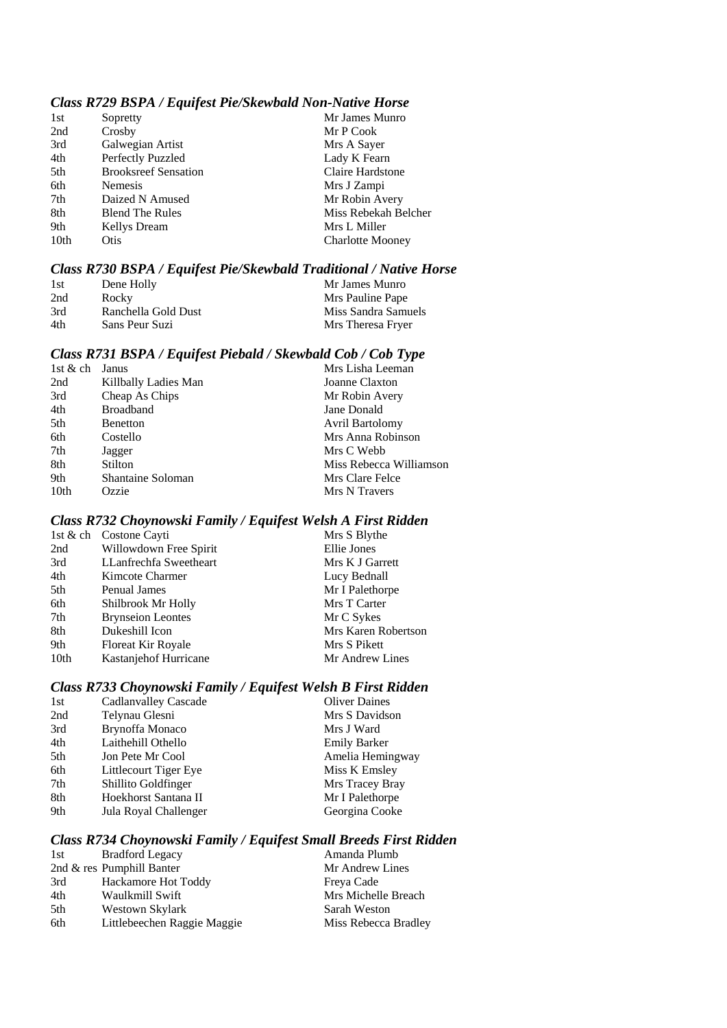### *Class R729 BSPA / Equifest Pie/Skewbald Non-Native Horse*

| | | |
|---|---|---|
| 1st | Sopretty | Mr James Munro |
| 2nd | Crosby | Mr P Cook |
| 3rd | Galwegian Artist | Mrs A Sayer |
| 4th | Perfectly Puzzled | Lady K Fearn |
| 5th | Brooksreef Sensation | Claire Hardstone |
| 6th | Nemesis | Mrs J Zampi |
| 7th | Daized N Amused | Mr Robin Avery |
| 8th | Blend The Rules | Miss Rebekah Belcher |
| 9th | Kellys Dream | Mrs L Miller |
| 10th | Otis | Charlotte Mooney |

### *Class R730 BSPA / Equifest Pie/Skewbald Traditional / Native Horse*

| | | |
|---|---|---|
| 1st | Dene Holly | Mr James Munro |
| 2nd | Rocky | Mrs Pauline Pape |
| 3rd | Ranchella Gold Dust | Miss Sandra Samuels |
| 4th | Sans Peur Suzi | Mrs Theresa Fryer |

### *Class R731 BSPA / Equifest Piebald / Skewbald Cob / Cob Type*

| | | |
|---|---|---|
| 1st & ch | Janus | Mrs Lisha Leeman |
| 2nd | Killbally Ladies Man | Joanne Claxton |
| 3rd | Cheap As Chips | Mr Robin Avery |
| 4th | Broadband | Jane Donald |
| 5th | Benetton | Avril Bartolomy |
| 6th | Costello | Mrs Anna Robinson |
| 7th | Jagger | Mrs C Webb |
| 8th | Stilton | Miss Rebecca Williamson |
| 9th | Shantaine Soloman | Mrs Clare Felce |
| 10th | Ozzie | Mrs N Travers |

### *Class R732 Choynowski Family / Equifest Welsh A First Ridden*

| | | |
|---|---|---|
| 1st & ch | Costone Cayti | Mrs S Blythe |
| 2nd | Willowdown Free Spirit | Ellie Jones |
| 3rd | LLanfrechfa Sweetheart | Mrs K J Garrett |
| 4th | Kimcote Charmer | Lucy Bednall |
| 5th | Penual James | Mr I Palethorpe |
| 6th | Shilbrook Mr Holly | Mrs T Carter |
| 7th | Brynseion Leontes | Mr C Sykes |
| 8th | Dukeshill Icon | Mrs Karen Robertson |
| 9th | Floreat Kir Royale | Mrs S Pikett |
| 10th | Kastanjehof Hurricane | Mr Andrew Lines |

### *Class R733 Choynowski Family / Equifest Welsh B First Ridden*

| | | |
|---|---|---|
| 1st | Cadlanvalley Cascade | Oliver Daines |
| 2nd | Telynau Glesni | Mrs S Davidson |
| 3rd | Brynoffa Monaco | Mrs J Ward |
| 4th | Laithehill Othello | Emily Barker |
| 5th | Jon Pete Mr Cool | Amelia Hemingway |
| 6th | Littlecourt Tiger Eye | Miss K Emsley |
| 7th | Shillito Goldfinger | Mrs Tracey Bray |
| 8th | Hoekhorst Santana II | Mr I Palethorpe |
| 9th | Jula Royal Challenger | Georgina Cooke |

### *Class R734 Choynowski Family / Equifest Small Breeds First Ridden*

| | | |
|---|---|---|
| 1st | Bradford Legacy | Amanda Plumb |
| 2nd & res | Pumphill Banter | Mr Andrew Lines |
| 3rd | Hackamore Hot Toddy | Freya Cade |
| 4th | Waulkmill Swift | Mrs Michelle Breach |
| 5th | Westown Skylark | Sarah Weston |
| 6th | Littlebeechen Raggie Maggie | Miss Rebecca Bradley |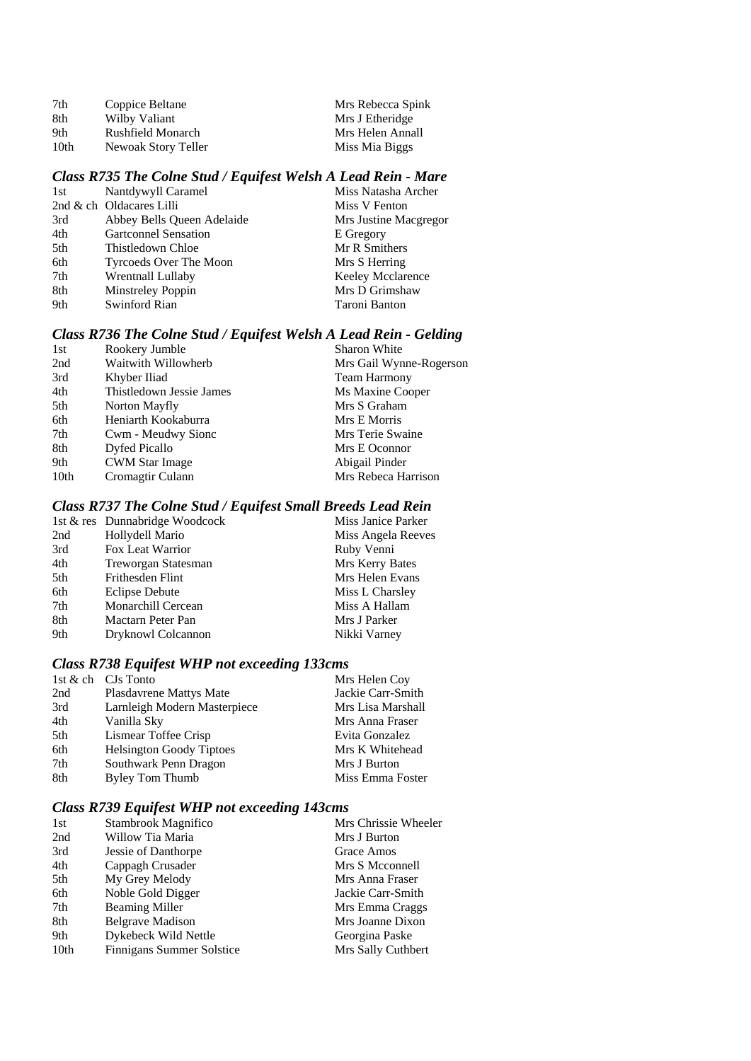| | | |
|---|---|---|
| 7th | Coppice Beltane | Mrs Rebecca Spink |
| 8th | Wilby Valiant | Mrs J Etheridge |
| 9th | Rushfield Monarch | Mrs Helen Annall |
| 10th | Newoak Story Teller | Miss Mia Biggs |

### *Class R735 The Colne Stud / Equifest Welsh A Lead Rein - Mare*

| | | |
|---|---|---|
| 1st | Nantdywyll Caramel | Miss Natasha Archer |
| 2nd & ch | Oldacares Lilli | Miss V Fenton |
| 3rd | Abbey Bells Queen Adelaide | Mrs Justine Macgregor |
| 4th | Gartconnel Sensation | E Gregory |
| 5th | Thistledown Chloe | Mr R Smithers |
| 6th | Tyrcoeds Over The Moon | Mrs S Herring |
| 7th | Wrentnall Lullaby | Keeley Mcclarence |
| 8th | Minstreley Poppin | Mrs D Grimshaw |
| 9th | Swinford Rian | Taroni Banton |

### *Class R736 The Colne Stud / Equifest Welsh A Lead Rein - Gelding*

| | | |
|---|---|---|
| 1st | Rookery Jumble | Sharon White |
| 2nd | Waitwith Willowherb | Mrs Gail Wynne-Rogerson |
| 3rd | Khyber Iliad | Team Harmony |
| 4th | Thistledown Jessie James | Ms Maxine Cooper |
| 5th | Norton Mayfly | Mrs S Graham |
| 6th | Heniarth Kookaburra | Mrs E Morris |
| 7th | Cwm - Meudwy Sionc | Mrs Terie Swaine |
| 8th | Dyfed Picallo | Mrs E Oconnor |
| 9th | CWM Star Image | Abigail Pinder |
| 10th | Cromagtir Culann | Mrs Rebeca Harrison |

### *Class R737 The Colne Stud / Equifest Small Breeds Lead Rein*

| | | |
|---|---|---|
| 1st & res | Dunnabridge Woodcock | Miss Janice Parker |
| 2nd | Hollydell Mario | Miss Angela Reeves |
| 3rd | Fox Leat Warrior | Ruby Venni |
| 4th | Treworgan Statesman | Mrs Kerry Bates |
| 5th | Frithesden Flint | Mrs Helen Evans |
| 6th | Eclipse Debute | Miss L Charsley |
| 7th | Monarchill Cercean | Miss A Hallam |
| 8th | Mactarn Peter Pan | Mrs J Parker |
| 9th | Dryknowl Colcannon | Nikki Varney |

### *Class R738 Equifest WHP not exceeding 133cms*

| | | |
|---|---|---|
| 1st & ch | CJs Tonto | Mrs Helen Coy |
| 2nd | Plasdavrene Mattys Mate | Jackie Carr-Smith |
| 3rd | Larnleigh Modern Masterpiece | Mrs Lisa Marshall |
| 4th | Vanilla Sky | Mrs Anna Fraser |
| 5th | Lismear Toffee Crisp | Evita Gonzalez |
| 6th | Helsington Goody Tiptoes | Mrs K Whitehead |
| 7th | Southwark Penn Dragon | Mrs J Burton |
| 8th | Byley Tom Thumb | Miss Emma Foster |

### *Class R739 Equifest WHP not exceeding 143cms*

| | | |
|---|---|---|
| 1st | Stambrook Magnifico | Mrs Chrissie Wheeler |
| 2nd | Willow Tia Maria | Mrs J Burton |
| 3rd | Jessie of Danthorpe | Grace Amos |
| 4th | Cappagh Crusader | Mrs S Mcconnell |
| 5th | My Grey Melody | Mrs Anna Fraser |
| 6th | Noble Gold Digger | Jackie Carr-Smith |
| 7th | Beaming Miller | Mrs Emma Craggs |
| 8th | Belgrave Madison | Mrs Joanne Dixon |
| 9th | Dykebeck Wild Nettle | Georgina Paske |
| 10th | Finnigans Summer Solstice | Mrs Sally Cuthbert |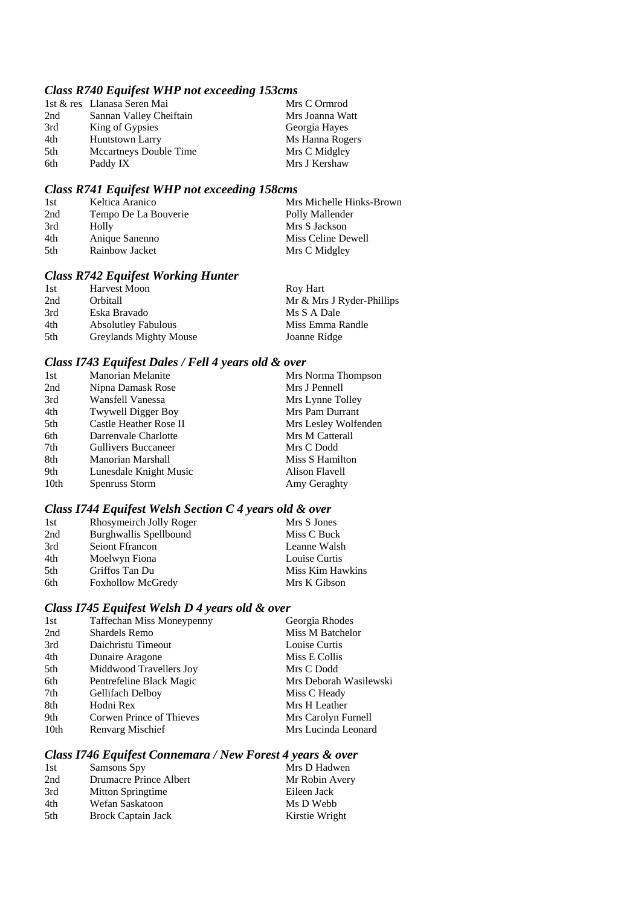### *Class R740 Equifest WHP not exceeding 153cms*

| | | |
|---|---|---|
| 1st & res | Llanasa Seren Mai | Mrs C Ormrod |
| 2nd | Sannan Valley Cheiftain | Mrs Joanna Watt |
| 3rd | King of Gypsies | Georgia Hayes |
| 4th | Huntstown Larry | Ms Hanna Rogers |
| 5th | Mccartneys Double Time | Mrs C Midgley |
| 6th | Paddy IX | Mrs J Kershaw |

### *Class R741 Equifest WHP not exceeding 158cms*

| | | |
|---|---|---|
| 1st | Keltica Aranico | Mrs Michelle Hinks-Brown |
| 2nd | Tempo De La Bouverie | Polly Mallender |
| 3rd | Holly | Mrs S Jackson |
| 4th | Anique Sanenno | Miss Celine Dewell |
| 5th | Rainbow Jacket | Mrs C Midgley |

### *Class R742 Equifest Working Hunter*

| | | |
|---|---|---|
| 1st | Harvest Moon | Roy Hart |
| 2nd | Orbitall | Mr & Mrs J Ryder-Phillips |
| 3rd | Eska Bravado | Ms S A Dale |
| 4th | Absolutley Fabulous | Miss Emma Randle |
| 5th | Greylands Mighty Mouse | Joanne Ridge |

### *Class I743 Equifest Dales / Fell 4 years old & over*

| | | |
|---|---|---|
| 1st | Manorian Melanite | Mrs Norma Thompson |
| 2nd | Nipna Damask Rose | Mrs J Pennell |
| 3rd | Wansfell Vanessa | Mrs Lynne Tolley |
| 4th | Twywell Digger Boy | Mrs Pam Durrant |
| 5th | Castle Heather Rose II | Mrs Lesley Wolfenden |
| 6th | Darrenvale Charlotte | Mrs M Catterall |
| 7th | Gullivers Buccaneer | Mrs C Dodd |
| 8th | Manorian Marshall | Miss S Hamilton |
| 9th | Lunesdale Knight Music | Alison Flavell |
| 10th | Spenruss Storm | Amy Geraghty |

### *Class I744 Equifest Welsh Section C 4 years old & over*

| | | |
|---|---|---|
| 1st | Rhosymeirch Jolly Roger | Mrs S Jones |
| 2nd | Burghwallis Spellbound | Miss C Buck |
| 3rd | Seiont Ffrancon | Leanne Walsh |
| 4th | Moelwyn Fiona | Louise Curtis |
| 5th | Griffos Tan Du | Miss Kim Hawkins |
| 6th | Foxhollow McGredy | Mrs K Gibson |

### *Class I745 Equifest Welsh D 4 years old & over*

| | | |
|---|---|---|
| 1st | Taffechan Miss Moneypenny | Georgia Rhodes |
| 2nd | Shardels Remo | Miss M Batchelor |
| 3rd | Daichristu Timeout | Louise Curtis |
| 4th | Dunaire Aragone | Miss E Collis |
| 5th | Middwood Travellers Joy | Mrs C Dodd |
| 6th | Pentrefeline Black Magic | Mrs Deborah Wasilewski |
| 7th | Gellifach Delboy | Miss C Heady |
| 8th | Hodni Rex | Mrs H Leather |
| 9th | Corwen Prince of Thieves | Mrs Carolyn Furnell |
| 10th | Renvarg Mischief | Mrs Lucinda Leonard |

### *Class I746 Equifest Connemara / New Forest 4 years & over*

| | | |
|---|---|---|
| 1st | Samsons Spy | Mrs D Hadwen |
| 2nd | Drumacre Prince Albert | Mr Robin Avery |
| 3rd | Mitton Springtime | Eileen Jack |
| 4th | Wefan Saskatoon | Ms D Webb |
| 5th | Brock Captain Jack | Kirstie Wright |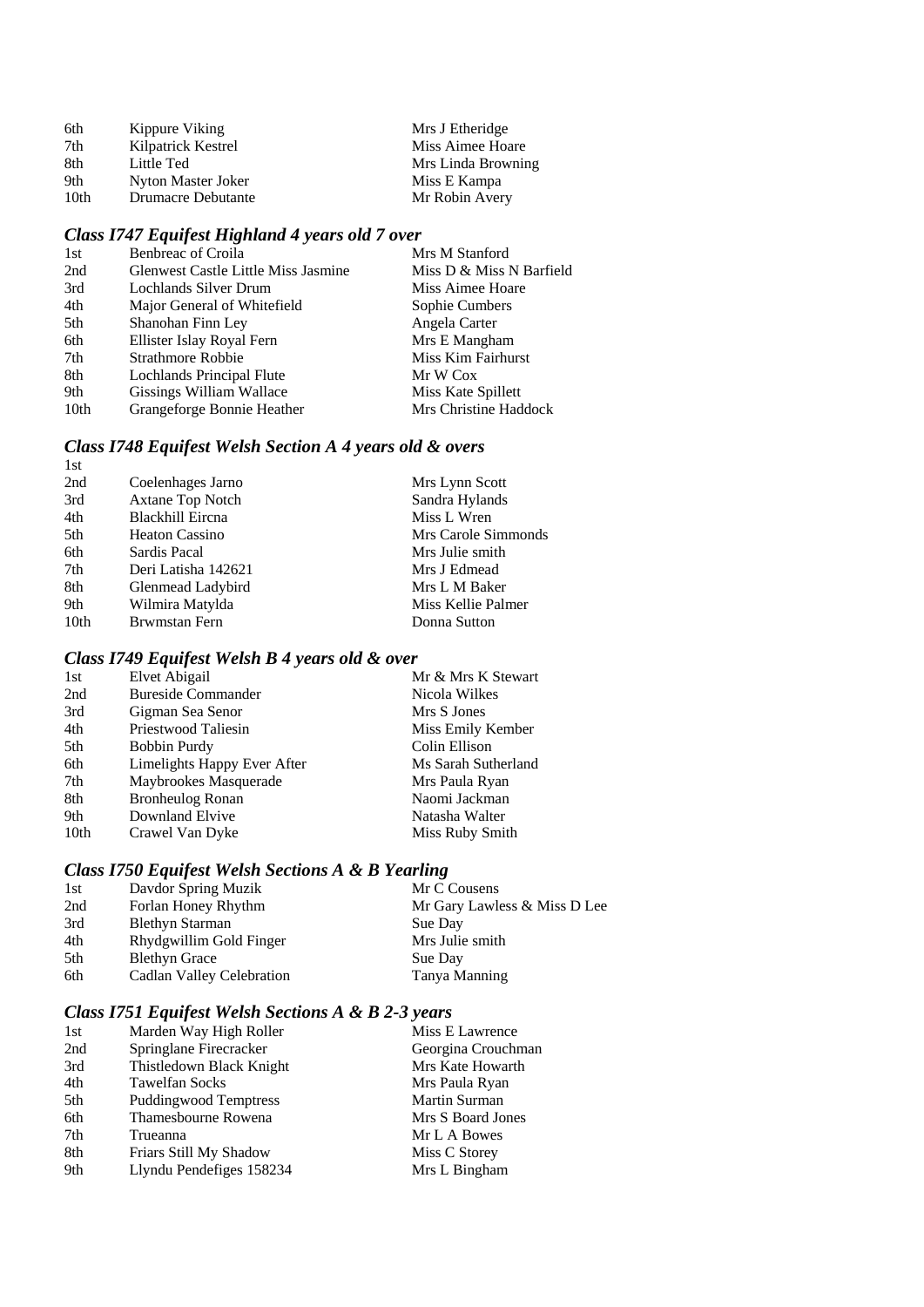| | | |
|---|---|---|
| 6th | Kippure Viking | Mrs J Etheridge |
| 7th | Kilpatrick Kestrel | Miss Aimee Hoare |
| 8th | Little Ted | Mrs Linda Browning |
| 9th | Nyton Master Joker | Miss E Kampa |
| 10th | Drumacre Debutante | Mr Robin Avery |

### *Class I747 Equifest Highland 4 years old 7 over*

| | | |
|---|---|---|
| 1st | Benbreac of Croila | Mrs M Stanford |
| 2nd | Glenwest Castle Little Miss Jasmine | Miss D & Miss N Barfield |
| 3rd | Lochlands Silver Drum | Miss Aimee Hoare |
| 4th | Major General of Whitefield | Sophie Cumbers |
| 5th | Shanohan Finn Ley | Angela Carter |
| 6th | Ellister Islay Royal Fern | Mrs E Mangham |
| 7th | Strathmore Robbie | Miss Kim Fairhurst |
| 8th | Lochlands Principal Flute | Mr W Cox |
| 9th | Gissings William Wallace | Miss Kate Spillett |
| 10th | Grangeforge Bonnie Heather | Mrs Christine Haddock |

### *Class I748 Equifest Welsh Section A 4 years old & overs*

| | | |
|---|---|---|
| 1st | | |
| 2nd | Coelenhages Jarno | Mrs Lynn Scott |
| 3rd | Axtane Top Notch | Sandra Hylands |
| 4th | Blackhill Eircna | Miss L Wren |
| 5th | Heaton Cassino | Mrs Carole Simmonds |
| 6th | Sardis Pacal | Mrs Julie smith |
| 7th | Deri Latisha 142621 | Mrs J Edmead |
| 8th | Glenmead Ladybird | Mrs L M Baker |
| 9th | Wilmira Matylda | Miss Kellie Palmer |
| 10th | Brwmstan Fern | Donna Sutton |

### *Class I749 Equifest Welsh B 4 years old & over*

| | | |
|---|---|---|
| 1st | Elvet Abigail | Mr & Mrs K Stewart |
| 2nd | Bureside Commander | Nicola Wilkes |
| 3rd | Gigman Sea Senor | Mrs S Jones |
| 4th | Priestwood Taliesin | Miss Emily Kember |
| 5th | Bobbin Purdy | Colin Ellison |
| 6th | Limelights Happy Ever After | Ms Sarah Sutherland |
| 7th | Maybrookes Masquerade | Mrs Paula Ryan |
| 8th | Bronheulog Ronan | Naomi Jackman |
| 9th | Downland Elvive | Natasha Walter |
| 10th | Crawel Van Dyke | Miss Ruby Smith |

### *Class I750 Equifest Welsh Sections A & B Yearling*

| | | |
|---|---|---|
| 1st | Davdor Spring Muzik | Mr C Cousens |
| 2nd | Forlan Honey Rhythm | Mr Gary Lawless & Miss D Lee |
| 3rd | Blethyn Starman | Sue Day |
| 4th | Rhydgwillim Gold Finger | Mrs Julie smith |
| 5th | Blethyn Grace | Sue Day |
| 6th | Cadlan Valley Celebration | Tanya Manning |

### *Class I751 Equifest Welsh Sections A & B 2-3 years*

| | | |
|---|---|---|
| 1st | Marden Way High Roller | Miss E Lawrence |
| 2nd | Springlane Firecracker | Georgina Crouchman |
| 3rd | Thistledown Black Knight | Mrs Kate Howarth |
| 4th | Tawelfan Socks | Mrs Paula Ryan |
| 5th | Puddingwood Temptress | Martin Surman |
| 6th | Thamesbourne Rowena | Mrs S Board Jones |
| 7th | Trueanna | Mr L A Bowes |
| 8th | Friars Still My Shadow | Miss C Storey |
| 9th | Llyndu Pendefiges 158234 | Mrs L Bingham |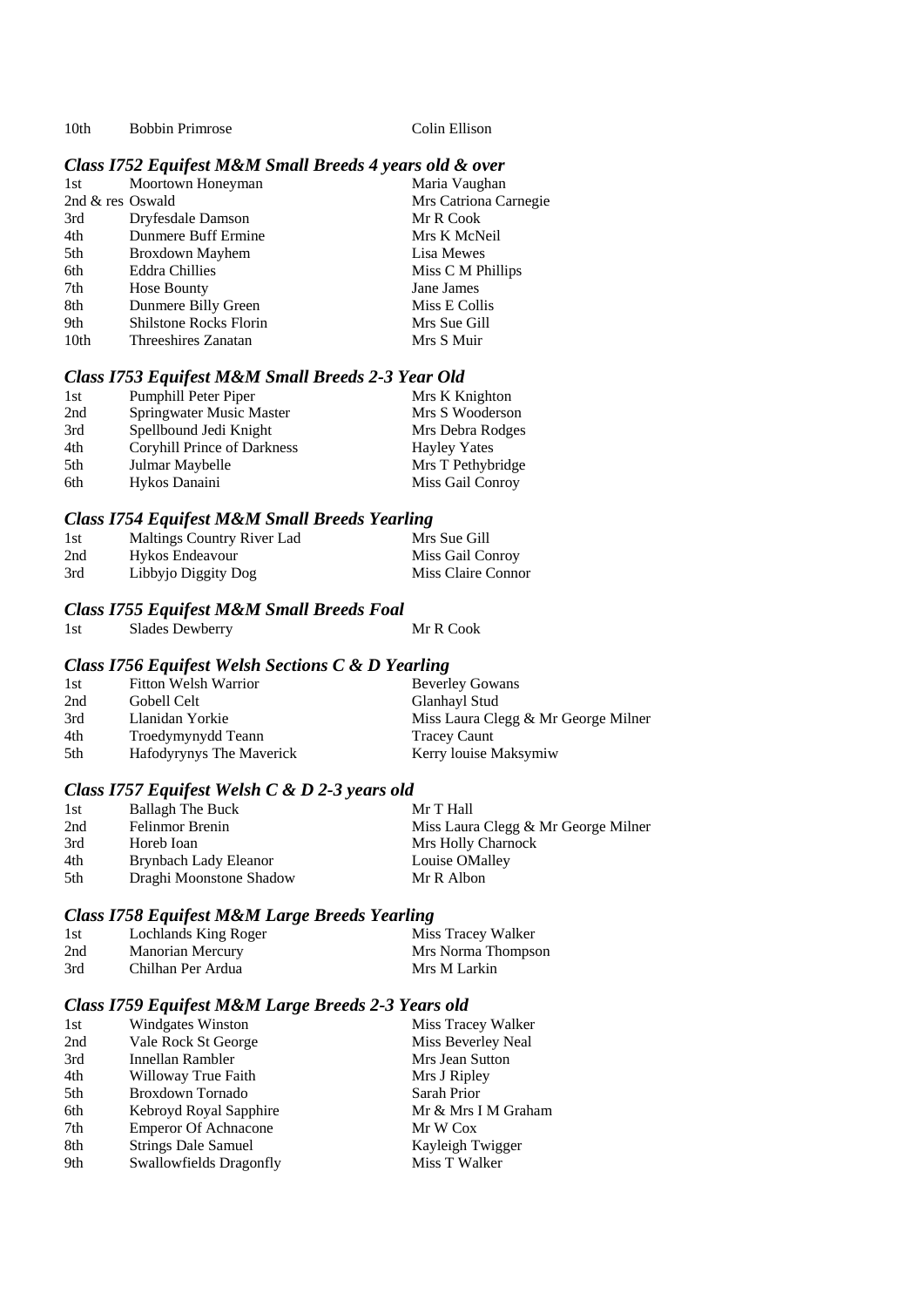| | | |
|---|---|---|
| 10th | Bobbin Primrose | Colin Ellison |

### *Class I752 Equifest M&M Small Breeds 4 years old & over*

| | | |
|---|---|---|
| 1st | Moortown Honeyman | Maria Vaughan |
| 2nd & res | Oswald | Mrs Catriona Carnegie |
| 3rd | Dryfesdale Damson | Mr R Cook |
| 4th | Dunmere Buff Ermine | Mrs K McNeil |
| 5th | Broxdown Mayhem | Lisa Mewes |
| 6th | Eddra Chillies | Miss C M Phillips |
| 7th | Hose Bounty | Jane James |
| 8th | Dunmere Billy Green | Miss E Collis |
| 9th | Shilstone Rocks Florin | Mrs Sue Gill |
| 10th | Threeshires Zanatan | Mrs S Muir |

### *Class I753 Equifest M&M Small Breeds 2-3 Year Old*

| | | |
|---|---|---|
| 1st | Pumphill Peter Piper | Mrs K Knighton |
| 2nd | Springwater Music Master | Mrs S Wooderson |
| 3rd | Spellbound Jedi Knight | Mrs Debra Rodges |
| 4th | Coryhill Prince of Darkness | Hayley Yates |
| 5th | Julmar Maybelle | Mrs T Pethybridge |
| 6th | Hykos Danaini | Miss Gail Conroy |

### *Class I754 Equifest M&M Small Breeds Yearling*

| | | |
|---|---|---|
| 1st | Maltings Country River Lad | Mrs Sue Gill |
| 2nd | Hykos Endeavour | Miss Gail Conroy |
| 3rd | Libbyjo Diggity Dog | Miss Claire Connor |

### *Class I755 Equifest M&M Small Breeds Foal*

| | | |
|---|---|---|
| 1st | Slades Dewberry | Mr R Cook |

### *Class I756 Equifest Welsh Sections C & D Yearling*

| | | |
|---|---|---|
| 1st | Fitton Welsh Warrior | Beverley Gowans |
| 2nd | Gobell Celt | Glanhayl Stud |
| 3rd | Llanidan Yorkie | Miss Laura Clegg & Mr George Milner |
| 4th | Troedymynydd Teann | Tracey Caunt |
| 5th | Hafodyrynys The Maverick | Kerry louise Maksymiw |

### *Class I757 Equifest Welsh C & D 2-3 years old*

| | | |
|---|---|---|
| 1st | Ballagh The Buck | Mr T Hall |
| 2nd | Felinmor Brenin | Miss Laura Clegg & Mr George Milner |
| 3rd | Horeb Ioan | Mrs Holly Charnock |
| 4th | Brynbach Lady Eleanor | Louise OMalley |
| 5th | Draghi Moonstone Shadow | Mr R Albon |

### *Class I758 Equifest M&M Large Breeds Yearling*

| | | |
|---|---|---|
| 1st | Lochlands King Roger | Miss Tracey Walker |
| 2nd | Manorian Mercury | Mrs Norma Thompson |
| 3rd | Chilhan Per Ardua | Mrs M Larkin |

### *Class I759 Equifest M&M Large Breeds 2-3 Years old*

| | | |
|---|---|---|
| 1st | Windgates Winston | Miss Tracey Walker |
| 2nd | Vale Rock St George | Miss Beverley Neal |
| 3rd | Innellan Rambler | Mrs Jean Sutton |
| 4th | Willoway True Faith | Mrs J Ripley |
| 5th | Broxdown Tornado | Sarah Prior |
| 6th | Kebroyd Royal Sapphire | Mr & Mrs I M Graham |
| 7th | Emperor Of Achnacone | Mr W Cox |
| 8th | Strings Dale Samuel | Kayleigh Twigger |
| 9th | Swallowfields Dragonfly | Miss T Walker |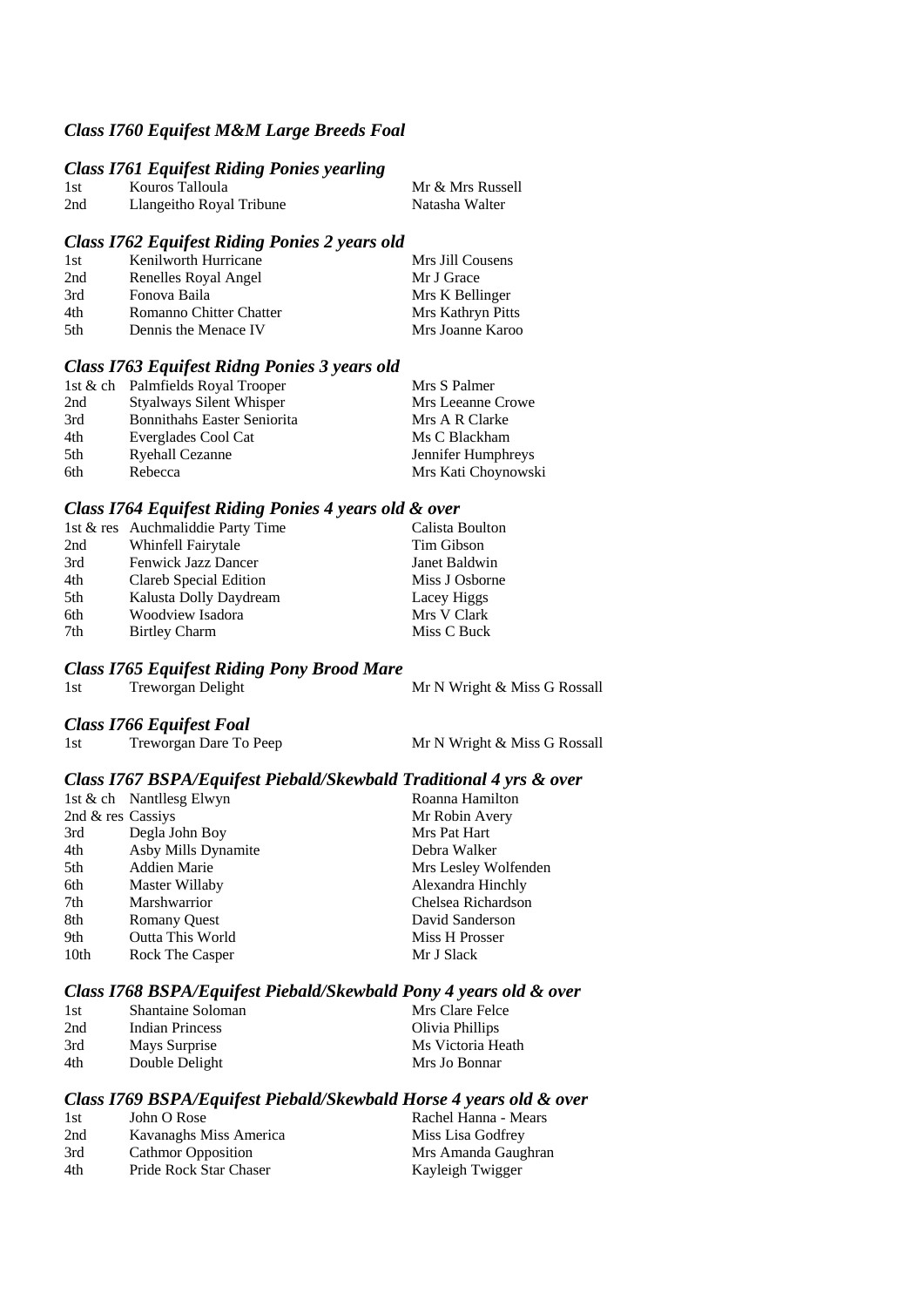### *Class I760 Equifest M&M Large Breeds Foal*

### *Class I761 Equifest Riding Ponies yearling*

| | | |
|---|---|---|
| 1st | Kouros Talloula | Mr & Mrs Russell |
| 2nd | Llangeitho Royal Tribune | Natasha Walter |

### *Class I762 Equifest Riding Ponies 2 years old*

| | | |
|---|---|---|
| 1st | Kenilworth Hurricane | Mrs Jill Cousens |
| 2nd | Renelles Royal Angel | Mr J Grace |
| 3rd | Fonova Baila | Mrs K Bellinger |
| 4th | Romanno Chitter Chatter | Mrs Kathryn Pitts |
| 5th | Dennis the Menace IV | Mrs Joanne Karoo |

### *Class I763 Equifest Ridng Ponies 3 years old*

| | | |
|---|---|---|
| 1st & ch | Palmfields Royal Trooper | Mrs S Palmer |
| 2nd | Styalways Silent Whisper | Mrs Leeanne Crowe |
| 3rd | Bonnithahs Easter Seniorita | Mrs A R Clarke |
| 4th | Everglades Cool Cat | Ms C Blackham |
| 5th | Ryehall Cezanne | Jennifer Humphreys |
| 6th | Rebecca | Mrs Kati Choynowski |

### *Class I764 Equifest Riding Ponies 4 years old & over*

| | | |
|---|---|---|
| 1st & res | Auchmaliddie Party Time | Calista Boulton |
| 2nd | Whinfell Fairytale | Tim Gibson |
| 3rd | Fenwick Jazz Dancer | Janet Baldwin |
| 4th | Clareb Special Edition | Miss J Osborne |
| 5th | Kalusta Dolly Daydream | Lacey Higgs |
| 6th | Woodview Isadora | Mrs V Clark |
| 7th | Birtley Charm | Miss C Buck |

### *Class I765 Equifest Riding Pony Brood Mare*

| | | |
|---|---|---|
| 1st | Treworgan Delight | Mr N Wright & Miss G Rossall |

### *Class I766 Equifest Foal*

| | | |
|---|---|---|
| 1st | Treworgan Dare To Peep | Mr N Wright & Miss G Rossall |

### *Class I767 BSPA/Equifest Piebald/Skewbald Traditional 4 yrs & over*

| | | |
|---|---|---|
| 1st & ch | Nantllesg Elwyn | Roanna Hamilton |
| 2nd & res | Cassiys | Mr Robin Avery |
| 3rd | Degla John Boy | Mrs Pat Hart |
| 4th | Asby Mills Dynamite | Debra Walker |
| 5th | Addien Marie | Mrs Lesley Wolfenden |
| 6th | Master Willaby | Alexandra Hinchly |
| 7th | Marshwarrior | Chelsea Richardson |
| 8th | Romany Quest | David Sanderson |
| 9th | Outta This World | Miss H Prosser |
| 10th | Rock The Casper | Mr J Slack |

### *Class I768 BSPA/Equifest Piebald/Skewbald Pony 4 years old & over*

| | | |
|---|---|---|
| 1st | Shantaine Soloman | Mrs Clare Felce |
| 2nd | Indian Princess | Olivia Phillips |
| 3rd | Mays Surprise | Ms Victoria Heath |
| 4th | Double Delight | Mrs Jo Bonnar |

### *Class I769 BSPA/Equifest Piebald/Skewbald Horse 4 years old & over*

| | | |
|---|---|---|
| 1st | John O Rose | Rachel Hanna - Mears |
| 2nd | Kavanaghs Miss America | Miss Lisa Godfrey |
| 3rd | Cathmor Opposition | Mrs Amanda Gaughran |
| 4th | Pride Rock Star Chaser | Kayleigh Twigger |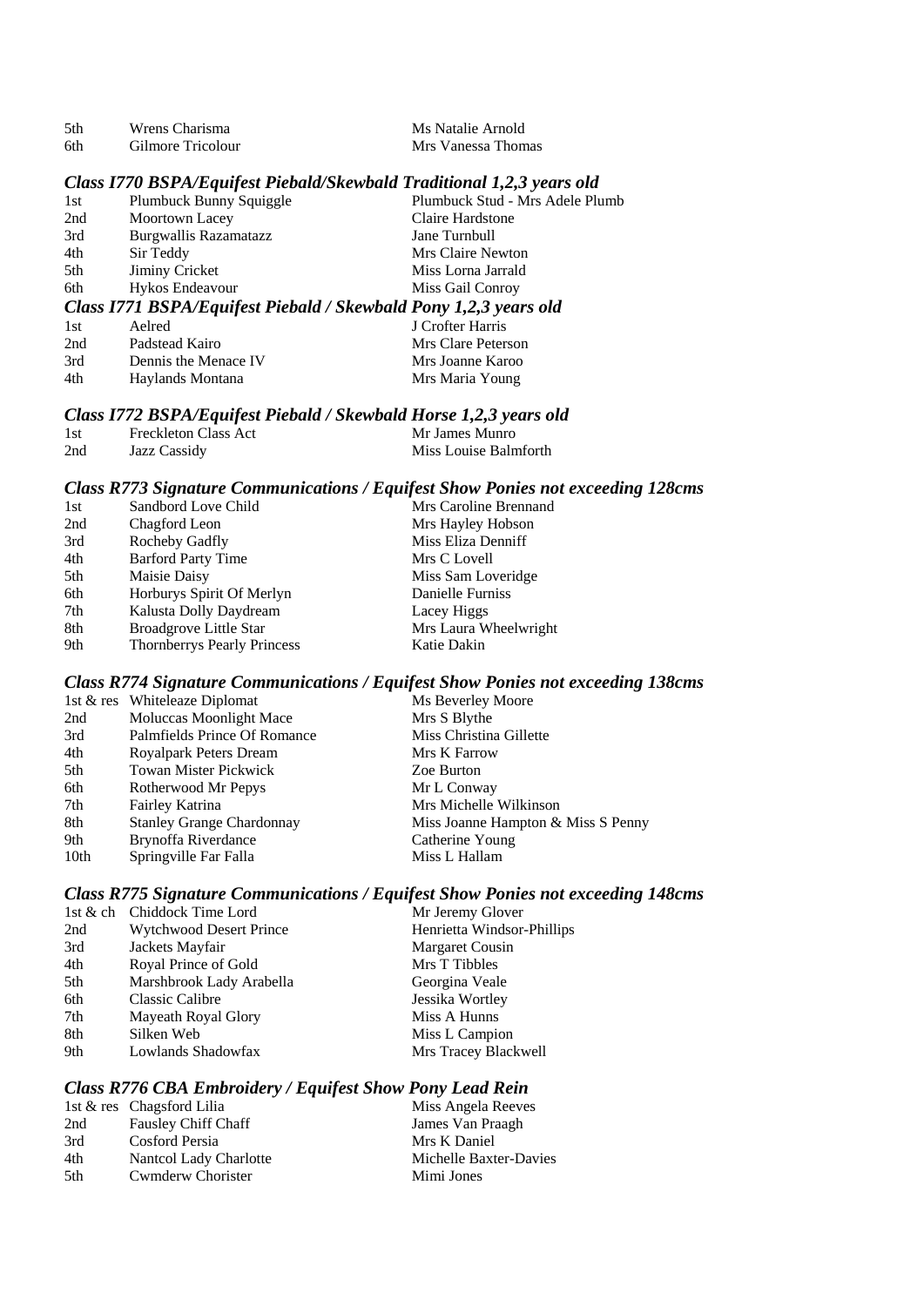| | | |
|---|---|---|
| 5th | Wrens Charisma | Ms Natalie Arnold |
| 6th | Gilmore Tricolour | Mrs Vanessa Thomas |

### *Class I770 BSPA/Equifest Piebald/Skewbald Traditional 1,2,3 years old*

| | | |
|---|---|---|
| 1st | Plumbuck Bunny Squiggle | Plumbuck Stud - Mrs Adele Plumb |
| 2nd | Moortown Lacey | Claire Hardstone |
| 3rd | Burgwallis Razamatazz | Jane Turnbull |
| 4th | Sir Teddy | Mrs Claire Newton |
| 5th | Jiminy Cricket | Miss Lorna Jarrald |
| 6th | Hykos Endeavour | Miss Gail Conroy |

### *Class I771 BSPA/Equifest Piebald / Skewbald Pony 1,2,3 years old*

| | | |
|---|---|---|
| 1st | Aelred | J Crofter Harris |
| 2nd | Padstead Kairo | Mrs Clare Peterson |
| 3rd | Dennis the Menace IV | Mrs Joanne Karoo |
| 4th | Haylands Montana | Mrs Maria Young |

### *Class I772 BSPA/Equifest Piebald / Skewbald Horse 1,2,3 years old*

| | | |
|---|---|---|
| 1st | Freckleton Class Act | Mr James Munro |
| 2nd | Jazz Cassidy | Miss Louise Balmforth |

### *Class R773 Signature Communications / Equifest Show Ponies not exceeding 128cms*

| | | |
|---|---|---|
| 1st | Sandbord Love Child | Mrs Caroline Brennand |
| 2nd | Chagford Leon | Mrs Hayley Hobson |
| 3rd | Rocheby Gadfly | Miss Eliza Denniff |
| 4th | Barford Party Time | Mrs C Lovell |
| 5th | Maisie Daisy | Miss Sam Loveridge |
| 6th | Horburys Spirit Of Merlyn | Danielle Furniss |
| 7th | Kalusta Dolly Daydream | Lacey Higgs |
| 8th | Broadgrove Little Star | Mrs Laura Wheelwright |
| 9th | Thornberrys Pearly Princess | Katie Dakin |

### *Class R774 Signature Communications / Equifest Show Ponies not exceeding 138cms*

| | | |
|---|---|---|
| 1st & res | Whiteleaze Diplomat | Ms Beverley Moore |
| 2nd | Moluccas Moonlight Mace | Mrs S Blythe |
| 3rd | Palmfields Prince Of Romance | Miss Christina Gillette |
| 4th | Royalpark Peters Dream | Mrs K Farrow |
| 5th | Towan Mister Pickwick | Zoe Burton |
| 6th | Rotherwood Mr Pepys | Mr L Conway |
| 7th | Fairley Katrina | Mrs Michelle Wilkinson |
| 8th | Stanley Grange Chardonnay | Miss Joanne Hampton & Miss S Penny |
| 9th | Brynoffa Riverdance | Catherine Young |
| 10th | Springville Far Falla | Miss L Hallam |

### *Class R775 Signature Communications / Equifest Show Ponies not exceeding 148cms*

| | | |
|---|---|---|
| 1st & ch | Chiddock Time Lord | Mr Jeremy Glover |
| 2nd | Wytchwood Desert Prince | Henrietta Windsor-Phillips |
| 3rd | Jackets Mayfair | Margaret Cousin |
| 4th | Royal Prince of Gold | Mrs T Tibbles |
| 5th | Marshbrook Lady Arabella | Georgina Veale |
| 6th | Classic Calibre | Jessika Wortley |
| 7th | Mayeath Royal Glory | Miss A Hunns |
| 8th | Silken Web | Miss L Campion |
| 9th | Lowlands Shadowfax | Mrs Tracey Blackwell |

### *Class R776 CBA Embroidery / Equifest Show Pony Lead Rein*

| | | |
|---|---|---|
| 1st & res | Chagsford Lilia | Miss Angela Reeves |
| 2nd | Fausley Chiff Chaff | James Van Praagh |
| 3rd | Cosford Persia | Mrs K Daniel |
| 4th | Nantcol Lady Charlotte | Michelle Baxter-Davies |
| 5th | Cwmderw Chorister | Mimi Jones |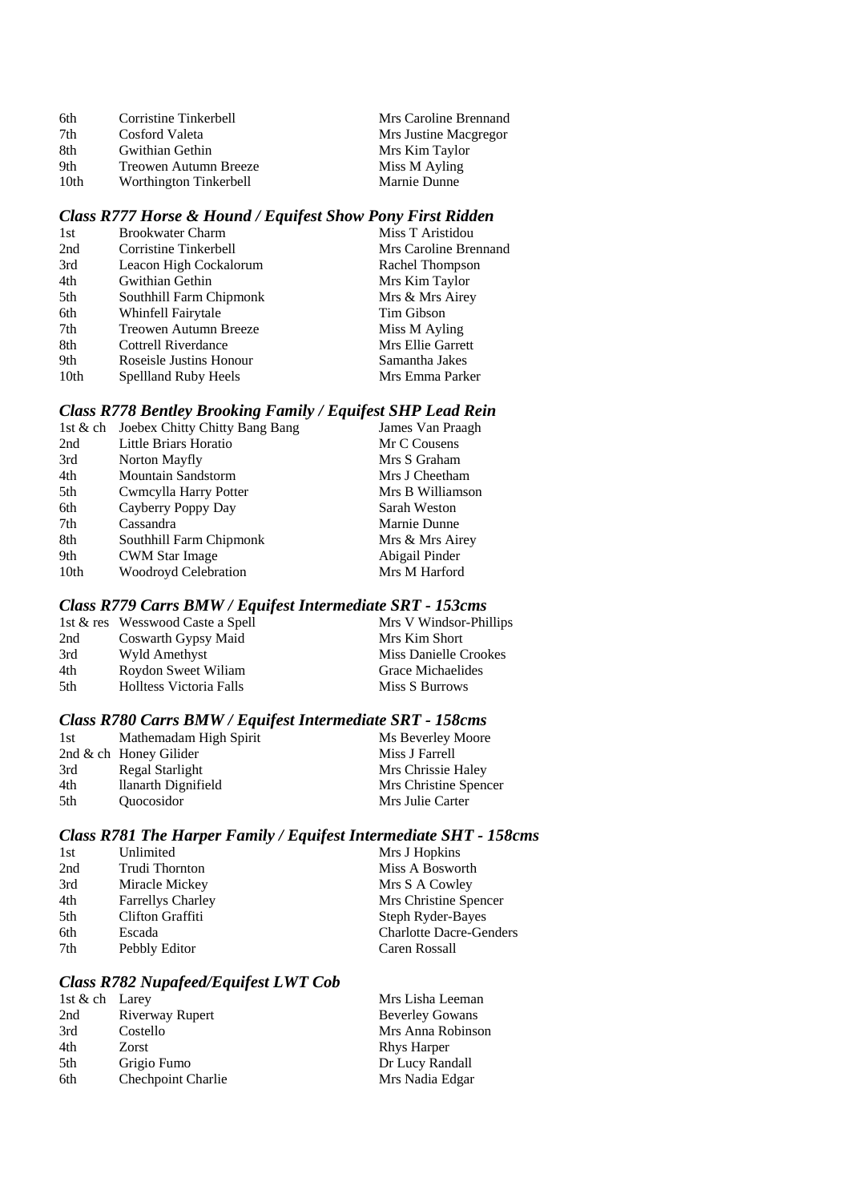| | | |
|---|---|---|
| 6th | Corristine Tinkerbell | Mrs Caroline Brennand |
| 7th | Cosford Valeta | Mrs Justine Macgregor |
| 8th | Gwithian Gethin | Mrs Kim Taylor |
| 9th | Treowen Autumn Breeze | Miss M Ayling |
| 10th | Worthington Tinkerbell | Marnie Dunne |

### *Class R777 Horse & Hound / Equifest Show Pony First Ridden*

| | | |
|---|---|---|
| 1st | Brookwater Charm | Miss T Aristidou |
| 2nd | Corristine Tinkerbell | Mrs Caroline Brennand |
| 3rd | Leacon High Cockalorum | Rachel Thompson |
| 4th | Gwithian Gethin | Mrs Kim Taylor |
| 5th | Southhill Farm Chipmonk | Mrs & Mrs Airey |
| 6th | Whinfell Fairytale | Tim Gibson |
| 7th | Treowen Autumn Breeze | Miss M Ayling |
| 8th | Cottrell Riverdance | Mrs Ellie Garrett |
| 9th | Roseisle Justins Honour | Samantha Jakes |
| 10th | Spellland Ruby Heels | Mrs Emma Parker |

### *Class R778 Bentley Brooking Family / Equifest SHP Lead Rein*

| | | |
|---|---|---|
| 1st & ch | Joebex Chitty Chitty Bang Bang | James Van Praagh |
| 2nd | Little Briars Horatio | Mr C Cousens |
| 3rd | Norton Mayfly | Mrs S Graham |
| 4th | Mountain Sandstorm | Mrs J Cheetham |
| 5th | Cwmcylla Harry Potter | Mrs B Williamson |
| 6th | Cayberry Poppy Day | Sarah Weston |
| 7th | Cassandra | Marnie Dunne |
| 8th | Southhill Farm Chipmonk | Mrs & Mrs Airey |
| 9th | CWM Star Image | Abigail Pinder |
| 10th | Woodroyd Celebration | Mrs M Harford |

### *Class R779 Carrs BMW / Equifest Intermediate SRT - 153cms*

| | | |
|---|---|---|
| 1st & res | Wesswood Caste a Spell | Mrs V Windsor-Phillips |
| 2nd | Coswarth Gypsy Maid | Mrs Kim Short |
| 3rd | Wyld Amethyst | Miss Danielle Crookes |
| 4th | Roydon Sweet Wiliam | Grace Michaelides |
| 5th | Holltess Victoria Falls | Miss S Burrows |

### *Class R780 Carrs BMW / Equifest Intermediate SRT - 158cms*

| | | |
|---|---|---|
| 1st | Mathemadam High Spirit | Ms Beverley Moore |
| 2nd & ch | Honey Gilider | Miss J Farrell |
| 3rd | Regal Starlight | Mrs Chrissie Haley |
| 4th | llanarth Dignifield | Mrs Christine Spencer |
| 5th | Quocosidor | Mrs Julie Carter |

### *Class R781 The Harper Family / Equifest Intermediate SHT - 158cms*

| | | |
|---|---|---|
| 1st | Unlimited | Mrs J Hopkins |
| 2nd | Trudi Thornton | Miss A Bosworth |
| 3rd | Miracle Mickey | Mrs S A Cowley |
| 4th | Farrellys Charley | Mrs Christine Spencer |
| 5th | Clifton Graffiti | Steph Ryder-Bayes |
| 6th | Escada | Charlotte Dacre-Genders |
| 7th | Pebbly Editor | Caren Rossall |

### *Class R782 Nupafeed/Equifest LWT Cob*

| | | |
|---|---|---|
| 1st & ch | Larey | Mrs Lisha Leeman |
| 2nd | Riverway Rupert | Beverley Gowans |
| 3rd | Costello | Mrs Anna Robinson |
| 4th | Zorst | Rhys Harper |
| 5th | Grigio Fumo | Dr Lucy Randall |
| 6th | Chechpoint Charlie | Mrs Nadia Edgar |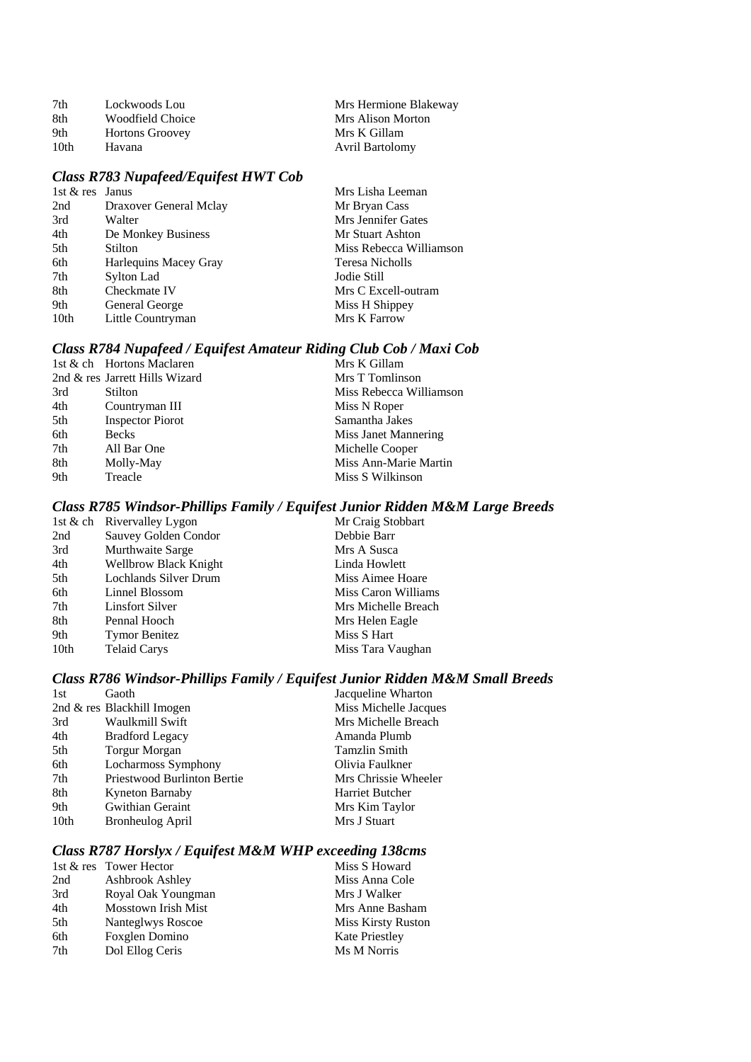| | | |
|---|---|---|
| 7th | Lockwoods Lou | Mrs Hermione Blakeway |
| 8th | Woodfield Choice | Mrs Alison Morton |
| 9th | Hortons Groovey | Mrs K Gillam |
| 10th | Havana | Avril Bartolomy |

### *Class R783 Nupafeed/Equifest HWT Cob*

| | | |
|---|---|---|
| 1st & res | Janus | Mrs Lisha Leeman |
| 2nd | Draxover General Mclay | Mr Bryan Cass |
| 3rd | Walter | Mrs Jennifer Gates |
| 4th | De Monkey Business | Mr Stuart Ashton |
| 5th | Stilton | Miss Rebecca Williamson |
| 6th | Harlequins Macey Gray | Teresa Nicholls |
| 7th | Sylton Lad | Jodie Still |
| 8th | Checkmate IV | Mrs C Excell-outram |
| 9th | General George | Miss H Shippey |
| 10th | Little Countryman | Mrs K Farrow |

### *Class R784 Nupafeed / Equifest Amateur Riding Club Cob / Maxi Cob*

| | | |
|---|---|---|
| 1st & ch | Hortons Maclaren | Mrs K Gillam |
| 2nd & res | Jarrett Hills Wizard | Mrs T Tomlinson |
| 3rd | Stilton | Miss Rebecca Williamson |
| 4th | Countryman III | Miss N Roper |
| 5th | Inspector Piorot | Samantha Jakes |
| 6th | Becks | Miss Janet Mannering |
| 7th | All Bar One | Michelle Cooper |
| 8th | Molly-May | Miss Ann-Marie Martin |
| 9th | Treacle | Miss S Wilkinson |

### *Class R785 Windsor-Phillips Family / Equifest Junior Ridden M&M Large Breeds*

| | | |
|---|---|---|
| 1st & ch | Rivervalley Lygon | Mr Craig Stobbart |
| 2nd | Sauvey Golden Condor | Debbie Barr |
| 3rd | Murthwaite Sarge | Mrs A Susca |
| 4th | Wellbrow Black Knight | Linda Howlett |
| 5th | Lochlands Silver Drum | Miss Aimee Hoare |
| 6th | Linnel Blossom | Miss Caron Williams |
| 7th | Linsfort Silver | Mrs Michelle Breach |
| 8th | Pennal Hooch | Mrs Helen Eagle |
| 9th | Tymor Benitez | Miss S Hart |
| 10th | Telaid Carys | Miss Tara Vaughan |

### *Class R786 Windsor-Phillips Family / Equifest Junior Ridden M&M Small Breeds*

| | | |
|---|---|---|
| 1st | Gaoth | Jacqueline Wharton |
| 2nd & res | Blackhill Imogen | Miss Michelle Jacques |
| 3rd | Waulkmill Swift | Mrs Michelle Breach |
| 4th | Bradford Legacy | Amanda Plumb |
| 5th | Torgur Morgan | Tamzlin Smith |
| 6th | Locharmoss Symphony | Olivia Faulkner |
| 7th | Priestwood Burlinton Bertie | Mrs Chrissie Wheeler |
| 8th | Kyneton Barnaby | Harriet Butcher |
| 9th | Gwithian Geraint | Mrs Kim Taylor |
| 10th | Bronheulog April | Mrs J Stuart |

### *Class R787 Horslyx / Equifest M&M WHP exceeding 138cms*

| | | |
|---|---|---|
| 1st & res | Tower Hector | Miss S Howard |
| 2nd | Ashbrook Ashley | Miss Anna Cole |
| 3rd | Royal Oak Youngman | Mrs J Walker |
| 4th | Mosstown Irish Mist | Mrs Anne Basham |
| 5th | Nanteglwys Roscoe | Miss Kirsty Ruston |
| 6th | Foxglen Domino | Kate Priestley |
| 7th | Dol Ellog Ceris | Ms M Norris |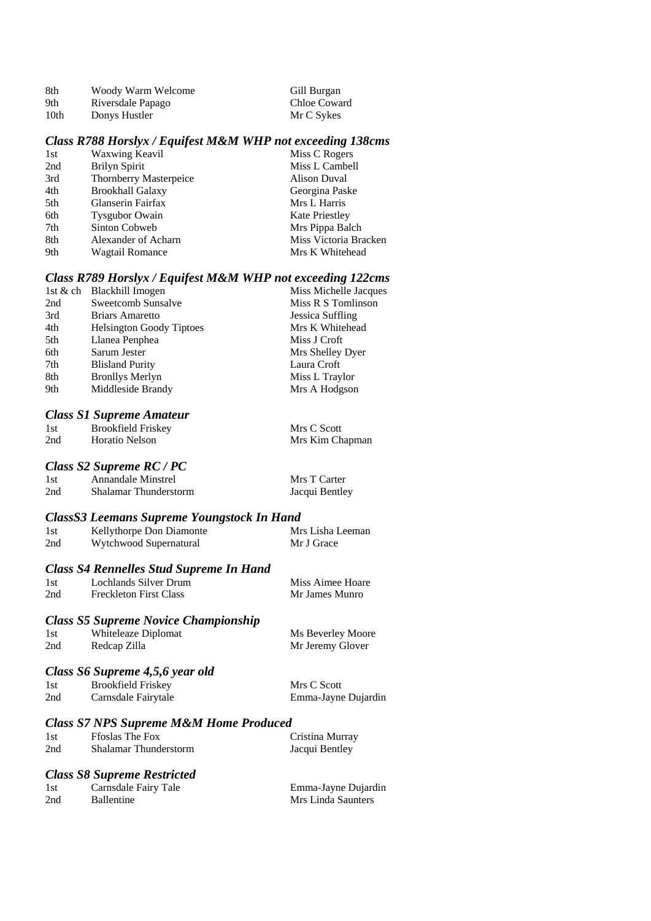| | | |
|---|---|---|
| 8th | Woody Warm Welcome | Gill Burgan |
| 9th | Riversdale Papago | Chloe Coward |
| 10th | Donys Hustler | Mr C Sykes |

### *Class R788 Horslyx / Equifest M&M WHP not exceeding 138cms*

| | | |
|---|---|---|
| 1st | Waxwing Keavil | Miss C Rogers |
| 2nd | Brilyn Spirit | Miss L Cambell |
| 3rd | Thornberry Masterpeice | Alison Duval |
| 4th | Brookhall Galaxy | Georgina Paske |
| 5th | Glanserin Fairfax | Mrs L Harris |
| 6th | Tysgubor Owain | Kate Priestley |
| 7th | Sinton Cobweb | Mrs Pippa Balch |
| 8th | Alexander of Acharn | Miss Victoria Bracken |
| 9th | Wagtail Romance | Mrs K Whitehead |

### *Class R789 Horslyx / Equifest M&M WHP not exceeding 122cms*

| | | |
|---|---|---|
| 1st & ch | Blackhill Imogen | Miss Michelle Jacques |
| 2nd | Sweetcomb Sunsalve | Miss R S Tomlinson |
| 3rd | Briars Amaretto | Jessica Suffling |
| 4th | Helsington Goody Tiptoes | Mrs K Whitehead |
| 5th | Llanea Penphea | Miss J Croft |
| 6th | Sarum Jester | Mrs Shelley Dyer |
| 7th | Blisland Purity | Laura Croft |
| 8th | Bronllys Merlyn | Miss L Traylor |
| 9th | Middleside Brandy | Mrs A Hodgson |

### *Class S1 Supreme Amateur*

| | | |
|---|---|---|
| 1st | Brookfield Friskey | Mrs C Scott |
| 2nd | Horatio Nelson | Mrs Kim Chapman |

### *Class S2 Supreme RC / PC*

| | | |
|---|---|---|
| 1st | Annandale Minstrel | Mrs T Carter |
| 2nd | Shalamar Thunderstorm | Jacqui Bentley |

### *ClassS3 Leemans Supreme Youngstock In Hand*

| | | |
|---|---|---|
| 1st | Kellythorpe Don Diamonte | Mrs Lisha Leeman |
| 2nd | Wytchwood Supernatural | Mr J Grace |

### *Class S4 Rennelles Stud Supreme In Hand*

| | | |
|---|---|---|
| 1st | Lochlands Silver Drum | Miss Aimee Hoare |
| 2nd | Freckleton First Class | Mr James Munro |

### *Class S5 Supreme Novice Championship*

| | | |
|---|---|---|
| 1st | Whiteleaze Diplomat | Ms Beverley Moore |
| 2nd | Redcap Zilla | Mr Jeremy Glover |

### *Class S6 Supreme 4,5,6 year old*

| | | |
|---|---|---|
| 1st | Brookfield Friskey | Mrs C Scott |
| 2nd | Carnsdale Fairytale | Emma-Jayne Dujardin |

### *Class S7 NPS Supreme M&M Home Produced*

| | | |
|---|---|---|
| 1st | Ffoslas The Fox | Cristina Murray |
| 2nd | Shalamar Thunderstorm | Jacqui Bentley |

### *Class S8 Supreme Restricted*

| | | |
|---|---|---|
| 1st | Carnsdale Fairy Tale | Emma-Jayne Dujardin |
| 2nd | Ballentine | Mrs Linda Saunters |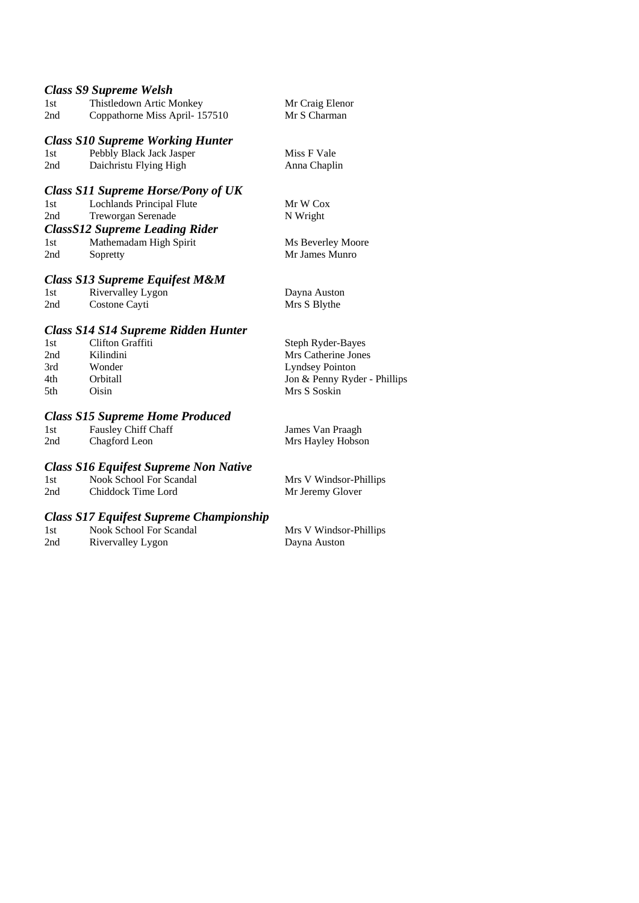### *Class S9 Supreme Welsh*

| | | |
|---|---|---|
| 1st | Thistledown Artic Monkey | Mr Craig Elenor |
| 2nd | Coppathorne Miss April- 157510 | Mr S Charman |

### *Class S10 Supreme Working Hunter*

| | | |
|---|---|---|
| 1st | Pebbly Black Jack Jasper | Miss F Vale |
| 2nd | Daichristu Flying High | Anna Chaplin |

### *Class S11 Supreme Horse/Pony of UK*

| | | |
|---|---|---|
| 1st | Lochlands Principal Flute | Mr W Cox |
| 2nd | Treworgan Serenade | N Wright |

### *ClassS12 Supreme Leading Rider*

| | | |
|---|---|---|
| 1st | Mathemadam High Spirit | Ms Beverley Moore |
| 2nd | Sopretty | Mr James Munro |

### *Class S13 Supreme Equifest M&M*

| | | |
|---|---|---|
| 1st | Rivervalley Lygon | Dayna Auston |
| 2nd | Costone Cayti | Mrs S Blythe |

### *Class S14 S14 Supreme Ridden Hunter*

| | | |
|---|---|---|
| 1st | Clifton Graffiti | Steph Ryder-Bayes |
| 2nd | Kilindini | Mrs Catherine Jones |
| 3rd | Wonder | Lyndsey Pointon |
| 4th | Orbitall | Jon & Penny Ryder - Phillips |
| 5th | Oisin | Mrs S Soskin |

### *Class S15 Supreme Home Produced*

| | | |
|---|---|---|
| 1st | Fausley Chiff Chaff | James Van Praagh |
| 2nd | Chagford Leon | Mrs Hayley Hobson |

### *Class S16 Equifest Supreme Non Native*

| | | |
|---|---|---|
| 1st | Nook School For Scandal | Mrs V Windsor-Phillips |
| 2nd | Chiddock Time Lord | Mr Jeremy Glover |

### *Class S17 Equifest Supreme Championship*

| | | |
|---|---|---|
| 1st | Nook School For Scandal | Mrs V Windsor-Phillips |
| 2nd | Rivervalley Lygon | Dayna Auston |